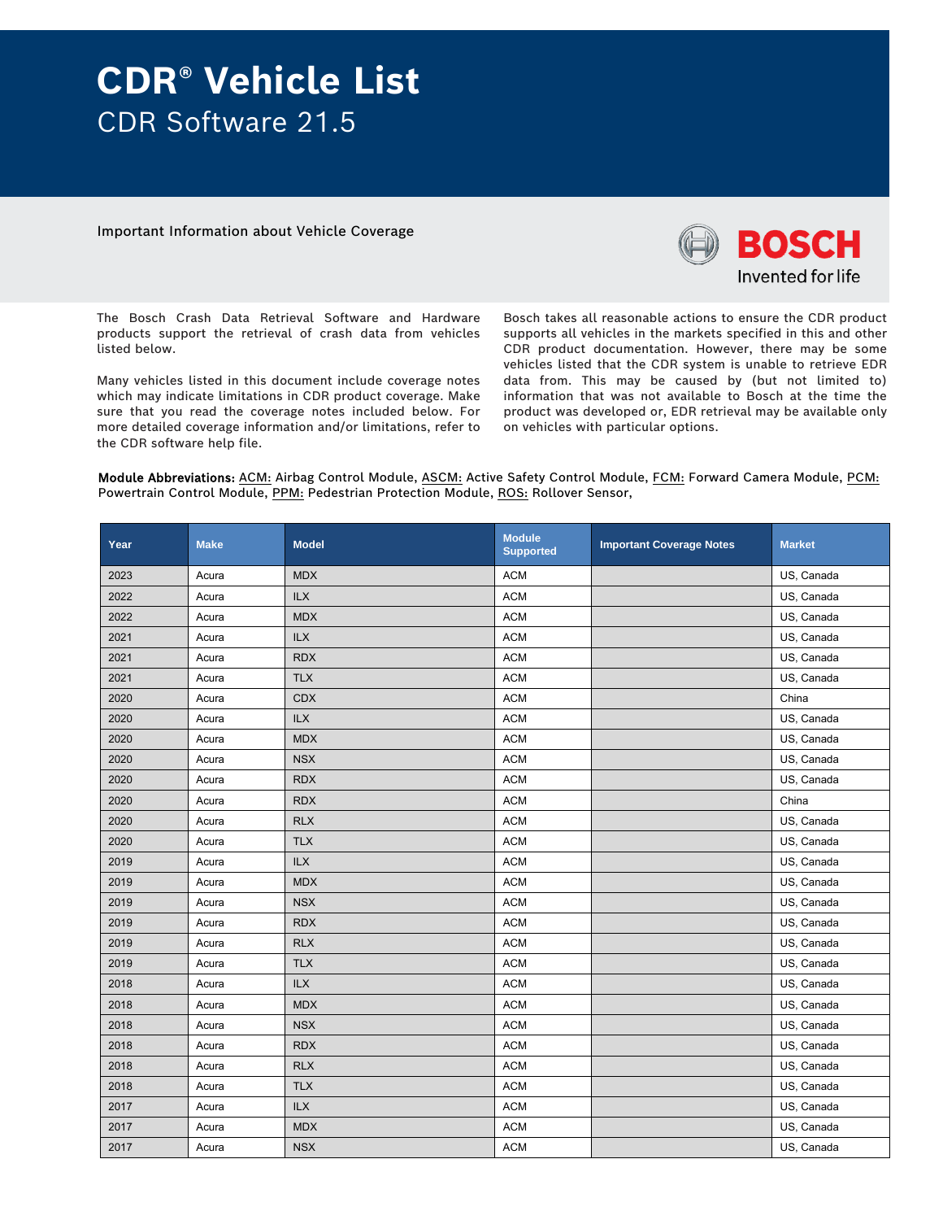# CDR® Vehicle List

## CDR Software 21.5

Important Information about Vehicle Coverage

BOSCH
Invented for life

The Bosch Crash Data Retrieval Software and Hardware products support the retrieval of crash data from vehicles listed below.

Many vehicles listed in this document include coverage notes which may indicate limitations in CDR product coverage. Make sure that you read the coverage notes included below. For more detailed coverage information and/or limitations, refer to the CDR software help file.

Bosch takes all reasonable actions to ensure the CDR product supports all vehicles in the markets specified in this and other CDR product documentation. However, there may be some vehicles listed that the CDR system is unable to retrieve EDR data from. This may be caused by (but not limited to) information that was not available to Bosch at the time the product was developed or, EDR retrieval may be available only on vehicles with particular options.

**Module Abbreviations:** ACM: Airbag Control Module, ASCM: Active Safety Control Module, FCM: Forward Camera Module, PCM: Powertrain Control Module, PPM: Pedestrian Protection Module, ROS: Rollover Sensor,

| Year | Make | Model | Module Supported | Important Coverage Notes | Market |
|---|---|---|---|---|---|
| 2023 | Acura | MDX | ACM | | US, Canada |
| 2022 | Acura | ILX | ACM | | US, Canada |
| 2022 | Acura | MDX | ACM | | US, Canada |
| 2021 | Acura | ILX | ACM | | US, Canada |
| 2021 | Acura | RDX | ACM | | US, Canada |
| 2021 | Acura | TLX | ACM | | US, Canada |
| 2020 | Acura | CDX | ACM | | China |
| 2020 | Acura | ILX | ACM | | US, Canada |
| 2020 | Acura | MDX | ACM | | US, Canada |
| 2020 | Acura | NSX | ACM | | US, Canada |
| 2020 | Acura | RDX | ACM | | US, Canada |
| 2020 | Acura | RDX | ACM | | China |
| 2020 | Acura | RLX | ACM | | US, Canada |
| 2020 | Acura | TLX | ACM | | US, Canada |
| 2019 | Acura | ILX | ACM | | US, Canada |
| 2019 | Acura | MDX | ACM | | US, Canada |
| 2019 | Acura | NSX | ACM | | US, Canada |
| 2019 | Acura | RDX | ACM | | US, Canada |
| 2019 | Acura | RLX | ACM | | US, Canada |
| 2019 | Acura | TLX | ACM | | US, Canada |
| 2018 | Acura | ILX | ACM | | US, Canada |
| 2018 | Acura | MDX | ACM | | US, Canada |
| 2018 | Acura | NSX | ACM | | US, Canada |
| 2018 | Acura | RDX | ACM | | US, Canada |
| 2018 | Acura | RLX | ACM | | US, Canada |
| 2018 | Acura | TLX | ACM | | US, Canada |
| 2017 | Acura | ILX | ACM | | US, Canada |
| 2017 | Acura | MDX | ACM | | US, Canada |
| 2017 | Acura | NSX | ACM | | US, Canada |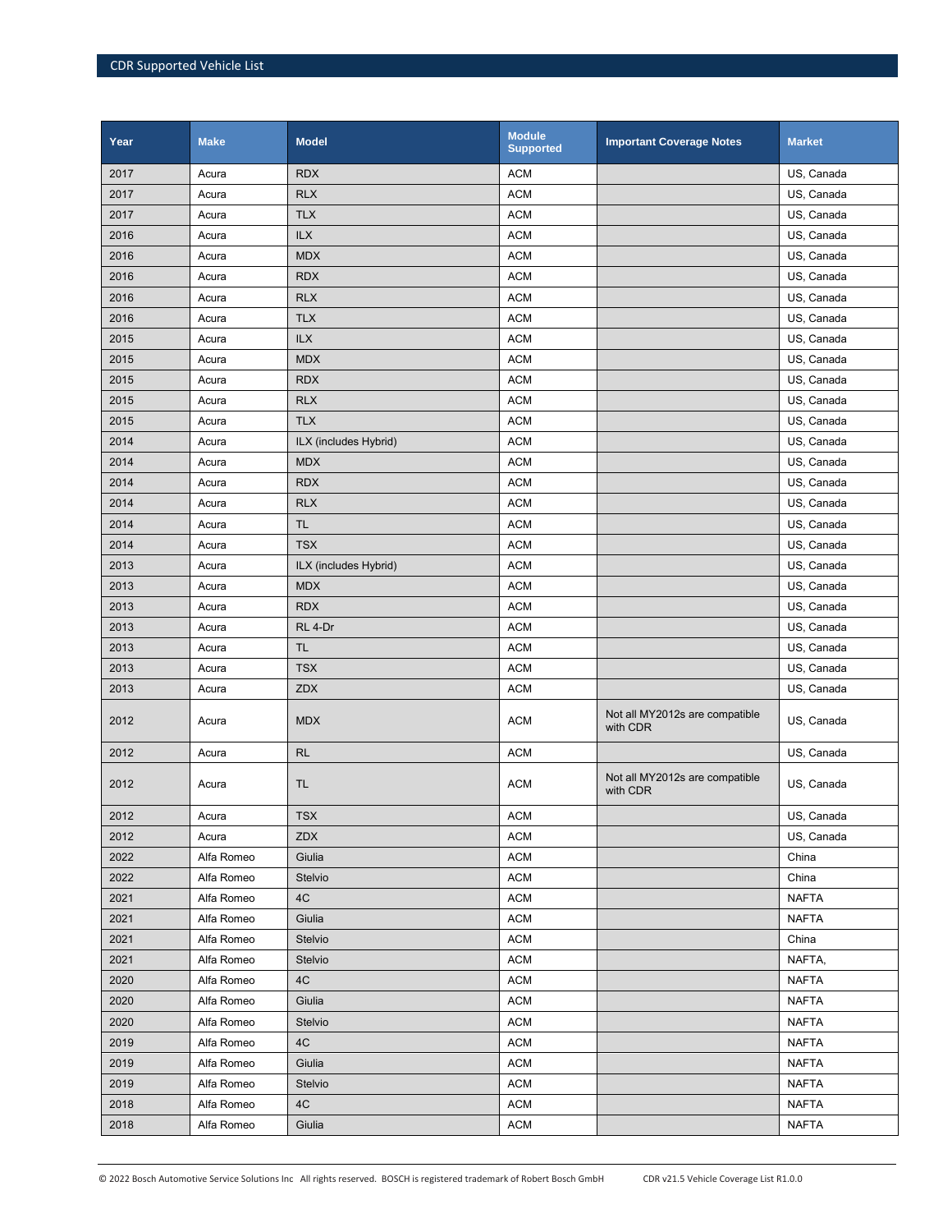| Year | Make | Model | Module Supported | Important Coverage Notes | Market |
|---|---|---|---|---|---|
| 2017 | Acura | RDX | ACM | | US, Canada |
| 2017 | Acura | RLX | ACM | | US, Canada |
| 2017 | Acura | TLX | ACM | | US, Canada |
| 2016 | Acura | ILX | ACM | | US, Canada |
| 2016 | Acura | MDX | ACM | | US, Canada |
| 2016 | Acura | RDX | ACM | | US, Canada |
| 2016 | Acura | RLX | ACM | | US, Canada |
| 2016 | Acura | TLX | ACM | | US, Canada |
| 2015 | Acura | ILX | ACM | | US, Canada |
| 2015 | Acura | MDX | ACM | | US, Canada |
| 2015 | Acura | RDX | ACM | | US, Canada |
| 2015 | Acura | RLX | ACM | | US, Canada |
| 2015 | Acura | TLX | ACM | | US, Canada |
| 2014 | Acura | ILX (includes Hybrid) | ACM | | US, Canada |
| 2014 | Acura | MDX | ACM | | US, Canada |
| 2014 | Acura | RDX | ACM | | US, Canada |
| 2014 | Acura | RLX | ACM | | US, Canada |
| 2014 | Acura | TL | ACM | | US, Canada |
| 2014 | Acura | TSX | ACM | | US, Canada |
| 2013 | Acura | ILX (includes Hybrid) | ACM | | US, Canada |
| 2013 | Acura | MDX | ACM | | US, Canada |
| 2013 | Acura | RDX | ACM | | US, Canada |
| 2013 | Acura | RL 4-Dr | ACM | | US, Canada |
| 2013 | Acura | TL | ACM | | US, Canada |
| 2013 | Acura | TSX | ACM | | US, Canada |
| 2013 | Acura | ZDX | ACM | | US, Canada |
| 2012 | Acura | MDX | ACM | Not all MY2012s are compatible with CDR | US, Canada |
| 2012 | Acura | RL | ACM | | US, Canada |
| 2012 | Acura | TL | ACM | Not all MY2012s are compatible with CDR | US, Canada |
| 2012 | Acura | TSX | ACM | | US, Canada |
| 2012 | Acura | ZDX | ACM | | US, Canada |
| 2022 | Alfa Romeo | Giulia | ACM | | China |
| 2022 | Alfa Romeo | Stelvio | ACM | | China |
| 2021 | Alfa Romeo | 4C | ACM | | NAFTA |
| 2021 | Alfa Romeo | Giulia | ACM | | NAFTA |
| 2021 | Alfa Romeo | Stelvio | ACM | | China |
| 2021 | Alfa Romeo | Stelvio | ACM | | NAFTA, |
| 2020 | Alfa Romeo | 4C | ACM | | NAFTA |
| 2020 | Alfa Romeo | Giulia | ACM | | NAFTA |
| 2020 | Alfa Romeo | Stelvio | ACM | | NAFTA |
| 2019 | Alfa Romeo | 4C | ACM | | NAFTA |
| 2019 | Alfa Romeo | Giulia | ACM | | NAFTA |
| 2019 | Alfa Romeo | Stelvio | ACM | | NAFTA |
| 2018 | Alfa Romeo | 4C | ACM | | NAFTA |
| 2018 | Alfa Romeo | Giulia | ACM | | NAFTA |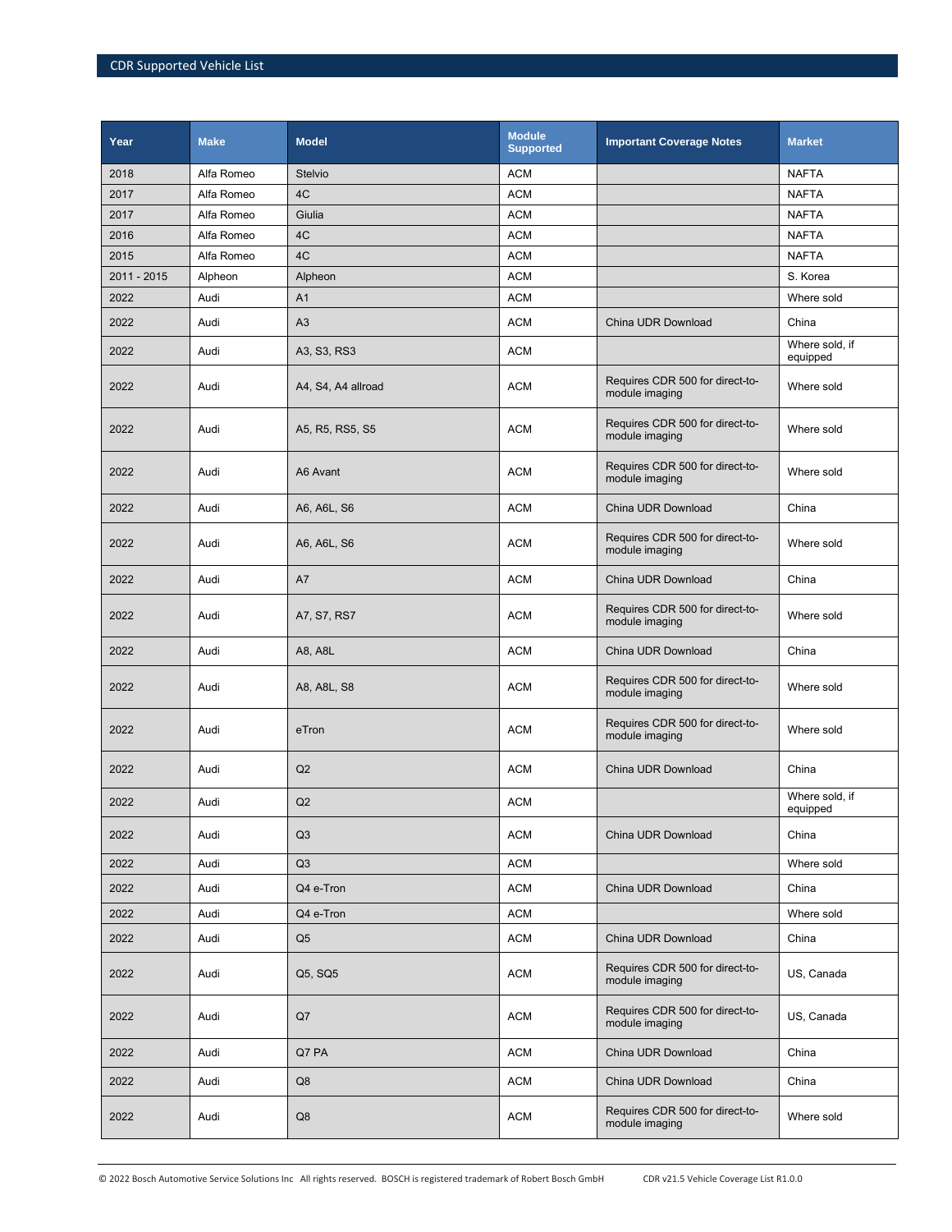| Year | Make | Model | Module Supported | Important Coverage Notes | Market |
|---|---|---|---|---|---|
| 2018 | Alfa Romeo | Stelvio | ACM | | NAFTA |
| 2017 | Alfa Romeo | 4C | ACM | | NAFTA |
| 2017 | Alfa Romeo | Giulia | ACM | | NAFTA |
| 2016 | Alfa Romeo | 4C | ACM | | NAFTA |
| 2015 | Alfa Romeo | 4C | ACM | | NAFTA |
| 2011 - 2015 | Alpheon | Alpheon | ACM | | S. Korea |
| 2022 | Audi | A1 | ACM | | Where sold |
| 2022 | Audi | A3 | ACM | China UDR Download | China |
| 2022 | Audi | A3, S3, RS3 | ACM | | Where sold, if equipped |
| 2022 | Audi | A4, S4, A4 allroad | ACM | Requires CDR 500 for direct-to-module imaging | Where sold |
| 2022 | Audi | A5, R5, RS5, S5 | ACM | Requires CDR 500 for direct-to-module imaging | Where sold |
| 2022 | Audi | A6 Avant | ACM | Requires CDR 500 for direct-to-module imaging | Where sold |
| 2022 | Audi | A6, A6L, S6 | ACM | China UDR Download | China |
| 2022 | Audi | A6, A6L, S6 | ACM | Requires CDR 500 for direct-to-module imaging | Where sold |
| 2022 | Audi | A7 | ACM | China UDR Download | China |
| 2022 | Audi | A7, S7, RS7 | ACM | Requires CDR 500 for direct-to-module imaging | Where sold |
| 2022 | Audi | A8, A8L | ACM | China UDR Download | China |
| 2022 | Audi | A8, A8L, S8 | ACM | Requires CDR 500 for direct-to-module imaging | Where sold |
| 2022 | Audi | eTron | ACM | Requires CDR 500 for direct-to-module imaging | Where sold |
| 2022 | Audi | Q2 | ACM | China UDR Download | China |
| 2022 | Audi | Q2 | ACM | | Where sold, if equipped |
| 2022 | Audi | Q3 | ACM | China UDR Download | China |
| 2022 | Audi | Q3 | ACM | | Where sold |
| 2022 | Audi | Q4 e-Tron | ACM | China UDR Download | China |
| 2022 | Audi | Q4 e-Tron | ACM | | Where sold |
| 2022 | Audi | Q5 | ACM | China UDR Download | China |
| 2022 | Audi | Q5, SQ5 | ACM | Requires CDR 500 for direct-to-module imaging | US, Canada |
| 2022 | Audi | Q7 | ACM | Requires CDR 500 for direct-to-module imaging | US, Canada |
| 2022 | Audi | Q7 PA | ACM | China UDR Download | China |
| 2022 | Audi | Q8 | ACM | China UDR Download | China |
| 2022 | Audi | Q8 | ACM | Requires CDR 500 for direct-to-module imaging | Where sold |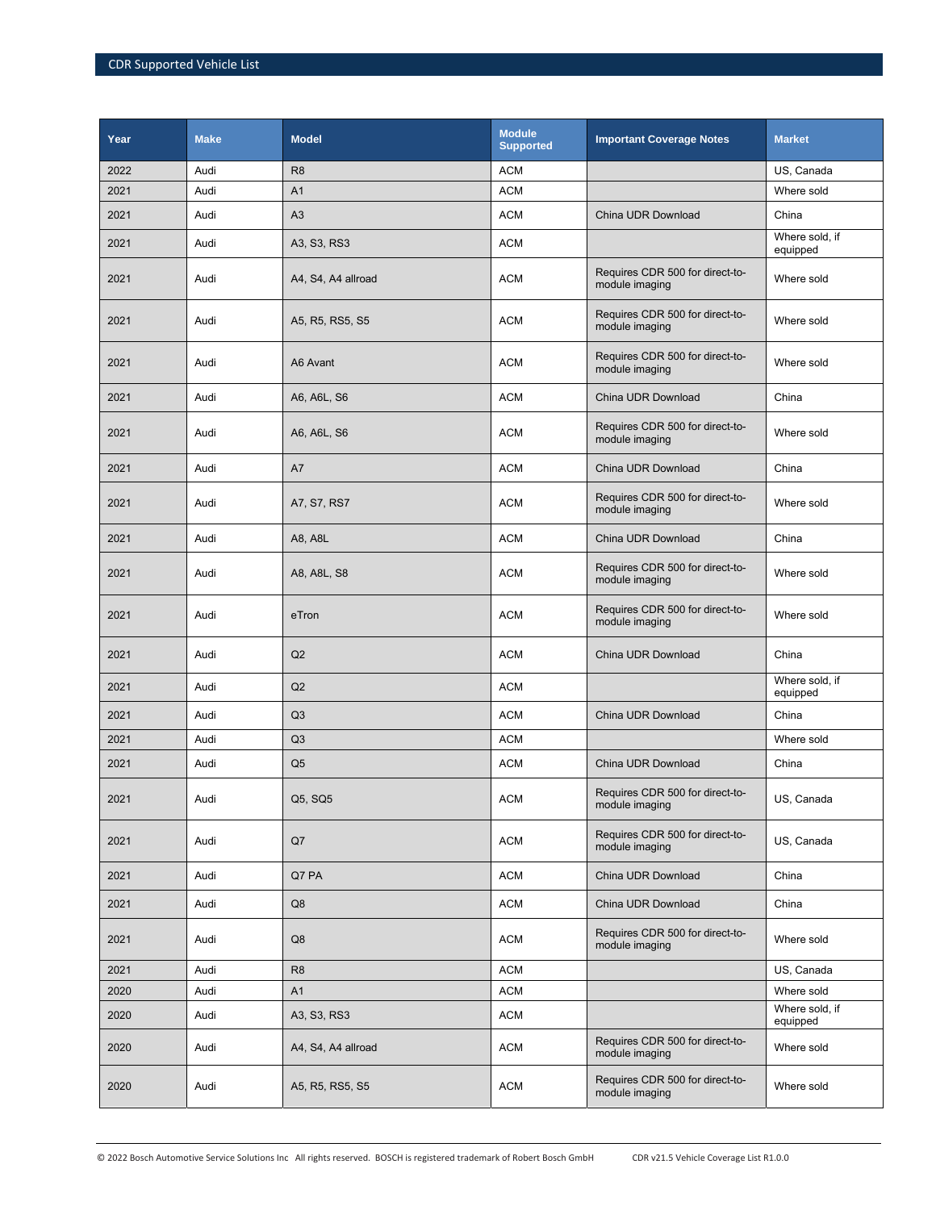| Year | Make | Model | Module Supported | Important Coverage Notes | Market |
|---|---|---|---|---|---|
| 2022 | Audi | R8 | ACM | | US, Canada |
| 2021 | Audi | A1 | ACM | | Where sold |
| 2021 | Audi | A3 | ACM | China UDR Download | China |
| 2021 | Audi | A3, S3, RS3 | ACM | | Where sold, if equipped |
| 2021 | Audi | A4, S4, A4 allroad | ACM | Requires CDR 500 for direct-to-module imaging | Where sold |
| 2021 | Audi | A5, R5, RS5, S5 | ACM | Requires CDR 500 for direct-to-module imaging | Where sold |
| 2021 | Audi | A6 Avant | ACM | Requires CDR 500 for direct-to-module imaging | Where sold |
| 2021 | Audi | A6, A6L, S6 | ACM | China UDR Download | China |
| 2021 | Audi | A6, A6L, S6 | ACM | Requires CDR 500 for direct-to-module imaging | Where sold |
| 2021 | Audi | A7 | ACM | China UDR Download | China |
| 2021 | Audi | A7, S7, RS7 | ACM | Requires CDR 500 for direct-to-module imaging | Where sold |
| 2021 | Audi | A8, A8L | ACM | China UDR Download | China |
| 2021 | Audi | A8, A8L, S8 | ACM | Requires CDR 500 for direct-to-module imaging | Where sold |
| 2021 | Audi | eTron | ACM | Requires CDR 500 for direct-to-module imaging | Where sold |
| 2021 | Audi | Q2 | ACM | China UDR Download | China |
| 2021 | Audi | Q2 | ACM | | Where sold, if equipped |
| 2021 | Audi | Q3 | ACM | China UDR Download | China |
| 2021 | Audi | Q3 | ACM | | Where sold |
| 2021 | Audi | Q5 | ACM | China UDR Download | China |
| 2021 | Audi | Q5, SQ5 | ACM | Requires CDR 500 for direct-to-module imaging | US, Canada |
| 2021 | Audi | Q7 | ACM | Requires CDR 500 for direct-to-module imaging | US, Canada |
| 2021 | Audi | Q7 PA | ACM | China UDR Download | China |
| 2021 | Audi | Q8 | ACM | China UDR Download | China |
| 2021 | Audi | Q8 | ACM | Requires CDR 500 for direct-to-module imaging | Where sold |
| 2021 | Audi | R8 | ACM | | US, Canada |
| 2020 | Audi | A1 | ACM | | Where sold |
| 2020 | Audi | A3, S3, RS3 | ACM | | Where sold, if equipped |
| 2020 | Audi | A4, S4, A4 allroad | ACM | Requires CDR 500 for direct-to-module imaging | Where sold |
| 2020 | Audi | A5, R5, RS5, S5 | ACM | Requires CDR 500 for direct-to-module imaging | Where sold |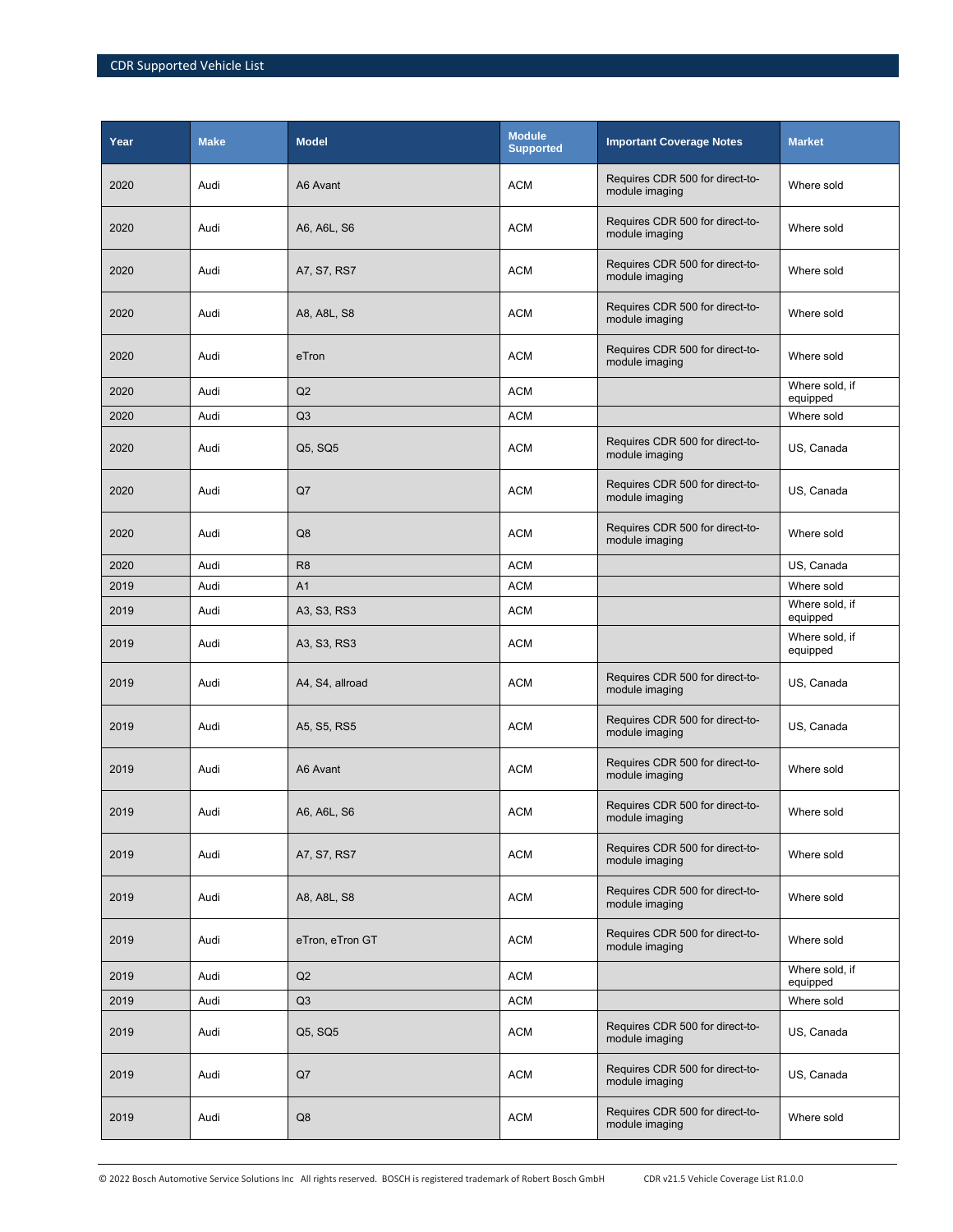| Year | Make | Model | Module Supported | Important Coverage Notes | Market |
|---|---|---|---|---|---|
| 2020 | Audi | A6 Avant | ACM | Requires CDR 500 for direct-to-module imaging | Where sold |
| 2020 | Audi | A6, A6L, S6 | ACM | Requires CDR 500 for direct-to-module imaging | Where sold |
| 2020 | Audi | A7, S7, RS7 | ACM | Requires CDR 500 for direct-to-module imaging | Where sold |
| 2020 | Audi | A8, A8L, S8 | ACM | Requires CDR 500 for direct-to-module imaging | Where sold |
| 2020 | Audi | eTron | ACM | Requires CDR 500 for direct-to-module imaging | Where sold |
| 2020 | Audi | Q2 | ACM | | Where sold, if equipped |
| 2020 | Audi | Q3 | ACM | | Where sold |
| 2020 | Audi | Q5, SQ5 | ACM | Requires CDR 500 for direct-to-module imaging | US, Canada |
| 2020 | Audi | Q7 | ACM | Requires CDR 500 for direct-to-module imaging | US, Canada |
| 2020 | Audi | Q8 | ACM | Requires CDR 500 for direct-to-module imaging | Where sold |
| 2020 | Audi | R8 | ACM | | US, Canada |
| 2019 | Audi | A1 | ACM | | Where sold |
| 2019 | Audi | A3, S3, RS3 | ACM | | Where sold, if equipped |
| 2019 | Audi | A3, S3, RS3 | ACM | | Where sold, if equipped |
| 2019 | Audi | A4, S4, allroad | ACM | Requires CDR 500 for direct-to-module imaging | US, Canada |
| 2019 | Audi | A5, S5, RS5 | ACM | Requires CDR 500 for direct-to-module imaging | US, Canada |
| 2019 | Audi | A6 Avant | ACM | Requires CDR 500 for direct-to-module imaging | Where sold |
| 2019 | Audi | A6, A6L, S6 | ACM | Requires CDR 500 for direct-to-module imaging | Where sold |
| 2019 | Audi | A7, S7, RS7 | ACM | Requires CDR 500 for direct-to-module imaging | Where sold |
| 2019 | Audi | A8, A8L, S8 | ACM | Requires CDR 500 for direct-to-module imaging | Where sold |
| 2019 | Audi | eTron, eTron GT | ACM | Requires CDR 500 for direct-to-module imaging | Where sold |
| 2019 | Audi | Q2 | ACM | | Where sold, if equipped |
| 2019 | Audi | Q3 | ACM | | Where sold |
| 2019 | Audi | Q5, SQ5 | ACM | Requires CDR 500 for direct-to-module imaging | US, Canada |
| 2019 | Audi | Q7 | ACM | Requires CDR 500 for direct-to-module imaging | US, Canada |
| 2019 | Audi | Q8 | ACM | Requires CDR 500 for direct-to-module imaging | Where sold |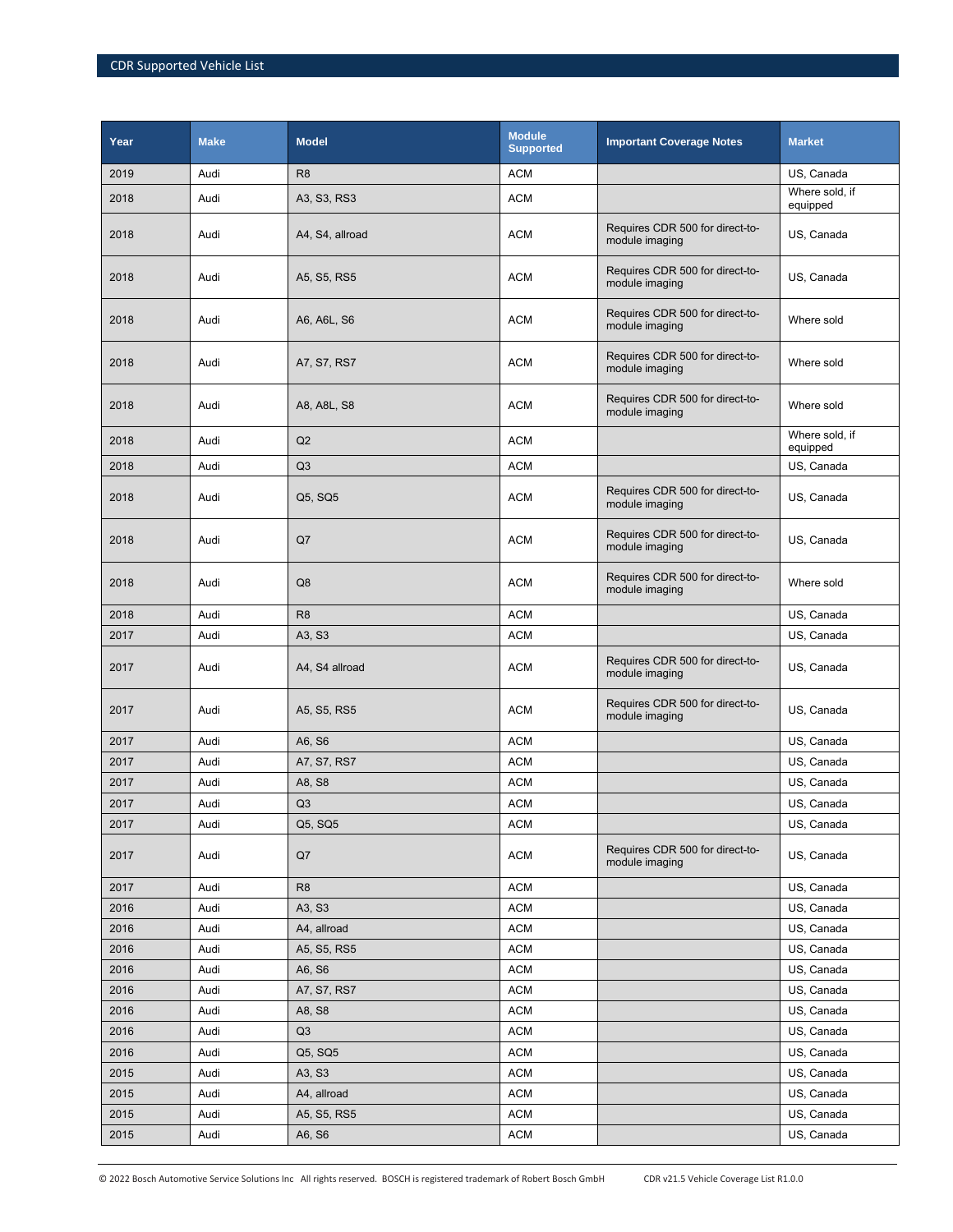| Year | Make | Model | Module Supported | Important Coverage Notes | Market |
|---|---|---|---|---|---|
| 2019 | Audi | R8 | ACM | | US, Canada |
| 2018 | Audi | A3, S3, RS3 | ACM | | Where sold, if equipped |
| 2018 | Audi | A4, S4, allroad | ACM | Requires CDR 500 for direct-to-module imaging | US, Canada |
| 2018 | Audi | A5, S5, RS5 | ACM | Requires CDR 500 for direct-to-module imaging | US, Canada |
| 2018 | Audi | A6, A6L, S6 | ACM | Requires CDR 500 for direct-to-module imaging | Where sold |
| 2018 | Audi | A7, S7, RS7 | ACM | Requires CDR 500 for direct-to-module imaging | Where sold |
| 2018 | Audi | A8, A8L, S8 | ACM | Requires CDR 500 for direct-to-module imaging | Where sold |
| 2018 | Audi | Q2 | ACM | | Where sold, if equipped |
| 2018 | Audi | Q3 | ACM | | US, Canada |
| 2018 | Audi | Q5, SQ5 | ACM | Requires CDR 500 for direct-to-module imaging | US, Canada |
| 2018 | Audi | Q7 | ACM | Requires CDR 500 for direct-to-module imaging | US, Canada |
| 2018 | Audi | Q8 | ACM | Requires CDR 500 for direct-to-module imaging | Where sold |
| 2018 | Audi | R8 | ACM | | US, Canada |
| 2017 | Audi | A3, S3 | ACM | | US, Canada |
| 2017 | Audi | A4, S4 allroad | ACM | Requires CDR 500 for direct-to-module imaging | US, Canada |
| 2017 | Audi | A5, S5, RS5 | ACM | Requires CDR 500 for direct-to-module imaging | US, Canada |
| 2017 | Audi | A6, S6 | ACM | | US, Canada |
| 2017 | Audi | A7, S7, RS7 | ACM | | US, Canada |
| 2017 | Audi | A8, S8 | ACM | | US, Canada |
| 2017 | Audi | Q3 | ACM | | US, Canada |
| 2017 | Audi | Q5, SQ5 | ACM | | US, Canada |
| 2017 | Audi | Q7 | ACM | Requires CDR 500 for direct-to-module imaging | US, Canada |
| 2017 | Audi | R8 | ACM | | US, Canada |
| 2016 | Audi | A3, S3 | ACM | | US, Canada |
| 2016 | Audi | A4, allroad | ACM | | US, Canada |
| 2016 | Audi | A5, S5, RS5 | ACM | | US, Canada |
| 2016 | Audi | A6, S6 | ACM | | US, Canada |
| 2016 | Audi | A7, S7, RS7 | ACM | | US, Canada |
| 2016 | Audi | A8, S8 | ACM | | US, Canada |
| 2016 | Audi | Q3 | ACM | | US, Canada |
| 2016 | Audi | Q5, SQ5 | ACM | | US, Canada |
| 2015 | Audi | A3, S3 | ACM | | US, Canada |
| 2015 | Audi | A4, allroad | ACM | | US, Canada |
| 2015 | Audi | A5, S5, RS5 | ACM | | US, Canada |
| 2015 | Audi | A6, S6 | ACM | | US, Canada |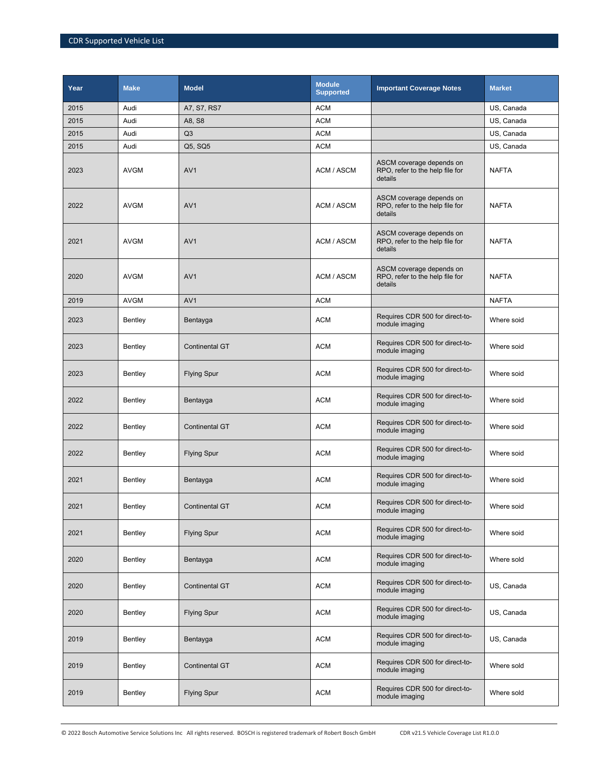| Year | Make | Model | Module Supported | Important Coverage Notes | Market |
|---|---|---|---|---|---|
| 2015 | Audi | A7, S7, RS7 | ACM | | US, Canada |
| 2015 | Audi | A8, S8 | ACM | | US, Canada |
| 2015 | Audi | Q3 | ACM | | US, Canada |
| 2015 | Audi | Q5, SQ5 | ACM | | US, Canada |
| 2023 | AVGM | AV1 | ACM / ASCM | ASCM coverage depends on RPO, refer to the help file for details | NAFTA |
| 2022 | AVGM | AV1 | ACM / ASCM | ASCM coverage depends on RPO, refer to the help file for details | NAFTA |
| 2021 | AVGM | AV1 | ACM / ASCM | ASCM coverage depends on RPO, refer to the help file for details | NAFTA |
| 2020 | AVGM | AV1 | ACM / ASCM | ASCM coverage depends on RPO, refer to the help file for details | NAFTA |
| 2019 | AVGM | AV1 | ACM | | NAFTA |
| 2023 | Bentley | Bentayga | ACM | Requires CDR 500 for direct-to-module imaging | Where sold |
| 2023 | Bentley | Continental GT | ACM | Requires CDR 500 for direct-to-module imaging | Where sold |
| 2023 | Bentley | Flying Spur | ACM | Requires CDR 500 for direct-to-module imaging | Where sold |
| 2022 | Bentley | Bentayga | ACM | Requires CDR 500 for direct-to-module imaging | Where sold |
| 2022 | Bentley | Continental GT | ACM | Requires CDR 500 for direct-to-module imaging | Where sold |
| 2022 | Bentley | Flying Spur | ACM | Requires CDR 500 for direct-to-module imaging | Where sold |
| 2021 | Bentley | Bentayga | ACM | Requires CDR 500 for direct-to-module imaging | Where sold |
| 2021 | Bentley | Continental GT | ACM | Requires CDR 500 for direct-to-module imaging | Where sold |
| 2021 | Bentley | Flying Spur | ACM | Requires CDR 500 for direct-to-module imaging | Where sold |
| 2020 | Bentley | Bentayga | ACM | Requires CDR 500 for direct-to-module imaging | Where sold |
| 2020 | Bentley | Continental GT | ACM | Requires CDR 500 for direct-to-module imaging | US, Canada |
| 2020 | Bentley | Flying Spur | ACM | Requires CDR 500 for direct-to-module imaging | US, Canada |
| 2019 | Bentley | Bentayga | ACM | Requires CDR 500 for direct-to-module imaging | US, Canada |
| 2019 | Bentley | Continental GT | ACM | Requires CDR 500 for direct-to-module imaging | Where sold |
| 2019 | Bentley | Flying Spur | ACM | Requires CDR 500 for direct-to-module imaging | Where sold |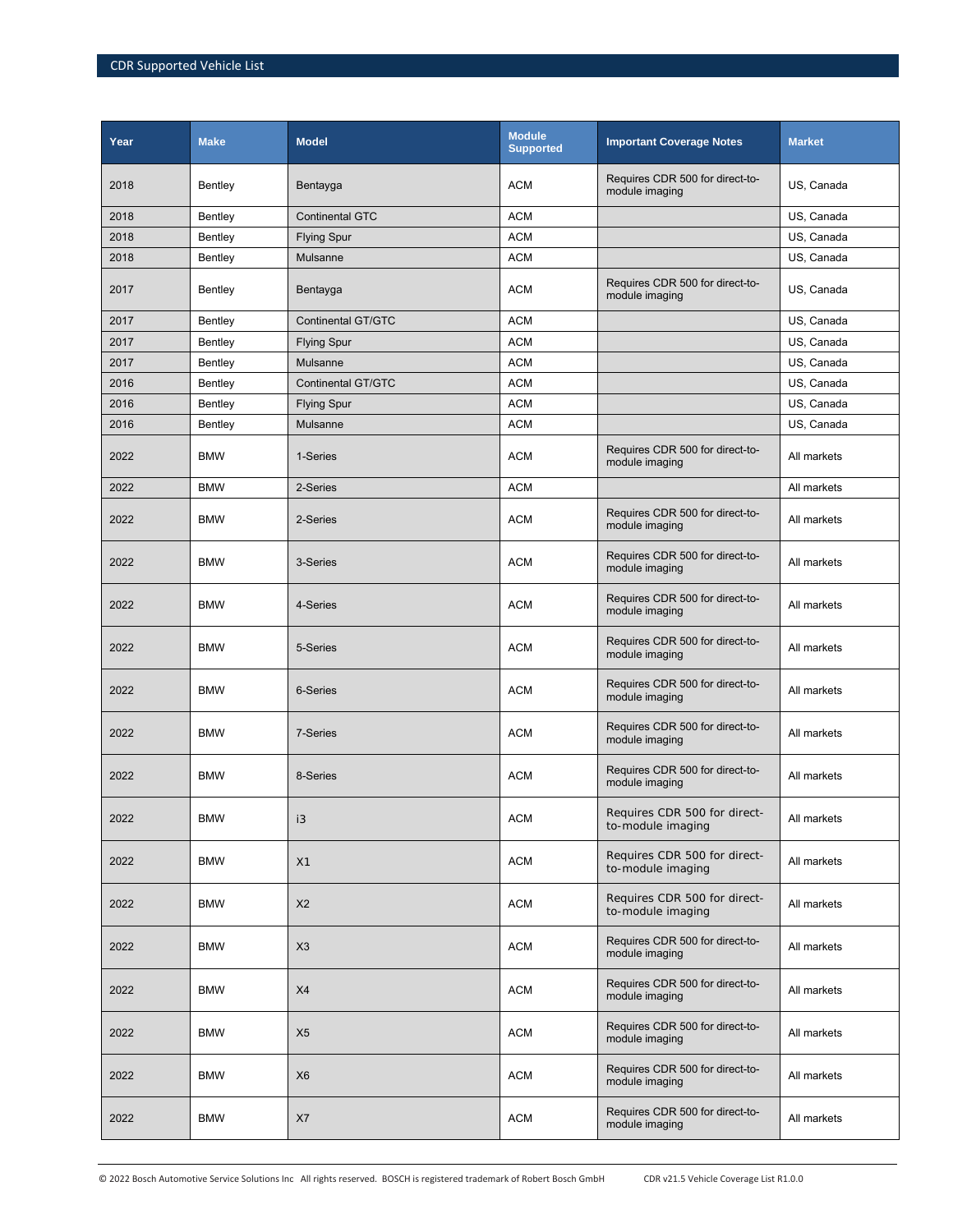| Year | Make | Model | Module Supported | Important Coverage Notes | Market |
|---|---|---|---|---|---|
| 2018 | Bentley | Bentayga | ACM | Requires CDR 500 for direct-to-module imaging | US, Canada |
| 2018 | Bentley | Continental GTC | ACM | | US, Canada |
| 2018 | Bentley | Flying Spur | ACM | | US, Canada |
| 2018 | Bentley | Mulsanne | ACM | | US, Canada |
| 2017 | Bentley | Bentayga | ACM | Requires CDR 500 for direct-to-module imaging | US, Canada |
| 2017 | Bentley | Continental GT/GTC | ACM | | US, Canada |
| 2017 | Bentley | Flying Spur | ACM | | US, Canada |
| 2017 | Bentley | Mulsanne | ACM | | US, Canada |
| 2016 | Bentley | Continental GT/GTC | ACM | | US, Canada |
| 2016 | Bentley | Flying Spur | ACM | | US, Canada |
| 2016 | Bentley | Mulsanne | ACM | | US, Canada |
| 2022 | BMW | 1-Series | ACM | Requires CDR 500 for direct-to-module imaging | All markets |
| 2022 | BMW | 2-Series | ACM | | All markets |
| 2022 | BMW | 2-Series | ACM | Requires CDR 500 for direct-to-module imaging | All markets |
| 2022 | BMW | 3-Series | ACM | Requires CDR 500 for direct-to-module imaging | All markets |
| 2022 | BMW | 4-Series | ACM | Requires CDR 500 for direct-to-module imaging | All markets |
| 2022 | BMW | 5-Series | ACM | Requires CDR 500 for direct-to-module imaging | All markets |
| 2022 | BMW | 6-Series | ACM | Requires CDR 500 for direct-to-module imaging | All markets |
| 2022 | BMW | 7-Series | ACM | Requires CDR 500 for direct-to-module imaging | All markets |
| 2022 | BMW | 8-Series | ACM | Requires CDR 500 for direct-to-module imaging | All markets |
| 2022 | BMW | i3 | ACM | Requires CDR 500 for direct-to-module imaging | All markets |
| 2022 | BMW | X1 | ACM | Requires CDR 500 for direct-to-module imaging | All markets |
| 2022 | BMW | X2 | ACM | Requires CDR 500 for direct-to-module imaging | All markets |
| 2022 | BMW | X3 | ACM | Requires CDR 500 for direct-to-module imaging | All markets |
| 2022 | BMW | X4 | ACM | Requires CDR 500 for direct-to-module imaging | All markets |
| 2022 | BMW | X5 | ACM | Requires CDR 500 for direct-to-module imaging | All markets |
| 2022 | BMW | X6 | ACM | Requires CDR 500 for direct-to-module imaging | All markets |
| 2022 | BMW | X7 | ACM | Requires CDR 500 for direct-to-module imaging | All markets |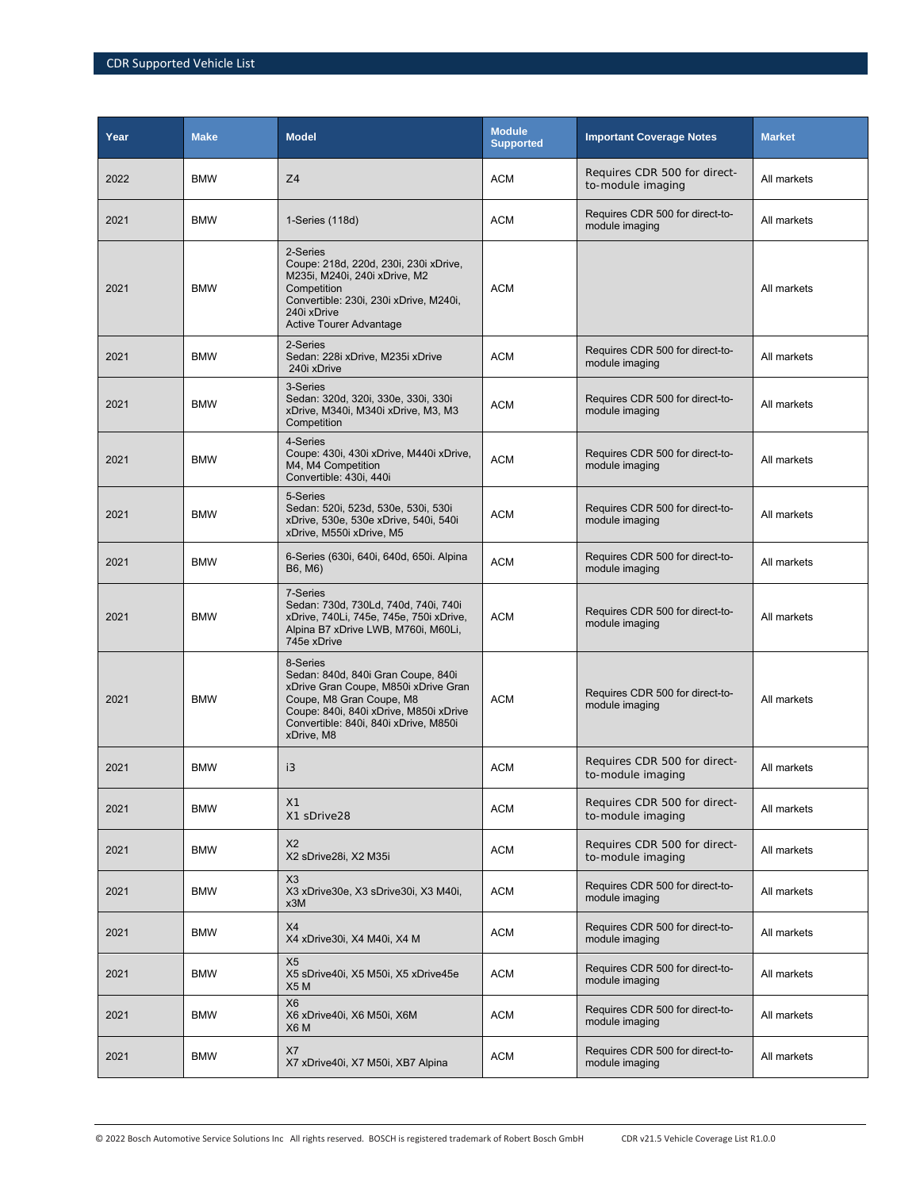| Year | Make | Model | Module Supported | Important Coverage Notes | Market |
|---|---|---|---|---|---|
| 2022 | BMW | Z4 | ACM | Requires CDR 500 for direct-to-module imaging | All markets |
| 2021 | BMW | 1-Series (118d) | ACM | Requires CDR 500 for direct-to-module imaging | All markets |
| 2021 | BMW | 2-Series<br>Coupe: 218d, 220d, 230i, 230i xDrive, M235i, M240i, 240i xDrive, M2 Competition<br>Convertible: 230i, 230i xDrive, M240i, 240i xDrive<br>Active Tourer Advantage | ACM | | All markets |
| 2021 | BMW | 2-Series<br>Sedan: 228i xDrive, M235i xDrive 240i xDrive | ACM | Requires CDR 500 for direct-to-module imaging | All markets |
| 2021 | BMW | 3-Series<br>Sedan: 320d, 320i, 330e, 330i, 330i xDrive, M340i, M340i xDrive, M3, M3 Competition | ACM | Requires CDR 500 for direct-to-module imaging | All markets |
| 2021 | BMW | 4-Series<br>Coupe: 430i, 430i xDrive, M440i xDrive, M4, M4 Competition<br>Convertible: 430i, 440i | ACM | Requires CDR 500 for direct-to-module imaging | All markets |
| 2021 | BMW | 5-Series<br>Sedan: 520i, 523d, 530e, 530i, 530i xDrive, 530e xDrive, 540i, 540i xDrive, M550i xDrive, M5 | ACM | Requires CDR 500 for direct-to-module imaging | All markets |
| 2021 | BMW | 6-Series (630i, 640i, 640d, 650i. Alpina B6, M6) | ACM | Requires CDR 500 for direct-to-module imaging | All markets |
| 2021 | BMW | 7-Series<br>Sedan: 730d, 730Ld, 740d, 740i, 740i xDrive, 740Li, 745e, 745e, 750i xDrive, Alpina B7 xDrive LWB, M760i, M60Li, 745e xDrive | ACM | Requires CDR 500 for direct-to-module imaging | All markets |
| 2021 | BMW | 8-Series<br>Sedan: 840d, 840i Gran Coupe, 840i xDrive Gran Coupe, M850i xDrive Gran Coupe, M8 Gran Coupe, M8<br>Coupe: 840i, 840i xDrive, M850i xDrive<br>Convertible: 840i, 840i xDrive, M850i xDrive, M8 | ACM | Requires CDR 500 for direct-to-module imaging | All markets |
| 2021 | BMW | i3 | ACM | Requires CDR 500 for direct-to-module imaging | All markets |
| 2021 | BMW | X1<br>X1 sDrive28 | ACM | Requires CDR 500 for direct-to-module imaging | All markets |
| 2021 | BMW | X2<br>X2 sDrive28i, X2 M35i | ACM | Requires CDR 500 for direct-to-module imaging | All markets |
| 2021 | BMW | X3<br>X3 xDrive30e, X3 sDrive30i, X3 M40i, x3M | ACM | Requires CDR 500 for direct-to-module imaging | All markets |
| 2021 | BMW | X4<br>X4 xDrive30i, X4 M40i, X4 M | ACM | Requires CDR 500 for direct-to-module imaging | All markets |
| 2021 | BMW | X5<br>X5 sDrive40i, X5 M50i, X5 xDrive45e X5 M | ACM | Requires CDR 500 for direct-to-module imaging | All markets |
| 2021 | BMW | X6<br>X6 xDrive40i, X6 M50i, X6M X6 M | ACM | Requires CDR 500 for direct-to-module imaging | All markets |
| 2021 | BMW | X7<br>X7 xDrive40i, X7 M50i, XB7 Alpina | ACM | Requires CDR 500 for direct-to-module imaging | All markets |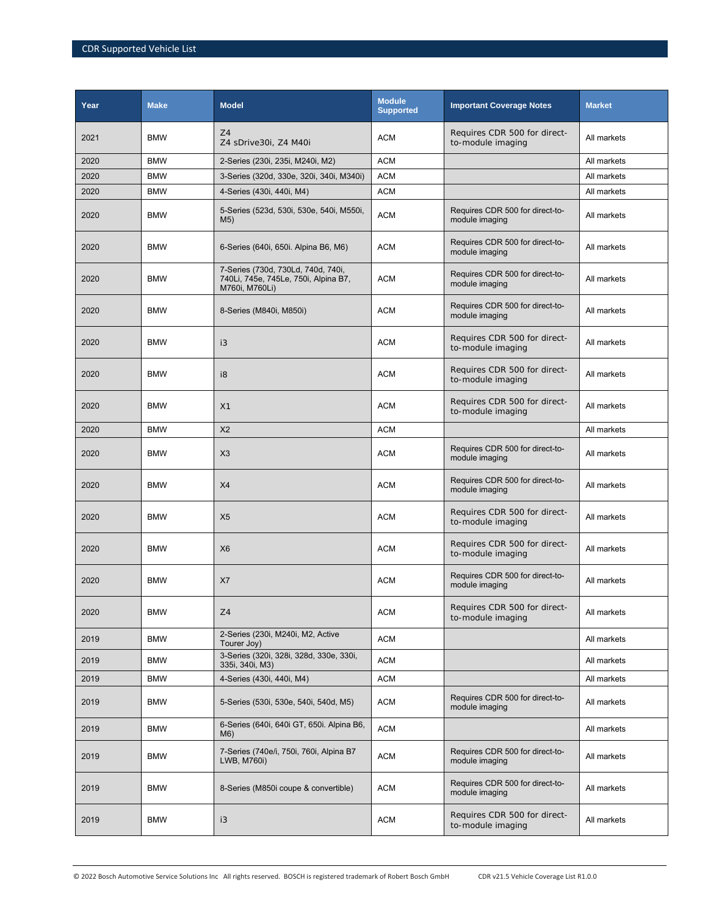| Year | Make | Model | Module Supported | Important Coverage Notes | Market |
|---|---|---|---|---|---|
| 2021 | BMW | Z4<br>Z4 sDrive30i, Z4 M40i | ACM | Requires CDR 500 for direct-to-module imaging | All markets |
| 2020 | BMW | 2-Series (230i, 235i, M240i, M2) | ACM | | All markets |
| 2020 | BMW | 3-Series (320d, 330e, 320i, 340i, M340i) | ACM | | All markets |
| 2020 | BMW | 4-Series (430i, 440i, M4) | ACM | | All markets |
| 2020 | BMW | 5-Series (523d, 530i, 530e, 540i, M550i, M5) | ACM | Requires CDR 500 for direct-to-module imaging | All markets |
| 2020 | BMW | 6-Series (640i, 650i. Alpina B6, M6) | ACM | Requires CDR 500 for direct-to-module imaging | All markets |
| 2020 | BMW | 7-Series (730d, 730Ld, 740d, 740i, 740Li, 745e, 745Le, 750i, Alpina B7, M760i, M760Li) | ACM | Requires CDR 500 for direct-to-module imaging | All markets |
| 2020 | BMW | 8-Series (M840i, M850i) | ACM | Requires CDR 500 for direct-to-module imaging | All markets |
| 2020 | BMW | i3 | ACM | Requires CDR 500 for direct-to-module imaging | All markets |
| 2020 | BMW | i8 | ACM | Requires CDR 500 for direct-to-module imaging | All markets |
| 2020 | BMW | X1 | ACM | Requires CDR 500 for direct-to-module imaging | All markets |
| 2020 | BMW | X2 | ACM | | All markets |
| 2020 | BMW | X3 | ACM | Requires CDR 500 for direct-to-module imaging | All markets |
| 2020 | BMW | X4 | ACM | Requires CDR 500 for direct-to-module imaging | All markets |
| 2020 | BMW | X5 | ACM | Requires CDR 500 for direct-to-module imaging | All markets |
| 2020 | BMW | X6 | ACM | Requires CDR 500 for direct-to-module imaging | All markets |
| 2020 | BMW | X7 | ACM | Requires CDR 500 for direct-to-module imaging | All markets |
| 2020 | BMW | Z4 | ACM | Requires CDR 500 for direct-to-module imaging | All markets |
| 2019 | BMW | 2-Series (230i, M240i, M2, Active Tourer Joy) | ACM | | All markets |
| 2019 | BMW | 3-Series (320i, 328i, 328d, 330e, 330i, 335i, 340i, M3) | ACM | | All markets |
| 2019 | BMW | 4-Series (430i, 440i, M4) | ACM | | All markets |
| 2019 | BMW | 5-Series (530i, 530e, 540i, 540d, M5) | ACM | Requires CDR 500 for direct-to-module imaging | All markets |
| 2019 | BMW | 6-Series (640i, 640i GT, 650i. Alpina B6, M6) | ACM | | All markets |
| 2019 | BMW | 7-Series (740e/i, 750i, 760i, Alpina B7 LWB, M760i) | ACM | Requires CDR 500 for direct-to-module imaging | All markets |
| 2019 | BMW | 8-Series (M850i coupe & convertible) | ACM | Requires CDR 500 for direct-to-module imaging | All markets |
| 2019 | BMW | i3 | ACM | Requires CDR 500 for direct-to-module imaging | All markets |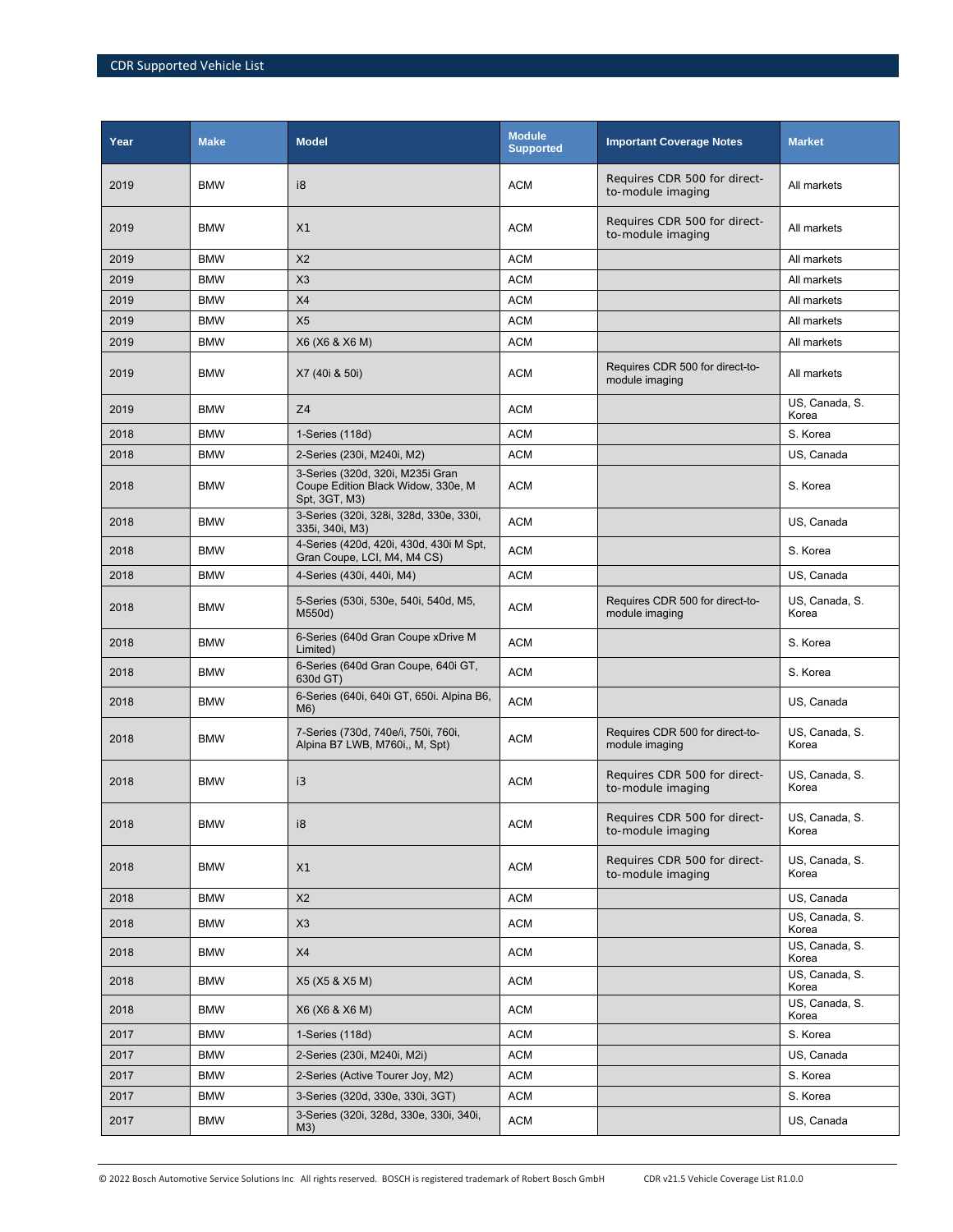| Year | Make | Model | Module Supported | Important Coverage Notes | Market |
|---|---|---|---|---|---|
| 2019 | BMW | i8 | ACM | Requires CDR 500 for direct-to-module imaging | All markets |
| 2019 | BMW | X1 | ACM | Requires CDR 500 for direct-to-module imaging | All markets |
| 2019 | BMW | X2 | ACM | | All markets |
| 2019 | BMW | X3 | ACM | | All markets |
| 2019 | BMW | X4 | ACM | | All markets |
| 2019 | BMW | X5 | ACM | | All markets |
| 2019 | BMW | X6 (X6 & X6 M) | ACM | | All markets |
| 2019 | BMW | X7 (40i & 50i) | ACM | Requires CDR 500 for direct-to-module imaging | All markets |
| 2019 | BMW | Z4 | ACM | | US, Canada, S. Korea |
| 2018 | BMW | 1-Series (118d) | ACM | | S. Korea |
| 2018 | BMW | 2-Series (230i, M240i, M2) | ACM | | US, Canada |
| 2018 | BMW | 3-Series (320d, 320i, M235i Gran Coupe Edition Black Widow, 330e, M Spt, 3GT, M3) | ACM | | S. Korea |
| 2018 | BMW | 3-Series (320i, 328i, 328d, 330e, 330i, 335i, 340i, M3) | ACM | | US, Canada |
| 2018 | BMW | 4-Series (420d, 420i, 430d, 430i M Spt, Gran Coupe, LCI, M4, M4 CS) | ACM | | S. Korea |
| 2018 | BMW | 4-Series (430i, 440i, M4) | ACM | | US, Canada |
| 2018 | BMW | 5-Series (530i, 530e, 540i, 540d, M5, M550d) | ACM | Requires CDR 500 for direct-to-module imaging | US, Canada, S. Korea |
| 2018 | BMW | 6-Series (640d Gran Coupe xDrive M Limited) | ACM | | S. Korea |
| 2018 | BMW | 6-Series (640d Gran Coupe, 640i GT, 630d GT) | ACM | | S. Korea |
| 2018 | BMW | 6-Series (640i, 640i GT, 650i. Alpina B6, M6) | ACM | | US, Canada |
| 2018 | BMW | 7-Series (730d, 740e/i, 750i, 760i, Alpina B7 LWB, M760i,, M, Spt) | ACM | Requires CDR 500 for direct-to-module imaging | US, Canada, S. Korea |
| 2018 | BMW | i3 | ACM | Requires CDR 500 for direct-to-module imaging | US, Canada, S. Korea |
| 2018 | BMW | i8 | ACM | Requires CDR 500 for direct-to-module imaging | US, Canada, S. Korea |
| 2018 | BMW | X1 | ACM | Requires CDR 500 for direct-to-module imaging | US, Canada, S. Korea |
| 2018 | BMW | X2 | ACM | | US, Canada |
| 2018 | BMW | X3 | ACM | | US, Canada, S. Korea |
| 2018 | BMW | X4 | ACM | | US, Canada, S. Korea |
| 2018 | BMW | X5 (X5 & X5 M) | ACM | | US, Canada, S. Korea |
| 2018 | BMW | X6 (X6 & X6 M) | ACM | | US, Canada, S. Korea |
| 2017 | BMW | 1-Series (118d) | ACM | | S. Korea |
| 2017 | BMW | 2-Series (230i, M240i, M2i) | ACM | | US, Canada |
| 2017 | BMW | 2-Series (Active Tourer Joy, M2) | ACM | | S. Korea |
| 2017 | BMW | 3-Series (320d, 330e, 330i, 3GT) | ACM | | S. Korea |
| 2017 | BMW | 3-Series (320i, 328d, 330e, 330i, 340i, M3) | ACM | | US, Canada |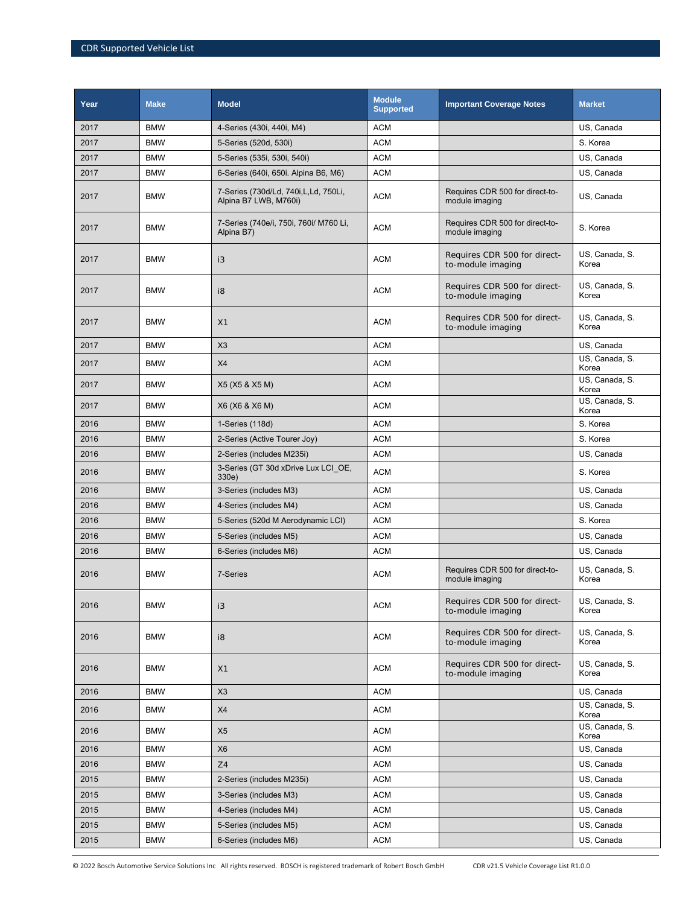| Year | Make | Model | Module Supported | Important Coverage Notes | Market |
|---|---|---|---|---|---|
| 2017 | BMW | 4-Series (430i, 440i, M4) | ACM | | US, Canada |
| 2017 | BMW | 5-Series (520d, 530i) | ACM | | S. Korea |
| 2017 | BMW | 5-Series (535i, 530i, 540i) | ACM | | US, Canada |
| 2017 | BMW | 6-Series (640i, 650i. Alpina B6, M6) | ACM | | US, Canada |
| 2017 | BMW | 7-Series (730d/Ld, 740i,L,Ld, 750Li, Alpina B7 LWB, M760i) | ACM | Requires CDR 500 for direct-to-module imaging | US, Canada |
| 2017 | BMW | 7-Series (740e/i, 750i, 760i/ M760 Li, Alpina B7) | ACM | Requires CDR 500 for direct-to-module imaging | S. Korea |
| 2017 | BMW | i3 | ACM | Requires CDR 500 for direct-to-module imaging | US, Canada, S. Korea |
| 2017 | BMW | i8 | ACM | Requires CDR 500 for direct-to-module imaging | US, Canada, S. Korea |
| 2017 | BMW | X1 | ACM | Requires CDR 500 for direct-to-module imaging | US, Canada, S. Korea |
| 2017 | BMW | X3 | ACM | | US, Canada |
| 2017 | BMW | X4 | ACM | | US, Canada, S. Korea |
| 2017 | BMW | X5 (X5 & X5 M) | ACM | | US, Canada, S. Korea |
| 2017 | BMW | X6 (X6 & X6 M) | ACM | | US, Canada, S. Korea |
| 2016 | BMW | 1-Series (118d) | ACM | | S. Korea |
| 2016 | BMW | 2-Series (Active Tourer Joy) | ACM | | S. Korea |
| 2016 | BMW | 2-Series (includes M235i) | ACM | | US, Canada |
| 2016 | BMW | 3-Series (GT 30d xDrive Lux LCI_OE, 330e) | ACM | | S. Korea |
| 2016 | BMW | 3-Series (includes M3) | ACM | | US, Canada |
| 2016 | BMW | 4-Series (includes M4) | ACM | | US, Canada |
| 2016 | BMW | 5-Series (520d M Aerodynamic LCI) | ACM | | S. Korea |
| 2016 | BMW | 5-Series (includes M5) | ACM | | US, Canada |
| 2016 | BMW | 6-Series (includes M6) | ACM | | US, Canada |
| 2016 | BMW | 7-Series | ACM | Requires CDR 500 for direct-to-module imaging | US, Canada, S. Korea |
| 2016 | BMW | i3 | ACM | Requires CDR 500 for direct-to-module imaging | US, Canada, S. Korea |
| 2016 | BMW | i8 | ACM | Requires CDR 500 for direct-to-module imaging | US, Canada, S. Korea |
| 2016 | BMW | X1 | ACM | Requires CDR 500 for direct-to-module imaging | US, Canada, S. Korea |
| 2016 | BMW | X3 | ACM | | US, Canada |
| 2016 | BMW | X4 | ACM | | US, Canada, S. Korea |
| 2016 | BMW | X5 | ACM | | US, Canada, S. Korea |
| 2016 | BMW | X6 | ACM | | US, Canada |
| 2016 | BMW | Z4 | ACM | | US, Canada |
| 2015 | BMW | 2-Series (includes M235i) | ACM | | US, Canada |
| 2015 | BMW | 3-Series (includes M3) | ACM | | US, Canada |
| 2015 | BMW | 4-Series (includes M4) | ACM | | US, Canada |
| 2015 | BMW | 5-Series (includes M5) | ACM | | US, Canada |
| 2015 | BMW | 6-Series (includes M6) | ACM | | US, Canada |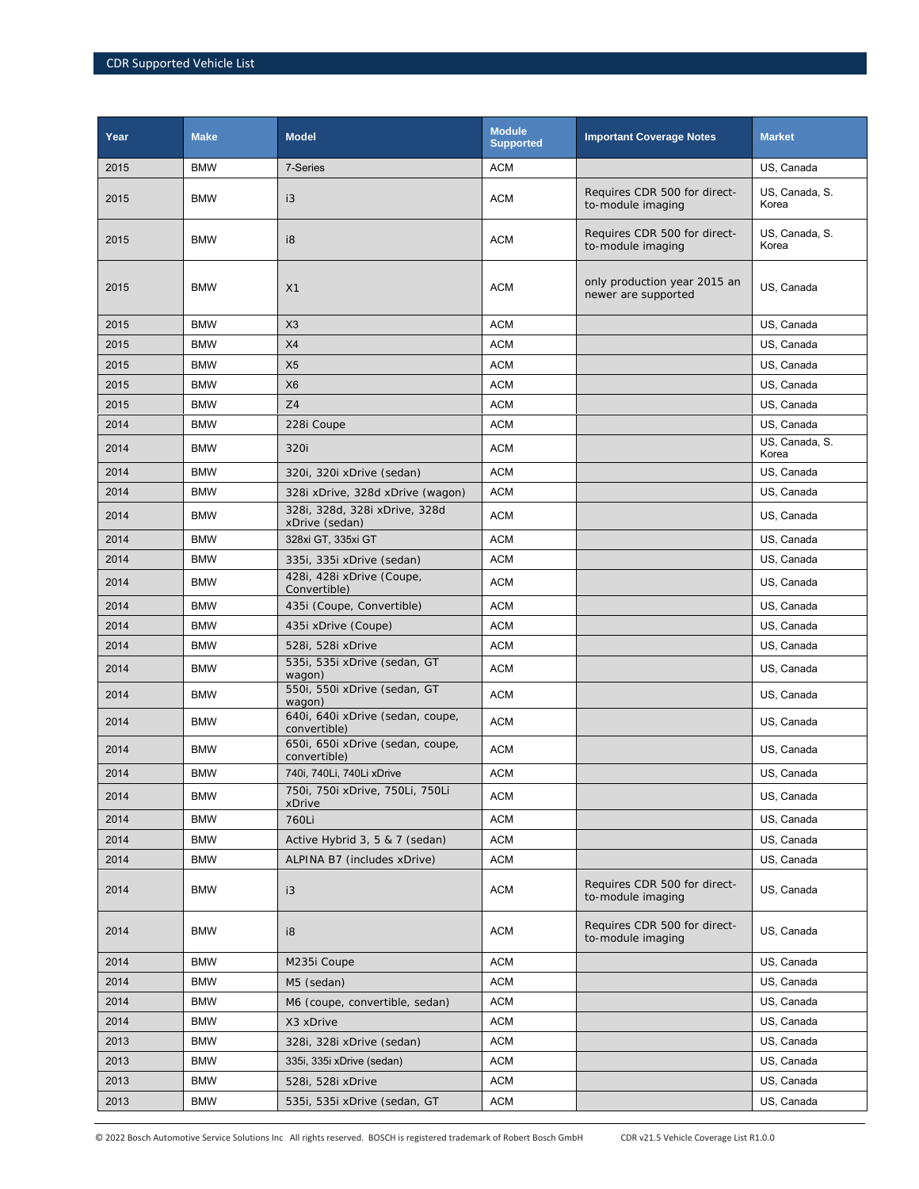| Year | Make | Model | Module Supported | Important Coverage Notes | Market |
|---|---|---|---|---|---|
| 2015 | BMW | 7-Series | ACM | | US, Canada |
| 2015 | BMW | i3 | ACM | Requires CDR 500 for direct-to-module imaging | US, Canada, S. Korea |
| 2015 | BMW | i8 | ACM | Requires CDR 500 for direct-to-module imaging | US, Canada, S. Korea |
| 2015 | BMW | X1 | ACM | only production year 2015 an newer are supported | US, Canada |
| 2015 | BMW | X3 | ACM | | US, Canada |
| 2015 | BMW | X4 | ACM | | US, Canada |
| 2015 | BMW | X5 | ACM | | US, Canada |
| 2015 | BMW | X6 | ACM | | US, Canada |
| 2015 | BMW | Z4 | ACM | | US, Canada |
| 2014 | BMW | 228i Coupe | ACM | | US, Canada |
| 2014 | BMW | 320i | ACM | | US, Canada, S. Korea |
| 2014 | BMW | 320i, 320i xDrive (sedan) | ACM | | US, Canada |
| 2014 | BMW | 328i xDrive, 328d xDrive (wagon) | ACM | | US, Canada |
| 2014 | BMW | 328i, 328d, 328i xDrive, 328d xDrive (sedan) | ACM | | US, Canada |
| 2014 | BMW | 328xi GT, 335xi GT | ACM | | US, Canada |
| 2014 | BMW | 335i, 335i xDrive (sedan) | ACM | | US, Canada |
| 2014 | BMW | 428i, 428i xDrive (Coupe, Convertible) | ACM | | US, Canada |
| 2014 | BMW | 435i (Coupe, Convertible) | ACM | | US, Canada |
| 2014 | BMW | 435i xDrive (Coupe) | ACM | | US, Canada |
| 2014 | BMW | 528i, 528i xDrive | ACM | | US, Canada |
| 2014 | BMW | 535i, 535i xDrive (sedan, GT wagon) | ACM | | US, Canada |
| 2014 | BMW | 550i, 550i xDrive (sedan, GT wagon) | ACM | | US, Canada |
| 2014 | BMW | 640i, 640i xDrive (sedan, coupe, convertible) | ACM | | US, Canada |
| 2014 | BMW | 650i, 650i xDrive (sedan, coupe, convertible) | ACM | | US, Canada |
| 2014 | BMW | 740i, 740Li, 740Li xDrive | ACM | | US, Canada |
| 2014 | BMW | 750i, 750i xDrive, 750Li, 750Li xDrive | ACM | | US, Canada |
| 2014 | BMW | 760Li | ACM | | US, Canada |
| 2014 | BMW | Active Hybrid 3, 5 & 7 (sedan) | ACM | | US, Canada |
| 2014 | BMW | ALPINA B7 (includes xDrive) | ACM | | US, Canada |
| 2014 | BMW | i3 | ACM | Requires CDR 500 for direct-to-module imaging | US, Canada |
| 2014 | BMW | i8 | ACM | Requires CDR 500 for direct-to-module imaging | US, Canada |
| 2014 | BMW | M235i Coupe | ACM | | US, Canada |
| 2014 | BMW | M5 (sedan) | ACM | | US, Canada |
| 2014 | BMW | M6 (coupe, convertible, sedan) | ACM | | US, Canada |
| 2014 | BMW | X3 xDrive | ACM | | US, Canada |
| 2013 | BMW | 328i, 328i xDrive (sedan) | ACM | | US, Canada |
| 2013 | BMW | 335i, 335i xDrive (sedan) | ACM | | US, Canada |
| 2013 | BMW | 528i, 528i xDrive | ACM | | US, Canada |
| 2013 | BMW | 535i, 535i xDrive (sedan, GT | ACM | | US, Canada |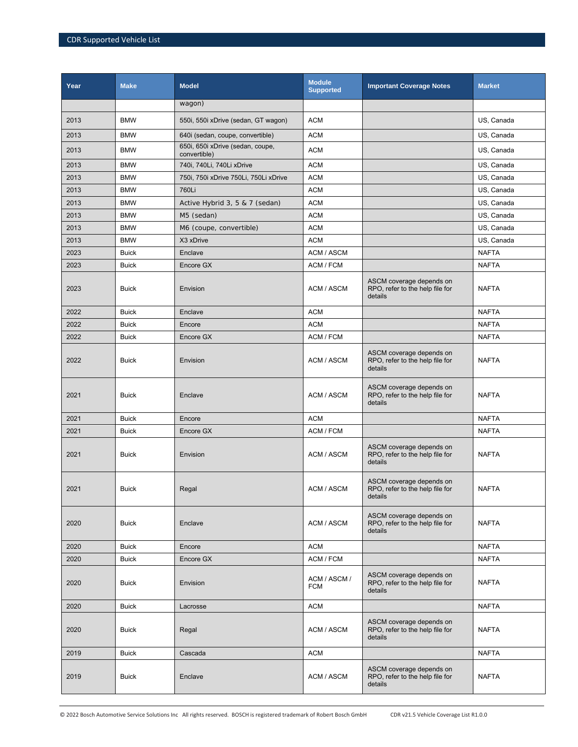| Year | Make | Model | Module Supported | Important Coverage Notes | Market |
|---|---|---|---|---|---|
| | | wagon) | | | |
| 2013 | BMW | 550i, 550i xDrive (sedan, GT wagon) | ACM | | US, Canada |
| 2013 | BMW | 640i (sedan, coupe, convertible) | ACM | | US, Canada |
| 2013 | BMW | 650i, 650i xDrive (sedan, coupe, convertible) | ACM | | US, Canada |
| 2013 | BMW | 740i, 740Li, 740Li xDrive | ACM | | US, Canada |
| 2013 | BMW | 750i, 750i xDrive 750Li, 750Li xDrive | ACM | | US, Canada |
| 2013 | BMW | 760Li | ACM | | US, Canada |
| 2013 | BMW | Active Hybrid 3, 5 & 7 (sedan) | ACM | | US, Canada |
| 2013 | BMW | M5 (sedan) | ACM | | US, Canada |
| 2013 | BMW | M6 (coupe, convertible) | ACM | | US, Canada |
| 2013 | BMW | X3 xDrive | ACM | | US, Canada |
| 2023 | Buick | Enclave | ACM / ASCM | | NAFTA |
| 2023 | Buick | Encore GX | ACM / FCM | | NAFTA |
| 2023 | Buick | Envision | ACM / ASCM | ASCM coverage depends on RPO, refer to the help file for details | NAFTA |
| 2022 | Buick | Enclave | ACM | | NAFTA |
| 2022 | Buick | Encore | ACM | | NAFTA |
| 2022 | Buick | Encore GX | ACM / FCM | | NAFTA |
| 2022 | Buick | Envision | ACM / ASCM | ASCM coverage depends on RPO, refer to the help file for details | NAFTA |
| 2021 | Buick | Enclave | ACM / ASCM | ASCM coverage depends on RPO, refer to the help file for details | NAFTA |
| 2021 | Buick | Encore | ACM | | NAFTA |
| 2021 | Buick | Encore GX | ACM / FCM | | NAFTA |
| 2021 | Buick | Envision | ACM / ASCM | ASCM coverage depends on RPO, refer to the help file for details | NAFTA |
| 2021 | Buick | Regal | ACM / ASCM | ASCM coverage depends on RPO, refer to the help file for details | NAFTA |
| 2020 | Buick | Enclave | ACM / ASCM | ASCM coverage depends on RPO, refer to the help file for details | NAFTA |
| 2020 | Buick | Encore | ACM | | NAFTA |
| 2020 | Buick | Encore GX | ACM / FCM | | NAFTA |
| 2020 | Buick | Envision | ACM / ASCM / FCM | ASCM coverage depends on RPO, refer to the help file for details | NAFTA |
| 2020 | Buick | Lacrosse | ACM | | NAFTA |
| 2020 | Buick | Regal | ACM / ASCM | ASCM coverage depends on RPO, refer to the help file for details | NAFTA |
| 2019 | Buick | Cascada | ACM | | NAFTA |
| 2019 | Buick | Enclave | ACM / ASCM | ASCM coverage depends on RPO, refer to the help file for details | NAFTA |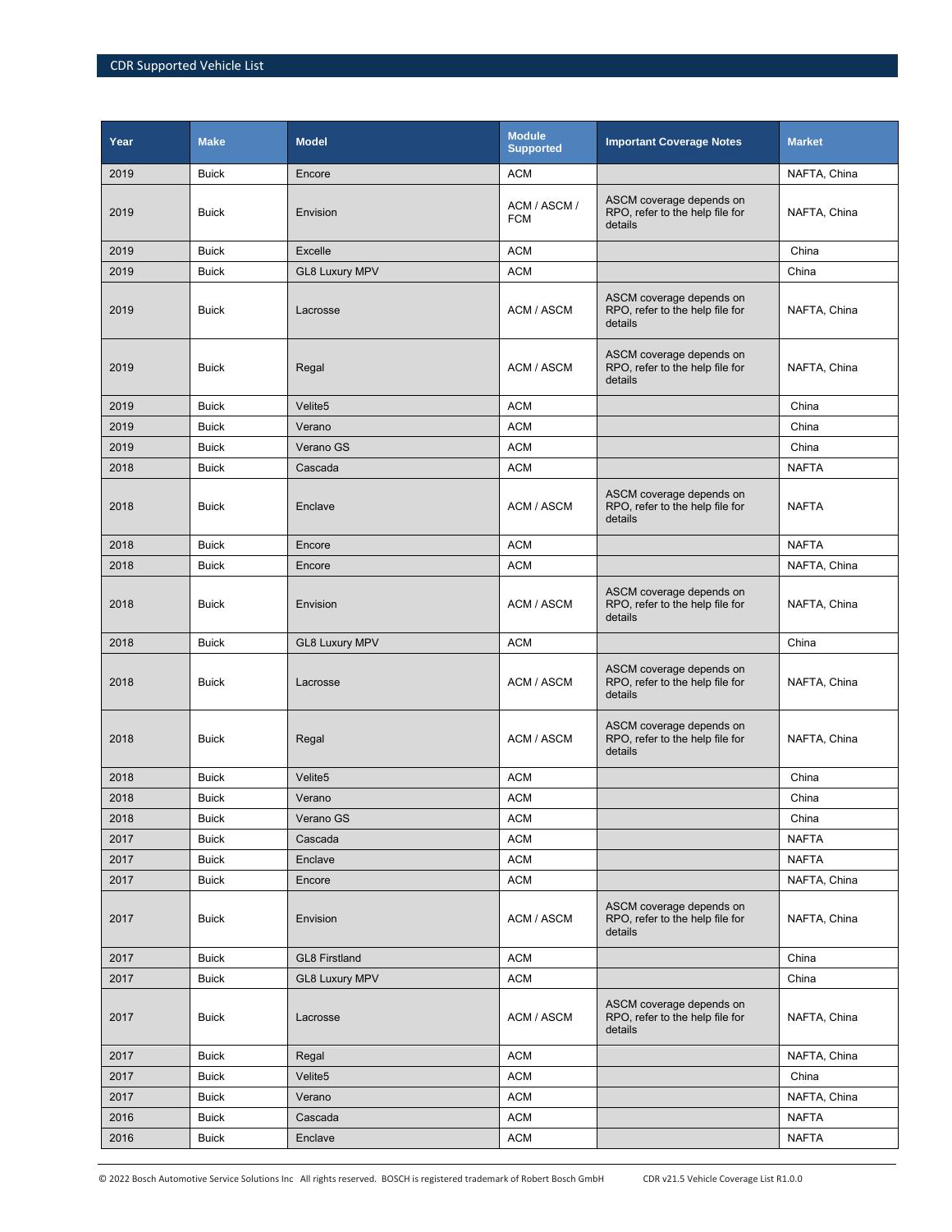| Year | Make | Model | Module Supported | Important Coverage Notes | Market |
|---|---|---|---|---|---|
| 2019 | Buick | Encore | ACM | | NAFTA, China |
| 2019 | Buick | Envision | ACM / ASCM / FCM | ASCM coverage depends on RPO, refer to the help file for details | NAFTA, China |
| 2019 | Buick | Excelle | ACM | | China |
| 2019 | Buick | GL8 Luxury MPV | ACM | | China |
| 2019 | Buick | Lacrosse | ACM / ASCM | ASCM coverage depends on RPO, refer to the help file for details | NAFTA, China |
| 2019 | Buick | Regal | ACM / ASCM | ASCM coverage depends on RPO, refer to the help file for details | NAFTA, China |
| 2019 | Buick | Velite5 | ACM | | China |
| 2019 | Buick | Verano | ACM | | China |
| 2019 | Buick | Verano GS | ACM | | China |
| 2018 | Buick | Cascada | ACM | | NAFTA |
| 2018 | Buick | Enclave | ACM / ASCM | ASCM coverage depends on RPO, refer to the help file for details | NAFTA |
| 2018 | Buick | Encore | ACM | | NAFTA |
| 2018 | Buick | Encore | ACM | | NAFTA, China |
| 2018 | Buick | Envision | ACM / ASCM | ASCM coverage depends on RPO, refer to the help file for details | NAFTA, China |
| 2018 | Buick | GL8 Luxury MPV | ACM | | China |
| 2018 | Buick | Lacrosse | ACM / ASCM | ASCM coverage depends on RPO, refer to the help file for details | NAFTA, China |
| 2018 | Buick | Regal | ACM / ASCM | ASCM coverage depends on RPO, refer to the help file for details | NAFTA, China |
| 2018 | Buick | Velite5 | ACM | | China |
| 2018 | Buick | Verano | ACM | | China |
| 2018 | Buick | Verano GS | ACM | | China |
| 2017 | Buick | Cascada | ACM | | NAFTA |
| 2017 | Buick | Enclave | ACM | | NAFTA |
| 2017 | Buick | Encore | ACM | | NAFTA, China |
| 2017 | Buick | Envision | ACM / ASCM | ASCM coverage depends on RPO, refer to the help file for details | NAFTA, China |
| 2017 | Buick | GL8 Firstland | ACM | | China |
| 2017 | Buick | GL8 Luxury MPV | ACM | | China |
| 2017 | Buick | Lacrosse | ACM / ASCM | ASCM coverage depends on RPO, refer to the help file for details | NAFTA, China |
| 2017 | Buick | Regal | ACM | | NAFTA, China |
| 2017 | Buick | Velite5 | ACM | | China |
| 2017 | Buick | Verano | ACM | | NAFTA, China |
| 2016 | Buick | Cascada | ACM | | NAFTA |
| 2016 | Buick | Enclave | ACM | | NAFTA |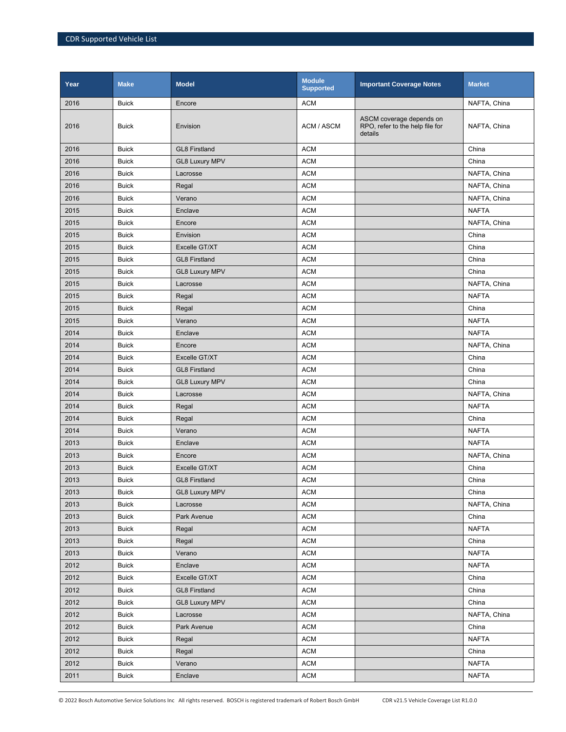| Year | Make | Model | Module Supported | Important Coverage Notes | Market |
|---|---|---|---|---|---|
| 2016 | Buick | Encore | ACM | | NAFTA, China |
| 2016 | Buick | Envision | ACM / ASCM | ASCM coverage depends on RPO, refer to the help file for details | NAFTA, China |
| 2016 | Buick | GL8 Firstland | ACM | | China |
| 2016 | Buick | GL8 Luxury MPV | ACM | | China |
| 2016 | Buick | Lacrosse | ACM | | NAFTA, China |
| 2016 | Buick | Regal | ACM | | NAFTA, China |
| 2016 | Buick | Verano | ACM | | NAFTA, China |
| 2015 | Buick | Enclave | ACM | | NAFTA |
| 2015 | Buick | Encore | ACM | | NAFTA, China |
| 2015 | Buick | Envision | ACM | | China |
| 2015 | Buick | Excelle GT/XT | ACM | | China |
| 2015 | Buick | GL8 Firstland | ACM | | China |
| 2015 | Buick | GL8 Luxury MPV | ACM | | China |
| 2015 | Buick | Lacrosse | ACM | | NAFTA, China |
| 2015 | Buick | Regal | ACM | | NAFTA |
| 2015 | Buick | Regal | ACM | | China |
| 2015 | Buick | Verano | ACM | | NAFTA |
| 2014 | Buick | Enclave | ACM | | NAFTA |
| 2014 | Buick | Encore | ACM | | NAFTA, China |
| 2014 | Buick | Excelle GT/XT | ACM | | China |
| 2014 | Buick | GL8 Firstland | ACM | | China |
| 2014 | Buick | GL8 Luxury MPV | ACM | | China |
| 2014 | Buick | Lacrosse | ACM | | NAFTA, China |
| 2014 | Buick | Regal | ACM | | NAFTA |
| 2014 | Buick | Regal | ACM | | China |
| 2014 | Buick | Verano | ACM | | NAFTA |
| 2013 | Buick | Enclave | ACM | | NAFTA |
| 2013 | Buick | Encore | ACM | | NAFTA, China |
| 2013 | Buick | Excelle GT/XT | ACM | | China |
| 2013 | Buick | GL8 Firstland | ACM | | China |
| 2013 | Buick | GL8 Luxury MPV | ACM | | China |
| 2013 | Buick | Lacrosse | ACM | | NAFTA, China |
| 2013 | Buick | Park Avenue | ACM | | China |
| 2013 | Buick | Regal | ACM | | NAFTA |
| 2013 | Buick | Regal | ACM | | China |
| 2013 | Buick | Verano | ACM | | NAFTA |
| 2012 | Buick | Enclave | ACM | | NAFTA |
| 2012 | Buick | Excelle GT/XT | ACM | | China |
| 2012 | Buick | GL8 Firstland | ACM | | China |
| 2012 | Buick | GL8 Luxury MPV | ACM | | China |
| 2012 | Buick | Lacrosse | ACM | | NAFTA, China |
| 2012 | Buick | Park Avenue | ACM | | China |
| 2012 | Buick | Regal | ACM | | NAFTA |
| 2012 | Buick | Regal | ACM | | China |
| 2012 | Buick | Verano | ACM | | NAFTA |
| 2011 | Buick | Enclave | ACM | | NAFTA |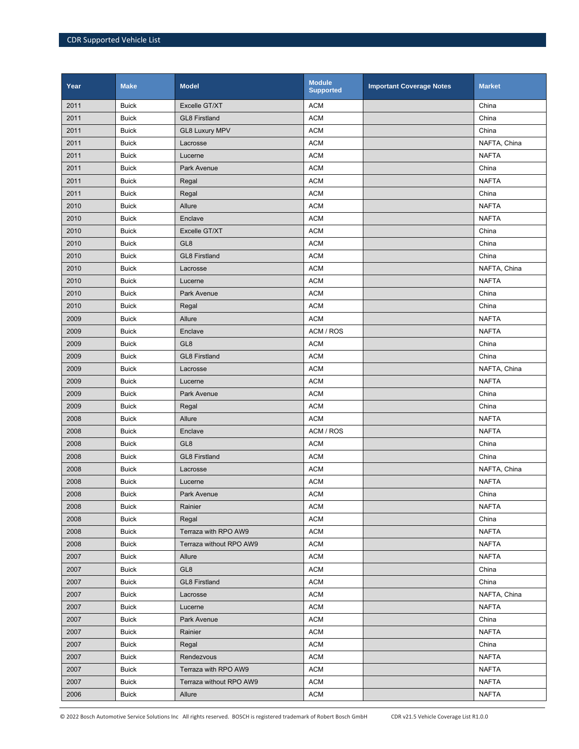| Year | Make | Model | Module Supported | Important Coverage Notes | Market |
|---|---|---|---|---|---|
| 2011 | Buick | Excelle GT/XT | ACM | | China |
| 2011 | Buick | GL8 Firstland | ACM | | China |
| 2011 | Buick | GL8 Luxury MPV | ACM | | China |
| 2011 | Buick | Lacrosse | ACM | | NAFTA, China |
| 2011 | Buick | Lucerne | ACM | | NAFTA |
| 2011 | Buick | Park Avenue | ACM | | China |
| 2011 | Buick | Regal | ACM | | NAFTA |
| 2011 | Buick | Regal | ACM | | China |
| 2010 | Buick | Allure | ACM | | NAFTA |
| 2010 | Buick | Enclave | ACM | | NAFTA |
| 2010 | Buick | Excelle GT/XT | ACM | | China |
| 2010 | Buick | GL8 | ACM | | China |
| 2010 | Buick | GL8 Firstland | ACM | | China |
| 2010 | Buick | Lacrosse | ACM | | NAFTA, China |
| 2010 | Buick | Lucerne | ACM | | NAFTA |
| 2010 | Buick | Park Avenue | ACM | | China |
| 2010 | Buick | Regal | ACM | | China |
| 2009 | Buick | Allure | ACM | | NAFTA |
| 2009 | Buick | Enclave | ACM / ROS | | NAFTA |
| 2009 | Buick | GL8 | ACM | | China |
| 2009 | Buick | GL8 Firstland | ACM | | China |
| 2009 | Buick | Lacrosse | ACM | | NAFTA, China |
| 2009 | Buick | Lucerne | ACM | | NAFTA |
| 2009 | Buick | Park Avenue | ACM | | China |
| 2009 | Buick | Regal | ACM | | China |
| 2008 | Buick | Allure | ACM | | NAFTA |
| 2008 | Buick | Enclave | ACM / ROS | | NAFTA |
| 2008 | Buick | GL8 | ACM | | China |
| 2008 | Buick | GL8 Firstland | ACM | | China |
| 2008 | Buick | Lacrosse | ACM | | NAFTA, China |
| 2008 | Buick | Lucerne | ACM | | NAFTA |
| 2008 | Buick | Park Avenue | ACM | | China |
| 2008 | Buick | Rainier | ACM | | NAFTA |
| 2008 | Buick | Regal | ACM | | China |
| 2008 | Buick | Terraza with RPO AW9 | ACM | | NAFTA |
| 2008 | Buick | Terraza without RPO AW9 | ACM | | NAFTA |
| 2007 | Buick | Allure | ACM | | NAFTA |
| 2007 | Buick | GL8 | ACM | | China |
| 2007 | Buick | GL8 Firstland | ACM | | China |
| 2007 | Buick | Lacrosse | ACM | | NAFTA, China |
| 2007 | Buick | Lucerne | ACM | | NAFTA |
| 2007 | Buick | Park Avenue | ACM | | China |
| 2007 | Buick | Rainier | ACM | | NAFTA |
| 2007 | Buick | Regal | ACM | | China |
| 2007 | Buick | Rendezvous | ACM | | NAFTA |
| 2007 | Buick | Terraza with RPO AW9 | ACM | | NAFTA |
| 2007 | Buick | Terraza without RPO AW9 | ACM | | NAFTA |
| 2006 | Buick | Allure | ACM | | NAFTA |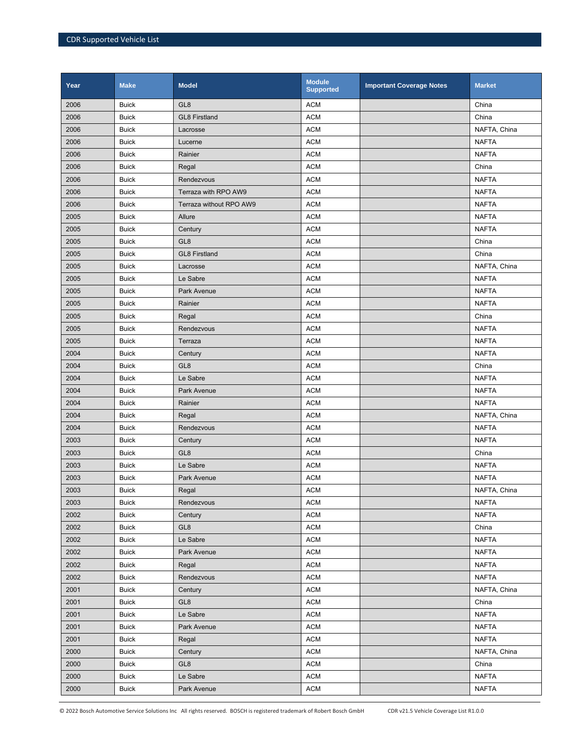| Year | Make | Model | Module Supported | Important Coverage Notes | Market |
|---|---|---|---|---|---|
| 2006 | Buick | GL8 | ACM | | China |
| 2006 | Buick | GL8 Firstland | ACM | | China |
| 2006 | Buick | Lacrosse | ACM | | NAFTA, China |
| 2006 | Buick | Lucerne | ACM | | NAFTA |
| 2006 | Buick | Rainier | ACM | | NAFTA |
| 2006 | Buick | Regal | ACM | | China |
| 2006 | Buick | Rendezvous | ACM | | NAFTA |
| 2006 | Buick | Terraza with RPO AW9 | ACM | | NAFTA |
| 2006 | Buick | Terraza without RPO AW9 | ACM | | NAFTA |
| 2005 | Buick | Allure | ACM | | NAFTA |
| 2005 | Buick | Century | ACM | | NAFTA |
| 2005 | Buick | GL8 | ACM | | China |
| 2005 | Buick | GL8 Firstland | ACM | | China |
| 2005 | Buick | Lacrosse | ACM | | NAFTA, China |
| 2005 | Buick | Le Sabre | ACM | | NAFTA |
| 2005 | Buick | Park Avenue | ACM | | NAFTA |
| 2005 | Buick | Rainier | ACM | | NAFTA |
| 2005 | Buick | Regal | ACM | | China |
| 2005 | Buick | Rendezvous | ACM | | NAFTA |
| 2005 | Buick | Terraza | ACM | | NAFTA |
| 2004 | Buick | Century | ACM | | NAFTA |
| 2004 | Buick | GL8 | ACM | | China |
| 2004 | Buick | Le Sabre | ACM | | NAFTA |
| 2004 | Buick | Park Avenue | ACM | | NAFTA |
| 2004 | Buick | Rainier | ACM | | NAFTA |
| 2004 | Buick | Regal | ACM | | NAFTA, China |
| 2004 | Buick | Rendezvous | ACM | | NAFTA |
| 2003 | Buick | Century | ACM | | NAFTA |
| 2003 | Buick | GL8 | ACM | | China |
| 2003 | Buick | Le Sabre | ACM | | NAFTA |
| 2003 | Buick | Park Avenue | ACM | | NAFTA |
| 2003 | Buick | Regal | ACM | | NAFTA, China |
| 2003 | Buick | Rendezvous | ACM | | NAFTA |
| 2002 | Buick | Century | ACM | | NAFTA |
| 2002 | Buick | GL8 | ACM | | China |
| 2002 | Buick | Le Sabre | ACM | | NAFTA |
| 2002 | Buick | Park Avenue | ACM | | NAFTA |
| 2002 | Buick | Regal | ACM | | NAFTA |
| 2002 | Buick | Rendezvous | ACM | | NAFTA |
| 2001 | Buick | Century | ACM | | NAFTA, China |
| 2001 | Buick | GL8 | ACM | | China |
| 2001 | Buick | Le Sabre | ACM | | NAFTA |
| 2001 | Buick | Park Avenue | ACM | | NAFTA |
| 2001 | Buick | Regal | ACM | | NAFTA |
| 2000 | Buick | Century | ACM | | NAFTA, China |
| 2000 | Buick | GL8 | ACM | | China |
| 2000 | Buick | Le Sabre | ACM | | NAFTA |
| 2000 | Buick | Park Avenue | ACM | | NAFTA |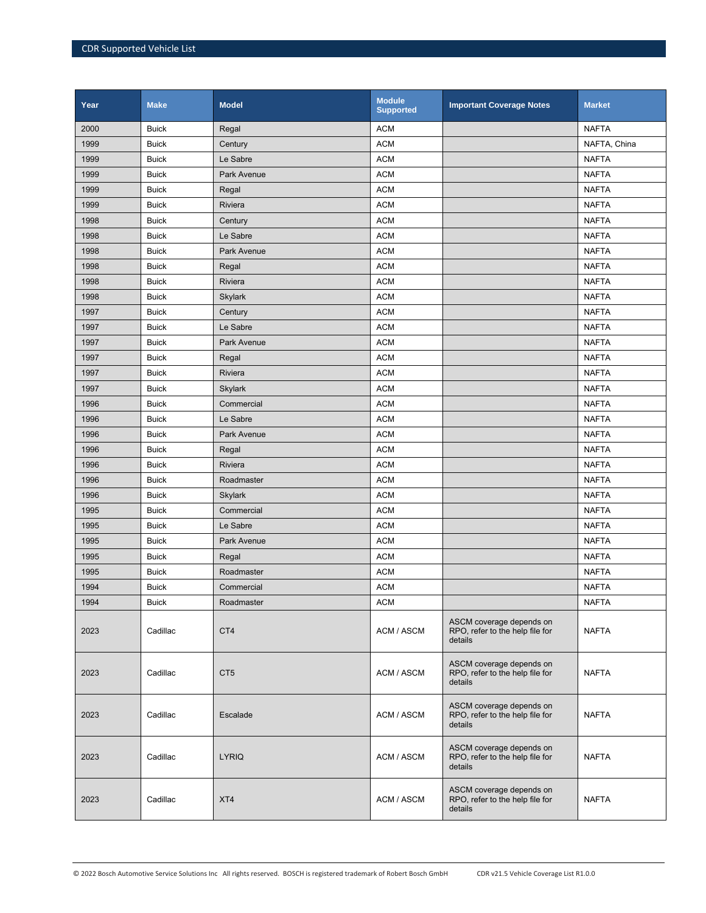| Year | Make | Model | Module Supported | Important Coverage Notes | Market |
|---|---|---|---|---|---|
| 2000 | Buick | Regal | ACM | | NAFTA |
| 1999 | Buick | Century | ACM | | NAFTA, China |
| 1999 | Buick | Le Sabre | ACM | | NAFTA |
| 1999 | Buick | Park Avenue | ACM | | NAFTA |
| 1999 | Buick | Regal | ACM | | NAFTA |
| 1999 | Buick | Riviera | ACM | | NAFTA |
| 1998 | Buick | Century | ACM | | NAFTA |
| 1998 | Buick | Le Sabre | ACM | | NAFTA |
| 1998 | Buick | Park Avenue | ACM | | NAFTA |
| 1998 | Buick | Regal | ACM | | NAFTA |
| 1998 | Buick | Riviera | ACM | | NAFTA |
| 1998 | Buick | Skylark | ACM | | NAFTA |
| 1997 | Buick | Century | ACM | | NAFTA |
| 1997 | Buick | Le Sabre | ACM | | NAFTA |
| 1997 | Buick | Park Avenue | ACM | | NAFTA |
| 1997 | Buick | Regal | ACM | | NAFTA |
| 1997 | Buick | Riviera | ACM | | NAFTA |
| 1997 | Buick | Skylark | ACM | | NAFTA |
| 1996 | Buick | Commercial | ACM | | NAFTA |
| 1996 | Buick | Le Sabre | ACM | | NAFTA |
| 1996 | Buick | Park Avenue | ACM | | NAFTA |
| 1996 | Buick | Regal | ACM | | NAFTA |
| 1996 | Buick | Riviera | ACM | | NAFTA |
| 1996 | Buick | Roadmaster | ACM | | NAFTA |
| 1996 | Buick | Skylark | ACM | | NAFTA |
| 1995 | Buick | Commercial | ACM | | NAFTA |
| 1995 | Buick | Le Sabre | ACM | | NAFTA |
| 1995 | Buick | Park Avenue | ACM | | NAFTA |
| 1995 | Buick | Regal | ACM | | NAFTA |
| 1995 | Buick | Roadmaster | ACM | | NAFTA |
| 1994 | Buick | Commercial | ACM | | NAFTA |
| 1994 | Buick | Roadmaster | ACM | | NAFTA |
| 2023 | Cadillac | CT4 | ACM / ASCM | ASCM coverage depends on RPO, refer to the help file for details | NAFTA |
| 2023 | Cadillac | CT5 | ACM / ASCM | ASCM coverage depends on RPO, refer to the help file for details | NAFTA |
| 2023 | Cadillac | Escalade | ACM / ASCM | ASCM coverage depends on RPO, refer to the help file for details | NAFTA |
| 2023 | Cadillac | LYRIQ | ACM / ASCM | ASCM coverage depends on RPO, refer to the help file for details | NAFTA |
| 2023 | Cadillac | XT4 | ACM / ASCM | ASCM coverage depends on RPO, refer to the help file for details | NAFTA |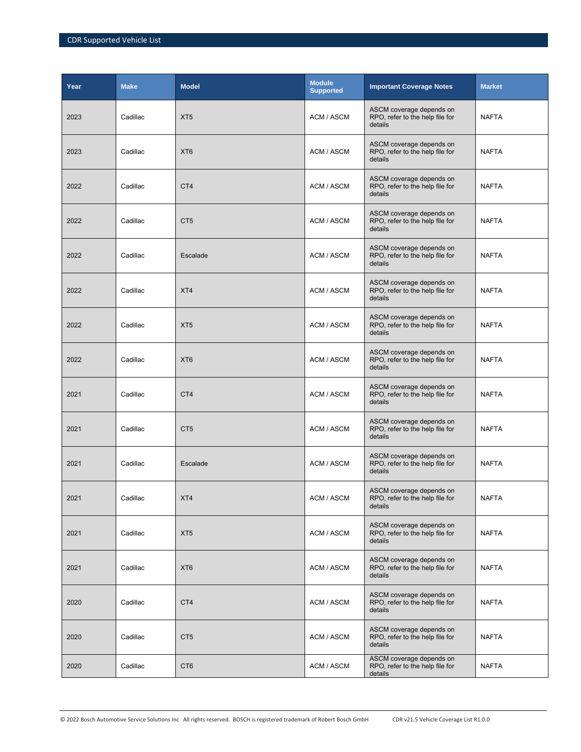| Year | Make | Model | Module Supported | Important Coverage Notes | Market |
|---|---|---|---|---|---|
| 2023 | Cadillac | XT5 | ACM / ASCM | ASCM coverage depends on RPO, refer to the help file for details | NAFTA |
| 2023 | Cadillac | XT6 | ACM / ASCM | ASCM coverage depends on RPO, refer to the help file for details | NAFTA |
| 2022 | Cadillac | CT4 | ACM / ASCM | ASCM coverage depends on RPO, refer to the help file for details | NAFTA |
| 2022 | Cadillac | CT5 | ACM / ASCM | ASCM coverage depends on RPO, refer to the help file for details | NAFTA |
| 2022 | Cadillac | Escalade | ACM / ASCM | ASCM coverage depends on RPO, refer to the help file for details | NAFTA |
| 2022 | Cadillac | XT4 | ACM / ASCM | ASCM coverage depends on RPO, refer to the help file for details | NAFTA |
| 2022 | Cadillac | XT5 | ACM / ASCM | ASCM coverage depends on RPO, refer to the help file for details | NAFTA |
| 2022 | Cadillac | XT6 | ACM / ASCM | ASCM coverage depends on RPO, refer to the help file for details | NAFTA |
| 2021 | Cadillac | CT4 | ACM / ASCM | ASCM coverage depends on RPO, refer to the help file for details | NAFTA |
| 2021 | Cadillac | CT5 | ACM / ASCM | ASCM coverage depends on RPO, refer to the help file for details | NAFTA |
| 2021 | Cadillac | Escalade | ACM / ASCM | ASCM coverage depends on RPO, refer to the help file for details | NAFTA |
| 2021 | Cadillac | XT4 | ACM / ASCM | ASCM coverage depends on RPO, refer to the help file for details | NAFTA |
| 2021 | Cadillac | XT5 | ACM / ASCM | ASCM coverage depends on RPO, refer to the help file for details | NAFTA |
| 2021 | Cadillac | XT6 | ACM / ASCM | ASCM coverage depends on RPO, refer to the help file for details | NAFTA |
| 2020 | Cadillac | CT4 | ACM / ASCM | ASCM coverage depends on RPO, refer to the help file for details | NAFTA |
| 2020 | Cadillac | CT5 | ACM / ASCM | ASCM coverage depends on RPO, refer to the help file for details | NAFTA |
| 2020 | Cadillac | CT6 | ACM / ASCM | ASCM coverage depends on RPO, refer to the help file for details | NAFTA |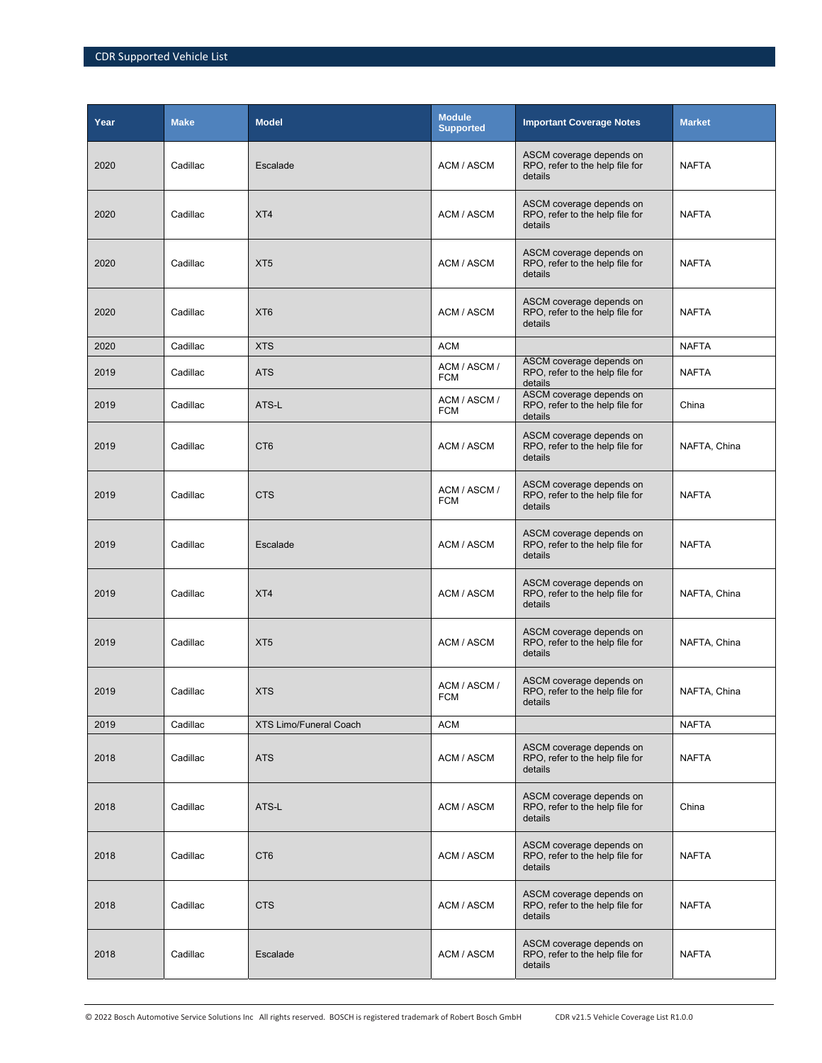| Year | Make | Model | Module Supported | Important Coverage Notes | Market |
|---|---|---|---|---|---|
| 2020 | Cadillac | Escalade | ACM / ASCM | ASCM coverage depends on RPO, refer to the help file for details | NAFTA |
| 2020 | Cadillac | XT4 | ACM / ASCM | ASCM coverage depends on RPO, refer to the help file for details | NAFTA |
| 2020 | Cadillac | XT5 | ACM / ASCM | ASCM coverage depends on RPO, refer to the help file for details | NAFTA |
| 2020 | Cadillac | XT6 | ACM / ASCM | ASCM coverage depends on RPO, refer to the help file for details | NAFTA |
| 2020 | Cadillac | XTS | ACM | | NAFTA |
| 2019 | Cadillac | ATS | ACM / ASCM / FCM | ASCM coverage depends on RPO, refer to the help file for details | NAFTA |
| 2019 | Cadillac | ATS-L | ACM / ASCM / FCM | ASCM coverage depends on RPO, refer to the help file for details | China |
| 2019 | Cadillac | CT6 | ACM / ASCM | ASCM coverage depends on RPO, refer to the help file for details | NAFTA, China |
| 2019 | Cadillac | CTS | ACM / ASCM / FCM | ASCM coverage depends on RPO, refer to the help file for details | NAFTA |
| 2019 | Cadillac | Escalade | ACM / ASCM | ASCM coverage depends on RPO, refer to the help file for details | NAFTA |
| 2019 | Cadillac | XT4 | ACM / ASCM | ASCM coverage depends on RPO, refer to the help file for details | NAFTA, China |
| 2019 | Cadillac | XT5 | ACM / ASCM | ASCM coverage depends on RPO, refer to the help file for details | NAFTA, China |
| 2019 | Cadillac | XTS | ACM / ASCM / FCM | ASCM coverage depends on RPO, refer to the help file for details | NAFTA, China |
| 2019 | Cadillac | XTS Limo/Funeral Coach | ACM | | NAFTA |
| 2018 | Cadillac | ATS | ACM / ASCM | ASCM coverage depends on RPO, refer to the help file for details | NAFTA |
| 2018 | Cadillac | ATS-L | ACM / ASCM | ASCM coverage depends on RPO, refer to the help file for details | China |
| 2018 | Cadillac | CT6 | ACM / ASCM | ASCM coverage depends on RPO, refer to the help file for details | NAFTA |
| 2018 | Cadillac | CTS | ACM / ASCM | ASCM coverage depends on RPO, refer to the help file for details | NAFTA |
| 2018 | Cadillac | Escalade | ACM / ASCM | ASCM coverage depends on RPO, refer to the help file for details | NAFTA |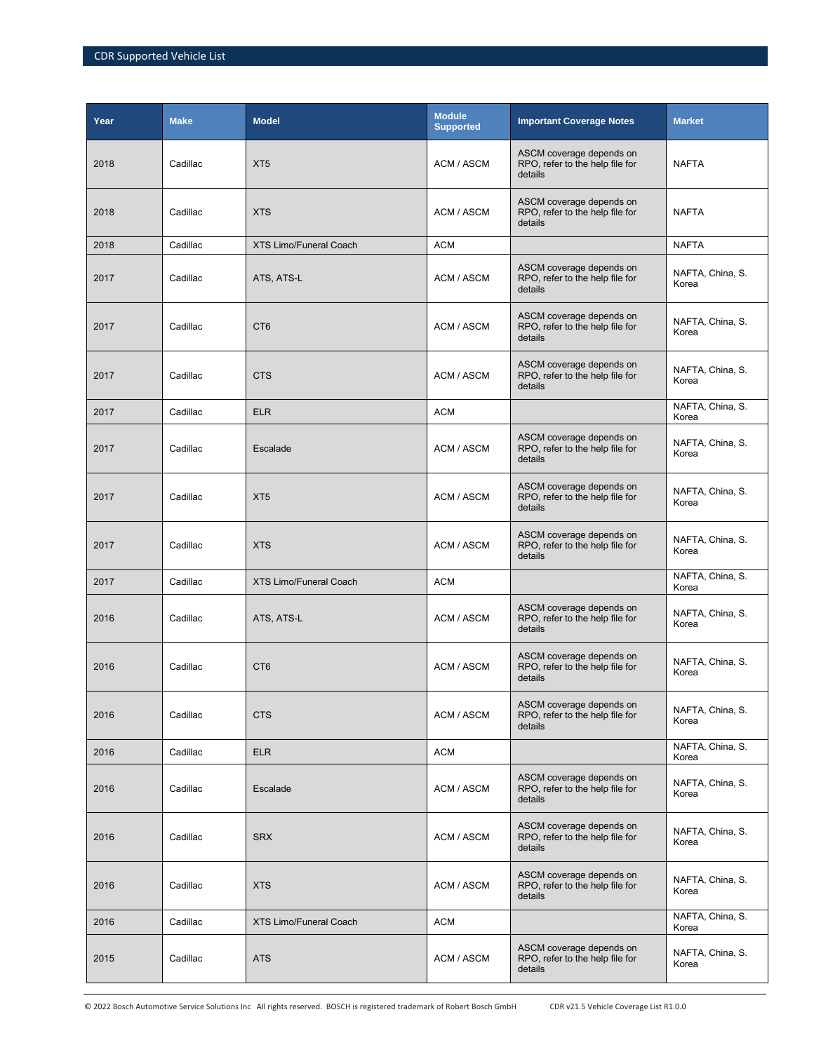| Year | Make | Model | Module Supported | Important Coverage Notes | Market |
|---|---|---|---|---|---|
| 2018 | Cadillac | XT5 | ACM / ASCM | ASCM coverage depends on RPO, refer to the help file for details | NAFTA |
| 2018 | Cadillac | XTS | ACM / ASCM | ASCM coverage depends on RPO, refer to the help file for details | NAFTA |
| 2018 | Cadillac | XTS Limo/Funeral Coach | ACM | | NAFTA |
| 2017 | Cadillac | ATS, ATS-L | ACM / ASCM | ASCM coverage depends on RPO, refer to the help file for details | NAFTA, China, S. Korea |
| 2017 | Cadillac | CT6 | ACM / ASCM | ASCM coverage depends on RPO, refer to the help file for details | NAFTA, China, S. Korea |
| 2017 | Cadillac | CTS | ACM / ASCM | ASCM coverage depends on RPO, refer to the help file for details | NAFTA, China, S. Korea |
| 2017 | Cadillac | ELR | ACM | | NAFTA, China, S. Korea |
| 2017 | Cadillac | Escalade | ACM / ASCM | ASCM coverage depends on RPO, refer to the help file for details | NAFTA, China, S. Korea |
| 2017 | Cadillac | XT5 | ACM / ASCM | ASCM coverage depends on RPO, refer to the help file for details | NAFTA, China, S. Korea |
| 2017 | Cadillac | XTS | ACM / ASCM | ASCM coverage depends on RPO, refer to the help file for details | NAFTA, China, S. Korea |
| 2017 | Cadillac | XTS Limo/Funeral Coach | ACM | | NAFTA, China, S. Korea |
| 2016 | Cadillac | ATS, ATS-L | ACM / ASCM | ASCM coverage depends on RPO, refer to the help file for details | NAFTA, China, S. Korea |
| 2016 | Cadillac | CT6 | ACM / ASCM | ASCM coverage depends on RPO, refer to the help file for details | NAFTA, China, S. Korea |
| 2016 | Cadillac | CTS | ACM / ASCM | ASCM coverage depends on RPO, refer to the help file for details | NAFTA, China, S. Korea |
| 2016 | Cadillac | ELR | ACM | | NAFTA, China, S. Korea |
| 2016 | Cadillac | Escalade | ACM / ASCM | ASCM coverage depends on RPO, refer to the help file for details | NAFTA, China, S. Korea |
| 2016 | Cadillac | SRX | ACM / ASCM | ASCM coverage depends on RPO, refer to the help file for details | NAFTA, China, S. Korea |
| 2016 | Cadillac | XTS | ACM / ASCM | ASCM coverage depends on RPO, refer to the help file for details | NAFTA, China, S. Korea |
| 2016 | Cadillac | XTS Limo/Funeral Coach | ACM | | NAFTA, China, S. Korea |
| 2015 | Cadillac | ATS | ACM / ASCM | ASCM coverage depends on RPO, refer to the help file for details | NAFTA, China, S. Korea |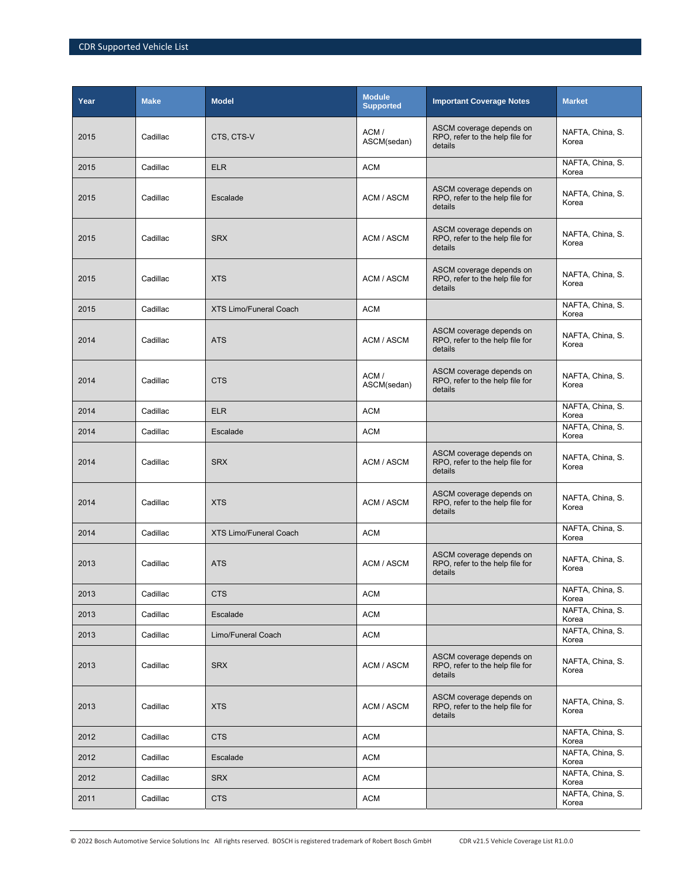| Year | Make | Model | Module Supported | Important Coverage Notes | Market |
|---|---|---|---|---|---|
| 2015 | Cadillac | CTS, CTS-V | ACM / ASCM(sedan) | ASCM coverage depends on RPO, refer to the help file for details | NAFTA, China, S. Korea |
| 2015 | Cadillac | ELR | ACM | | NAFTA, China, S. Korea |
| 2015 | Cadillac | Escalade | ACM / ASCM | ASCM coverage depends on RPO, refer to the help file for details | NAFTA, China, S. Korea |
| 2015 | Cadillac | SRX | ACM / ASCM | ASCM coverage depends on RPO, refer to the help file for details | NAFTA, China, S. Korea |
| 2015 | Cadillac | XTS | ACM / ASCM | ASCM coverage depends on RPO, refer to the help file for details | NAFTA, China, S. Korea |
| 2015 | Cadillac | XTS Limo/Funeral Coach | ACM | | NAFTA, China, S. Korea |
| 2014 | Cadillac | ATS | ACM / ASCM | ASCM coverage depends on RPO, refer to the help file for details | NAFTA, China, S. Korea |
| 2014 | Cadillac | CTS | ACM / ASCM(sedan) | ASCM coverage depends on RPO, refer to the help file for details | NAFTA, China, S. Korea |
| 2014 | Cadillac | ELR | ACM | | NAFTA, China, S. Korea |
| 2014 | Cadillac | Escalade | ACM | | NAFTA, China, S. Korea |
| 2014 | Cadillac | SRX | ACM / ASCM | ASCM coverage depends on RPO, refer to the help file for details | NAFTA, China, S. Korea |
| 2014 | Cadillac | XTS | ACM / ASCM | ASCM coverage depends on RPO, refer to the help file for details | NAFTA, China, S. Korea |
| 2014 | Cadillac | XTS Limo/Funeral Coach | ACM | | NAFTA, China, S. Korea |
| 2013 | Cadillac | ATS | ACM / ASCM | ASCM coverage depends on RPO, refer to the help file for details | NAFTA, China, S. Korea |
| 2013 | Cadillac | CTS | ACM | | NAFTA, China, S. Korea |
| 2013 | Cadillac | Escalade | ACM | | NAFTA, China, S. Korea |
| 2013 | Cadillac | Limo/Funeral Coach | ACM | | NAFTA, China, S. Korea |
| 2013 | Cadillac | SRX | ACM / ASCM | ASCM coverage depends on RPO, refer to the help file for details | NAFTA, China, S. Korea |
| 2013 | Cadillac | XTS | ACM / ASCM | ASCM coverage depends on RPO, refer to the help file for details | NAFTA, China, S. Korea |
| 2012 | Cadillac | CTS | ACM | | NAFTA, China, S. Korea |
| 2012 | Cadillac | Escalade | ACM | | NAFTA, China, S. Korea |
| 2012 | Cadillac | SRX | ACM | | NAFTA, China, S. Korea |
| 2011 | Cadillac | CTS | ACM | | NAFTA, China, S. Korea |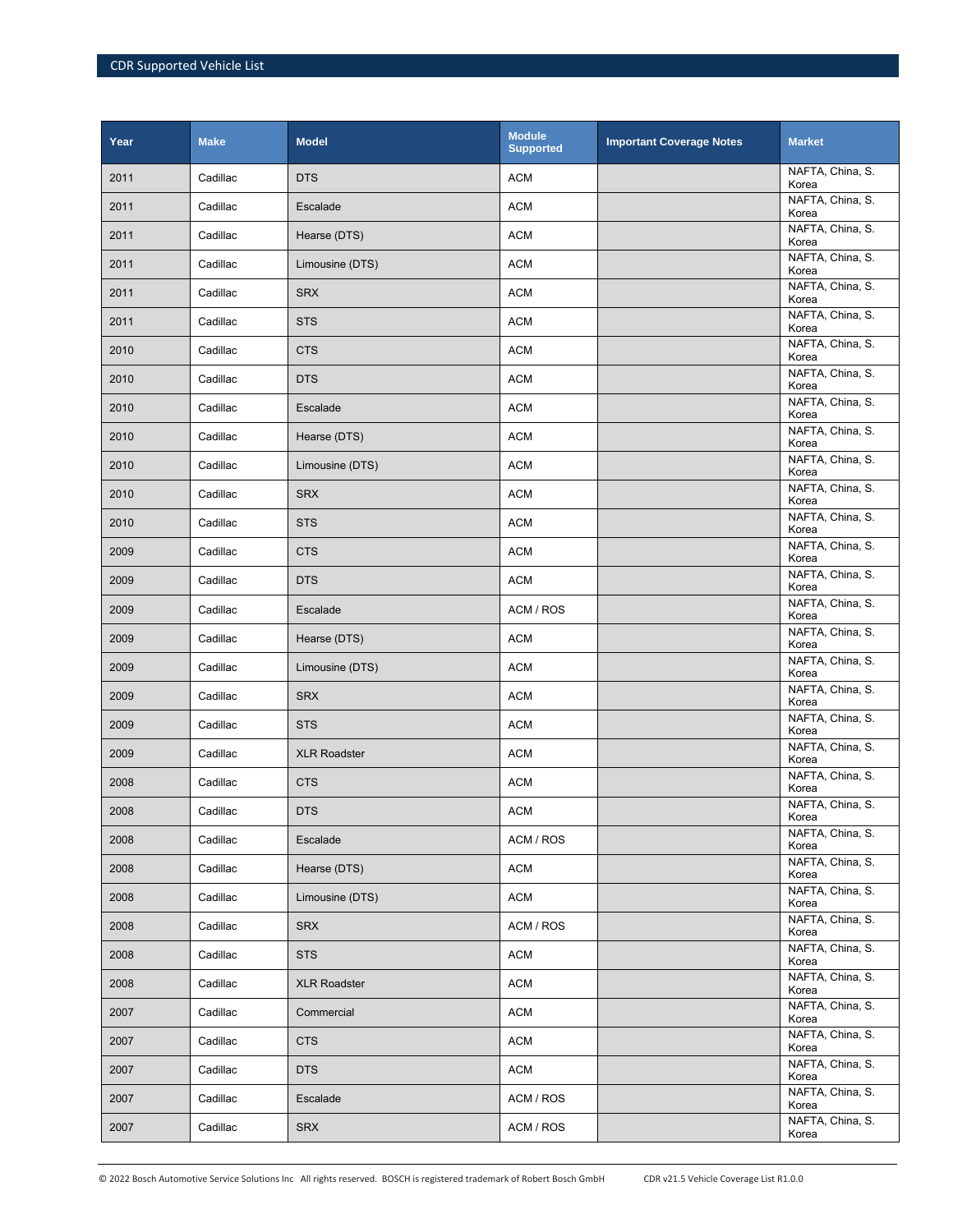| Year | Make | Model | Module Supported | Important Coverage Notes | Market |
|---|---|---|---|---|---|
| 2011 | Cadillac | DTS | ACM | | NAFTA, China, S. Korea |
| 2011 | Cadillac | Escalade | ACM | | NAFTA, China, S. Korea |
| 2011 | Cadillac | Hearse (DTS) | ACM | | NAFTA, China, S. Korea |
| 2011 | Cadillac | Limousine (DTS) | ACM | | NAFTA, China, S. Korea |
| 2011 | Cadillac | SRX | ACM | | NAFTA, China, S. Korea |
| 2011 | Cadillac | STS | ACM | | NAFTA, China, S. Korea |
| 2010 | Cadillac | CTS | ACM | | NAFTA, China, S. Korea |
| 2010 | Cadillac | DTS | ACM | | NAFTA, China, S. Korea |
| 2010 | Cadillac | Escalade | ACM | | NAFTA, China, S. Korea |
| 2010 | Cadillac | Hearse (DTS) | ACM | | NAFTA, China, S. Korea |
| 2010 | Cadillac | Limousine (DTS) | ACM | | NAFTA, China, S. Korea |
| 2010 | Cadillac | SRX | ACM | | NAFTA, China, S. Korea |
| 2010 | Cadillac | STS | ACM | | NAFTA, China, S. Korea |
| 2009 | Cadillac | CTS | ACM | | NAFTA, China, S. Korea |
| 2009 | Cadillac | DTS | ACM | | NAFTA, China, S. Korea |
| 2009 | Cadillac | Escalade | ACM / ROS | | NAFTA, China, S. Korea |
| 2009 | Cadillac | Hearse (DTS) | ACM | | NAFTA, China, S. Korea |
| 2009 | Cadillac | Limousine (DTS) | ACM | | NAFTA, China, S. Korea |
| 2009 | Cadillac | SRX | ACM | | NAFTA, China, S. Korea |
| 2009 | Cadillac | STS | ACM | | NAFTA, China, S. Korea |
| 2009 | Cadillac | XLR Roadster | ACM | | NAFTA, China, S. Korea |
| 2008 | Cadillac | CTS | ACM | | NAFTA, China, S. Korea |
| 2008 | Cadillac | DTS | ACM | | NAFTA, China, S. Korea |
| 2008 | Cadillac | Escalade | ACM / ROS | | NAFTA, China, S. Korea |
| 2008 | Cadillac | Hearse (DTS) | ACM | | NAFTA, China, S. Korea |
| 2008 | Cadillac | Limousine (DTS) | ACM | | NAFTA, China, S. Korea |
| 2008 | Cadillac | SRX | ACM / ROS | | NAFTA, China, S. Korea |
| 2008 | Cadillac | STS | ACM | | NAFTA, China, S. Korea |
| 2008 | Cadillac | XLR Roadster | ACM | | NAFTA, China, S. Korea |
| 2007 | Cadillac | Commercial | ACM | | NAFTA, China, S. Korea |
| 2007 | Cadillac | CTS | ACM | | NAFTA, China, S. Korea |
| 2007 | Cadillac | DTS | ACM | | NAFTA, China, S. Korea |
| 2007 | Cadillac | Escalade | ACM / ROS | | NAFTA, China, S. Korea |
| 2007 | Cadillac | SRX | ACM / ROS | | NAFTA, China, S. Korea |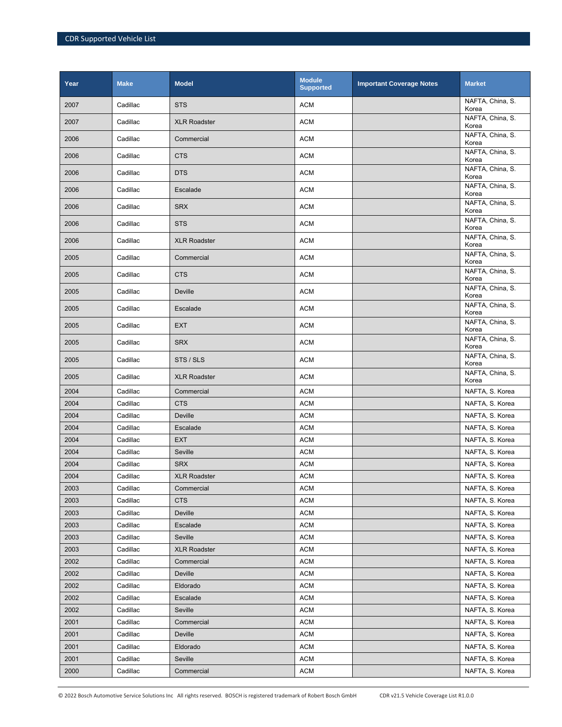| Year | Make | Model | Module Supported | Important Coverage Notes | Market |
|---|---|---|---|---|---|
| 2007 | Cadillac | STS | ACM | | NAFTA, China, S. Korea |
| 2007 | Cadillac | XLR Roadster | ACM | | NAFTA, China, S. Korea |
| 2006 | Cadillac | Commercial | ACM | | NAFTA, China, S. Korea |
| 2006 | Cadillac | CTS | ACM | | NAFTA, China, S. Korea |
| 2006 | Cadillac | DTS | ACM | | NAFTA, China, S. Korea |
| 2006 | Cadillac | Escalade | ACM | | NAFTA, China, S. Korea |
| 2006 | Cadillac | SRX | ACM | | NAFTA, China, S. Korea |
| 2006 | Cadillac | STS | ACM | | NAFTA, China, S. Korea |
| 2006 | Cadillac | XLR Roadster | ACM | | NAFTA, China, S. Korea |
| 2005 | Cadillac | Commercial | ACM | | NAFTA, China, S. Korea |
| 2005 | Cadillac | CTS | ACM | | NAFTA, China, S. Korea |
| 2005 | Cadillac | Deville | ACM | | NAFTA, China, S. Korea |
| 2005 | Cadillac | Escalade | ACM | | NAFTA, China, S. Korea |
| 2005 | Cadillac | EXT | ACM | | NAFTA, China, S. Korea |
| 2005 | Cadillac | SRX | ACM | | NAFTA, China, S. Korea |
| 2005 | Cadillac | STS / SLS | ACM | | NAFTA, China, S. Korea |
| 2005 | Cadillac | XLR Roadster | ACM | | NAFTA, China, S. Korea |
| 2004 | Cadillac | Commercial | ACM | | NAFTA, S. Korea |
| 2004 | Cadillac | CTS | ACM | | NAFTA, S. Korea |
| 2004 | Cadillac | Deville | ACM | | NAFTA, S. Korea |
| 2004 | Cadillac | Escalade | ACM | | NAFTA, S. Korea |
| 2004 | Cadillac | EXT | ACM | | NAFTA, S. Korea |
| 2004 | Cadillac | Seville | ACM | | NAFTA, S. Korea |
| 2004 | Cadillac | SRX | ACM | | NAFTA, S. Korea |
| 2004 | Cadillac | XLR Roadster | ACM | | NAFTA, S. Korea |
| 2003 | Cadillac | Commercial | ACM | | NAFTA, S. Korea |
| 2003 | Cadillac | CTS | ACM | | NAFTA, S. Korea |
| 2003 | Cadillac | Deville | ACM | | NAFTA, S. Korea |
| 2003 | Cadillac | Escalade | ACM | | NAFTA, S. Korea |
| 2003 | Cadillac | Seville | ACM | | NAFTA, S. Korea |
| 2003 | Cadillac | XLR Roadster | ACM | | NAFTA, S. Korea |
| 2002 | Cadillac | Commercial | ACM | | NAFTA, S. Korea |
| 2002 | Cadillac | Deville | ACM | | NAFTA, S. Korea |
| 2002 | Cadillac | Eldorado | ACM | | NAFTA, S. Korea |
| 2002 | Cadillac | Escalade | ACM | | NAFTA, S. Korea |
| 2002 | Cadillac | Seville | ACM | | NAFTA, S. Korea |
| 2001 | Cadillac | Commercial | ACM | | NAFTA, S. Korea |
| 2001 | Cadillac | Deville | ACM | | NAFTA, S. Korea |
| 2001 | Cadillac | Eldorado | ACM | | NAFTA, S. Korea |
| 2001 | Cadillac | Seville | ACM | | NAFTA, S. Korea |
| 2000 | Cadillac | Commercial | ACM | | NAFTA, S. Korea |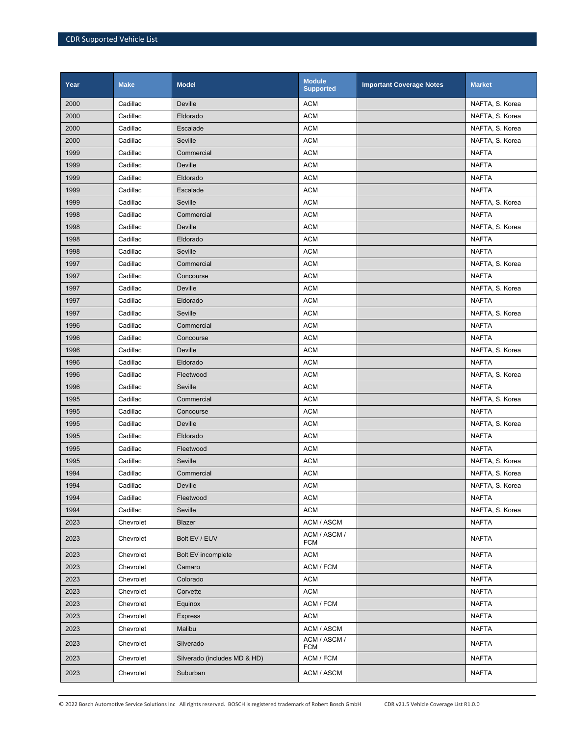| Year | Make | Model | Module Supported | Important Coverage Notes | Market |
|---|---|---|---|---|---|
| 2000 | Cadillac | Deville | ACM | | NAFTA, S. Korea |
| 2000 | Cadillac | Eldorado | ACM | | NAFTA, S. Korea |
| 2000 | Cadillac | Escalade | ACM | | NAFTA, S. Korea |
| 2000 | Cadillac | Seville | ACM | | NAFTA, S. Korea |
| 1999 | Cadillac | Commercial | ACM | | NAFTA |
| 1999 | Cadillac | Deville | ACM | | NAFTA |
| 1999 | Cadillac | Eldorado | ACM | | NAFTA |
| 1999 | Cadillac | Escalade | ACM | | NAFTA |
| 1999 | Cadillac | Seville | ACM | | NAFTA, S. Korea |
| 1998 | Cadillac | Commercial | ACM | | NAFTA |
| 1998 | Cadillac | Deville | ACM | | NAFTA, S. Korea |
| 1998 | Cadillac | Eldorado | ACM | | NAFTA |
| 1998 | Cadillac | Seville | ACM | | NAFTA |
| 1997 | Cadillac | Commercial | ACM | | NAFTA, S. Korea |
| 1997 | Cadillac | Concourse | ACM | | NAFTA |
| 1997 | Cadillac | Deville | ACM | | NAFTA, S. Korea |
| 1997 | Cadillac | Eldorado | ACM | | NAFTA |
| 1997 | Cadillac | Seville | ACM | | NAFTA, S. Korea |
| 1996 | Cadillac | Commercial | ACM | | NAFTA |
| 1996 | Cadillac | Concourse | ACM | | NAFTA |
| 1996 | Cadillac | Deville | ACM | | NAFTA, S. Korea |
| 1996 | Cadillac | Eldorado | ACM | | NAFTA |
| 1996 | Cadillac | Fleetwood | ACM | | NAFTA, S. Korea |
| 1996 | Cadillac | Seville | ACM | | NAFTA |
| 1995 | Cadillac | Commercial | ACM | | NAFTA, S. Korea |
| 1995 | Cadillac | Concourse | ACM | | NAFTA |
| 1995 | Cadillac | Deville | ACM | | NAFTA, S. Korea |
| 1995 | Cadillac | Eldorado | ACM | | NAFTA |
| 1995 | Cadillac | Fleetwood | ACM | | NAFTA |
| 1995 | Cadillac | Seville | ACM | | NAFTA, S. Korea |
| 1994 | Cadillac | Commercial | ACM | | NAFTA, S. Korea |
| 1994 | Cadillac | Deville | ACM | | NAFTA, S. Korea |
| 1994 | Cadillac | Fleetwood | ACM | | NAFTA |
| 1994 | Cadillac | Seville | ACM | | NAFTA, S. Korea |
| 2023 | Chevrolet | Blazer | ACM / ASCM | | NAFTA |
| 2023 | Chevrolet | Bolt EV / EUV | ACM / ASCM / FCM | | NAFTA |
| 2023 | Chevrolet | Bolt EV incomplete | ACM | | NAFTA |
| 2023 | Chevrolet | Camaro | ACM / FCM | | NAFTA |
| 2023 | Chevrolet | Colorado | ACM | | NAFTA |
| 2023 | Chevrolet | Corvette | ACM | | NAFTA |
| 2023 | Chevrolet | Equinox | ACM / FCM | | NAFTA |
| 2023 | Chevrolet | Express | ACM | | NAFTA |
| 2023 | Chevrolet | Malibu | ACM / ASCM | | NAFTA |
| 2023 | Chevrolet | Silverado | ACM / ASCM / FCM | | NAFTA |
| 2023 | Chevrolet | Silverado (includes MD & HD) | ACM / FCM | | NAFTA |
| 2023 | Chevrolet | Suburban | ACM / ASCM | | NAFTA |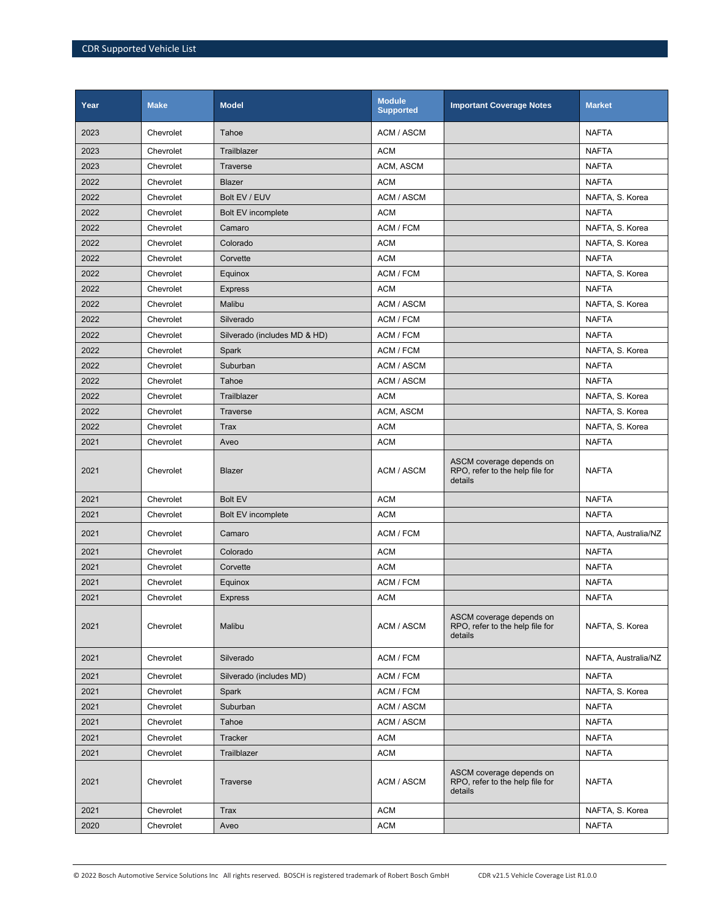| Year | Make | Model | Module Supported | Important Coverage Notes | Market |
|---|---|---|---|---|---|
| 2023 | Chevrolet | Tahoe | ACM / ASCM | | NAFTA |
| 2023 | Chevrolet | Trailblazer | ACM | | NAFTA |
| 2023 | Chevrolet | Traverse | ACM, ASCM | | NAFTA |
| 2022 | Chevrolet | Blazer | ACM | | NAFTA |
| 2022 | Chevrolet | Bolt EV / EUV | ACM / ASCM | | NAFTA, S. Korea |
| 2022 | Chevrolet | Bolt EV incomplete | ACM | | NAFTA |
| 2022 | Chevrolet | Camaro | ACM / FCM | | NAFTA, S. Korea |
| 2022 | Chevrolet | Colorado | ACM | | NAFTA, S. Korea |
| 2022 | Chevrolet | Corvette | ACM | | NAFTA |
| 2022 | Chevrolet | Equinox | ACM / FCM | | NAFTA, S. Korea |
| 2022 | Chevrolet | Express | ACM | | NAFTA |
| 2022 | Chevrolet | Malibu | ACM / ASCM | | NAFTA, S. Korea |
| 2022 | Chevrolet | Silverado | ACM / FCM | | NAFTA |
| 2022 | Chevrolet | Silverado (includes MD & HD) | ACM / FCM | | NAFTA |
| 2022 | Chevrolet | Spark | ACM / FCM | | NAFTA, S. Korea |
| 2022 | Chevrolet | Suburban | ACM / ASCM | | NAFTA |
| 2022 | Chevrolet | Tahoe | ACM / ASCM | | NAFTA |
| 2022 | Chevrolet | Trailblazer | ACM | | NAFTA, S. Korea |
| 2022 | Chevrolet | Traverse | ACM, ASCM | | NAFTA, S. Korea |
| 2022 | Chevrolet | Trax | ACM | | NAFTA, S. Korea |
| 2021 | Chevrolet | Aveo | ACM | | NAFTA |
| 2021 | Chevrolet | Blazer | ACM / ASCM | ASCM coverage depends on RPO, refer to the help file for details | NAFTA |
| 2021 | Chevrolet | Bolt EV | ACM | | NAFTA |
| 2021 | Chevrolet | Bolt EV incomplete | ACM | | NAFTA |
| 2021 | Chevrolet | Camaro | ACM / FCM | | NAFTA, Australia/NZ |
| 2021 | Chevrolet | Colorado | ACM | | NAFTA |
| 2021 | Chevrolet | Corvette | ACM | | NAFTA |
| 2021 | Chevrolet | Equinox | ACM / FCM | | NAFTA |
| 2021 | Chevrolet | Express | ACM | | NAFTA |
| 2021 | Chevrolet | Malibu | ACM / ASCM | ASCM coverage depends on RPO, refer to the help file for details | NAFTA, S. Korea |
| 2021 | Chevrolet | Silverado | ACM / FCM | | NAFTA, Australia/NZ |
| 2021 | Chevrolet | Silverado (includes MD) | ACM / FCM | | NAFTA |
| 2021 | Chevrolet | Spark | ACM / FCM | | NAFTA, S. Korea |
| 2021 | Chevrolet | Suburban | ACM / ASCM | | NAFTA |
| 2021 | Chevrolet | Tahoe | ACM / ASCM | | NAFTA |
| 2021 | Chevrolet | Tracker | ACM | | NAFTA |
| 2021 | Chevrolet | Trailblazer | ACM | | NAFTA |
| 2021 | Chevrolet | Traverse | ACM / ASCM | ASCM coverage depends on RPO, refer to the help file for details | NAFTA |
| 2021 | Chevrolet | Trax | ACM | | NAFTA, S. Korea |
| 2020 | Chevrolet | Aveo | ACM | | NAFTA |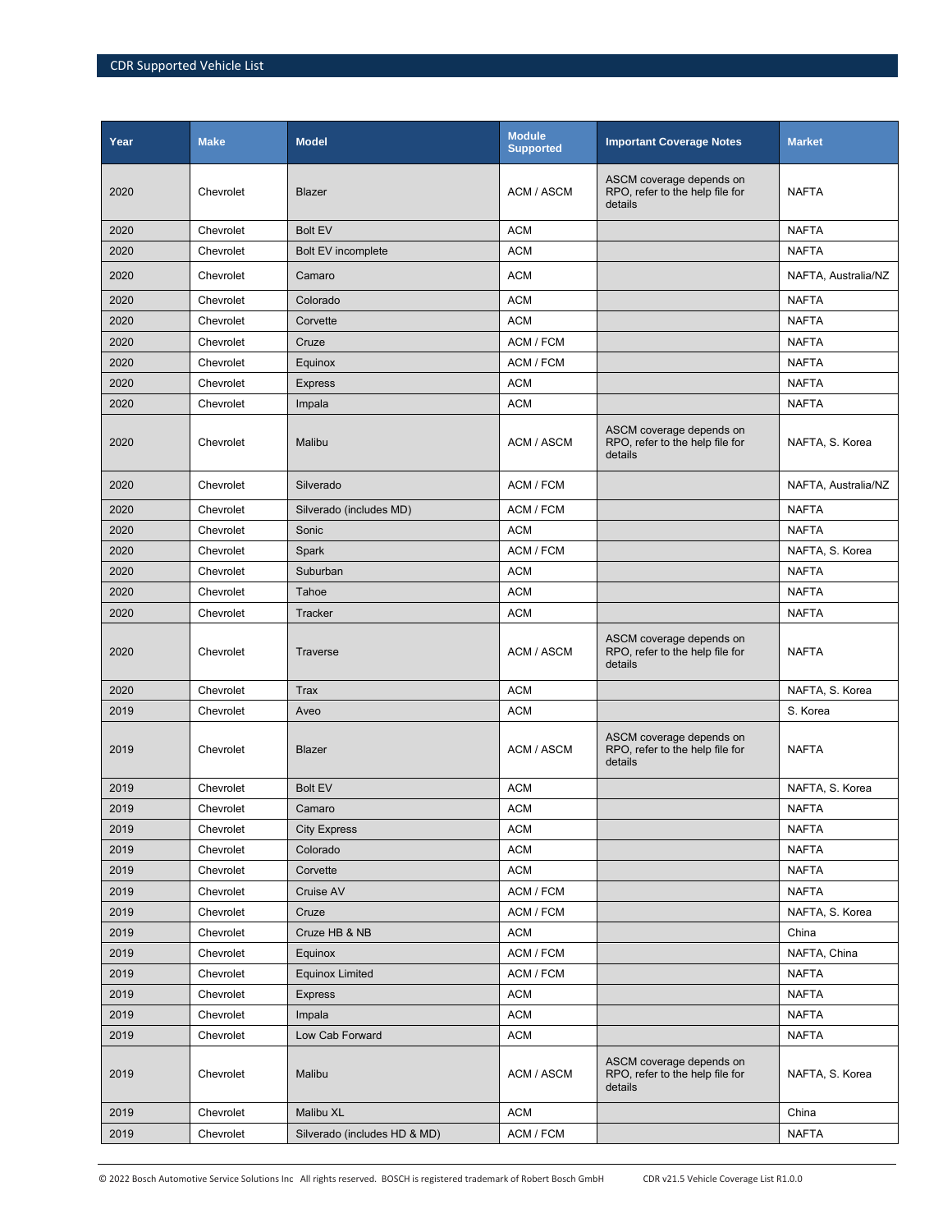| Year | Make | Model | Module Supported | Important Coverage Notes | Market |
|---|---|---|---|---|---|
| 2020 | Chevrolet | Blazer | ACM / ASCM | ASCM coverage depends on RPO, refer to the help file for details | NAFTA |
| 2020 | Chevrolet | Bolt EV | ACM | | NAFTA |
| 2020 | Chevrolet | Bolt EV incomplete | ACM | | NAFTA |
| 2020 | Chevrolet | Camaro | ACM | | NAFTA, Australia/NZ |
| 2020 | Chevrolet | Colorado | ACM | | NAFTA |
| 2020 | Chevrolet | Corvette | ACM | | NAFTA |
| 2020 | Chevrolet | Cruze | ACM / FCM | | NAFTA |
| 2020 | Chevrolet | Equinox | ACM / FCM | | NAFTA |
| 2020 | Chevrolet | Express | ACM | | NAFTA |
| 2020 | Chevrolet | Impala | ACM | | NAFTA |
| 2020 | Chevrolet | Malibu | ACM / ASCM | ASCM coverage depends on RPO, refer to the help file for details | NAFTA, S. Korea |
| 2020 | Chevrolet | Silverado | ACM / FCM | | NAFTA, Australia/NZ |
| 2020 | Chevrolet | Silverado (includes MD) | ACM / FCM | | NAFTA |
| 2020 | Chevrolet | Sonic | ACM | | NAFTA |
| 2020 | Chevrolet | Spark | ACM / FCM | | NAFTA, S. Korea |
| 2020 | Chevrolet | Suburban | ACM | | NAFTA |
| 2020 | Chevrolet | Tahoe | ACM | | NAFTA |
| 2020 | Chevrolet | Tracker | ACM | | NAFTA |
| 2020 | Chevrolet | Traverse | ACM / ASCM | ASCM coverage depends on RPO, refer to the help file for details | NAFTA |
| 2020 | Chevrolet | Trax | ACM | | NAFTA, S. Korea |
| 2019 | Chevrolet | Aveo | ACM | | S. Korea |
| 2019 | Chevrolet | Blazer | ACM / ASCM | ASCM coverage depends on RPO, refer to the help file for details | NAFTA |
| 2019 | Chevrolet | Bolt EV | ACM | | NAFTA, S. Korea |
| 2019 | Chevrolet | Camaro | ACM | | NAFTA |
| 2019 | Chevrolet | City Express | ACM | | NAFTA |
| 2019 | Chevrolet | Colorado | ACM | | NAFTA |
| 2019 | Chevrolet | Corvette | ACM | | NAFTA |
| 2019 | Chevrolet | Cruise AV | ACM / FCM | | NAFTA |
| 2019 | Chevrolet | Cruze | ACM / FCM | | NAFTA, S. Korea |
| 2019 | Chevrolet | Cruze HB & NB | ACM | | China |
| 2019 | Chevrolet | Equinox | ACM / FCM | | NAFTA, China |
| 2019 | Chevrolet | Equinox Limited | ACM / FCM | | NAFTA |
| 2019 | Chevrolet | Express | ACM | | NAFTA |
| 2019 | Chevrolet | Impala | ACM | | NAFTA |
| 2019 | Chevrolet | Low Cab Forward | ACM | | NAFTA |
| 2019 | Chevrolet | Malibu | ACM / ASCM | ASCM coverage depends on RPO, refer to the help file for details | NAFTA, S. Korea |
| 2019 | Chevrolet | Malibu XL | ACM | | China |
| 2019 | Chevrolet | Silverado (includes HD & MD) | ACM / FCM | | NAFTA |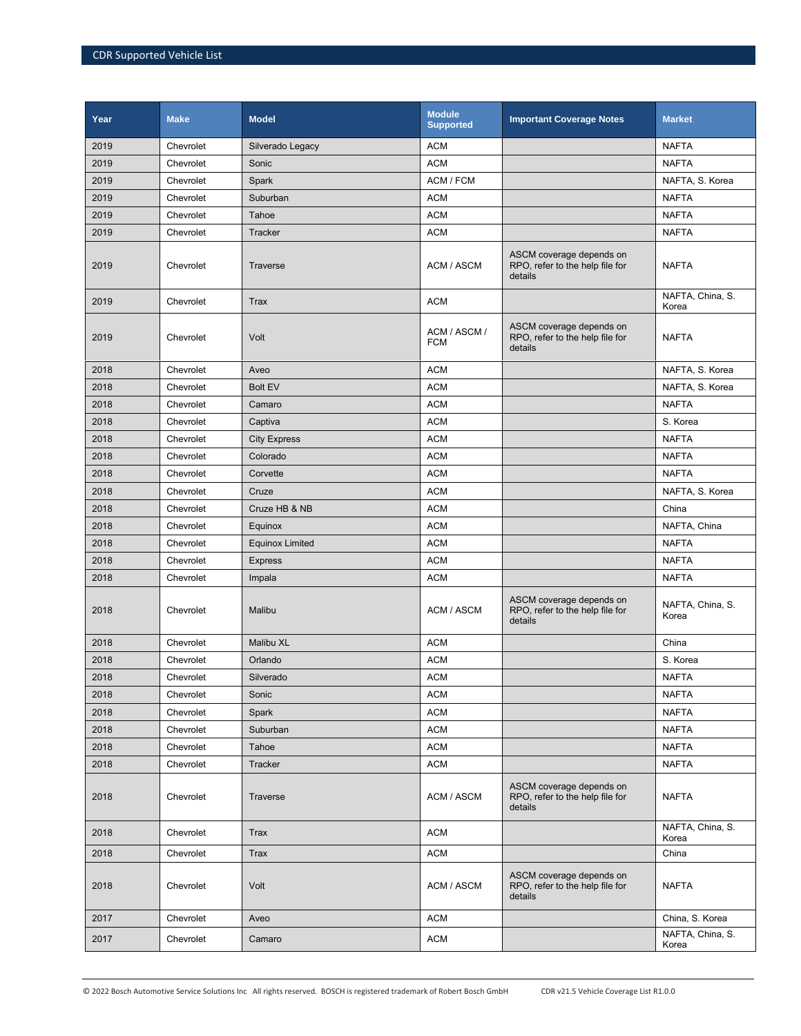| Year | Make | Model | Module Supported | Important Coverage Notes | Market |
|---|---|---|---|---|---|
| 2019 | Chevrolet | Silverado Legacy | ACM | | NAFTA |
| 2019 | Chevrolet | Sonic | ACM | | NAFTA |
| 2019 | Chevrolet | Spark | ACM / FCM | | NAFTA, S. Korea |
| 2019 | Chevrolet | Suburban | ACM | | NAFTA |
| 2019 | Chevrolet | Tahoe | ACM | | NAFTA |
| 2019 | Chevrolet | Tracker | ACM | | NAFTA |
| 2019 | Chevrolet | Traverse | ACM / ASCM | ASCM coverage depends on RPO, refer to the help file for details | NAFTA |
| 2019 | Chevrolet | Trax | ACM | | NAFTA, China, S. Korea |
| 2019 | Chevrolet | Volt | ACM / ASCM / FCM | ASCM coverage depends on RPO, refer to the help file for details | NAFTA |
| 2018 | Chevrolet | Aveo | ACM | | NAFTA, S. Korea |
| 2018 | Chevrolet | Bolt EV | ACM | | NAFTA, S. Korea |
| 2018 | Chevrolet | Camaro | ACM | | NAFTA |
| 2018 | Chevrolet | Captiva | ACM | | S. Korea |
| 2018 | Chevrolet | City Express | ACM | | NAFTA |
| 2018 | Chevrolet | Colorado | ACM | | NAFTA |
| 2018 | Chevrolet | Corvette | ACM | | NAFTA |
| 2018 | Chevrolet | Cruze | ACM | | NAFTA, S. Korea |
| 2018 | Chevrolet | Cruze HB & NB | ACM | | China |
| 2018 | Chevrolet | Equinox | ACM | | NAFTA, China |
| 2018 | Chevrolet | Equinox Limited | ACM | | NAFTA |
| 2018 | Chevrolet | Express | ACM | | NAFTA |
| 2018 | Chevrolet | Impala | ACM | | NAFTA |
| 2018 | Chevrolet | Malibu | ACM / ASCM | ASCM coverage depends on RPO, refer to the help file for details | NAFTA, China, S. Korea |
| 2018 | Chevrolet | Malibu XL | ACM | | China |
| 2018 | Chevrolet | Orlando | ACM | | S. Korea |
| 2018 | Chevrolet | Silverado | ACM | | NAFTA |
| 2018 | Chevrolet | Sonic | ACM | | NAFTA |
| 2018 | Chevrolet | Spark | ACM | | NAFTA |
| 2018 | Chevrolet | Suburban | ACM | | NAFTA |
| 2018 | Chevrolet | Tahoe | ACM | | NAFTA |
| 2018 | Chevrolet | Tracker | ACM | | NAFTA |
| 2018 | Chevrolet | Traverse | ACM / ASCM | ASCM coverage depends on RPO, refer to the help file for details | NAFTA |
| 2018 | Chevrolet | Trax | ACM | | NAFTA, China, S. Korea |
| 2018 | Chevrolet | Trax | ACM | | China |
| 2018 | Chevrolet | Volt | ACM / ASCM | ASCM coverage depends on RPO, refer to the help file for details | NAFTA |
| 2017 | Chevrolet | Aveo | ACM | | China, S. Korea |
| 2017 | Chevrolet | Camaro | ACM | | NAFTA, China, S. Korea |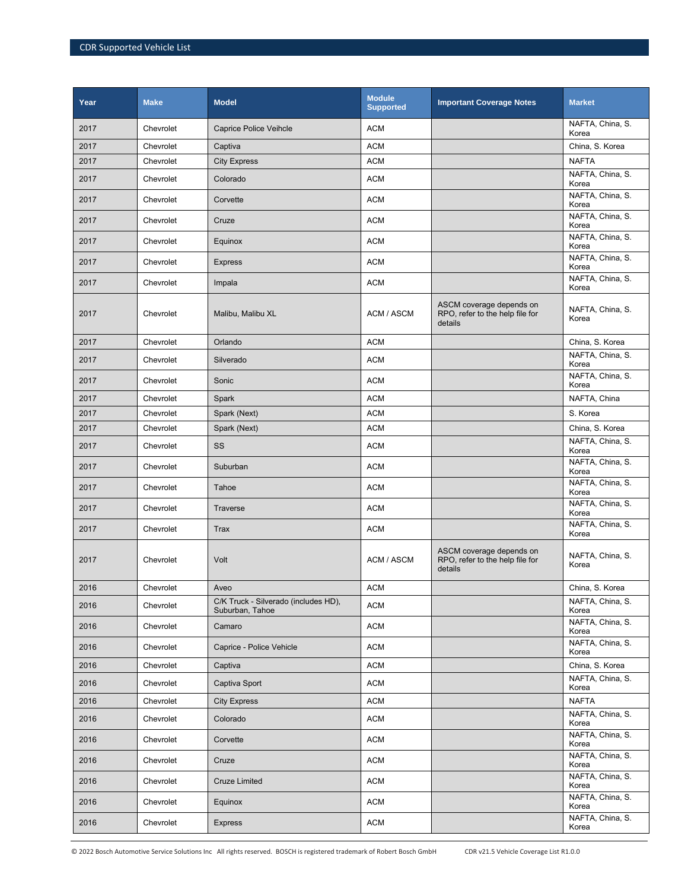| Year | Make | Model | Module Supported | Important Coverage Notes | Market |
|---|---|---|---|---|---|
| 2017 | Chevrolet | Caprice Police Veihcle | ACM | | NAFTA, China, S. Korea |
| 2017 | Chevrolet | Captiva | ACM | | China, S. Korea |
| 2017 | Chevrolet | City Express | ACM | | NAFTA |
| 2017 | Chevrolet | Colorado | ACM | | NAFTA, China, S. Korea |
| 2017 | Chevrolet | Corvette | ACM | | NAFTA, China, S. Korea |
| 2017 | Chevrolet | Cruze | ACM | | NAFTA, China, S. Korea |
| 2017 | Chevrolet | Equinox | ACM | | NAFTA, China, S. Korea |
| 2017 | Chevrolet | Express | ACM | | NAFTA, China, S. Korea |
| 2017 | Chevrolet | Impala | ACM | | NAFTA, China, S. Korea |
| 2017 | Chevrolet | Malibu, Malibu XL | ACM / ASCM | ASCM coverage depends on RPO, refer to the help file for details | NAFTA, China, S. Korea |
| 2017 | Chevrolet | Orlando | ACM | | China, S. Korea |
| 2017 | Chevrolet | Silverado | ACM | | NAFTA, China, S. Korea |
| 2017 | Chevrolet | Sonic | ACM | | NAFTA, China, S. Korea |
| 2017 | Chevrolet | Spark | ACM | | NAFTA, China |
| 2017 | Chevrolet | Spark (Next) | ACM | | S. Korea |
| 2017 | Chevrolet | Spark (Next) | ACM | | China, S. Korea |
| 2017 | Chevrolet | SS | ACM | | NAFTA, China, S. Korea |
| 2017 | Chevrolet | Suburban | ACM | | NAFTA, China, S. Korea |
| 2017 | Chevrolet | Tahoe | ACM | | NAFTA, China, S. Korea |
| 2017 | Chevrolet | Traverse | ACM | | NAFTA, China, S. Korea |
| 2017 | Chevrolet | Trax | ACM | | NAFTA, China, S. Korea |
| 2017 | Chevrolet | Volt | ACM / ASCM | ASCM coverage depends on RPO, refer to the help file for details | NAFTA, China, S. Korea |
| 2016 | Chevrolet | Aveo | ACM | | China, S. Korea |
| 2016 | Chevrolet | C/K Truck - Silverado (includes HD), Suburban, Tahoe | ACM | | NAFTA, China, S. Korea |
| 2016 | Chevrolet | Camaro | ACM | | NAFTA, China, S. Korea |
| 2016 | Chevrolet | Caprice - Police Vehicle | ACM | | NAFTA, China, S. Korea |
| 2016 | Chevrolet | Captiva | ACM | | China, S. Korea |
| 2016 | Chevrolet | Captiva Sport | ACM | | NAFTA, China, S. Korea |
| 2016 | Chevrolet | City Express | ACM | | NAFTA |
| 2016 | Chevrolet | Colorado | ACM | | NAFTA, China, S. Korea |
| 2016 | Chevrolet | Corvette | ACM | | NAFTA, China, S. Korea |
| 2016 | Chevrolet | Cruze | ACM | | NAFTA, China, S. Korea |
| 2016 | Chevrolet | Cruze Limited | ACM | | NAFTA, China, S. Korea |
| 2016 | Chevrolet | Equinox | ACM | | NAFTA, China, S. Korea |
| 2016 | Chevrolet | Express | ACM | | NAFTA, China, S. Korea |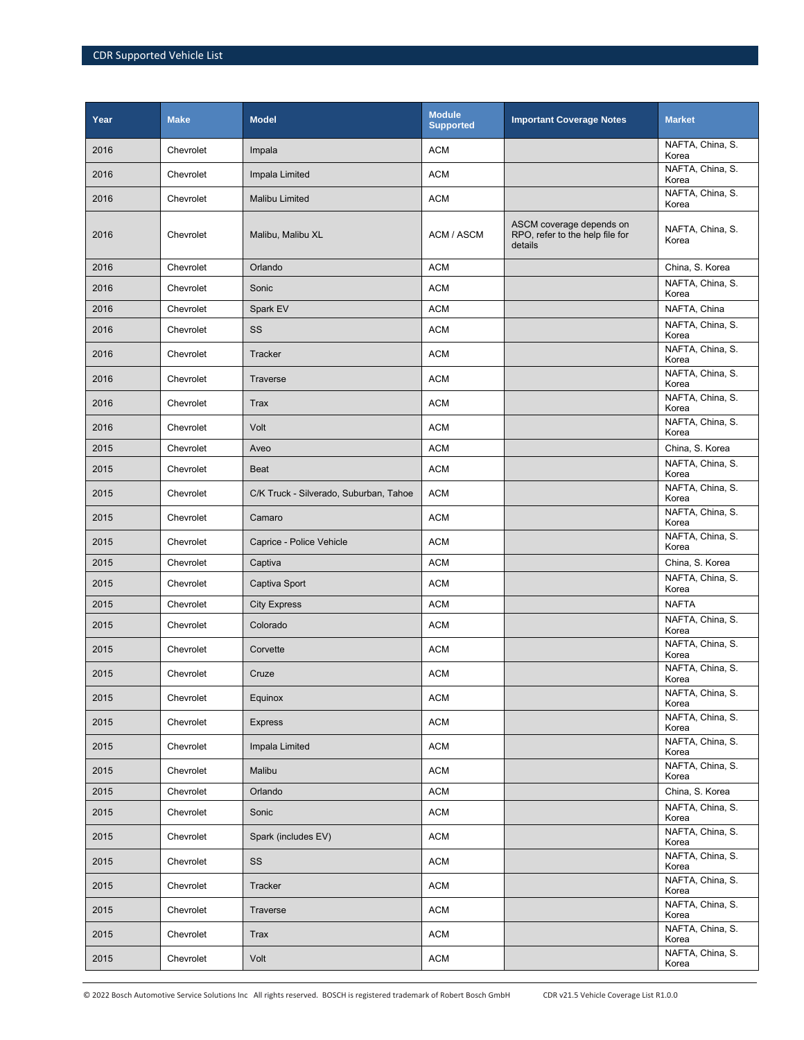| Year | Make | Model | Module Supported | Important Coverage Notes | Market |
|---|---|---|---|---|---|
| 2016 | Chevrolet | Impala | ACM | | NAFTA, China, S. Korea |
| 2016 | Chevrolet | Impala Limited | ACM | | NAFTA, China, S. Korea |
| 2016 | Chevrolet | Malibu Limited | ACM | | NAFTA, China, S. Korea |
| 2016 | Chevrolet | Malibu, Malibu XL | ACM / ASCM | ASCM coverage depends on RPO, refer to the help file for details | NAFTA, China, S. Korea |
| 2016 | Chevrolet | Orlando | ACM | | China, S. Korea |
| 2016 | Chevrolet | Sonic | ACM | | NAFTA, China, S. Korea |
| 2016 | Chevrolet | Spark EV | ACM | | NAFTA, China |
| 2016 | Chevrolet | SS | ACM | | NAFTA, China, S. Korea |
| 2016 | Chevrolet | Tracker | ACM | | NAFTA, China, S. Korea |
| 2016 | Chevrolet | Traverse | ACM | | NAFTA, China, S. Korea |
| 2016 | Chevrolet | Trax | ACM | | NAFTA, China, S. Korea |
| 2016 | Chevrolet | Volt | ACM | | NAFTA, China, S. Korea |
| 2015 | Chevrolet | Aveo | ACM | | China, S. Korea |
| 2015 | Chevrolet | Beat | ACM | | NAFTA, China, S. Korea |
| 2015 | Chevrolet | C/K Truck - Silverado, Suburban, Tahoe | ACM | | NAFTA, China, S. Korea |
| 2015 | Chevrolet | Camaro | ACM | | NAFTA, China, S. Korea |
| 2015 | Chevrolet | Caprice - Police Vehicle | ACM | | NAFTA, China, S. Korea |
| 2015 | Chevrolet | Captiva | ACM | | China, S. Korea |
| 2015 | Chevrolet | Captiva Sport | ACM | | NAFTA, China, S. Korea |
| 2015 | Chevrolet | City Express | ACM | | NAFTA |
| 2015 | Chevrolet | Colorado | ACM | | NAFTA, China, S. Korea |
| 2015 | Chevrolet | Corvette | ACM | | NAFTA, China, S. Korea |
| 2015 | Chevrolet | Cruze | ACM | | NAFTA, China, S. Korea |
| 2015 | Chevrolet | Equinox | ACM | | NAFTA, China, S. Korea |
| 2015 | Chevrolet | Express | ACM | | NAFTA, China, S. Korea |
| 2015 | Chevrolet | Impala Limited | ACM | | NAFTA, China, S. Korea |
| 2015 | Chevrolet | Malibu | ACM | | NAFTA, China, S. Korea |
| 2015 | Chevrolet | Orlando | ACM | | China, S. Korea |
| 2015 | Chevrolet | Sonic | ACM | | NAFTA, China, S. Korea |
| 2015 | Chevrolet | Spark (includes EV) | ACM | | NAFTA, China, S. Korea |
| 2015 | Chevrolet | SS | ACM | | NAFTA, China, S. Korea |
| 2015 | Chevrolet | Tracker | ACM | | NAFTA, China, S. Korea |
| 2015 | Chevrolet | Traverse | ACM | | NAFTA, China, S. Korea |
| 2015 | Chevrolet | Trax | ACM | | NAFTA, China, S. Korea |
| 2015 | Chevrolet | Volt | ACM | | NAFTA, China, S. Korea |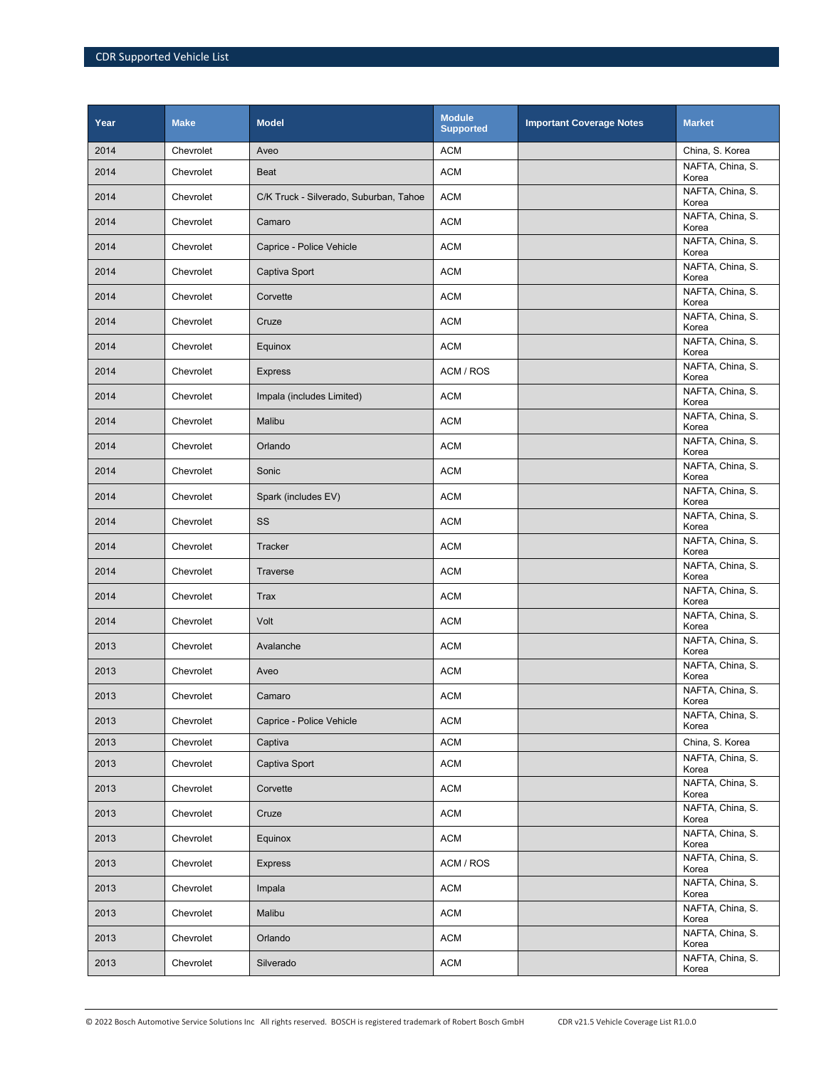| Year | Make | Model | Module Supported | Important Coverage Notes | Market |
|---|---|---|---|---|---|
| 2014 | Chevrolet | Aveo | ACM | | China, S. Korea |
| 2014 | Chevrolet | Beat | ACM | | NAFTA, China, S. Korea |
| 2014 | Chevrolet | C/K Truck - Silverado, Suburban, Tahoe | ACM | | NAFTA, China, S. Korea |
| 2014 | Chevrolet | Camaro | ACM | | NAFTA, China, S. Korea |
| 2014 | Chevrolet | Caprice - Police Vehicle | ACM | | NAFTA, China, S. Korea |
| 2014 | Chevrolet | Captiva Sport | ACM | | NAFTA, China, S. Korea |
| 2014 | Chevrolet | Corvette | ACM | | NAFTA, China, S. Korea |
| 2014 | Chevrolet | Cruze | ACM | | NAFTA, China, S. Korea |
| 2014 | Chevrolet | Equinox | ACM | | NAFTA, China, S. Korea |
| 2014 | Chevrolet | Express | ACM / ROS | | NAFTA, China, S. Korea |
| 2014 | Chevrolet | Impala (includes Limited) | ACM | | NAFTA, China, S. Korea |
| 2014 | Chevrolet | Malibu | ACM | | NAFTA, China, S. Korea |
| 2014 | Chevrolet | Orlando | ACM | | NAFTA, China, S. Korea |
| 2014 | Chevrolet | Sonic | ACM | | NAFTA, China, S. Korea |
| 2014 | Chevrolet | Spark (includes EV) | ACM | | NAFTA, China, S. Korea |
| 2014 | Chevrolet | SS | ACM | | NAFTA, China, S. Korea |
| 2014 | Chevrolet | Tracker | ACM | | NAFTA, China, S. Korea |
| 2014 | Chevrolet | Traverse | ACM | | NAFTA, China, S. Korea |
| 2014 | Chevrolet | Trax | ACM | | NAFTA, China, S. Korea |
| 2014 | Chevrolet | Volt | ACM | | NAFTA, China, S. Korea |
| 2013 | Chevrolet | Avalanche | ACM | | NAFTA, China, S. Korea |
| 2013 | Chevrolet | Aveo | ACM | | NAFTA, China, S. Korea |
| 2013 | Chevrolet | Camaro | ACM | | NAFTA, China, S. Korea |
| 2013 | Chevrolet | Caprice - Police Vehicle | ACM | | NAFTA, China, S. Korea |
| 2013 | Chevrolet | Captiva | ACM | | China, S. Korea |
| 2013 | Chevrolet | Captiva Sport | ACM | | NAFTA, China, S. Korea |
| 2013 | Chevrolet | Corvette | ACM | | NAFTA, China, S. Korea |
| 2013 | Chevrolet | Cruze | ACM | | NAFTA, China, S. Korea |
| 2013 | Chevrolet | Equinox | ACM | | NAFTA, China, S. Korea |
| 2013 | Chevrolet | Express | ACM / ROS | | NAFTA, China, S. Korea |
| 2013 | Chevrolet | Impala | ACM | | NAFTA, China, S. Korea |
| 2013 | Chevrolet | Malibu | ACM | | NAFTA, China, S. Korea |
| 2013 | Chevrolet | Orlando | ACM | | NAFTA, China, S. Korea |
| 2013 | Chevrolet | Silverado | ACM | | NAFTA, China, S. Korea |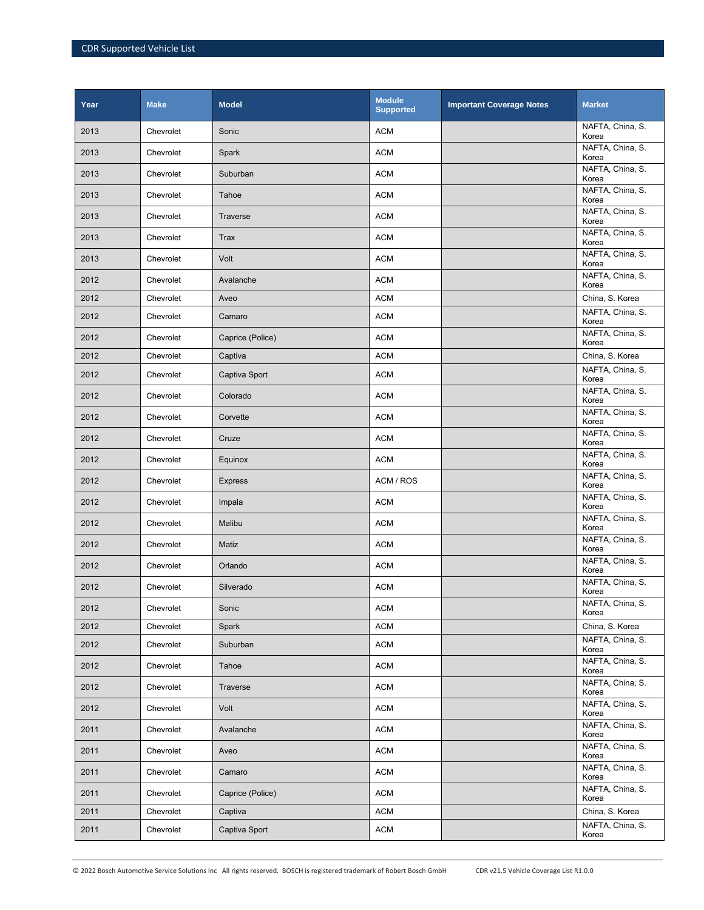| Year | Make | Model | Module Supported | Important Coverage Notes | Market |
|---|---|---|---|---|---|
| 2013 | Chevrolet | Sonic | ACM | | NAFTA, China, S. Korea |
| 2013 | Chevrolet | Spark | ACM | | NAFTA, China, S. Korea |
| 2013 | Chevrolet | Suburban | ACM | | NAFTA, China, S. Korea |
| 2013 | Chevrolet | Tahoe | ACM | | NAFTA, China, S. Korea |
| 2013 | Chevrolet | Traverse | ACM | | NAFTA, China, S. Korea |
| 2013 | Chevrolet | Trax | ACM | | NAFTA, China, S. Korea |
| 2013 | Chevrolet | Volt | ACM | | NAFTA, China, S. Korea |
| 2012 | Chevrolet | Avalanche | ACM | | NAFTA, China, S. Korea |
| 2012 | Chevrolet | Aveo | ACM | | China, S. Korea |
| 2012 | Chevrolet | Camaro | ACM | | NAFTA, China, S. Korea |
| 2012 | Chevrolet | Caprice (Police) | ACM | | NAFTA, China, S. Korea |
| 2012 | Chevrolet | Captiva | ACM | | China, S. Korea |
| 2012 | Chevrolet | Captiva Sport | ACM | | NAFTA, China, S. Korea |
| 2012 | Chevrolet | Colorado | ACM | | NAFTA, China, S. Korea |
| 2012 | Chevrolet | Corvette | ACM | | NAFTA, China, S. Korea |
| 2012 | Chevrolet | Cruze | ACM | | NAFTA, China, S. Korea |
| 2012 | Chevrolet | Equinox | ACM | | NAFTA, China, S. Korea |
| 2012 | Chevrolet | Express | ACM / ROS | | NAFTA, China, S. Korea |
| 2012 | Chevrolet | Impala | ACM | | NAFTA, China, S. Korea |
| 2012 | Chevrolet | Malibu | ACM | | NAFTA, China, S. Korea |
| 2012 | Chevrolet | Matiz | ACM | | NAFTA, China, S. Korea |
| 2012 | Chevrolet | Orlando | ACM | | NAFTA, China, S. Korea |
| 2012 | Chevrolet | Silverado | ACM | | NAFTA, China, S. Korea |
| 2012 | Chevrolet | Sonic | ACM | | NAFTA, China, S. Korea |
| 2012 | Chevrolet | Spark | ACM | | China, S. Korea |
| 2012 | Chevrolet | Suburban | ACM | | NAFTA, China, S. Korea |
| 2012 | Chevrolet | Tahoe | ACM | | NAFTA, China, S. Korea |
| 2012 | Chevrolet | Traverse | ACM | | NAFTA, China, S. Korea |
| 2012 | Chevrolet | Volt | ACM | | NAFTA, China, S. Korea |
| 2011 | Chevrolet | Avalanche | ACM | | NAFTA, China, S. Korea |
| 2011 | Chevrolet | Aveo | ACM | | NAFTA, China, S. Korea |
| 2011 | Chevrolet | Camaro | ACM | | NAFTA, China, S. Korea |
| 2011 | Chevrolet | Caprice (Police) | ACM | | NAFTA, China, S. Korea |
| 2011 | Chevrolet | Captiva | ACM | | China, S. Korea |
| 2011 | Chevrolet | Captiva Sport | ACM | | NAFTA, China, S. Korea |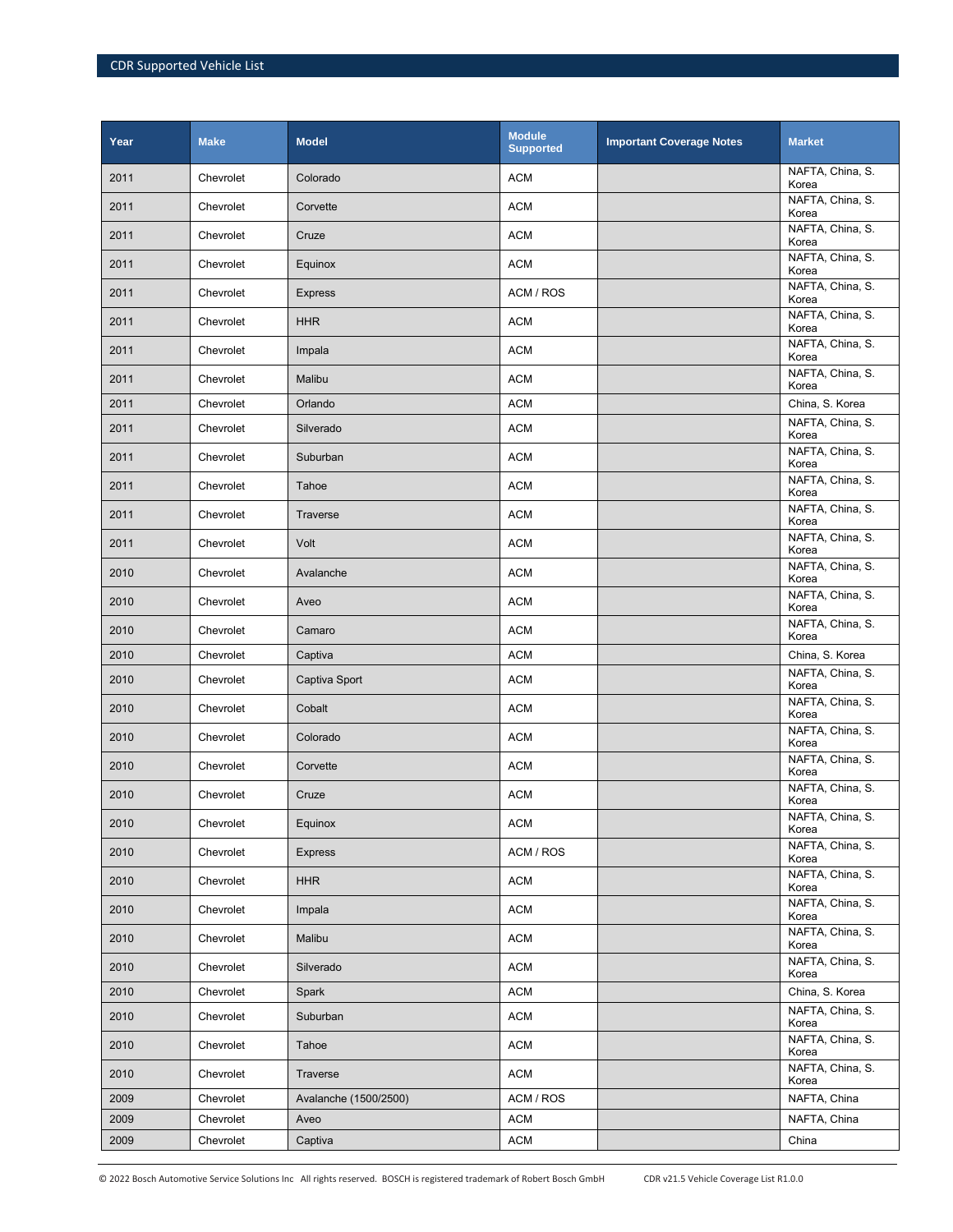| Year | Make | Model | Module Supported | Important Coverage Notes | Market |
|---|---|---|---|---|---|
| 2011 | Chevrolet | Colorado | ACM | | NAFTA, China, S. Korea |
| 2011 | Chevrolet | Corvette | ACM | | NAFTA, China, S. Korea |
| 2011 | Chevrolet | Cruze | ACM | | NAFTA, China, S. Korea |
| 2011 | Chevrolet | Equinox | ACM | | NAFTA, China, S. Korea |
| 2011 | Chevrolet | Express | ACM / ROS | | NAFTA, China, S. Korea |
| 2011 | Chevrolet | HHR | ACM | | NAFTA, China, S. Korea |
| 2011 | Chevrolet | Impala | ACM | | NAFTA, China, S. Korea |
| 2011 | Chevrolet | Malibu | ACM | | NAFTA, China, S. Korea |
| 2011 | Chevrolet | Orlando | ACM | | China, S. Korea |
| 2011 | Chevrolet | Silverado | ACM | | NAFTA, China, S. Korea |
| 2011 | Chevrolet | Suburban | ACM | | NAFTA, China, S. Korea |
| 2011 | Chevrolet | Tahoe | ACM | | NAFTA, China, S. Korea |
| 2011 | Chevrolet | Traverse | ACM | | NAFTA, China, S. Korea |
| 2011 | Chevrolet | Volt | ACM | | NAFTA, China, S. Korea |
| 2010 | Chevrolet | Avalanche | ACM | | NAFTA, China, S. Korea |
| 2010 | Chevrolet | Aveo | ACM | | NAFTA, China, S. Korea |
| 2010 | Chevrolet | Camaro | ACM | | NAFTA, China, S. Korea |
| 2010 | Chevrolet | Captiva | ACM | | China, S. Korea |
| 2010 | Chevrolet | Captiva Sport | ACM | | NAFTA, China, S. Korea |
| 2010 | Chevrolet | Cobalt | ACM | | NAFTA, China, S. Korea |
| 2010 | Chevrolet | Colorado | ACM | | NAFTA, China, S. Korea |
| 2010 | Chevrolet | Corvette | ACM | | NAFTA, China, S. Korea |
| 2010 | Chevrolet | Cruze | ACM | | NAFTA, China, S. Korea |
| 2010 | Chevrolet | Equinox | ACM | | NAFTA, China, S. Korea |
| 2010 | Chevrolet | Express | ACM / ROS | | NAFTA, China, S. Korea |
| 2010 | Chevrolet | HHR | ACM | | NAFTA, China, S. Korea |
| 2010 | Chevrolet | Impala | ACM | | NAFTA, China, S. Korea |
| 2010 | Chevrolet | Malibu | ACM | | NAFTA, China, S. Korea |
| 2010 | Chevrolet | Silverado | ACM | | NAFTA, China, S. Korea |
| 2010 | Chevrolet | Spark | ACM | | China, S. Korea |
| 2010 | Chevrolet | Suburban | ACM | | NAFTA, China, S. Korea |
| 2010 | Chevrolet | Tahoe | ACM | | NAFTA, China, S. Korea |
| 2010 | Chevrolet | Traverse | ACM | | NAFTA, China, S. Korea |
| 2009 | Chevrolet | Avalanche (1500/2500) | ACM / ROS | | NAFTA, China |
| 2009 | Chevrolet | Aveo | ACM | | NAFTA, China |
| 2009 | Chevrolet | Captiva | ACM | | China |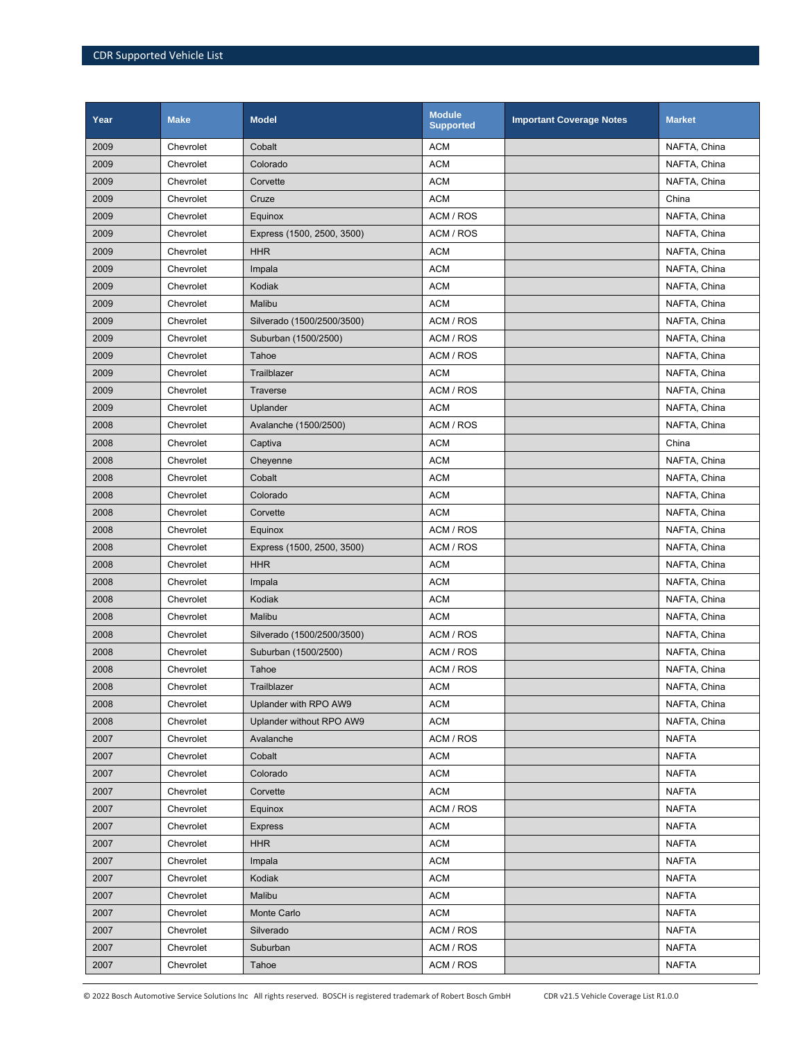| Year | Make | Model | Module Supported | Important Coverage Notes | Market |
|---|---|---|---|---|---|
| 2009 | Chevrolet | Cobalt | ACM | | NAFTA, China |
| 2009 | Chevrolet | Colorado | ACM | | NAFTA, China |
| 2009 | Chevrolet | Corvette | ACM | | NAFTA, China |
| 2009 | Chevrolet | Cruze | ACM | | China |
| 2009 | Chevrolet | Equinox | ACM / ROS | | NAFTA, China |
| 2009 | Chevrolet | Express (1500, 2500, 3500) | ACM / ROS | | NAFTA, China |
| 2009 | Chevrolet | HHR | ACM | | NAFTA, China |
| 2009 | Chevrolet | Impala | ACM | | NAFTA, China |
| 2009 | Chevrolet | Kodiak | ACM | | NAFTA, China |
| 2009 | Chevrolet | Malibu | ACM | | NAFTA, China |
| 2009 | Chevrolet | Silverado (1500/2500/3500) | ACM / ROS | | NAFTA, China |
| 2009 | Chevrolet | Suburban (1500/2500) | ACM / ROS | | NAFTA, China |
| 2009 | Chevrolet | Tahoe | ACM / ROS | | NAFTA, China |
| 2009 | Chevrolet | Trailblazer | ACM | | NAFTA, China |
| 2009 | Chevrolet | Traverse | ACM / ROS | | NAFTA, China |
| 2009 | Chevrolet | Uplander | ACM | | NAFTA, China |
| 2008 | Chevrolet | Avalanche (1500/2500) | ACM / ROS | | NAFTA, China |
| 2008 | Chevrolet | Captiva | ACM | | China |
| 2008 | Chevrolet | Cheyenne | ACM | | NAFTA, China |
| 2008 | Chevrolet | Cobalt | ACM | | NAFTA, China |
| 2008 | Chevrolet | Colorado | ACM | | NAFTA, China |
| 2008 | Chevrolet | Corvette | ACM | | NAFTA, China |
| 2008 | Chevrolet | Equinox | ACM / ROS | | NAFTA, China |
| 2008 | Chevrolet | Express (1500, 2500, 3500) | ACM / ROS | | NAFTA, China |
| 2008 | Chevrolet | HHR | ACM | | NAFTA, China |
| 2008 | Chevrolet | Impala | ACM | | NAFTA, China |
| 2008 | Chevrolet | Kodiak | ACM | | NAFTA, China |
| 2008 | Chevrolet | Malibu | ACM | | NAFTA, China |
| 2008 | Chevrolet | Silverado (1500/2500/3500) | ACM / ROS | | NAFTA, China |
| 2008 | Chevrolet | Suburban (1500/2500) | ACM / ROS | | NAFTA, China |
| 2008 | Chevrolet | Tahoe | ACM / ROS | | NAFTA, China |
| 2008 | Chevrolet | Trailblazer | ACM | | NAFTA, China |
| 2008 | Chevrolet | Uplander with RPO AW9 | ACM | | NAFTA, China |
| 2008 | Chevrolet | Uplander without RPO AW9 | ACM | | NAFTA, China |
| 2007 | Chevrolet | Avalanche | ACM / ROS | | NAFTA |
| 2007 | Chevrolet | Cobalt | ACM | | NAFTA |
| 2007 | Chevrolet | Colorado | ACM | | NAFTA |
| 2007 | Chevrolet | Corvette | ACM | | NAFTA |
| 2007 | Chevrolet | Equinox | ACM / ROS | | NAFTA |
| 2007 | Chevrolet | Express | ACM | | NAFTA |
| 2007 | Chevrolet | HHR | ACM | | NAFTA |
| 2007 | Chevrolet | Impala | ACM | | NAFTA |
| 2007 | Chevrolet | Kodiak | ACM | | NAFTA |
| 2007 | Chevrolet | Malibu | ACM | | NAFTA |
| 2007 | Chevrolet | Monte Carlo | ACM | | NAFTA |
| 2007 | Chevrolet | Silverado | ACM / ROS | | NAFTA |
| 2007 | Chevrolet | Suburban | ACM / ROS | | NAFTA |
| 2007 | Chevrolet | Tahoe | ACM / ROS | | NAFTA |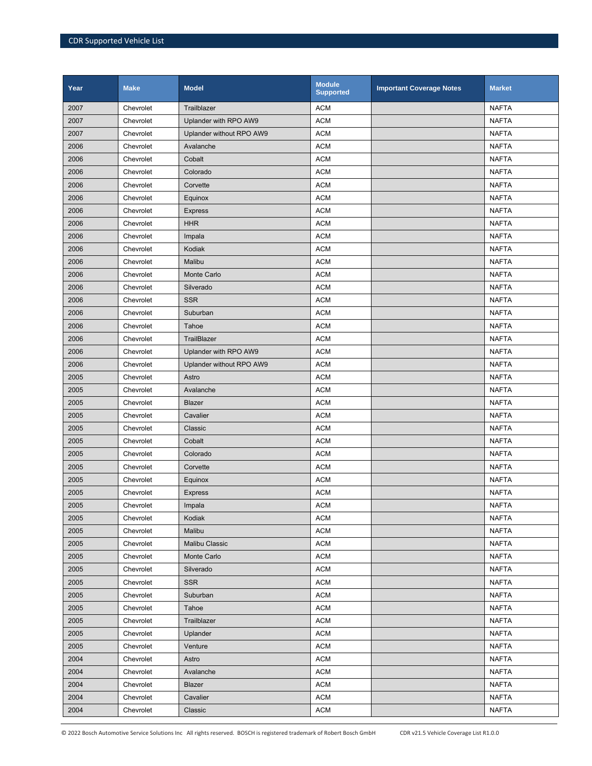| Year | Make | Model | Module Supported | Important Coverage Notes | Market |
|---|---|---|---|---|---|
| 2007 | Chevrolet | Trailblazer | ACM | | NAFTA |
| 2007 | Chevrolet | Uplander with RPO AW9 | ACM | | NAFTA |
| 2007 | Chevrolet | Uplander without RPO AW9 | ACM | | NAFTA |
| 2006 | Chevrolet | Avalanche | ACM | | NAFTA |
| 2006 | Chevrolet | Cobalt | ACM | | NAFTA |
| 2006 | Chevrolet | Colorado | ACM | | NAFTA |
| 2006 | Chevrolet | Corvette | ACM | | NAFTA |
| 2006 | Chevrolet | Equinox | ACM | | NAFTA |
| 2006 | Chevrolet | Express | ACM | | NAFTA |
| 2006 | Chevrolet | HHR | ACM | | NAFTA |
| 2006 | Chevrolet | Impala | ACM | | NAFTA |
| 2006 | Chevrolet | Kodiak | ACM | | NAFTA |
| 2006 | Chevrolet | Malibu | ACM | | NAFTA |
| 2006 | Chevrolet | Monte Carlo | ACM | | NAFTA |
| 2006 | Chevrolet | Silverado | ACM | | NAFTA |
| 2006 | Chevrolet | SSR | ACM | | NAFTA |
| 2006 | Chevrolet | Suburban | ACM | | NAFTA |
| 2006 | Chevrolet | Tahoe | ACM | | NAFTA |
| 2006 | Chevrolet | TrailBlazer | ACM | | NAFTA |
| 2006 | Chevrolet | Uplander with RPO AW9 | ACM | | NAFTA |
| 2006 | Chevrolet | Uplander without RPO AW9 | ACM | | NAFTA |
| 2005 | Chevrolet | Astro | ACM | | NAFTA |
| 2005 | Chevrolet | Avalanche | ACM | | NAFTA |
| 2005 | Chevrolet | Blazer | ACM | | NAFTA |
| 2005 | Chevrolet | Cavalier | ACM | | NAFTA |
| 2005 | Chevrolet | Classic | ACM | | NAFTA |
| 2005 | Chevrolet | Cobalt | ACM | | NAFTA |
| 2005 | Chevrolet | Colorado | ACM | | NAFTA |
| 2005 | Chevrolet | Corvette | ACM | | NAFTA |
| 2005 | Chevrolet | Equinox | ACM | | NAFTA |
| 2005 | Chevrolet | Express | ACM | | NAFTA |
| 2005 | Chevrolet | Impala | ACM | | NAFTA |
| 2005 | Chevrolet | Kodiak | ACM | | NAFTA |
| 2005 | Chevrolet | Malibu | ACM | | NAFTA |
| 2005 | Chevrolet | Malibu Classic | ACM | | NAFTA |
| 2005 | Chevrolet | Monte Carlo | ACM | | NAFTA |
| 2005 | Chevrolet | Silverado | ACM | | NAFTA |
| 2005 | Chevrolet | SSR | ACM | | NAFTA |
| 2005 | Chevrolet | Suburban | ACM | | NAFTA |
| 2005 | Chevrolet | Tahoe | ACM | | NAFTA |
| 2005 | Chevrolet | Trailblazer | ACM | | NAFTA |
| 2005 | Chevrolet | Uplander | ACM | | NAFTA |
| 2005 | Chevrolet | Venture | ACM | | NAFTA |
| 2004 | Chevrolet | Astro | ACM | | NAFTA |
| 2004 | Chevrolet | Avalanche | ACM | | NAFTA |
| 2004 | Chevrolet | Blazer | ACM | | NAFTA |
| 2004 | Chevrolet | Cavalier | ACM | | NAFTA |
| 2004 | Chevrolet | Classic | ACM | | NAFTA |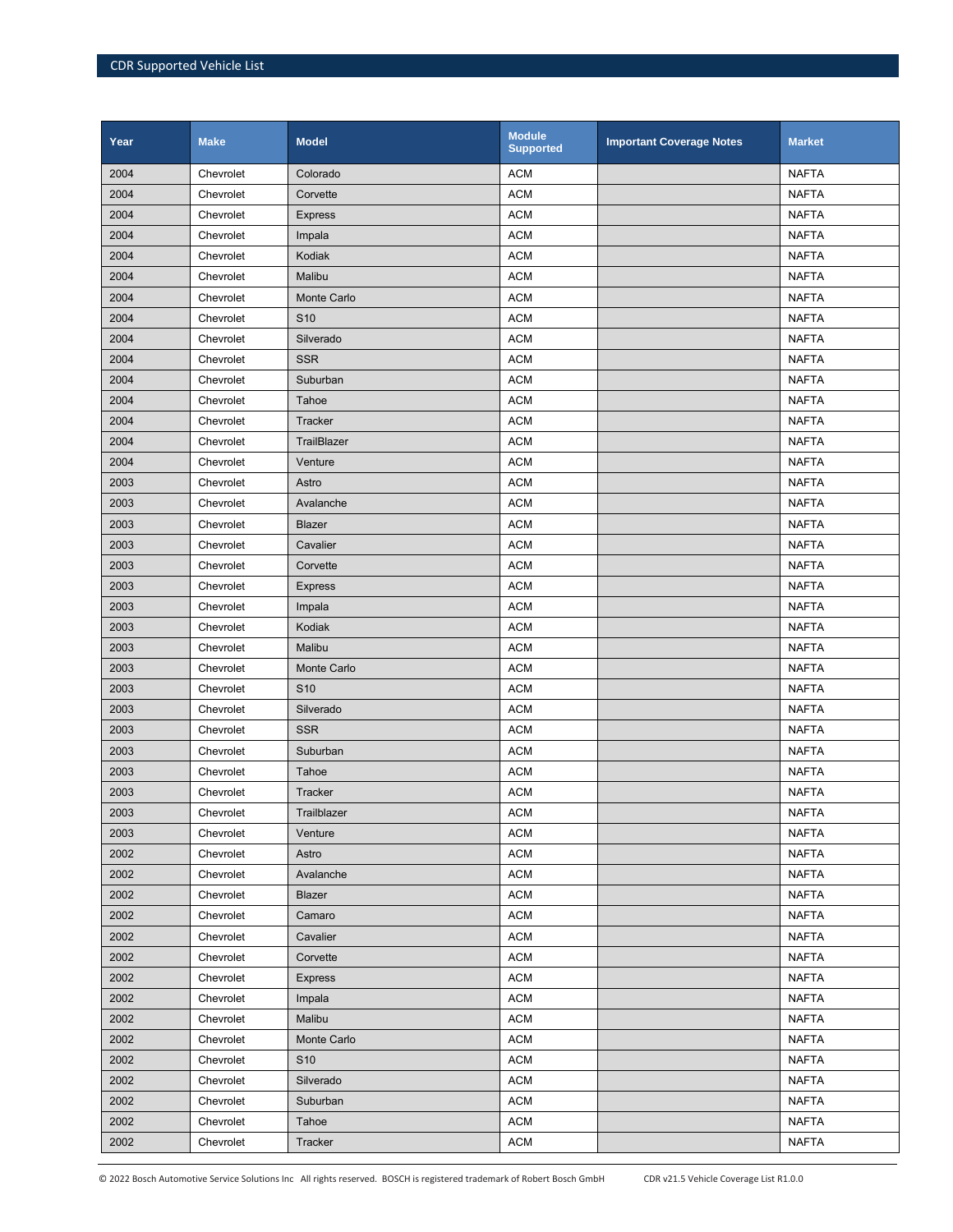| Year | Make | Model | Module Supported | Important Coverage Notes | Market |
|---|---|---|---|---|---|
| 2004 | Chevrolet | Colorado | ACM | | NAFTA |
| 2004 | Chevrolet | Corvette | ACM | | NAFTA |
| 2004 | Chevrolet | Express | ACM | | NAFTA |
| 2004 | Chevrolet | Impala | ACM | | NAFTA |
| 2004 | Chevrolet | Kodiak | ACM | | NAFTA |
| 2004 | Chevrolet | Malibu | ACM | | NAFTA |
| 2004 | Chevrolet | Monte Carlo | ACM | | NAFTA |
| 2004 | Chevrolet | S10 | ACM | | NAFTA |
| 2004 | Chevrolet | Silverado | ACM | | NAFTA |
| 2004 | Chevrolet | SSR | ACM | | NAFTA |
| 2004 | Chevrolet | Suburban | ACM | | NAFTA |
| 2004 | Chevrolet | Tahoe | ACM | | NAFTA |
| 2004 | Chevrolet | Tracker | ACM | | NAFTA |
| 2004 | Chevrolet | TrailBlazer | ACM | | NAFTA |
| 2004 | Chevrolet | Venture | ACM | | NAFTA |
| 2003 | Chevrolet | Astro | ACM | | NAFTA |
| 2003 | Chevrolet | Avalanche | ACM | | NAFTA |
| 2003 | Chevrolet | Blazer | ACM | | NAFTA |
| 2003 | Chevrolet | Cavalier | ACM | | NAFTA |
| 2003 | Chevrolet | Corvette | ACM | | NAFTA |
| 2003 | Chevrolet | Express | ACM | | NAFTA |
| 2003 | Chevrolet | Impala | ACM | | NAFTA |
| 2003 | Chevrolet | Kodiak | ACM | | NAFTA |
| 2003 | Chevrolet | Malibu | ACM | | NAFTA |
| 2003 | Chevrolet | Monte Carlo | ACM | | NAFTA |
| 2003 | Chevrolet | S10 | ACM | | NAFTA |
| 2003 | Chevrolet | Silverado | ACM | | NAFTA |
| 2003 | Chevrolet | SSR | ACM | | NAFTA |
| 2003 | Chevrolet | Suburban | ACM | | NAFTA |
| 2003 | Chevrolet | Tahoe | ACM | | NAFTA |
| 2003 | Chevrolet | Tracker | ACM | | NAFTA |
| 2003 | Chevrolet | Trailblazer | ACM | | NAFTA |
| 2003 | Chevrolet | Venture | ACM | | NAFTA |
| 2002 | Chevrolet | Astro | ACM | | NAFTA |
| 2002 | Chevrolet | Avalanche | ACM | | NAFTA |
| 2002 | Chevrolet | Blazer | ACM | | NAFTA |
| 2002 | Chevrolet | Camaro | ACM | | NAFTA |
| 2002 | Chevrolet | Cavalier | ACM | | NAFTA |
| 2002 | Chevrolet | Corvette | ACM | | NAFTA |
| 2002 | Chevrolet | Express | ACM | | NAFTA |
| 2002 | Chevrolet | Impala | ACM | | NAFTA |
| 2002 | Chevrolet | Malibu | ACM | | NAFTA |
| 2002 | Chevrolet | Monte Carlo | ACM | | NAFTA |
| 2002 | Chevrolet | S10 | ACM | | NAFTA |
| 2002 | Chevrolet | Silverado | ACM | | NAFTA |
| 2002 | Chevrolet | Suburban | ACM | | NAFTA |
| 2002 | Chevrolet | Tahoe | ACM | | NAFTA |
| 2002 | Chevrolet | Tracker | ACM | | NAFTA |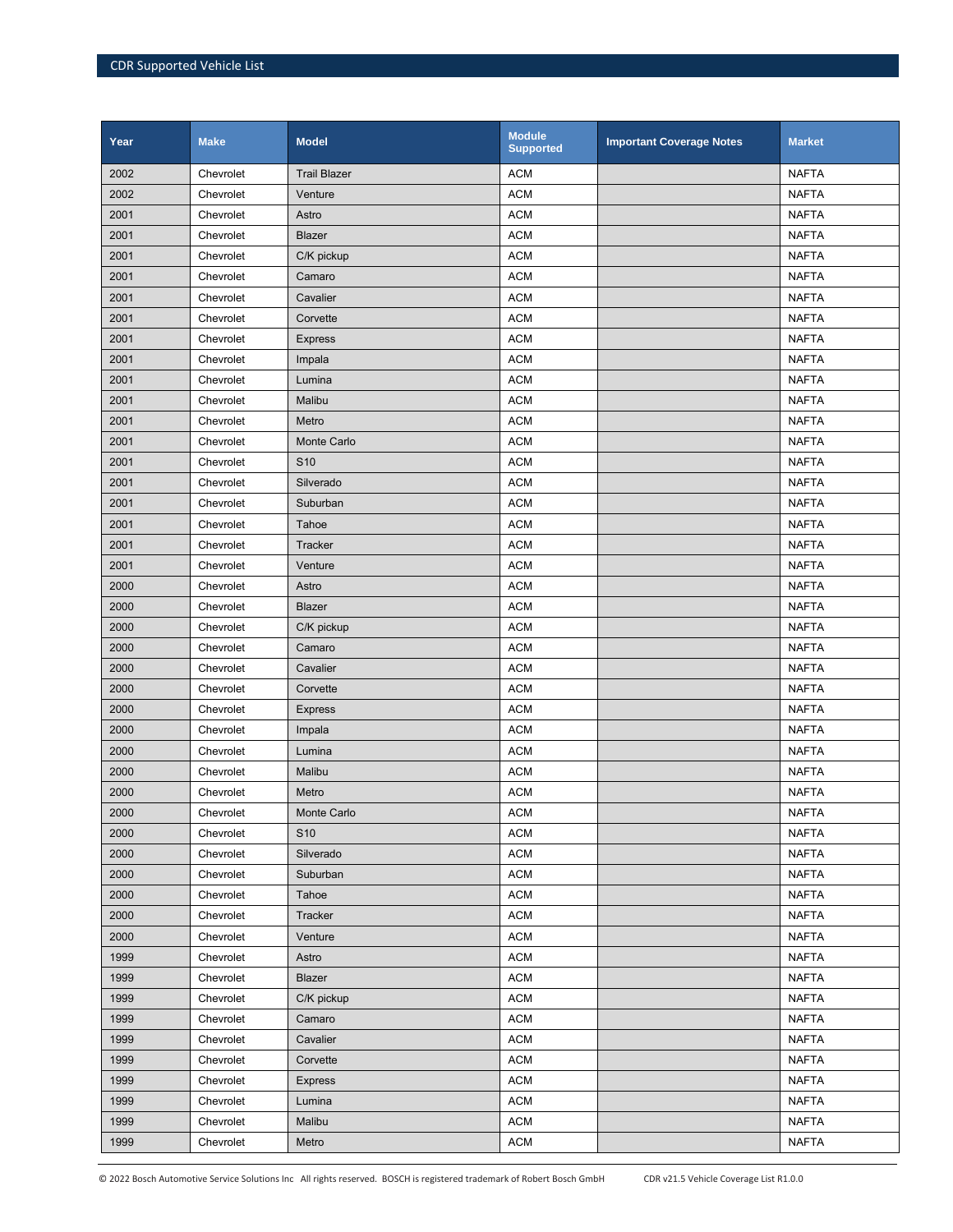| Year | Make | Model | Module Supported | Important Coverage Notes | Market |
|---|---|---|---|---|---|
| 2002 | Chevrolet | Trail Blazer | ACM | | NAFTA |
| 2002 | Chevrolet | Venture | ACM | | NAFTA |
| 2001 | Chevrolet | Astro | ACM | | NAFTA |
| 2001 | Chevrolet | Blazer | ACM | | NAFTA |
| 2001 | Chevrolet | C/K pickup | ACM | | NAFTA |
| 2001 | Chevrolet | Camaro | ACM | | NAFTA |
| 2001 | Chevrolet | Cavalier | ACM | | NAFTA |
| 2001 | Chevrolet | Corvette | ACM | | NAFTA |
| 2001 | Chevrolet | Express | ACM | | NAFTA |
| 2001 | Chevrolet | Impala | ACM | | NAFTA |
| 2001 | Chevrolet | Lumina | ACM | | NAFTA |
| 2001 | Chevrolet | Malibu | ACM | | NAFTA |
| 2001 | Chevrolet | Metro | ACM | | NAFTA |
| 2001 | Chevrolet | Monte Carlo | ACM | | NAFTA |
| 2001 | Chevrolet | S10 | ACM | | NAFTA |
| 2001 | Chevrolet | Silverado | ACM | | NAFTA |
| 2001 | Chevrolet | Suburban | ACM | | NAFTA |
| 2001 | Chevrolet | Tahoe | ACM | | NAFTA |
| 2001 | Chevrolet | Tracker | ACM | | NAFTA |
| 2001 | Chevrolet | Venture | ACM | | NAFTA |
| 2000 | Chevrolet | Astro | ACM | | NAFTA |
| 2000 | Chevrolet | Blazer | ACM | | NAFTA |
| 2000 | Chevrolet | C/K pickup | ACM | | NAFTA |
| 2000 | Chevrolet | Camaro | ACM | | NAFTA |
| 2000 | Chevrolet | Cavalier | ACM | | NAFTA |
| 2000 | Chevrolet | Corvette | ACM | | NAFTA |
| 2000 | Chevrolet | Express | ACM | | NAFTA |
| 2000 | Chevrolet | Impala | ACM | | NAFTA |
| 2000 | Chevrolet | Lumina | ACM | | NAFTA |
| 2000 | Chevrolet | Malibu | ACM | | NAFTA |
| 2000 | Chevrolet | Metro | ACM | | NAFTA |
| 2000 | Chevrolet | Monte Carlo | ACM | | NAFTA |
| 2000 | Chevrolet | S10 | ACM | | NAFTA |
| 2000 | Chevrolet | Silverado | ACM | | NAFTA |
| 2000 | Chevrolet | Suburban | ACM | | NAFTA |
| 2000 | Chevrolet | Tahoe | ACM | | NAFTA |
| 2000 | Chevrolet | Tracker | ACM | | NAFTA |
| 2000 | Chevrolet | Venture | ACM | | NAFTA |
| 1999 | Chevrolet | Astro | ACM | | NAFTA |
| 1999 | Chevrolet | Blazer | ACM | | NAFTA |
| 1999 | Chevrolet | C/K pickup | ACM | | NAFTA |
| 1999 | Chevrolet | Camaro | ACM | | NAFTA |
| 1999 | Chevrolet | Cavalier | ACM | | NAFTA |
| 1999 | Chevrolet | Corvette | ACM | | NAFTA |
| 1999 | Chevrolet | Express | ACM | | NAFTA |
| 1999 | Chevrolet | Lumina | ACM | | NAFTA |
| 1999 | Chevrolet | Malibu | ACM | | NAFTA |
| 1999 | Chevrolet | Metro | ACM | | NAFTA |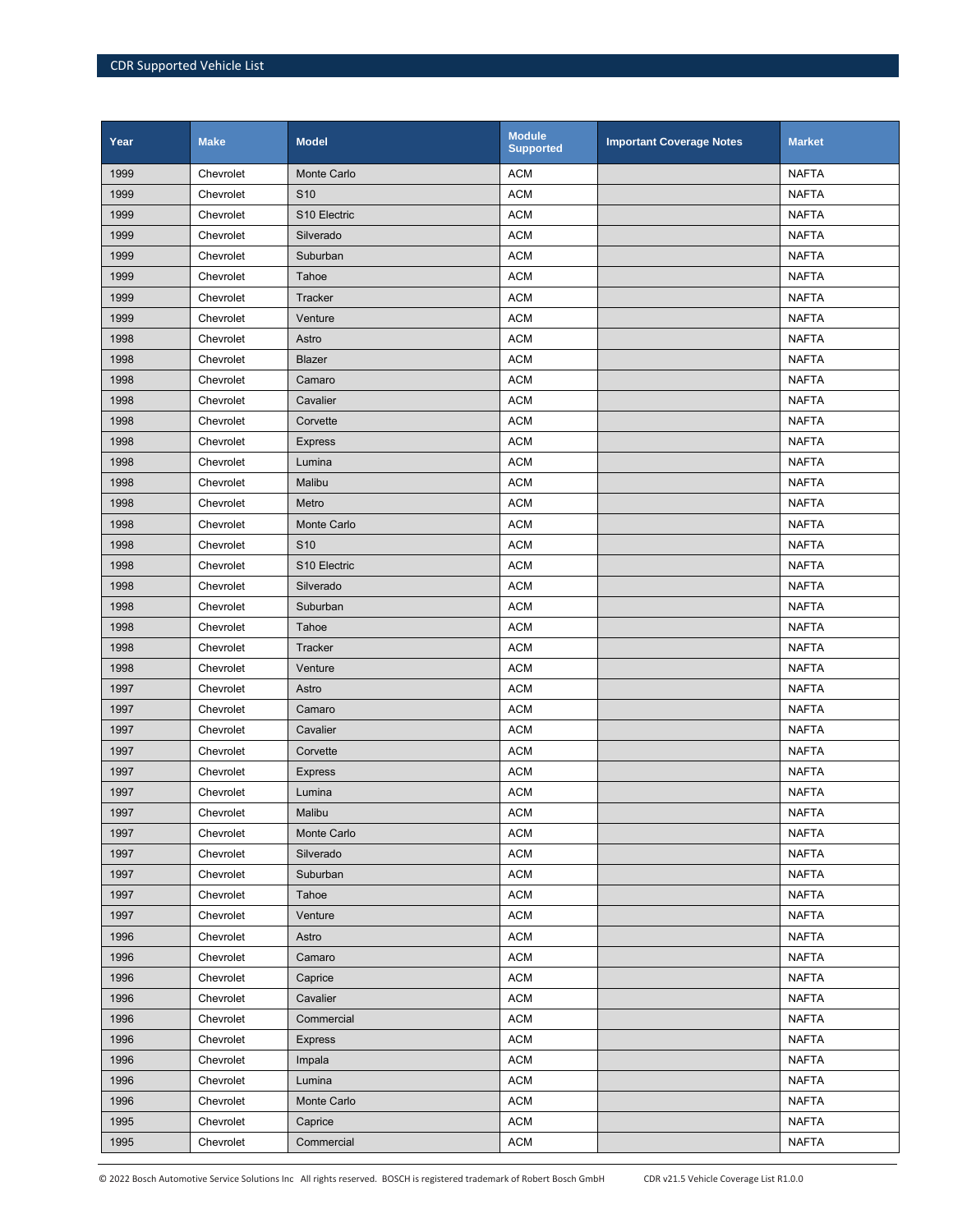| Year | Make | Model | Module Supported | Important Coverage Notes | Market |
|---|---|---|---|---|---|
| 1999 | Chevrolet | Monte Carlo | ACM | | NAFTA |
| 1999 | Chevrolet | S10 | ACM | | NAFTA |
| 1999 | Chevrolet | S10 Electric | ACM | | NAFTA |
| 1999 | Chevrolet | Silverado | ACM | | NAFTA |
| 1999 | Chevrolet | Suburban | ACM | | NAFTA |
| 1999 | Chevrolet | Tahoe | ACM | | NAFTA |
| 1999 | Chevrolet | Tracker | ACM | | NAFTA |
| 1999 | Chevrolet | Venture | ACM | | NAFTA |
| 1998 | Chevrolet | Astro | ACM | | NAFTA |
| 1998 | Chevrolet | Blazer | ACM | | NAFTA |
| 1998 | Chevrolet | Camaro | ACM | | NAFTA |
| 1998 | Chevrolet | Cavalier | ACM | | NAFTA |
| 1998 | Chevrolet | Corvette | ACM | | NAFTA |
| 1998 | Chevrolet | Express | ACM | | NAFTA |
| 1998 | Chevrolet | Lumina | ACM | | NAFTA |
| 1998 | Chevrolet | Malibu | ACM | | NAFTA |
| 1998 | Chevrolet | Metro | ACM | | NAFTA |
| 1998 | Chevrolet | Monte Carlo | ACM | | NAFTA |
| 1998 | Chevrolet | S10 | ACM | | NAFTA |
| 1998 | Chevrolet | S10 Electric | ACM | | NAFTA |
| 1998 | Chevrolet | Silverado | ACM | | NAFTA |
| 1998 | Chevrolet | Suburban | ACM | | NAFTA |
| 1998 | Chevrolet | Tahoe | ACM | | NAFTA |
| 1998 | Chevrolet | Tracker | ACM | | NAFTA |
| 1998 | Chevrolet | Venture | ACM | | NAFTA |
| 1997 | Chevrolet | Astro | ACM | | NAFTA |
| 1997 | Chevrolet | Camaro | ACM | | NAFTA |
| 1997 | Chevrolet | Cavalier | ACM | | NAFTA |
| 1997 | Chevrolet | Corvette | ACM | | NAFTA |
| 1997 | Chevrolet | Express | ACM | | NAFTA |
| 1997 | Chevrolet | Lumina | ACM | | NAFTA |
| 1997 | Chevrolet | Malibu | ACM | | NAFTA |
| 1997 | Chevrolet | Monte Carlo | ACM | | NAFTA |
| 1997 | Chevrolet | Silverado | ACM | | NAFTA |
| 1997 | Chevrolet | Suburban | ACM | | NAFTA |
| 1997 | Chevrolet | Tahoe | ACM | | NAFTA |
| 1997 | Chevrolet | Venture | ACM | | NAFTA |
| 1996 | Chevrolet | Astro | ACM | | NAFTA |
| 1996 | Chevrolet | Camaro | ACM | | NAFTA |
| 1996 | Chevrolet | Caprice | ACM | | NAFTA |
| 1996 | Chevrolet | Cavalier | ACM | | NAFTA |
| 1996 | Chevrolet | Commercial | ACM | | NAFTA |
| 1996 | Chevrolet | Express | ACM | | NAFTA |
| 1996 | Chevrolet | Impala | ACM | | NAFTA |
| 1996 | Chevrolet | Lumina | ACM | | NAFTA |
| 1996 | Chevrolet | Monte Carlo | ACM | | NAFTA |
| 1995 | Chevrolet | Caprice | ACM | | NAFTA |
| 1995 | Chevrolet | Commercial | ACM | | NAFTA |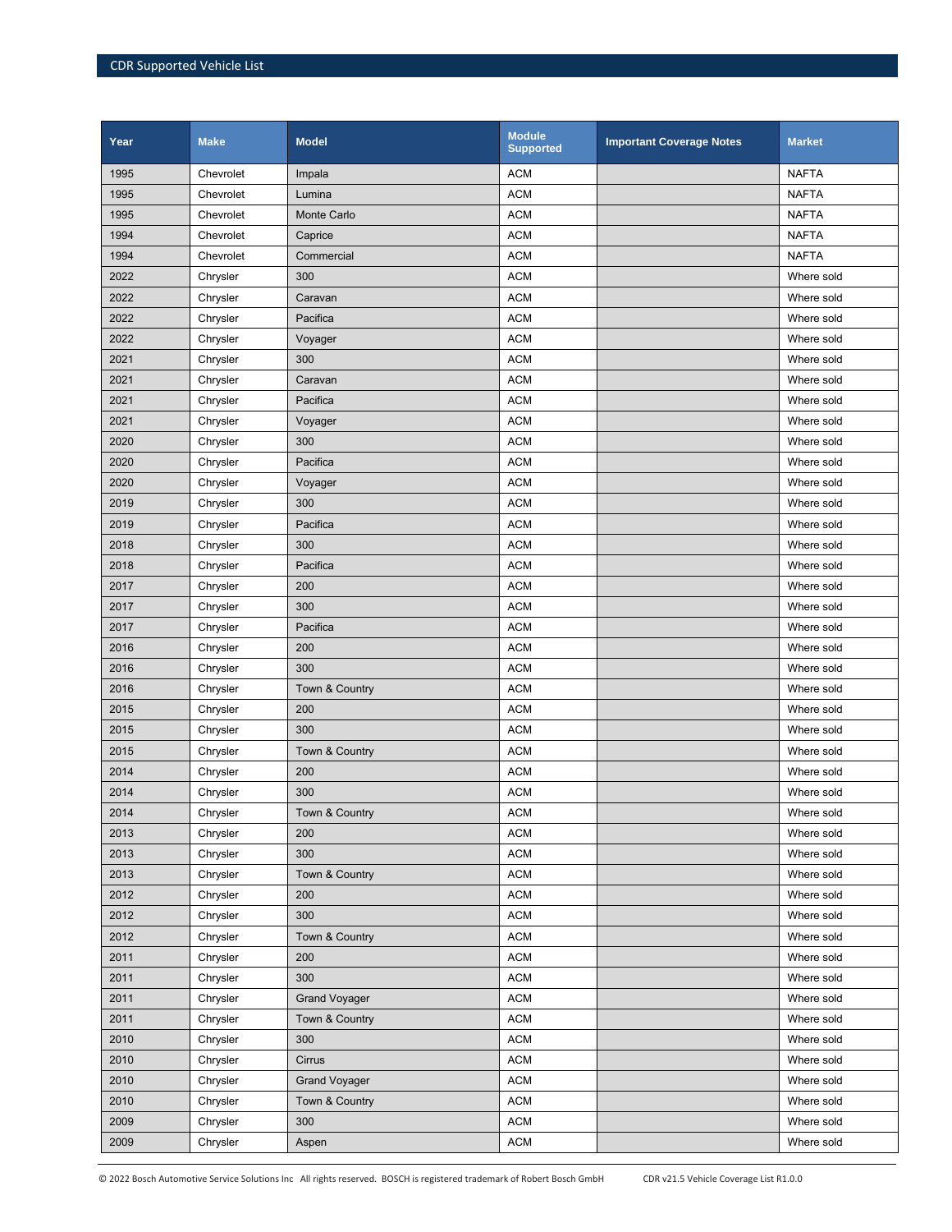| Year | Make | Model | Module Supported | Important Coverage Notes | Market |
|---|---|---|---|---|---|
| 1995 | Chevrolet | Impala | ACM | | NAFTA |
| 1995 | Chevrolet | Lumina | ACM | | NAFTA |
| 1995 | Chevrolet | Monte Carlo | ACM | | NAFTA |
| 1994 | Chevrolet | Caprice | ACM | | NAFTA |
| 1994 | Chevrolet | Commercial | ACM | | NAFTA |
| 2022 | Chrysler | 300 | ACM | | Where sold |
| 2022 | Chrysler | Caravan | ACM | | Where sold |
| 2022 | Chrysler | Pacifica | ACM | | Where sold |
| 2022 | Chrysler | Voyager | ACM | | Where sold |
| 2021 | Chrysler | 300 | ACM | | Where sold |
| 2021 | Chrysler | Caravan | ACM | | Where sold |
| 2021 | Chrysler | Pacifica | ACM | | Where sold |
| 2021 | Chrysler | Voyager | ACM | | Where sold |
| 2020 | Chrysler | 300 | ACM | | Where sold |
| 2020 | Chrysler | Pacifica | ACM | | Where sold |
| 2020 | Chrysler | Voyager | ACM | | Where sold |
| 2019 | Chrysler | 300 | ACM | | Where sold |
| 2019 | Chrysler | Pacifica | ACM | | Where sold |
| 2018 | Chrysler | 300 | ACM | | Where sold |
| 2018 | Chrysler | Pacifica | ACM | | Where sold |
| 2017 | Chrysler | 200 | ACM | | Where sold |
| 2017 | Chrysler | 300 | ACM | | Where sold |
| 2017 | Chrysler | Pacifica | ACM | | Where sold |
| 2016 | Chrysler | 200 | ACM | | Where sold |
| 2016 | Chrysler | 300 | ACM | | Where sold |
| 2016 | Chrysler | Town & Country | ACM | | Where sold |
| 2015 | Chrysler | 200 | ACM | | Where sold |
| 2015 | Chrysler | 300 | ACM | | Where sold |
| 2015 | Chrysler | Town & Country | ACM | | Where sold |
| 2014 | Chrysler | 200 | ACM | | Where sold |
| 2014 | Chrysler | 300 | ACM | | Where sold |
| 2014 | Chrysler | Town & Country | ACM | | Where sold |
| 2013 | Chrysler | 200 | ACM | | Where sold |
| 2013 | Chrysler | 300 | ACM | | Where sold |
| 2013 | Chrysler | Town & Country | ACM | | Where sold |
| 2012 | Chrysler | 200 | ACM | | Where sold |
| 2012 | Chrysler | 300 | ACM | | Where sold |
| 2012 | Chrysler | Town & Country | ACM | | Where sold |
| 2011 | Chrysler | 200 | ACM | | Where sold |
| 2011 | Chrysler | 300 | ACM | | Where sold |
| 2011 | Chrysler | Grand Voyager | ACM | | Where sold |
| 2011 | Chrysler | Town & Country | ACM | | Where sold |
| 2010 | Chrysler | 300 | ACM | | Where sold |
| 2010 | Chrysler | Cirrus | ACM | | Where sold |
| 2010 | Chrysler | Grand Voyager | ACM | | Where sold |
| 2010 | Chrysler | Town & Country | ACM | | Where sold |
| 2009 | Chrysler | 300 | ACM | | Where sold |
| 2009 | Chrysler | Aspen | ACM | | Where sold |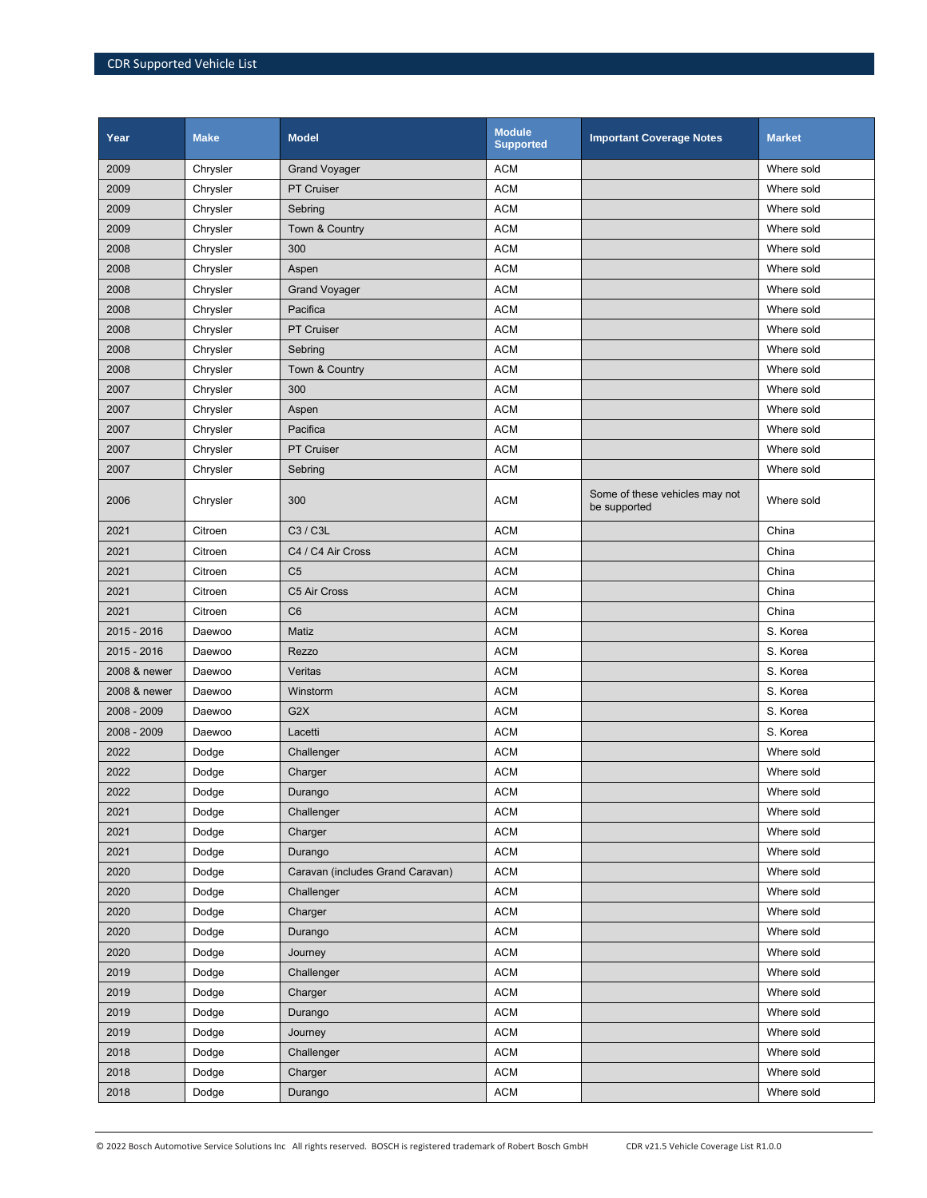| Year | Make | Model | Module Supported | Important Coverage Notes | Market |
|---|---|---|---|---|---|
| 2009 | Chrysler | Grand Voyager | ACM | | Where sold |
| 2009 | Chrysler | PT Cruiser | ACM | | Where sold |
| 2009 | Chrysler | Sebring | ACM | | Where sold |
| 2009 | Chrysler | Town & Country | ACM | | Where sold |
| 2008 | Chrysler | 300 | ACM | | Where sold |
| 2008 | Chrysler | Aspen | ACM | | Where sold |
| 2008 | Chrysler | Grand Voyager | ACM | | Where sold |
| 2008 | Chrysler | Pacifica | ACM | | Where sold |
| 2008 | Chrysler | PT Cruiser | ACM | | Where sold |
| 2008 | Chrysler | Sebring | ACM | | Where sold |
| 2008 | Chrysler | Town & Country | ACM | | Where sold |
| 2007 | Chrysler | 300 | ACM | | Where sold |
| 2007 | Chrysler | Aspen | ACM | | Where sold |
| 2007 | Chrysler | Pacifica | ACM | | Where sold |
| 2007 | Chrysler | PT Cruiser | ACM | | Where sold |
| 2007 | Chrysler | Sebring | ACM | | Where sold |
| 2006 | Chrysler | 300 | ACM | Some of these vehicles may not be supported | Where sold |
| 2021 | Citroen | C3 / C3L | ACM | | China |
| 2021 | Citroen | C4 / C4 Air Cross | ACM | | China |
| 2021 | Citroen | C5 | ACM | | China |
| 2021 | Citroen | C5 Air Cross | ACM | | China |
| 2021 | Citroen | C6 | ACM | | China |
| 2015 - 2016 | Daewoo | Matiz | ACM | | S. Korea |
| 2015 - 2016 | Daewoo | Rezzo | ACM | | S. Korea |
| 2008 & newer | Daewoo | Veritas | ACM | | S. Korea |
| 2008 & newer | Daewoo | Winstorm | ACM | | S. Korea |
| 2008 - 2009 | Daewoo | G2X | ACM | | S. Korea |
| 2008 - 2009 | Daewoo | Lacetti | ACM | | S. Korea |
| 2022 | Dodge | Challenger | ACM | | Where sold |
| 2022 | Dodge | Charger | ACM | | Where sold |
| 2022 | Dodge | Durango | ACM | | Where sold |
| 2021 | Dodge | Challenger | ACM | | Where sold |
| 2021 | Dodge | Charger | ACM | | Where sold |
| 2021 | Dodge | Durango | ACM | | Where sold |
| 2020 | Dodge | Caravan (includes Grand Caravan) | ACM | | Where sold |
| 2020 | Dodge | Challenger | ACM | | Where sold |
| 2020 | Dodge | Charger | ACM | | Where sold |
| 2020 | Dodge | Durango | ACM | | Where sold |
| 2020 | Dodge | Journey | ACM | | Where sold |
| 2019 | Dodge | Challenger | ACM | | Where sold |
| 2019 | Dodge | Charger | ACM | | Where sold |
| 2019 | Dodge | Durango | ACM | | Where sold |
| 2019 | Dodge | Journey | ACM | | Where sold |
| 2018 | Dodge | Challenger | ACM | | Where sold |
| 2018 | Dodge | Charger | ACM | | Where sold |
| 2018 | Dodge | Durango | ACM | | Where sold |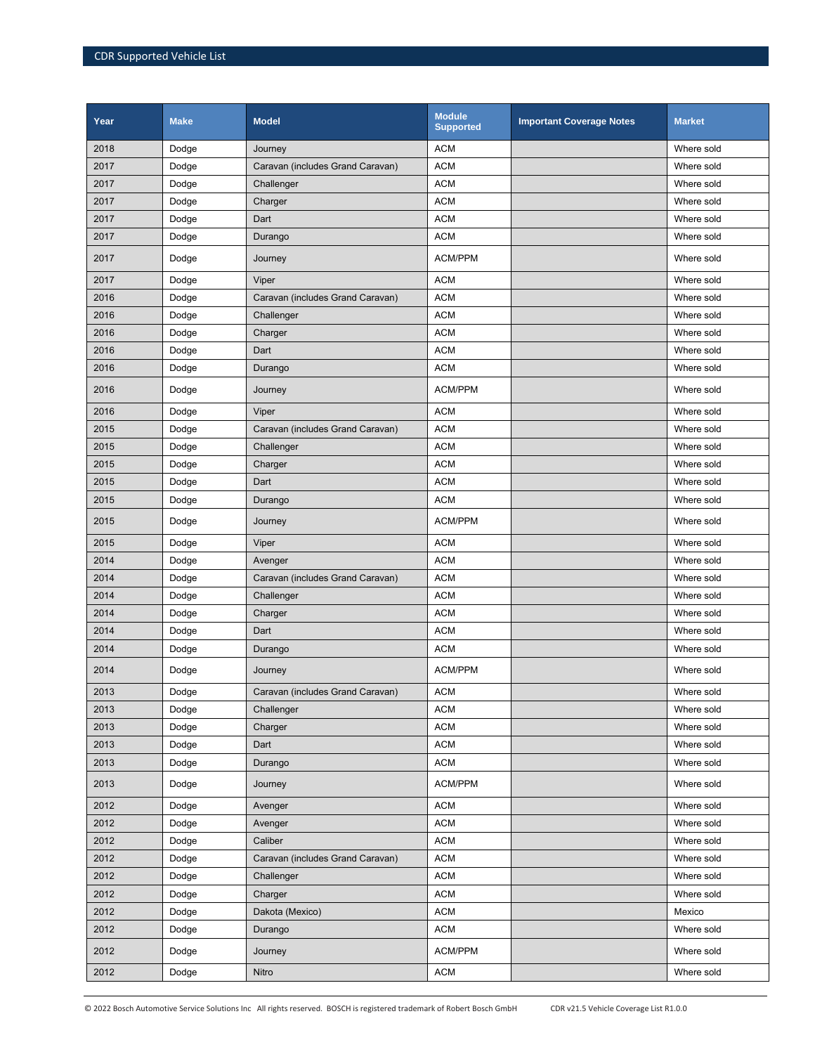| Year | Make | Model | Module Supported | Important Coverage Notes | Market |
|---|---|---|---|---|---|
| 2018 | Dodge | Journey | ACM | | Where sold |
| 2017 | Dodge | Caravan (includes Grand Caravan) | ACM | | Where sold |
| 2017 | Dodge | Challenger | ACM | | Where sold |
| 2017 | Dodge | Charger | ACM | | Where sold |
| 2017 | Dodge | Dart | ACM | | Where sold |
| 2017 | Dodge | Durango | ACM | | Where sold |
| 2017 | Dodge | Journey | ACM/PPM | | Where sold |
| 2017 | Dodge | Viper | ACM | | Where sold |
| 2016 | Dodge | Caravan (includes Grand Caravan) | ACM | | Where sold |
| 2016 | Dodge | Challenger | ACM | | Where sold |
| 2016 | Dodge | Charger | ACM | | Where sold |
| 2016 | Dodge | Dart | ACM | | Where sold |
| 2016 | Dodge | Durango | ACM | | Where sold |
| 2016 | Dodge | Journey | ACM/PPM | | Where sold |
| 2016 | Dodge | Viper | ACM | | Where sold |
| 2015 | Dodge | Caravan (includes Grand Caravan) | ACM | | Where sold |
| 2015 | Dodge | Challenger | ACM | | Where sold |
| 2015 | Dodge | Charger | ACM | | Where sold |
| 2015 | Dodge | Dart | ACM | | Where sold |
| 2015 | Dodge | Durango | ACM | | Where sold |
| 2015 | Dodge | Journey | ACM/PPM | | Where sold |
| 2015 | Dodge | Viper | ACM | | Where sold |
| 2014 | Dodge | Avenger | ACM | | Where sold |
| 2014 | Dodge | Caravan (includes Grand Caravan) | ACM | | Where sold |
| 2014 | Dodge | Challenger | ACM | | Where sold |
| 2014 | Dodge | Charger | ACM | | Where sold |
| 2014 | Dodge | Dart | ACM | | Where sold |
| 2014 | Dodge | Durango | ACM | | Where sold |
| 2014 | Dodge | Journey | ACM/PPM | | Where sold |
| 2013 | Dodge | Caravan (includes Grand Caravan) | ACM | | Where sold |
| 2013 | Dodge | Challenger | ACM | | Where sold |
| 2013 | Dodge | Charger | ACM | | Where sold |
| 2013 | Dodge | Dart | ACM | | Where sold |
| 2013 | Dodge | Durango | ACM | | Where sold |
| 2013 | Dodge | Journey | ACM/PPM | | Where sold |
| 2012 | Dodge | Avenger | ACM | | Where sold |
| 2012 | Dodge | Avenger | ACM | | Where sold |
| 2012 | Dodge | Caliber | ACM | | Where sold |
| 2012 | Dodge | Caravan (includes Grand Caravan) | ACM | | Where sold |
| 2012 | Dodge | Challenger | ACM | | Where sold |
| 2012 | Dodge | Charger | ACM | | Where sold |
| 2012 | Dodge | Dakota (Mexico) | ACM | | Mexico |
| 2012 | Dodge | Durango | ACM | | Where sold |
| 2012 | Dodge | Journey | ACM/PPM | | Where sold |
| 2012 | Dodge | Nitro | ACM | | Where sold |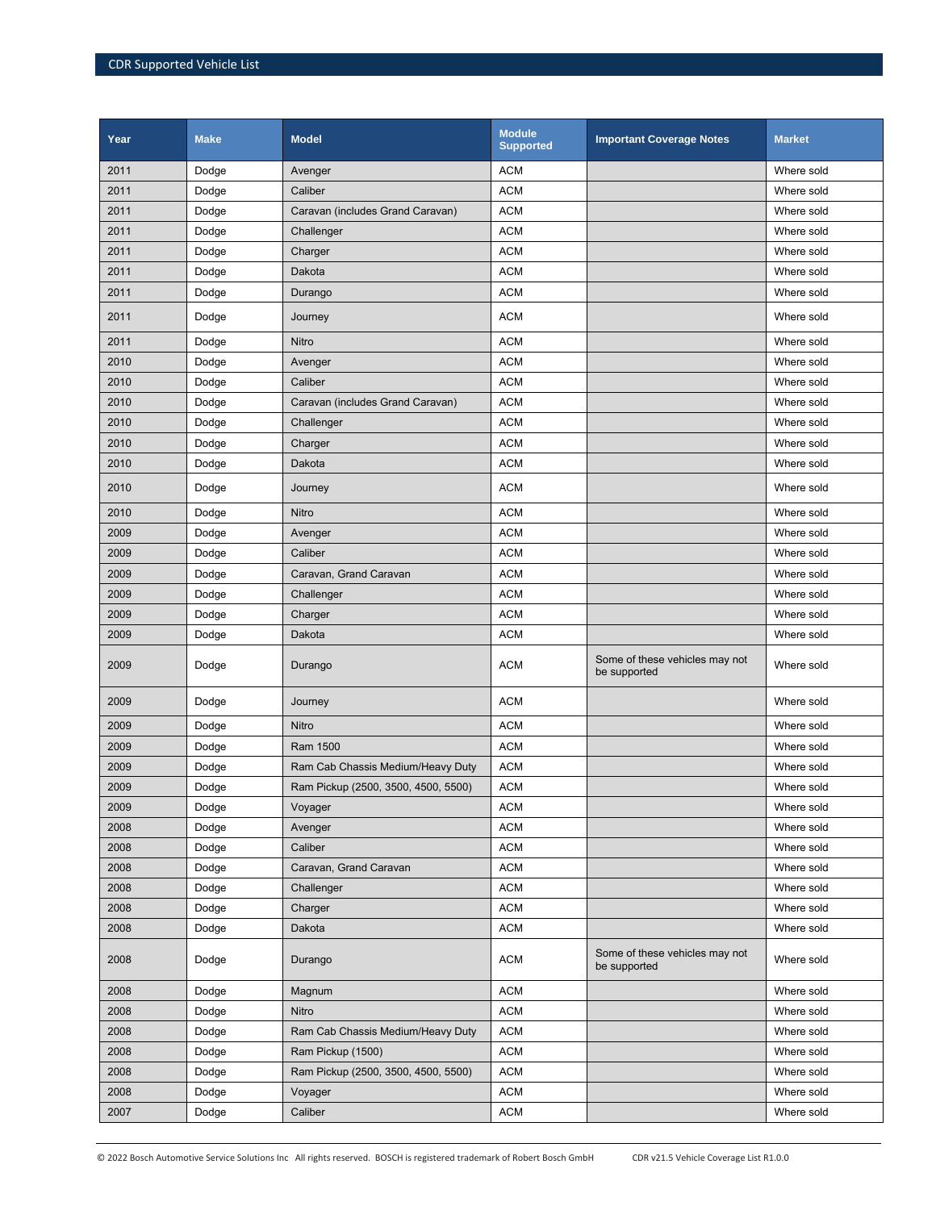| Year | Make | Model | Module Supported | Important Coverage Notes | Market |
| --- | --- | --- | --- | --- | --- |
| 2011 | Dodge | Avenger | ACM | | Where sold |
| 2011 | Dodge | Caliber | ACM | | Where sold |
| 2011 | Dodge | Caravan (includes Grand Caravan) | ACM | | Where sold |
| 2011 | Dodge | Challenger | ACM | | Where sold |
| 2011 | Dodge | Charger | ACM | | Where sold |
| 2011 | Dodge | Dakota | ACM | | Where sold |
| 2011 | Dodge | Durango | ACM | | Where sold |
| 2011 | Dodge | Journey | ACM | | Where sold |
| 2011 | Dodge | Nitro | ACM | | Where sold |
| 2010 | Dodge | Avenger | ACM | | Where sold |
| 2010 | Dodge | Caliber | ACM | | Where sold |
| 2010 | Dodge | Caravan (includes Grand Caravan) | ACM | | Where sold |
| 2010 | Dodge | Challenger | ACM | | Where sold |
| 2010 | Dodge | Charger | ACM | | Where sold |
| 2010 | Dodge | Dakota | ACM | | Where sold |
| 2010 | Dodge | Journey | ACM | | Where sold |
| 2010 | Dodge | Nitro | ACM | | Where sold |
| 2009 | Dodge | Avenger | ACM | | Where sold |
| 2009 | Dodge | Caliber | ACM | | Where sold |
| 2009 | Dodge | Caravan, Grand Caravan | ACM | | Where sold |
| 2009 | Dodge | Challenger | ACM | | Where sold |
| 2009 | Dodge | Charger | ACM | | Where sold |
| 2009 | Dodge | Dakota | ACM | | Where sold |
| 2009 | Dodge | Durango | ACM | Some of these vehicles may not be supported | Where sold |
| 2009 | Dodge | Journey | ACM | | Where sold |
| 2009 | Dodge | Nitro | ACM | | Where sold |
| 2009 | Dodge | Ram 1500 | ACM | | Where sold |
| 2009 | Dodge | Ram Cab Chassis Medium/Heavy Duty | ACM | | Where sold |
| 2009 | Dodge | Ram Pickup (2500, 3500, 4500, 5500) | ACM | | Where sold |
| 2009 | Dodge | Voyager | ACM | | Where sold |
| 2008 | Dodge | Avenger | ACM | | Where sold |
| 2008 | Dodge | Caliber | ACM | | Where sold |
| 2008 | Dodge | Caravan, Grand Caravan | ACM | | Where sold |
| 2008 | Dodge | Challenger | ACM | | Where sold |
| 2008 | Dodge | Charger | ACM | | Where sold |
| 2008 | Dodge | Dakota | ACM | | Where sold |
| 2008 | Dodge | Durango | ACM | Some of these vehicles may not be supported | Where sold |
| 2008 | Dodge | Magnum | ACM | | Where sold |
| 2008 | Dodge | Nitro | ACM | | Where sold |
| 2008 | Dodge | Ram Cab Chassis Medium/Heavy Duty | ACM | | Where sold |
| 2008 | Dodge | Ram Pickup (1500) | ACM | | Where sold |
| 2008 | Dodge | Ram Pickup (2500, 3500, 4500, 5500) | ACM | | Where sold |
| 2008 | Dodge | Voyager | ACM | | Where sold |
| 2007 | Dodge | Caliber | ACM | | Where sold |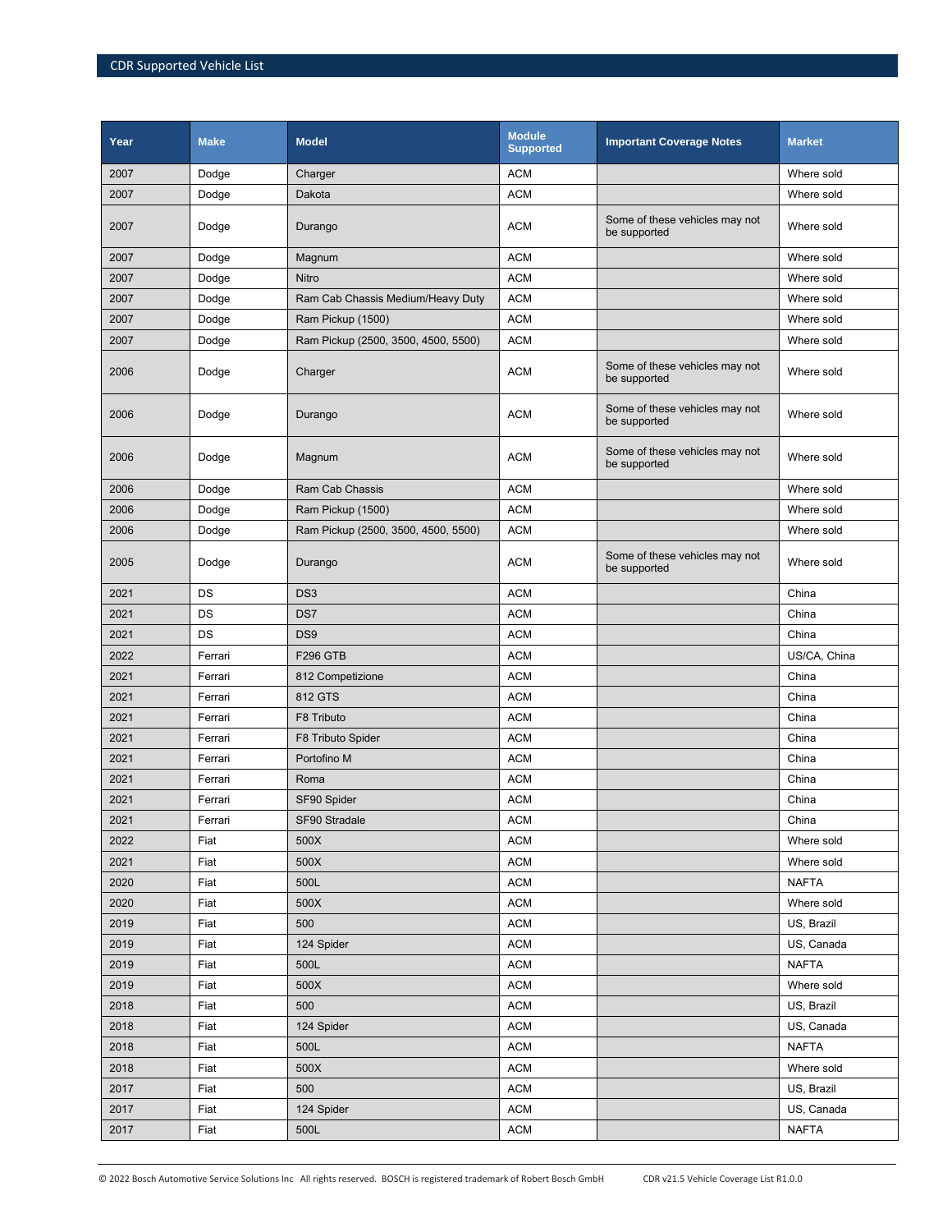| Year | Make | Model | Module Supported | Important Coverage Notes | Market |
|---|---|---|---|---|---|
| 2007 | Dodge | Charger | ACM | | Where sold |
| 2007 | Dodge | Dakota | ACM | | Where sold |
| 2007 | Dodge | Durango | ACM | Some of these vehicles may not be supported | Where sold |
| 2007 | Dodge | Magnum | ACM | | Where sold |
| 2007 | Dodge | Nitro | ACM | | Where sold |
| 2007 | Dodge | Ram Cab Chassis Medium/Heavy Duty | ACM | | Where sold |
| 2007 | Dodge | Ram Pickup (1500) | ACM | | Where sold |
| 2007 | Dodge | Ram Pickup (2500, 3500, 4500, 5500) | ACM | | Where sold |
| 2006 | Dodge | Charger | ACM | Some of these vehicles may not be supported | Where sold |
| 2006 | Dodge | Durango | ACM | Some of these vehicles may not be supported | Where sold |
| 2006 | Dodge | Magnum | ACM | Some of these vehicles may not be supported | Where sold |
| 2006 | Dodge | Ram Cab Chassis | ACM | | Where sold |
| 2006 | Dodge | Ram Pickup (1500) | ACM | | Where sold |
| 2006 | Dodge | Ram Pickup (2500, 3500, 4500, 5500) | ACM | | Where sold |
| 2005 | Dodge | Durango | ACM | Some of these vehicles may not be supported | Where sold |
| 2021 | DS | DS3 | ACM | | China |
| 2021 | DS | DS7 | ACM | | China |
| 2021 | DS | DS9 | ACM | | China |
| 2022 | Ferrari | F296 GTB | ACM | | US/CA, China |
| 2021 | Ferrari | 812 Competizione | ACM | | China |
| 2021 | Ferrari | 812 GTS | ACM | | China |
| 2021 | Ferrari | F8 Tributo | ACM | | China |
| 2021 | Ferrari | F8 Tributo Spider | ACM | | China |
| 2021 | Ferrari | Portofino M | ACM | | China |
| 2021 | Ferrari | Roma | ACM | | China |
| 2021 | Ferrari | SF90 Spider | ACM | | China |
| 2021 | Ferrari | SF90 Stradale | ACM | | China |
| 2022 | Fiat | 500X | ACM | | Where sold |
| 2021 | Fiat | 500X | ACM | | Where sold |
| 2020 | Fiat | 500L | ACM | | NAFTA |
| 2020 | Fiat | 500X | ACM | | Where sold |
| 2019 | Fiat | 500 | ACM | | US, Brazil |
| 2019 | Fiat | 124 Spider | ACM | | US, Canada |
| 2019 | Fiat | 500L | ACM | | NAFTA |
| 2019 | Fiat | 500X | ACM | | Where sold |
| 2018 | Fiat | 500 | ACM | | US, Brazil |
| 2018 | Fiat | 124 Spider | ACM | | US, Canada |
| 2018 | Fiat | 500L | ACM | | NAFTA |
| 2018 | Fiat | 500X | ACM | | Where sold |
| 2017 | Fiat | 500 | ACM | | US, Brazil |
| 2017 | Fiat | 124 Spider | ACM | | US, Canada |
| 2017 | Fiat | 500L | ACM | | NAFTA |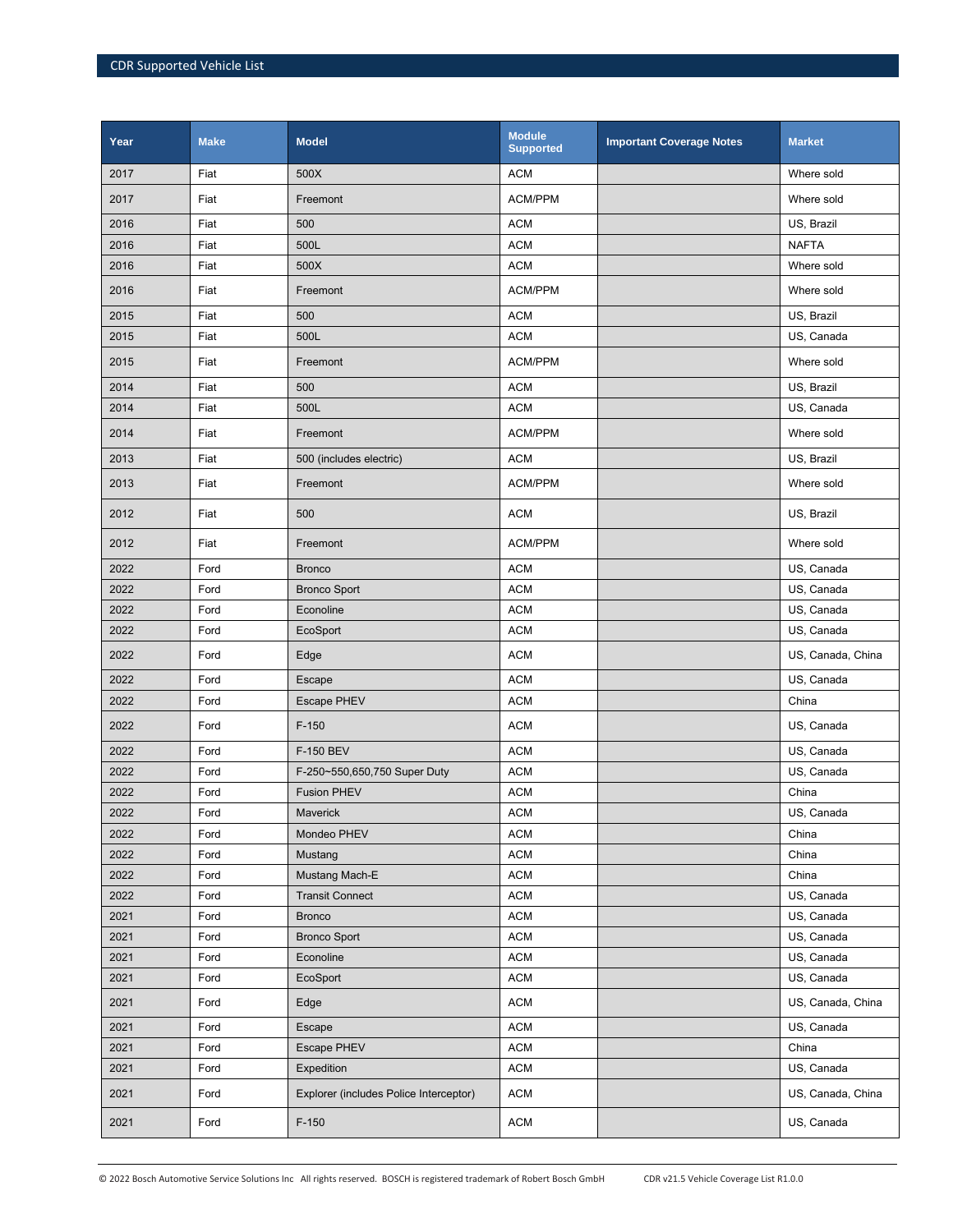| Year | Make | Model | Module Supported | Important Coverage Notes | Market |
|---|---|---|---|---|---|
| 2017 | Fiat | 500X | ACM | | Where sold |
| 2017 | Fiat | Freemont | ACM/PPM | | Where sold |
| 2016 | Fiat | 500 | ACM | | US, Brazil |
| 2016 | Fiat | 500L | ACM | | NAFTA |
| 2016 | Fiat | 500X | ACM | | Where sold |
| 2016 | Fiat | Freemont | ACM/PPM | | Where sold |
| 2015 | Fiat | 500 | ACM | | US, Brazil |
| 2015 | Fiat | 500L | ACM | | US, Canada |
| 2015 | Fiat | Freemont | ACM/PPM | | Where sold |
| 2014 | Fiat | 500 | ACM | | US, Brazil |
| 2014 | Fiat | 500L | ACM | | US, Canada |
| 2014 | Fiat | Freemont | ACM/PPM | | Where sold |
| 2013 | Fiat | 500 (includes electric) | ACM | | US, Brazil |
| 2013 | Fiat | Freemont | ACM/PPM | | Where sold |
| 2012 | Fiat | 500 | ACM | | US, Brazil |
| 2012 | Fiat | Freemont | ACM/PPM | | Where sold |
| 2022 | Ford | Bronco | ACM | | US, Canada |
| 2022 | Ford | Bronco Sport | ACM | | US, Canada |
| 2022 | Ford | Econoline | ACM | | US, Canada |
| 2022 | Ford | EcoSport | ACM | | US, Canada |
| 2022 | Ford | Edge | ACM | | US, Canada, China |
| 2022 | Ford | Escape | ACM | | US, Canada |
| 2022 | Ford | Escape PHEV | ACM | | China |
| 2022 | Ford | F-150 | ACM | | US, Canada |
| 2022 | Ford | F-150 BEV | ACM | | US, Canada |
| 2022 | Ford | F-250~550,650,750 Super Duty | ACM | | US, Canada |
| 2022 | Ford | Fusion PHEV | ACM | | China |
| 2022 | Ford | Maverick | ACM | | US, Canada |
| 2022 | Ford | Mondeo PHEV | ACM | | China |
| 2022 | Ford | Mustang | ACM | | China |
| 2022 | Ford | Mustang Mach-E | ACM | | China |
| 2022 | Ford | Transit Connect | ACM | | US, Canada |
| 2021 | Ford | Bronco | ACM | | US, Canada |
| 2021 | Ford | Bronco Sport | ACM | | US, Canada |
| 2021 | Ford | Econoline | ACM | | US, Canada |
| 2021 | Ford | EcoSport | ACM | | US, Canada |
| 2021 | Ford | Edge | ACM | | US, Canada, China |
| 2021 | Ford | Escape | ACM | | US, Canada |
| 2021 | Ford | Escape PHEV | ACM | | China |
| 2021 | Ford | Expedition | ACM | | US, Canada |
| 2021 | Ford | Explorer (includes Police Interceptor) | ACM | | US, Canada, China |
| 2021 | Ford | F-150 | ACM | | US, Canada |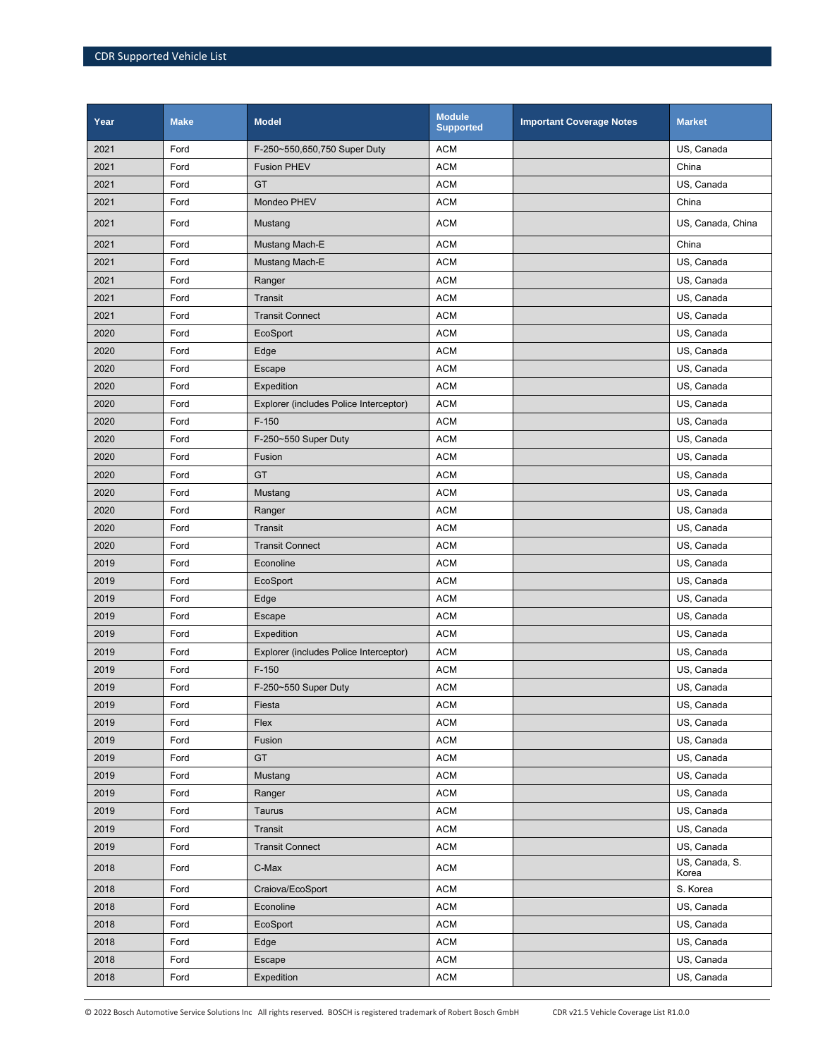| Year | Make | Model | Module Supported | Important Coverage Notes | Market |
|---|---|---|---|---|---|
| 2021 | Ford | F-250~550,650,750 Super Duty | ACM | | US, Canada |
| 2021 | Ford | Fusion PHEV | ACM | | China |
| 2021 | Ford | GT | ACM | | US, Canada |
| 2021 | Ford | Mondeo PHEV | ACM | | China |
| 2021 | Ford | Mustang | ACM | | US, Canada, China |
| 2021 | Ford | Mustang Mach-E | ACM | | China |
| 2021 | Ford | Mustang Mach-E | ACM | | US, Canada |
| 2021 | Ford | Ranger | ACM | | US, Canada |
| 2021 | Ford | Transit | ACM | | US, Canada |
| 2021 | Ford | Transit Connect | ACM | | US, Canada |
| 2020 | Ford | EcoSport | ACM | | US, Canada |
| 2020 | Ford | Edge | ACM | | US, Canada |
| 2020 | Ford | Escape | ACM | | US, Canada |
| 2020 | Ford | Expedition | ACM | | US, Canada |
| 2020 | Ford | Explorer (includes Police Interceptor) | ACM | | US, Canada |
| 2020 | Ford | F-150 | ACM | | US, Canada |
| 2020 | Ford | F-250~550 Super Duty | ACM | | US, Canada |
| 2020 | Ford | Fusion | ACM | | US, Canada |
| 2020 | Ford | GT | ACM | | US, Canada |
| 2020 | Ford | Mustang | ACM | | US, Canada |
| 2020 | Ford | Ranger | ACM | | US, Canada |
| 2020 | Ford | Transit | ACM | | US, Canada |
| 2020 | Ford | Transit Connect | ACM | | US, Canada |
| 2019 | Ford | Econoline | ACM | | US, Canada |
| 2019 | Ford | EcoSport | ACM | | US, Canada |
| 2019 | Ford | Edge | ACM | | US, Canada |
| 2019 | Ford | Escape | ACM | | US, Canada |
| 2019 | Ford | Expedition | ACM | | US, Canada |
| 2019 | Ford | Explorer (includes Police Interceptor) | ACM | | US, Canada |
| 2019 | Ford | F-150 | ACM | | US, Canada |
| 2019 | Ford | F-250~550 Super Duty | ACM | | US, Canada |
| 2019 | Ford | Fiesta | ACM | | US, Canada |
| 2019 | Ford | Flex | ACM | | US, Canada |
| 2019 | Ford | Fusion | ACM | | US, Canada |
| 2019 | Ford | GT | ACM | | US, Canada |
| 2019 | Ford | Mustang | ACM | | US, Canada |
| 2019 | Ford | Ranger | ACM | | US, Canada |
| 2019 | Ford | Taurus | ACM | | US, Canada |
| 2019 | Ford | Transit | ACM | | US, Canada |
| 2019 | Ford | Transit Connect | ACM | | US, Canada |
| 2018 | Ford | C-Max | ACM | | US, Canada, S. Korea |
| 2018 | Ford | Craiova/EcoSport | ACM | | S. Korea |
| 2018 | Ford | Econoline | ACM | | US, Canada |
| 2018 | Ford | EcoSport | ACM | | US, Canada |
| 2018 | Ford | Edge | ACM | | US, Canada |
| 2018 | Ford | Escape | ACM | | US, Canada |
| 2018 | Ford | Expedition | ACM | | US, Canada |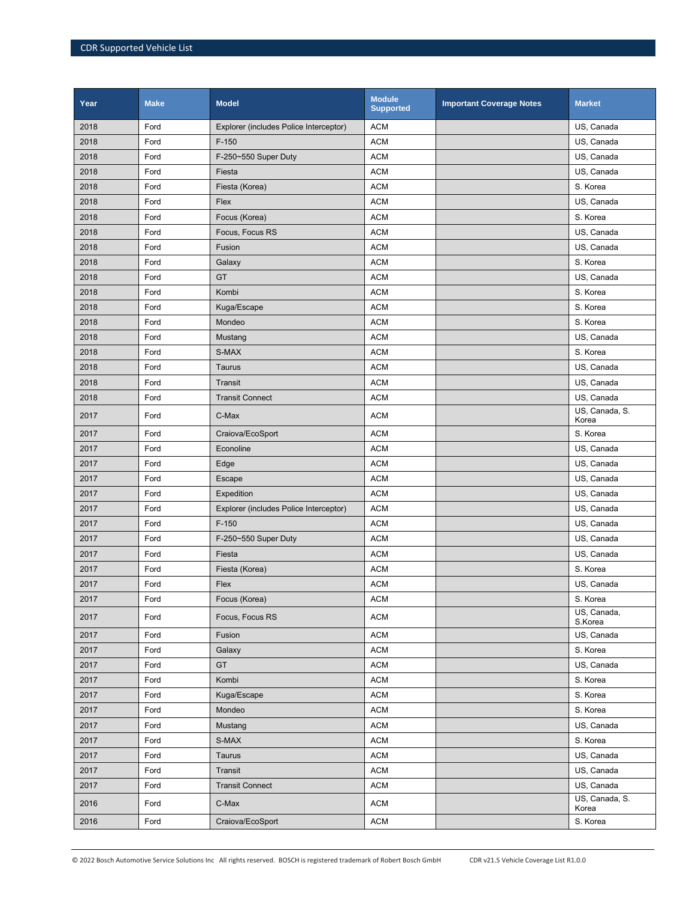| Year | Make | Model | Module Supported | Important Coverage Notes | Market |
|---|---|---|---|---|---|
| 2018 | Ford | Explorer (includes Police Interceptor) | ACM | | US, Canada |
| 2018 | Ford | F-150 | ACM | | US, Canada |
| 2018 | Ford | F-250~550 Super Duty | ACM | | US, Canada |
| 2018 | Ford | Fiesta | ACM | | US, Canada |
| 2018 | Ford | Fiesta (Korea) | ACM | | S. Korea |
| 2018 | Ford | Flex | ACM | | US, Canada |
| 2018 | Ford | Focus (Korea) | ACM | | S. Korea |
| 2018 | Ford | Focus, Focus RS | ACM | | US, Canada |
| 2018 | Ford | Fusion | ACM | | US, Canada |
| 2018 | Ford | Galaxy | ACM | | S. Korea |
| 2018 | Ford | GT | ACM | | US, Canada |
| 2018 | Ford | Kombi | ACM | | S. Korea |
| 2018 | Ford | Kuga/Escape | ACM | | S. Korea |
| 2018 | Ford | Mondeo | ACM | | S. Korea |
| 2018 | Ford | Mustang | ACM | | US, Canada |
| 2018 | Ford | S-MAX | ACM | | S. Korea |
| 2018 | Ford | Taurus | ACM | | US, Canada |
| 2018 | Ford | Transit | ACM | | US, Canada |
| 2018 | Ford | Transit Connect | ACM | | US, Canada |
| 2017 | Ford | C-Max | ACM | | US, Canada, S. Korea |
| 2017 | Ford | Craiova/EcoSport | ACM | | S. Korea |
| 2017 | Ford | Econoline | ACM | | US, Canada |
| 2017 | Ford | Edge | ACM | | US, Canada |
| 2017 | Ford | Escape | ACM | | US, Canada |
| 2017 | Ford | Expedition | ACM | | US, Canada |
| 2017 | Ford | Explorer (includes Police Interceptor) | ACM | | US, Canada |
| 2017 | Ford | F-150 | ACM | | US, Canada |
| 2017 | Ford | F-250~550 Super Duty | ACM | | US, Canada |
| 2017 | Ford | Fiesta | ACM | | US, Canada |
| 2017 | Ford | Fiesta (Korea) | ACM | | S. Korea |
| 2017 | Ford | Flex | ACM | | US, Canada |
| 2017 | Ford | Focus (Korea) | ACM | | S. Korea |
| 2017 | Ford | Focus, Focus RS | ACM | | US, Canada, S.Korea |
| 2017 | Ford | Fusion | ACM | | US, Canada |
| 2017 | Ford | Galaxy | ACM | | S. Korea |
| 2017 | Ford | GT | ACM | | US, Canada |
| 2017 | Ford | Kombi | ACM | | S. Korea |
| 2017 | Ford | Kuga/Escape | ACM | | S. Korea |
| 2017 | Ford | Mondeo | ACM | | S. Korea |
| 2017 | Ford | Mustang | ACM | | US, Canada |
| 2017 | Ford | S-MAX | ACM | | S. Korea |
| 2017 | Ford | Taurus | ACM | | US, Canada |
| 2017 | Ford | Transit | ACM | | US, Canada |
| 2017 | Ford | Transit Connect | ACM | | US, Canada |
| 2016 | Ford | C-Max | ACM | | US, Canada, S. Korea |
| 2016 | Ford | Craiova/EcoSport | ACM | | S. Korea |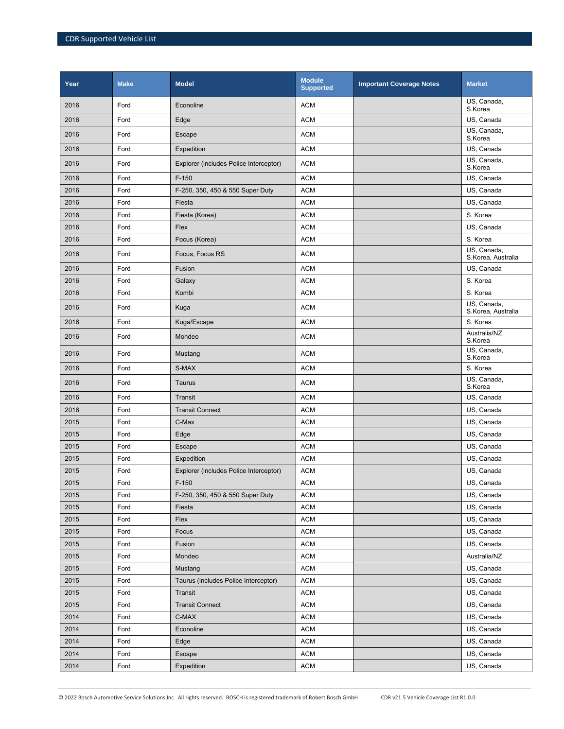| Year | Make | Model | Module Supported | Important Coverage Notes | Market |
|---|---|---|---|---|---|
| 2016 | Ford | Econoline | ACM | | US, Canada, S.Korea |
| 2016 | Ford | Edge | ACM | | US, Canada |
| 2016 | Ford | Escape | ACM | | US, Canada, S.Korea |
| 2016 | Ford | Expedition | ACM | | US, Canada |
| 2016 | Ford | Explorer (includes Police Interceptor) | ACM | | US, Canada, S.Korea |
| 2016 | Ford | F-150 | ACM | | US, Canada |
| 2016 | Ford | F-250, 350, 450 & 550 Super Duty | ACM | | US, Canada |
| 2016 | Ford | Fiesta | ACM | | US, Canada |
| 2016 | Ford | Fiesta (Korea) | ACM | | S. Korea |
| 2016 | Ford | Flex | ACM | | US, Canada |
| 2016 | Ford | Focus (Korea) | ACM | | S. Korea |
| 2016 | Ford | Focus, Focus RS | ACM | | US, Canada, S.Korea, Australia |
| 2016 | Ford | Fusion | ACM | | US, Canada |
| 2016 | Ford | Galaxy | ACM | | S. Korea |
| 2016 | Ford | Kombi | ACM | | S. Korea |
| 2016 | Ford | Kuga | ACM | | US, Canada, S.Korea, Australia |
| 2016 | Ford | Kuga/Escape | ACM | | S. Korea |
| 2016 | Ford | Mondeo | ACM | | Australia/NZ, S.Korea |
| 2016 | Ford | Mustang | ACM | | US, Canada, S.Korea |
| 2016 | Ford | S-MAX | ACM | | S. Korea |
| 2016 | Ford | Taurus | ACM | | US, Canada, S.Korea |
| 2016 | Ford | Transit | ACM | | US, Canada |
| 2016 | Ford | Transit Connect | ACM | | US, Canada |
| 2015 | Ford | C-Max | ACM | | US, Canada |
| 2015 | Ford | Edge | ACM | | US, Canada |
| 2015 | Ford | Escape | ACM | | US, Canada |
| 2015 | Ford | Expedition | ACM | | US, Canada |
| 2015 | Ford | Explorer (includes Police Interceptor) | ACM | | US, Canada |
| 2015 | Ford | F-150 | ACM | | US, Canada |
| 2015 | Ford | F-250, 350, 450 & 550 Super Duty | ACM | | US, Canada |
| 2015 | Ford | Fiesta | ACM | | US, Canada |
| 2015 | Ford | Flex | ACM | | US, Canada |
| 2015 | Ford | Focus | ACM | | US, Canada |
| 2015 | Ford | Fusion | ACM | | US, Canada |
| 2015 | Ford | Mondeo | ACM | | Australia/NZ |
| 2015 | Ford | Mustang | ACM | | US, Canada |
| 2015 | Ford | Taurus (includes Police Interceptor) | ACM | | US, Canada |
| 2015 | Ford | Transit | ACM | | US, Canada |
| 2015 | Ford | Transit Connect | ACM | | US, Canada |
| 2014 | Ford | C-MAX | ACM | | US, Canada |
| 2014 | Ford | Econoline | ACM | | US, Canada |
| 2014 | Ford | Edge | ACM | | US, Canada |
| 2014 | Ford | Escape | ACM | | US, Canada |
| 2014 | Ford | Expedition | ACM | | US, Canada |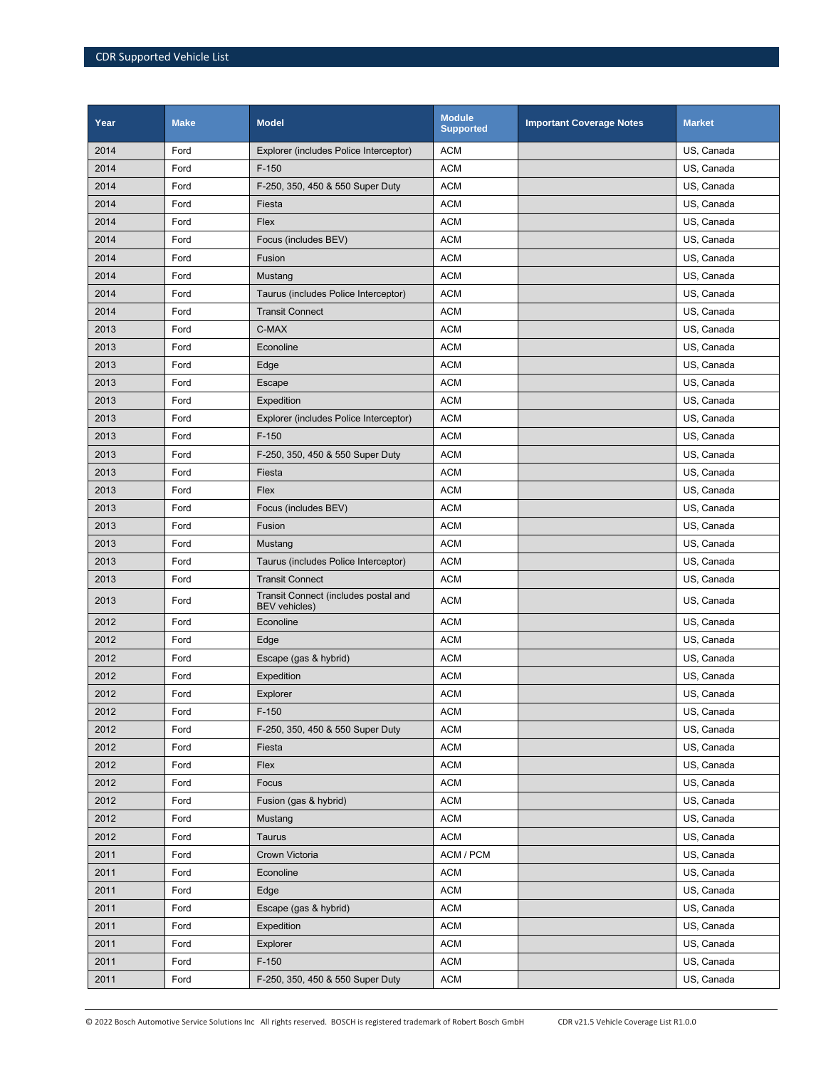| Year | Make | Model | Module Supported | Important Coverage Notes | Market |
|---|---|---|---|---|---|
| 2014 | Ford | Explorer (includes Police Interceptor) | ACM | | US, Canada |
| 2014 | Ford | F-150 | ACM | | US, Canada |
| 2014 | Ford | F-250, 350, 450 & 550 Super Duty | ACM | | US, Canada |
| 2014 | Ford | Fiesta | ACM | | US, Canada |
| 2014 | Ford | Flex | ACM | | US, Canada |
| 2014 | Ford | Focus (includes BEV) | ACM | | US, Canada |
| 2014 | Ford | Fusion | ACM | | US, Canada |
| 2014 | Ford | Mustang | ACM | | US, Canada |
| 2014 | Ford | Taurus (includes Police Interceptor) | ACM | | US, Canada |
| 2014 | Ford | Transit Connect | ACM | | US, Canada |
| 2013 | Ford | C-MAX | ACM | | US, Canada |
| 2013 | Ford | Econoline | ACM | | US, Canada |
| 2013 | Ford | Edge | ACM | | US, Canada |
| 2013 | Ford | Escape | ACM | | US, Canada |
| 2013 | Ford | Expedition | ACM | | US, Canada |
| 2013 | Ford | Explorer (includes Police Interceptor) | ACM | | US, Canada |
| 2013 | Ford | F-150 | ACM | | US, Canada |
| 2013 | Ford | F-250, 350, 450 & 550 Super Duty | ACM | | US, Canada |
| 2013 | Ford | Fiesta | ACM | | US, Canada |
| 2013 | Ford | Flex | ACM | | US, Canada |
| 2013 | Ford | Focus (includes BEV) | ACM | | US, Canada |
| 2013 | Ford | Fusion | ACM | | US, Canada |
| 2013 | Ford | Mustang | ACM | | US, Canada |
| 2013 | Ford | Taurus (includes Police Interceptor) | ACM | | US, Canada |
| 2013 | Ford | Transit Connect | ACM | | US, Canada |
| 2013 | Ford | Transit Connect (includes postal and BEV vehicles) | ACM | | US, Canada |
| 2012 | Ford | Econoline | ACM | | US, Canada |
| 2012 | Ford | Edge | ACM | | US, Canada |
| 2012 | Ford | Escape (gas & hybrid) | ACM | | US, Canada |
| 2012 | Ford | Expedition | ACM | | US, Canada |
| 2012 | Ford | Explorer | ACM | | US, Canada |
| 2012 | Ford | F-150 | ACM | | US, Canada |
| 2012 | Ford | F-250, 350, 450 & 550 Super Duty | ACM | | US, Canada |
| 2012 | Ford | Fiesta | ACM | | US, Canada |
| 2012 | Ford | Flex | ACM | | US, Canada |
| 2012 | Ford | Focus | ACM | | US, Canada |
| 2012 | Ford | Fusion (gas & hybrid) | ACM | | US, Canada |
| 2012 | Ford | Mustang | ACM | | US, Canada |
| 2012 | Ford | Taurus | ACM | | US, Canada |
| 2011 | Ford | Crown Victoria | ACM / PCM | | US, Canada |
| 2011 | Ford | Econoline | ACM | | US, Canada |
| 2011 | Ford | Edge | ACM | | US, Canada |
| 2011 | Ford | Escape (gas & hybrid) | ACM | | US, Canada |
| 2011 | Ford | Expedition | ACM | | US, Canada |
| 2011 | Ford | Explorer | ACM | | US, Canada |
| 2011 | Ford | F-150 | ACM | | US, Canada |
| 2011 | Ford | F-250, 350, 450 & 550 Super Duty | ACM | | US, Canada |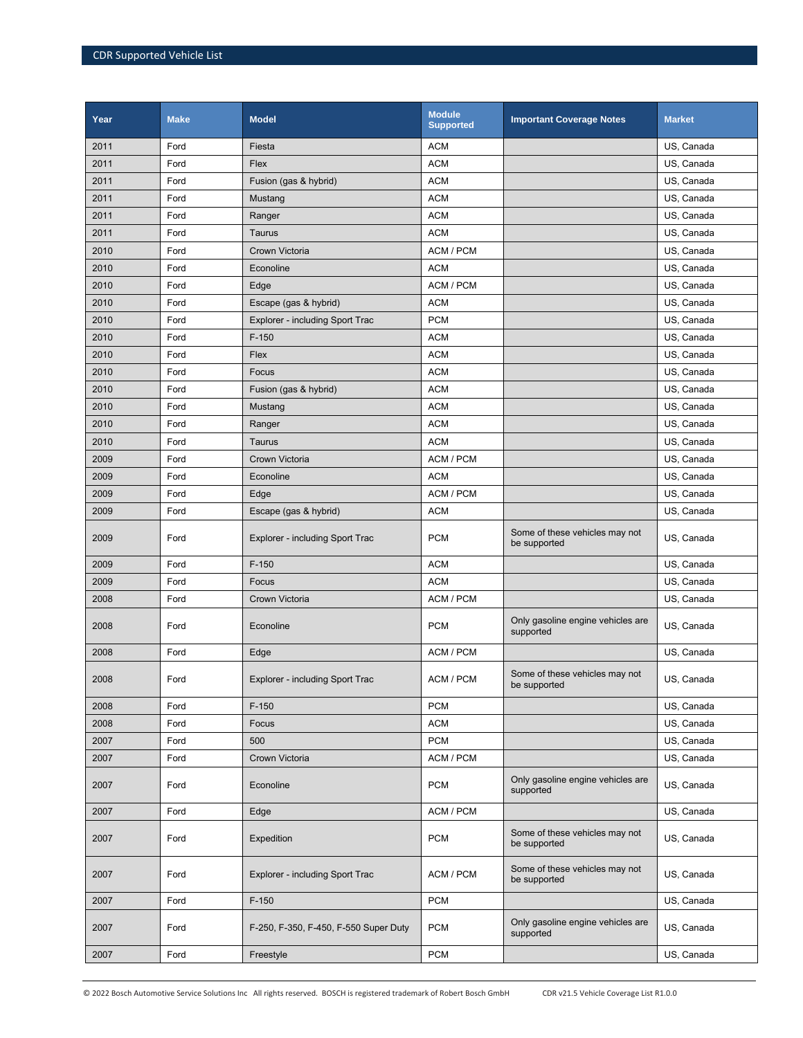| Year | Make | Model | Module Supported | Important Coverage Notes | Market |
|---|---|---|---|---|---|
| 2011 | Ford | Fiesta | ACM | | US, Canada |
| 2011 | Ford | Flex | ACM | | US, Canada |
| 2011 | Ford | Fusion (gas & hybrid) | ACM | | US, Canada |
| 2011 | Ford | Mustang | ACM | | US, Canada |
| 2011 | Ford | Ranger | ACM | | US, Canada |
| 2011 | Ford | Taurus | ACM | | US, Canada |
| 2010 | Ford | Crown Victoria | ACM / PCM | | US, Canada |
| 2010 | Ford | Econoline | ACM | | US, Canada |
| 2010 | Ford | Edge | ACM / PCM | | US, Canada |
| 2010 | Ford | Escape (gas & hybrid) | ACM | | US, Canada |
| 2010 | Ford | Explorer - including Sport Trac | PCM | | US, Canada |
| 2010 | Ford | F-150 | ACM | | US, Canada |
| 2010 | Ford | Flex | ACM | | US, Canada |
| 2010 | Ford | Focus | ACM | | US, Canada |
| 2010 | Ford | Fusion (gas & hybrid) | ACM | | US, Canada |
| 2010 | Ford | Mustang | ACM | | US, Canada |
| 2010 | Ford | Ranger | ACM | | US, Canada |
| 2010 | Ford | Taurus | ACM | | US, Canada |
| 2009 | Ford | Crown Victoria | ACM / PCM | | US, Canada |
| 2009 | Ford | Econoline | ACM | | US, Canada |
| 2009 | Ford | Edge | ACM / PCM | | US, Canada |
| 2009 | Ford | Escape (gas & hybrid) | ACM | | US, Canada |
| 2009 | Ford | Explorer - including Sport Trac | PCM | Some of these vehicles may not be supported | US, Canada |
| 2009 | Ford | F-150 | ACM | | US, Canada |
| 2009 | Ford | Focus | ACM | | US, Canada |
| 2008 | Ford | Crown Victoria | ACM / PCM | | US, Canada |
| 2008 | Ford | Econoline | PCM | Only gasoline engine vehicles are supported | US, Canada |
| 2008 | Ford | Edge | ACM / PCM | | US, Canada |
| 2008 | Ford | Explorer - including Sport Trac | ACM / PCM | Some of these vehicles may not be supported | US, Canada |
| 2008 | Ford | F-150 | PCM | | US, Canada |
| 2008 | Ford | Focus | ACM | | US, Canada |
| 2007 | Ford | 500 | PCM | | US, Canada |
| 2007 | Ford | Crown Victoria | ACM / PCM | | US, Canada |
| 2007 | Ford | Econoline | PCM | Only gasoline engine vehicles are supported | US, Canada |
| 2007 | Ford | Edge | ACM / PCM | | US, Canada |
| 2007 | Ford | Expedition | PCM | Some of these vehicles may not be supported | US, Canada |
| 2007 | Ford | Explorer - including Sport Trac | ACM / PCM | Some of these vehicles may not be supported | US, Canada |
| 2007 | Ford | F-150 | PCM | | US, Canada |
| 2007 | Ford | F-250, F-350, F-450, F-550 Super Duty | PCM | Only gasoline engine vehicles are supported | US, Canada |
| 2007 | Ford | Freestyle | PCM | | US, Canada |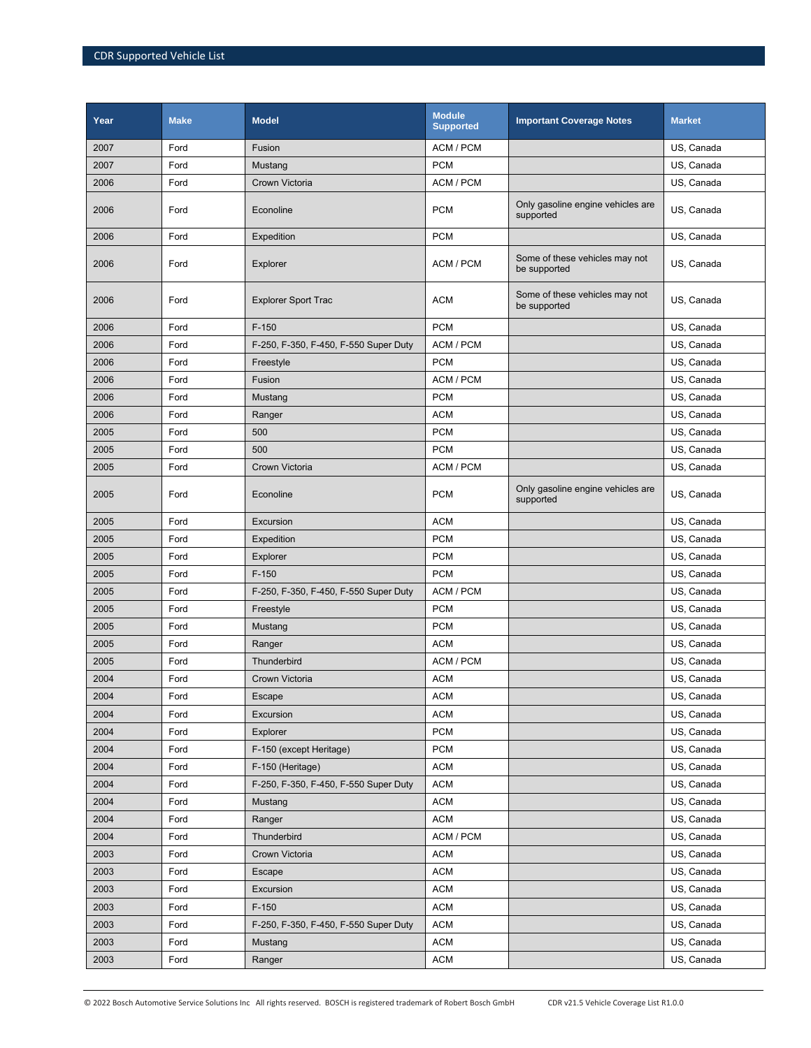| Year | Make | Model | Module Supported | Important Coverage Notes | Market |
|---|---|---|---|---|---|
| 2007 | Ford | Fusion | ACM / PCM | | US, Canada |
| 2007 | Ford | Mustang | PCM | | US, Canada |
| 2006 | Ford | Crown Victoria | ACM / PCM | | US, Canada |
| 2006 | Ford | Econoline | PCM | Only gasoline engine vehicles are supported | US, Canada |
| 2006 | Ford | Expedition | PCM | | US, Canada |
| 2006 | Ford | Explorer | ACM / PCM | Some of these vehicles may not be supported | US, Canada |
| 2006 | Ford | Explorer Sport Trac | ACM | Some of these vehicles may not be supported | US, Canada |
| 2006 | Ford | F-150 | PCM | | US, Canada |
| 2006 | Ford | F-250, F-350, F-450, F-550 Super Duty | ACM / PCM | | US, Canada |
| 2006 | Ford | Freestyle | PCM | | US, Canada |
| 2006 | Ford | Fusion | ACM / PCM | | US, Canada |
| 2006 | Ford | Mustang | PCM | | US, Canada |
| 2006 | Ford | Ranger | ACM | | US, Canada |
| 2005 | Ford | 500 | PCM | | US, Canada |
| 2005 | Ford | 500 | PCM | | US, Canada |
| 2005 | Ford | Crown Victoria | ACM / PCM | | US, Canada |
| 2005 | Ford | Econoline | PCM | Only gasoline engine vehicles are supported | US, Canada |
| 2005 | Ford | Excursion | ACM | | US, Canada |
| 2005 | Ford | Expedition | PCM | | US, Canada |
| 2005 | Ford | Explorer | PCM | | US, Canada |
| 2005 | Ford | F-150 | PCM | | US, Canada |
| 2005 | Ford | F-250, F-350, F-450, F-550 Super Duty | ACM / PCM | | US, Canada |
| 2005 | Ford | Freestyle | PCM | | US, Canada |
| 2005 | Ford | Mustang | PCM | | US, Canada |
| 2005 | Ford | Ranger | ACM | | US, Canada |
| 2005 | Ford | Thunderbird | ACM / PCM | | US, Canada |
| 2004 | Ford | Crown Victoria | ACM | | US, Canada |
| 2004 | Ford | Escape | ACM | | US, Canada |
| 2004 | Ford | Excursion | ACM | | US, Canada |
| 2004 | Ford | Explorer | PCM | | US, Canada |
| 2004 | Ford | F-150 (except Heritage) | PCM | | US, Canada |
| 2004 | Ford | F-150 (Heritage) | ACM | | US, Canada |
| 2004 | Ford | F-250, F-350, F-450, F-550 Super Duty | ACM | | US, Canada |
| 2004 | Ford | Mustang | ACM | | US, Canada |
| 2004 | Ford | Ranger | ACM | | US, Canada |
| 2004 | Ford | Thunderbird | ACM / PCM | | US, Canada |
| 2003 | Ford | Crown Victoria | ACM | | US, Canada |
| 2003 | Ford | Escape | ACM | | US, Canada |
| 2003 | Ford | Excursion | ACM | | US, Canada |
| 2003 | Ford | F-150 | ACM | | US, Canada |
| 2003 | Ford | F-250, F-350, F-450, F-550 Super Duty | ACM | | US, Canada |
| 2003 | Ford | Mustang | ACM | | US, Canada |
| 2003 | Ford | Ranger | ACM | | US, Canada |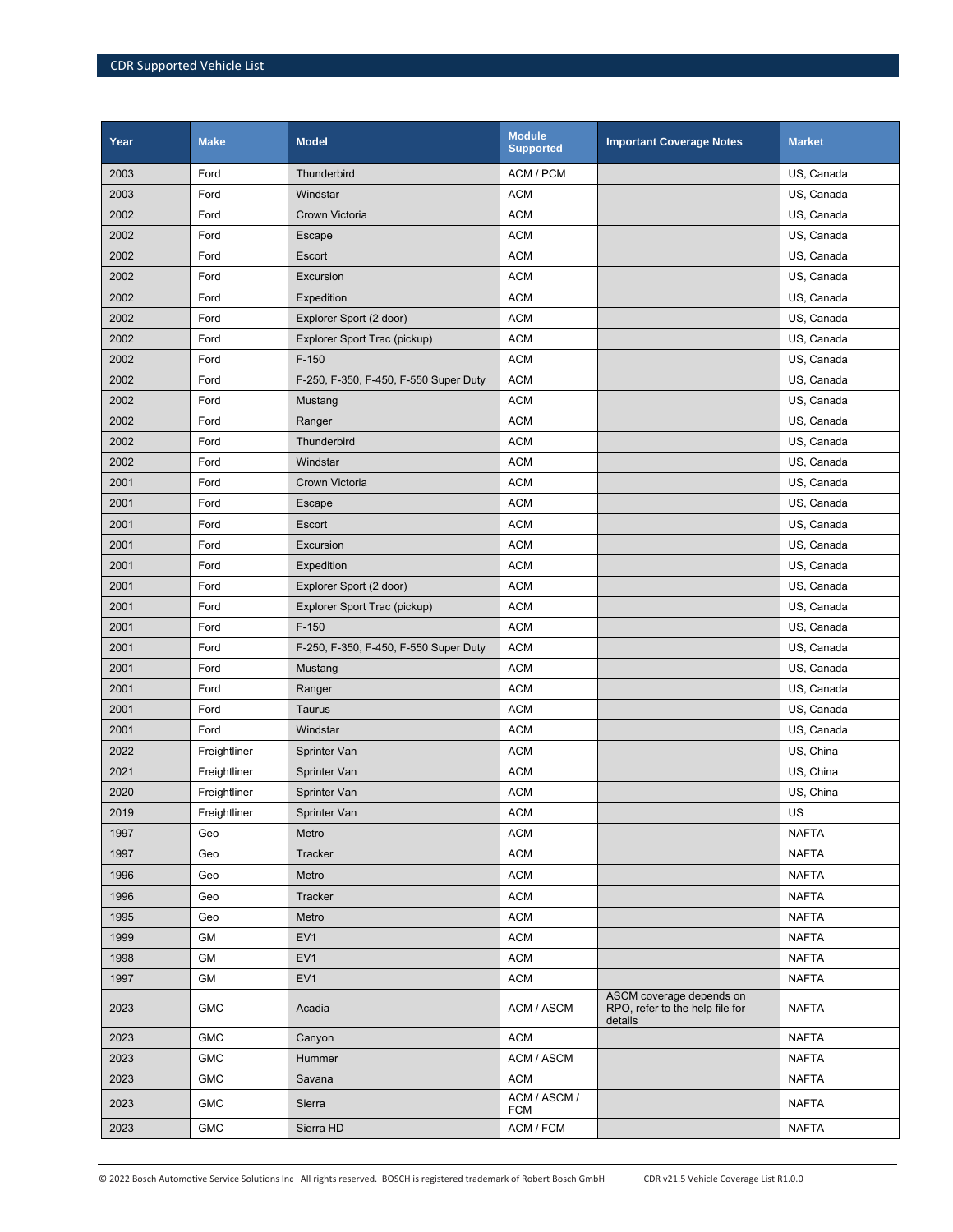| Year | Make | Model | Module Supported | Important Coverage Notes | Market |
| --- | --- | --- | --- | --- | --- |
| 2003 | Ford | Thunderbird | ACM / PCM | | US, Canada |
| 2003 | Ford | Windstar | ACM | | US, Canada |
| 2002 | Ford | Crown Victoria | ACM | | US, Canada |
| 2002 | Ford | Escape | ACM | | US, Canada |
| 2002 | Ford | Escort | ACM | | US, Canada |
| 2002 | Ford | Excursion | ACM | | US, Canada |
| 2002 | Ford | Expedition | ACM | | US, Canada |
| 2002 | Ford | Explorer Sport (2 door) | ACM | | US, Canada |
| 2002 | Ford | Explorer Sport Trac (pickup) | ACM | | US, Canada |
| 2002 | Ford | F-150 | ACM | | US, Canada |
| 2002 | Ford | F-250, F-350, F-450, F-550 Super Duty | ACM | | US, Canada |
| 2002 | Ford | Mustang | ACM | | US, Canada |
| 2002 | Ford | Ranger | ACM | | US, Canada |
| 2002 | Ford | Thunderbird | ACM | | US, Canada |
| 2002 | Ford | Windstar | ACM | | US, Canada |
| 2001 | Ford | Crown Victoria | ACM | | US, Canada |
| 2001 | Ford | Escape | ACM | | US, Canada |
| 2001 | Ford | Escort | ACM | | US, Canada |
| 2001 | Ford | Excursion | ACM | | US, Canada |
| 2001 | Ford | Expedition | ACM | | US, Canada |
| 2001 | Ford | Explorer Sport (2 door) | ACM | | US, Canada |
| 2001 | Ford | Explorer Sport Trac (pickup) | ACM | | US, Canada |
| 2001 | Ford | F-150 | ACM | | US, Canada |
| 2001 | Ford | F-250, F-350, F-450, F-550 Super Duty | ACM | | US, Canada |
| 2001 | Ford | Mustang | ACM | | US, Canada |
| 2001 | Ford | Ranger | ACM | | US, Canada |
| 2001 | Ford | Taurus | ACM | | US, Canada |
| 2001 | Ford | Windstar | ACM | | US, Canada |
| 2022 | Freightliner | Sprinter Van | ACM | | US, China |
| 2021 | Freightliner | Sprinter Van | ACM | | US, China |
| 2020 | Freightliner | Sprinter Van | ACM | | US, China |
| 2019 | Freightliner | Sprinter Van | ACM | | US |
| 1997 | Geo | Metro | ACM | | NAFTA |
| 1997 | Geo | Tracker | ACM | | NAFTA |
| 1996 | Geo | Metro | ACM | | NAFTA |
| 1996 | Geo | Tracker | ACM | | NAFTA |
| 1995 | Geo | Metro | ACM | | NAFTA |
| 1999 | GM | EV1 | ACM | | NAFTA |
| 1998 | GM | EV1 | ACM | | NAFTA |
| 1997 | GM | EV1 | ACM | | NAFTA |
| 2023 | GMC | Acadia | ACM / ASCM | ASCM coverage depends on RPO, refer to the help file for details | NAFTA |
| 2023 | GMC | Canyon | ACM | | NAFTA |
| 2023 | GMC | Hummer | ACM / ASCM | | NAFTA |
| 2023 | GMC | Savana | ACM | | NAFTA |
| 2023 | GMC | Sierra | ACM / ASCM / FCM | | NAFTA |
| 2023 | GMC | Sierra HD | ACM / FCM | | NAFTA |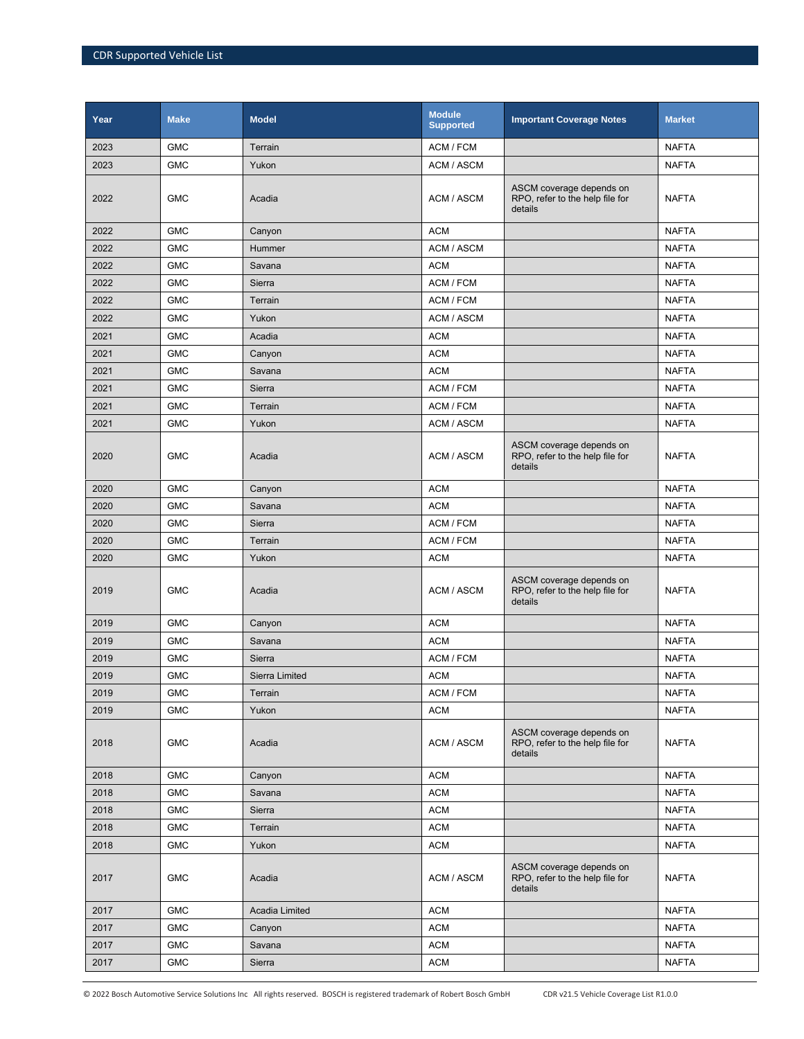| Year | Make | Model | Module Supported | Important Coverage Notes | Market |
|---|---|---|---|---|---|
| 2023 | GMC | Terrain | ACM / FCM | | NAFTA |
| 2023 | GMC | Yukon | ACM / ASCM | | NAFTA |
| 2022 | GMC | Acadia | ACM / ASCM | ASCM coverage depends on RPO, refer to the help file for details | NAFTA |
| 2022 | GMC | Canyon | ACM | | NAFTA |
| 2022 | GMC | Hummer | ACM / ASCM | | NAFTA |
| 2022 | GMC | Savana | ACM | | NAFTA |
| 2022 | GMC | Sierra | ACM / FCM | | NAFTA |
| 2022 | GMC | Terrain | ACM / FCM | | NAFTA |
| 2022 | GMC | Yukon | ACM / ASCM | | NAFTA |
| 2021 | GMC | Acadia | ACM | | NAFTA |
| 2021 | GMC | Canyon | ACM | | NAFTA |
| 2021 | GMC | Savana | ACM | | NAFTA |
| 2021 | GMC | Sierra | ACM / FCM | | NAFTA |
| 2021 | GMC | Terrain | ACM / FCM | | NAFTA |
| 2021 | GMC | Yukon | ACM / ASCM | | NAFTA |
| 2020 | GMC | Acadia | ACM / ASCM | ASCM coverage depends on RPO, refer to the help file for details | NAFTA |
| 2020 | GMC | Canyon | ACM | | NAFTA |
| 2020 | GMC | Savana | ACM | | NAFTA |
| 2020 | GMC | Sierra | ACM / FCM | | NAFTA |
| 2020 | GMC | Terrain | ACM / FCM | | NAFTA |
| 2020 | GMC | Yukon | ACM | | NAFTA |
| 2019 | GMC | Acadia | ACM / ASCM | ASCM coverage depends on RPO, refer to the help file for details | NAFTA |
| 2019 | GMC | Canyon | ACM | | NAFTA |
| 2019 | GMC | Savana | ACM | | NAFTA |
| 2019 | GMC | Sierra | ACM / FCM | | NAFTA |
| 2019 | GMC | Sierra Limited | ACM | | NAFTA |
| 2019 | GMC | Terrain | ACM / FCM | | NAFTA |
| 2019 | GMC | Yukon | ACM | | NAFTA |
| 2018 | GMC | Acadia | ACM / ASCM | ASCM coverage depends on RPO, refer to the help file for details | NAFTA |
| 2018 | GMC | Canyon | ACM | | NAFTA |
| 2018 | GMC | Savana | ACM | | NAFTA |
| 2018 | GMC | Sierra | ACM | | NAFTA |
| 2018 | GMC | Terrain | ACM | | NAFTA |
| 2018 | GMC | Yukon | ACM | | NAFTA |
| 2017 | GMC | Acadia | ACM / ASCM | ASCM coverage depends on RPO, refer to the help file for details | NAFTA |
| 2017 | GMC | Acadia Limited | ACM | | NAFTA |
| 2017 | GMC | Canyon | ACM | | NAFTA |
| 2017 | GMC | Savana | ACM | | NAFTA |
| 2017 | GMC | Sierra | ACM | | NAFTA |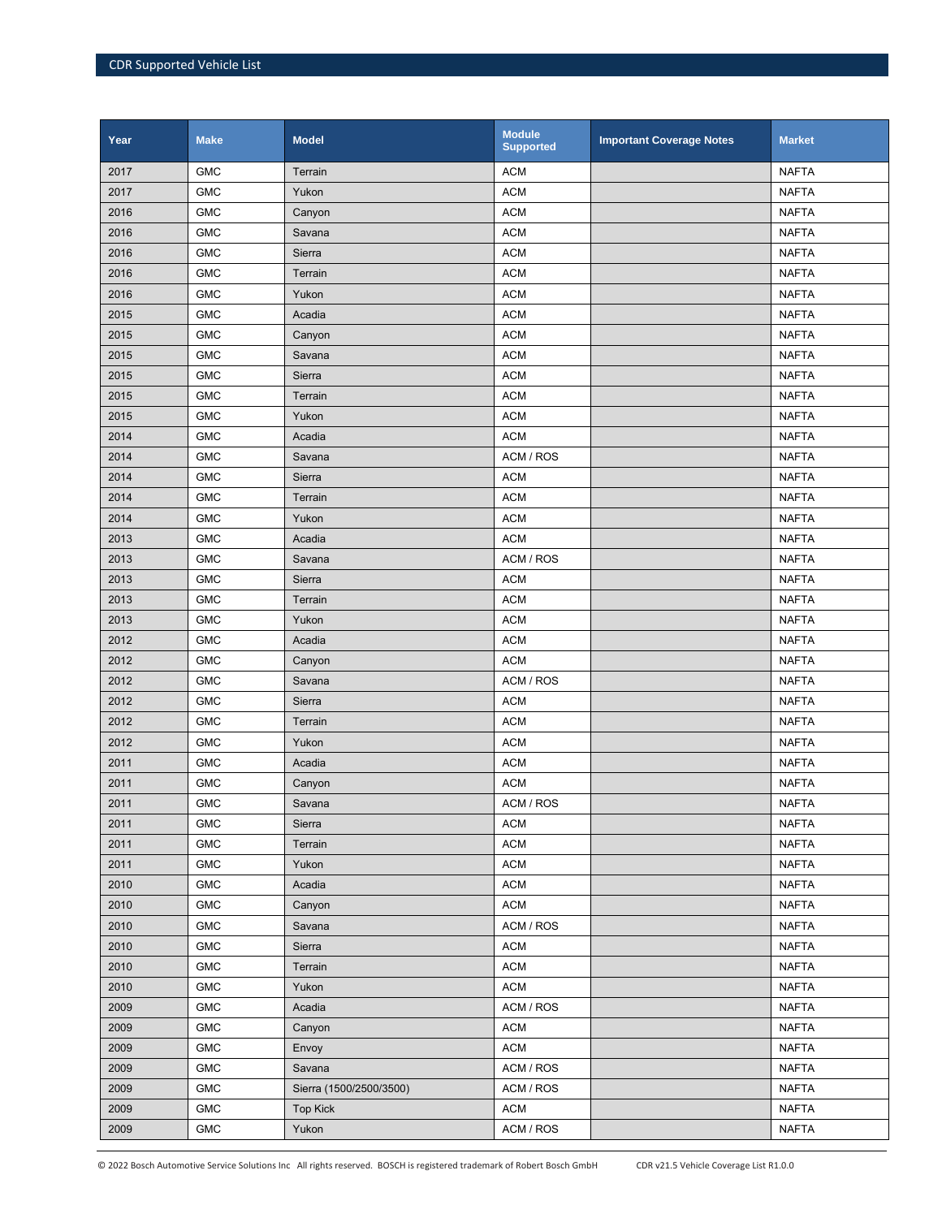| Year | Make | Model | Module Supported | Important Coverage Notes | Market |
|---|---|---|---|---|---|
| 2017 | GMC | Terrain | ACM | | NAFTA |
| 2017 | GMC | Yukon | ACM | | NAFTA |
| 2016 | GMC | Canyon | ACM | | NAFTA |
| 2016 | GMC | Savana | ACM | | NAFTA |
| 2016 | GMC | Sierra | ACM | | NAFTA |
| 2016 | GMC | Terrain | ACM | | NAFTA |
| 2016 | GMC | Yukon | ACM | | NAFTA |
| 2015 | GMC | Acadia | ACM | | NAFTA |
| 2015 | GMC | Canyon | ACM | | NAFTA |
| 2015 | GMC | Savana | ACM | | NAFTA |
| 2015 | GMC | Sierra | ACM | | NAFTA |
| 2015 | GMC | Terrain | ACM | | NAFTA |
| 2015 | GMC | Yukon | ACM | | NAFTA |
| 2014 | GMC | Acadia | ACM | | NAFTA |
| 2014 | GMC | Savana | ACM / ROS | | NAFTA |
| 2014 | GMC | Sierra | ACM | | NAFTA |
| 2014 | GMC | Terrain | ACM | | NAFTA |
| 2014 | GMC | Yukon | ACM | | NAFTA |
| 2013 | GMC | Acadia | ACM | | NAFTA |
| 2013 | GMC | Savana | ACM / ROS | | NAFTA |
| 2013 | GMC | Sierra | ACM | | NAFTA |
| 2013 | GMC | Terrain | ACM | | NAFTA |
| 2013 | GMC | Yukon | ACM | | NAFTA |
| 2012 | GMC | Acadia | ACM | | NAFTA |
| 2012 | GMC | Canyon | ACM | | NAFTA |
| 2012 | GMC | Savana | ACM / ROS | | NAFTA |
| 2012 | GMC | Sierra | ACM | | NAFTA |
| 2012 | GMC | Terrain | ACM | | NAFTA |
| 2012 | GMC | Yukon | ACM | | NAFTA |
| 2011 | GMC | Acadia | ACM | | NAFTA |
| 2011 | GMC | Canyon | ACM | | NAFTA |
| 2011 | GMC | Savana | ACM / ROS | | NAFTA |
| 2011 | GMC | Sierra | ACM | | NAFTA |
| 2011 | GMC | Terrain | ACM | | NAFTA |
| 2011 | GMC | Yukon | ACM | | NAFTA |
| 2010 | GMC | Acadia | ACM | | NAFTA |
| 2010 | GMC | Canyon | ACM | | NAFTA |
| 2010 | GMC | Savana | ACM / ROS | | NAFTA |
| 2010 | GMC | Sierra | ACM | | NAFTA |
| 2010 | GMC | Terrain | ACM | | NAFTA |
| 2010 | GMC | Yukon | ACM | | NAFTA |
| 2009 | GMC | Acadia | ACM / ROS | | NAFTA |
| 2009 | GMC | Canyon | ACM | | NAFTA |
| 2009 | GMC | Envoy | ACM | | NAFTA |
| 2009 | GMC | Savana | ACM / ROS | | NAFTA |
| 2009 | GMC | Sierra (1500/2500/3500) | ACM / ROS | | NAFTA |
| 2009 | GMC | Top Kick | ACM | | NAFTA |
| 2009 | GMC | Yukon | ACM / ROS | | NAFTA |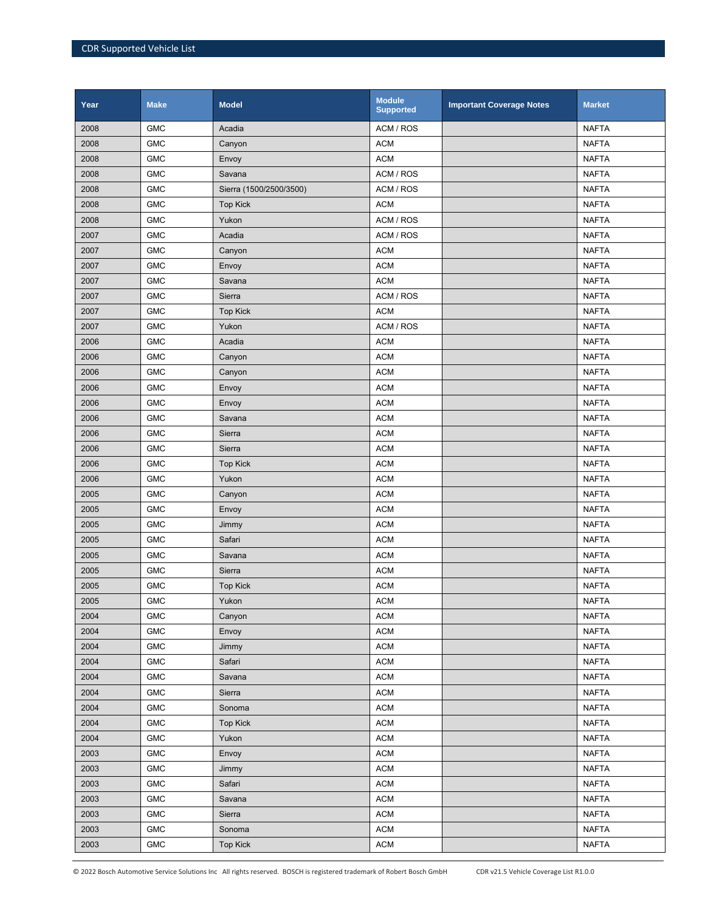| Year | Make | Model | Module Supported | Important Coverage Notes | Market |
|---|---|---|---|---|---|
| 2008 | GMC | Acadia | ACM / ROS | | NAFTA |
| 2008 | GMC | Canyon | ACM | | NAFTA |
| 2008 | GMC | Envoy | ACM | | NAFTA |
| 2008 | GMC | Savana | ACM / ROS | | NAFTA |
| 2008 | GMC | Sierra (1500/2500/3500) | ACM / ROS | | NAFTA |
| 2008 | GMC | Top Kick | ACM | | NAFTA |
| 2008 | GMC | Yukon | ACM / ROS | | NAFTA |
| 2007 | GMC | Acadia | ACM / ROS | | NAFTA |
| 2007 | GMC | Canyon | ACM | | NAFTA |
| 2007 | GMC | Envoy | ACM | | NAFTA |
| 2007 | GMC | Savana | ACM | | NAFTA |
| 2007 | GMC | Sierra | ACM / ROS | | NAFTA |
| 2007 | GMC | Top Kick | ACM | | NAFTA |
| 2007 | GMC | Yukon | ACM / ROS | | NAFTA |
| 2006 | GMC | Acadia | ACM | | NAFTA |
| 2006 | GMC | Canyon | ACM | | NAFTA |
| 2006 | GMC | Canyon | ACM | | NAFTA |
| 2006 | GMC | Envoy | ACM | | NAFTA |
| 2006 | GMC | Envoy | ACM | | NAFTA |
| 2006 | GMC | Savana | ACM | | NAFTA |
| 2006 | GMC | Sierra | ACM | | NAFTA |
| 2006 | GMC | Sierra | ACM | | NAFTA |
| 2006 | GMC | Top Kick | ACM | | NAFTA |
| 2006 | GMC | Yukon | ACM | | NAFTA |
| 2005 | GMC | Canyon | ACM | | NAFTA |
| 2005 | GMC | Envoy | ACM | | NAFTA |
| 2005 | GMC | Jimmy | ACM | | NAFTA |
| 2005 | GMC | Safari | ACM | | NAFTA |
| 2005 | GMC | Savana | ACM | | NAFTA |
| 2005 | GMC | Sierra | ACM | | NAFTA |
| 2005 | GMC | Top Kick | ACM | | NAFTA |
| 2005 | GMC | Yukon | ACM | | NAFTA |
| 2004 | GMC | Canyon | ACM | | NAFTA |
| 2004 | GMC | Envoy | ACM | | NAFTA |
| 2004 | GMC | Jimmy | ACM | | NAFTA |
| 2004 | GMC | Safari | ACM | | NAFTA |
| 2004 | GMC | Savana | ACM | | NAFTA |
| 2004 | GMC | Sierra | ACM | | NAFTA |
| 2004 | GMC | Sonoma | ACM | | NAFTA |
| 2004 | GMC | Top Kick | ACM | | NAFTA |
| 2004 | GMC | Yukon | ACM | | NAFTA |
| 2003 | GMC | Envoy | ACM | | NAFTA |
| 2003 | GMC | Jimmy | ACM | | NAFTA |
| 2003 | GMC | Safari | ACM | | NAFTA |
| 2003 | GMC | Savana | ACM | | NAFTA |
| 2003 | GMC | Sierra | ACM | | NAFTA |
| 2003 | GMC | Sonoma | ACM | | NAFTA |
| 2003 | GMC | Top Kick | ACM | | NAFTA |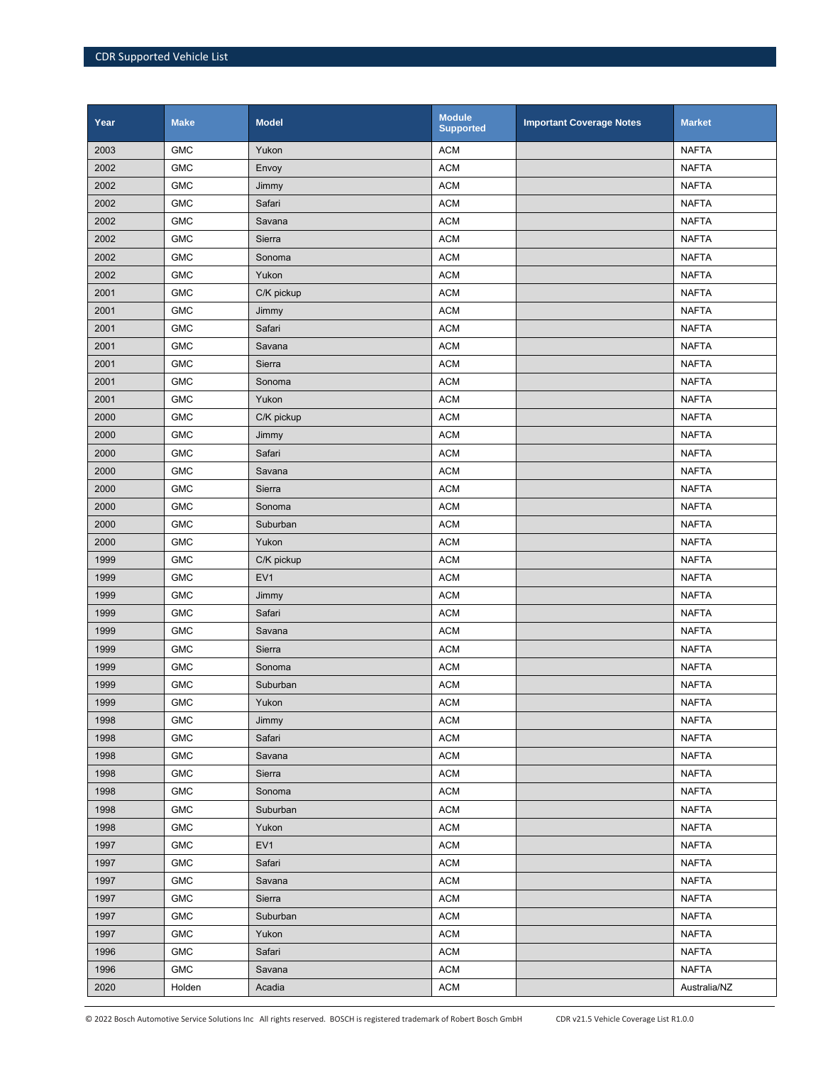| Year | Make | Model | Module Supported | Important Coverage Notes | Market |
|---|---|---|---|---|---|
| 2003 | GMC | Yukon | ACM | | NAFTA |
| 2002 | GMC | Envoy | ACM | | NAFTA |
| 2002 | GMC | Jimmy | ACM | | NAFTA |
| 2002 | GMC | Safari | ACM | | NAFTA |
| 2002 | GMC | Savana | ACM | | NAFTA |
| 2002 | GMC | Sierra | ACM | | NAFTA |
| 2002 | GMC | Sonoma | ACM | | NAFTA |
| 2002 | GMC | Yukon | ACM | | NAFTA |
| 2001 | GMC | C/K pickup | ACM | | NAFTA |
| 2001 | GMC | Jimmy | ACM | | NAFTA |
| 2001 | GMC | Safari | ACM | | NAFTA |
| 2001 | GMC | Savana | ACM | | NAFTA |
| 2001 | GMC | Sierra | ACM | | NAFTA |
| 2001 | GMC | Sonoma | ACM | | NAFTA |
| 2001 | GMC | Yukon | ACM | | NAFTA |
| 2000 | GMC | C/K pickup | ACM | | NAFTA |
| 2000 | GMC | Jimmy | ACM | | NAFTA |
| 2000 | GMC | Safari | ACM | | NAFTA |
| 2000 | GMC | Savana | ACM | | NAFTA |
| 2000 | GMC | Sierra | ACM | | NAFTA |
| 2000 | GMC | Sonoma | ACM | | NAFTA |
| 2000 | GMC | Suburban | ACM | | NAFTA |
| 2000 | GMC | Yukon | ACM | | NAFTA |
| 1999 | GMC | C/K pickup | ACM | | NAFTA |
| 1999 | GMC | EV1 | ACM | | NAFTA |
| 1999 | GMC | Jimmy | ACM | | NAFTA |
| 1999 | GMC | Safari | ACM | | NAFTA |
| 1999 | GMC | Savana | ACM | | NAFTA |
| 1999 | GMC | Sierra | ACM | | NAFTA |
| 1999 | GMC | Sonoma | ACM | | NAFTA |
| 1999 | GMC | Suburban | ACM | | NAFTA |
| 1999 | GMC | Yukon | ACM | | NAFTA |
| 1998 | GMC | Jimmy | ACM | | NAFTA |
| 1998 | GMC | Safari | ACM | | NAFTA |
| 1998 | GMC | Savana | ACM | | NAFTA |
| 1998 | GMC | Sierra | ACM | | NAFTA |
| 1998 | GMC | Sonoma | ACM | | NAFTA |
| 1998 | GMC | Suburban | ACM | | NAFTA |
| 1998 | GMC | Yukon | ACM | | NAFTA |
| 1997 | GMC | EV1 | ACM | | NAFTA |
| 1997 | GMC | Safari | ACM | | NAFTA |
| 1997 | GMC | Savana | ACM | | NAFTA |
| 1997 | GMC | Sierra | ACM | | NAFTA |
| 1997 | GMC | Suburban | ACM | | NAFTA |
| 1997 | GMC | Yukon | ACM | | NAFTA |
| 1996 | GMC | Safari | ACM | | NAFTA |
| 1996 | GMC | Savana | ACM | | NAFTA |
| 2020 | Holden | Acadia | ACM | | Australia/NZ |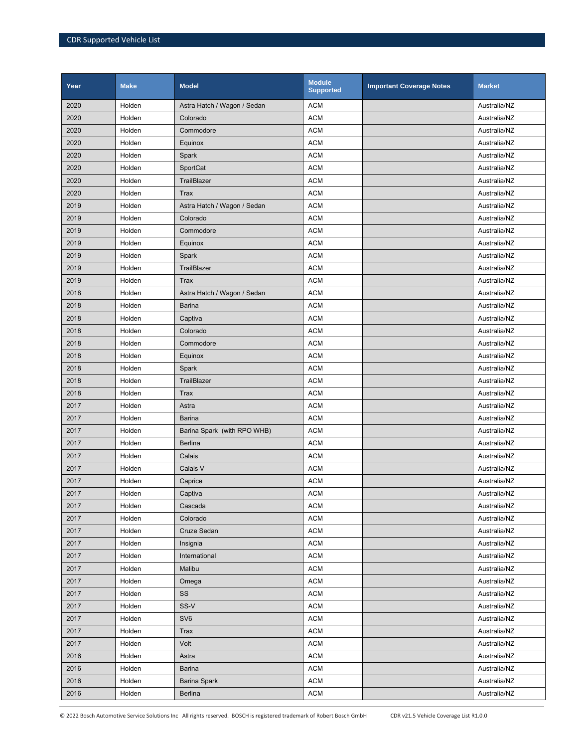| Year | Make | Model | Module Supported | Important Coverage Notes | Market |
|---|---|---|---|---|---|
| 2020 | Holden | Astra Hatch / Wagon / Sedan | ACM | | Australia/NZ |
| 2020 | Holden | Colorado | ACM | | Australia/NZ |
| 2020 | Holden | Commodore | ACM | | Australia/NZ |
| 2020 | Holden | Equinox | ACM | | Australia/NZ |
| 2020 | Holden | Spark | ACM | | Australia/NZ |
| 2020 | Holden | SportCat | ACM | | Australia/NZ |
| 2020 | Holden | TrailBlazer | ACM | | Australia/NZ |
| 2020 | Holden | Trax | ACM | | Australia/NZ |
| 2019 | Holden | Astra Hatch / Wagon / Sedan | ACM | | Australia/NZ |
| 2019 | Holden | Colorado | ACM | | Australia/NZ |
| 2019 | Holden | Commodore | ACM | | Australia/NZ |
| 2019 | Holden | Equinox | ACM | | Australia/NZ |
| 2019 | Holden | Spark | ACM | | Australia/NZ |
| 2019 | Holden | TrailBlazer | ACM | | Australia/NZ |
| 2019 | Holden | Trax | ACM | | Australia/NZ |
| 2018 | Holden | Astra Hatch / Wagon / Sedan | ACM | | Australia/NZ |
| 2018 | Holden | Barina | ACM | | Australia/NZ |
| 2018 | Holden | Captiva | ACM | | Australia/NZ |
| 2018 | Holden | Colorado | ACM | | Australia/NZ |
| 2018 | Holden | Commodore | ACM | | Australia/NZ |
| 2018 | Holden | Equinox | ACM | | Australia/NZ |
| 2018 | Holden | Spark | ACM | | Australia/NZ |
| 2018 | Holden | TrailBlazer | ACM | | Australia/NZ |
| 2018 | Holden | Trax | ACM | | Australia/NZ |
| 2017 | Holden | Astra | ACM | | Australia/NZ |
| 2017 | Holden | Barina | ACM | | Australia/NZ |
| 2017 | Holden | Barina Spark (with RPO WHB) | ACM | | Australia/NZ |
| 2017 | Holden | Berlina | ACM | | Australia/NZ |
| 2017 | Holden | Calais | ACM | | Australia/NZ |
| 2017 | Holden | Calais V | ACM | | Australia/NZ |
| 2017 | Holden | Caprice | ACM | | Australia/NZ |
| 2017 | Holden | Captiva | ACM | | Australia/NZ |
| 2017 | Holden | Cascada | ACM | | Australia/NZ |
| 2017 | Holden | Colorado | ACM | | Australia/NZ |
| 2017 | Holden | Cruze Sedan | ACM | | Australia/NZ |
| 2017 | Holden | Insignia | ACM | | Australia/NZ |
| 2017 | Holden | International | ACM | | Australia/NZ |
| 2017 | Holden | Malibu | ACM | | Australia/NZ |
| 2017 | Holden | Omega | ACM | | Australia/NZ |
| 2017 | Holden | SS | ACM | | Australia/NZ |
| 2017 | Holden | SS-V | ACM | | Australia/NZ |
| 2017 | Holden | SV6 | ACM | | Australia/NZ |
| 2017 | Holden | Trax | ACM | | Australia/NZ |
| 2017 | Holden | Volt | ACM | | Australia/NZ |
| 2016 | Holden | Astra | ACM | | Australia/NZ |
| 2016 | Holden | Barina | ACM | | Australia/NZ |
| 2016 | Holden | Barina Spark | ACM | | Australia/NZ |
| 2016 | Holden | Berlina | ACM | | Australia/NZ |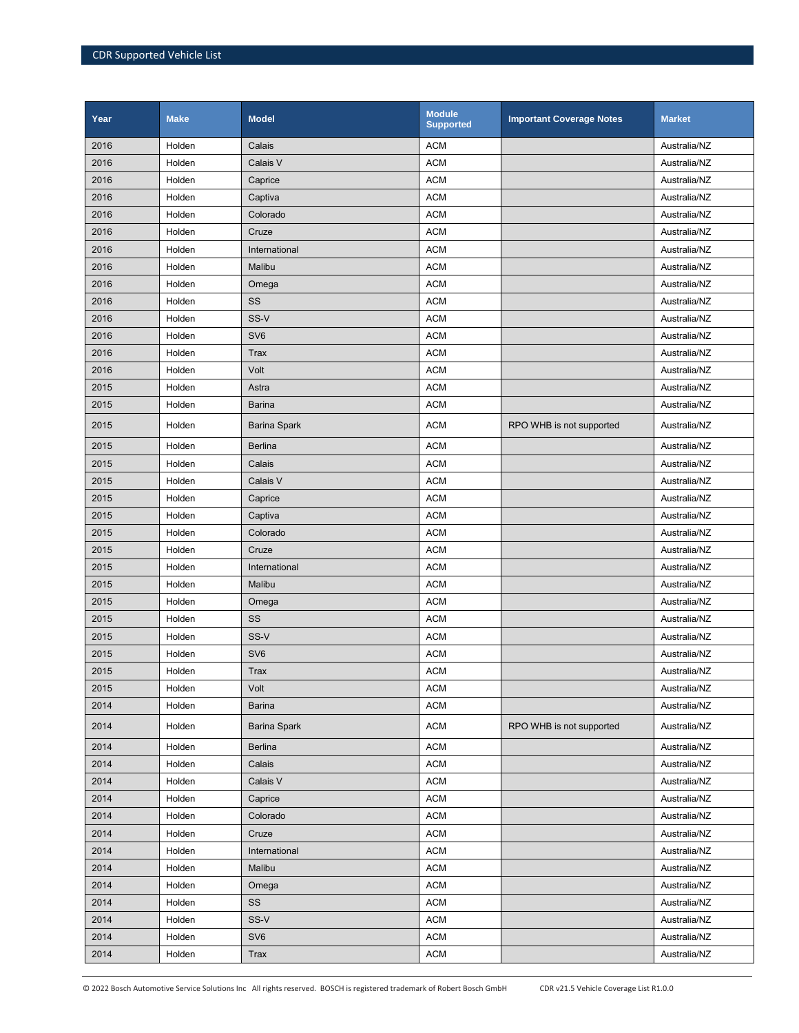| Year | Make | Model | Module Supported | Important Coverage Notes | Market |
|---|---|---|---|---|---|
| 2016 | Holden | Calais | ACM | | Australia/NZ |
| 2016 | Holden | Calais V | ACM | | Australia/NZ |
| 2016 | Holden | Caprice | ACM | | Australia/NZ |
| 2016 | Holden | Captiva | ACM | | Australia/NZ |
| 2016 | Holden | Colorado | ACM | | Australia/NZ |
| 2016 | Holden | Cruze | ACM | | Australia/NZ |
| 2016 | Holden | International | ACM | | Australia/NZ |
| 2016 | Holden | Malibu | ACM | | Australia/NZ |
| 2016 | Holden | Omega | ACM | | Australia/NZ |
| 2016 | Holden | SS | ACM | | Australia/NZ |
| 2016 | Holden | SS-V | ACM | | Australia/NZ |
| 2016 | Holden | SV6 | ACM | | Australia/NZ |
| 2016 | Holden | Trax | ACM | | Australia/NZ |
| 2016 | Holden | Volt | ACM | | Australia/NZ |
| 2015 | Holden | Astra | ACM | | Australia/NZ |
| 2015 | Holden | Barina | ACM | | Australia/NZ |
| 2015 | Holden | Barina Spark | ACM | RPO WHB is not supported | Australia/NZ |
| 2015 | Holden | Berlina | ACM | | Australia/NZ |
| 2015 | Holden | Calais | ACM | | Australia/NZ |
| 2015 | Holden | Calais V | ACM | | Australia/NZ |
| 2015 | Holden | Caprice | ACM | | Australia/NZ |
| 2015 | Holden | Captiva | ACM | | Australia/NZ |
| 2015 | Holden | Colorado | ACM | | Australia/NZ |
| 2015 | Holden | Cruze | ACM | | Australia/NZ |
| 2015 | Holden | International | ACM | | Australia/NZ |
| 2015 | Holden | Malibu | ACM | | Australia/NZ |
| 2015 | Holden | Omega | ACM | | Australia/NZ |
| 2015 | Holden | SS | ACM | | Australia/NZ |
| 2015 | Holden | SS-V | ACM | | Australia/NZ |
| 2015 | Holden | SV6 | ACM | | Australia/NZ |
| 2015 | Holden | Trax | ACM | | Australia/NZ |
| 2015 | Holden | Volt | ACM | | Australia/NZ |
| 2014 | Holden | Barina | ACM | | Australia/NZ |
| 2014 | Holden | Barina Spark | ACM | RPO WHB is not supported | Australia/NZ |
| 2014 | Holden | Berlina | ACM | | Australia/NZ |
| 2014 | Holden | Calais | ACM | | Australia/NZ |
| 2014 | Holden | Calais V | ACM | | Australia/NZ |
| 2014 | Holden | Caprice | ACM | | Australia/NZ |
| 2014 | Holden | Colorado | ACM | | Australia/NZ |
| 2014 | Holden | Cruze | ACM | | Australia/NZ |
| 2014 | Holden | International | ACM | | Australia/NZ |
| 2014 | Holden | Malibu | ACM | | Australia/NZ |
| 2014 | Holden | Omega | ACM | | Australia/NZ |
| 2014 | Holden | SS | ACM | | Australia/NZ |
| 2014 | Holden | SS-V | ACM | | Australia/NZ |
| 2014 | Holden | SV6 | ACM | | Australia/NZ |
| 2014 | Holden | Trax | ACM | | Australia/NZ |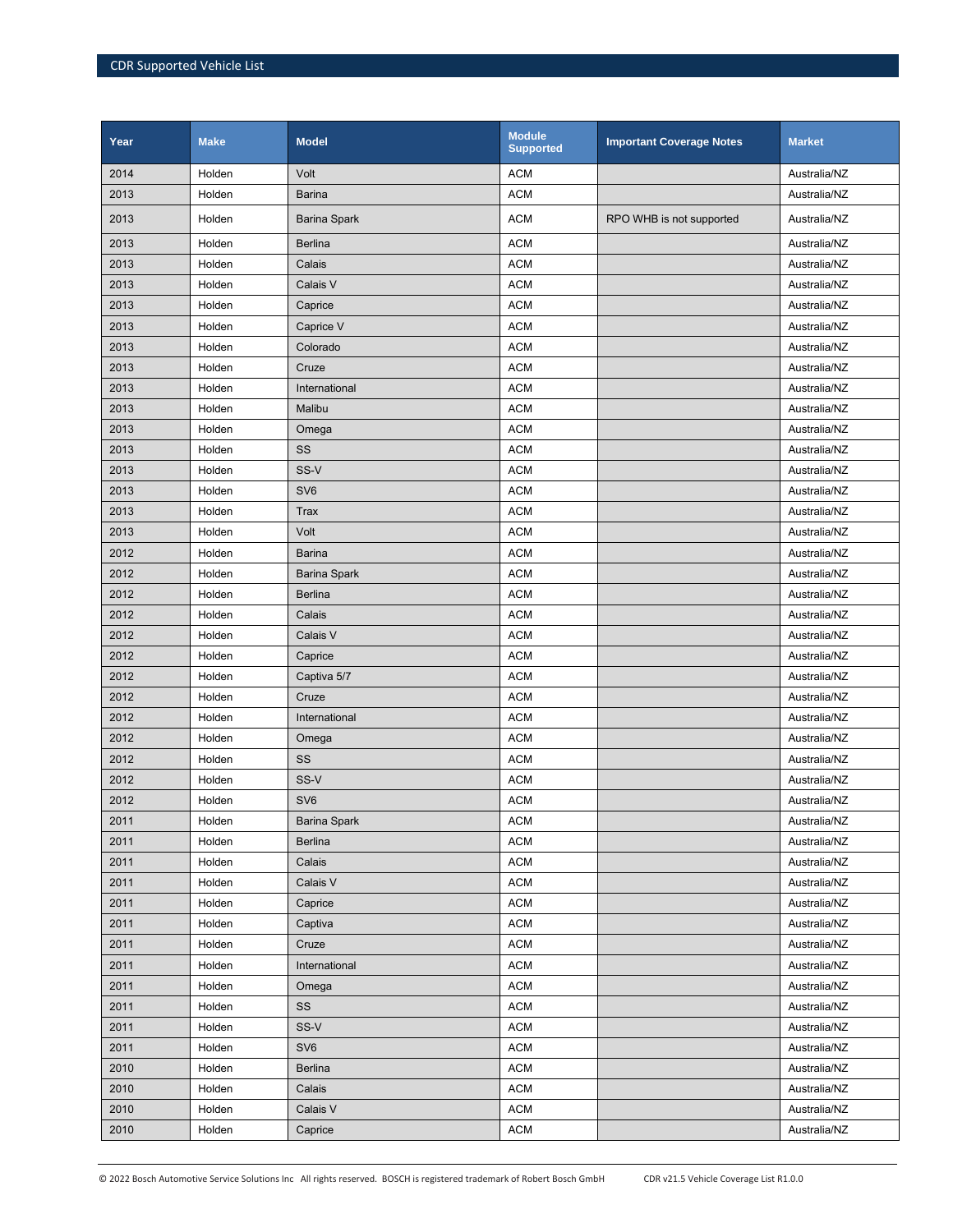| Year | Make | Model | Module Supported | Important Coverage Notes | Market |
|---|---|---|---|---|---|
| 2014 | Holden | Volt | ACM | | Australia/NZ |
| 2013 | Holden | Barina | ACM | | Australia/NZ |
| 2013 | Holden | Barina Spark | ACM | RPO WHB is not supported | Australia/NZ |
| 2013 | Holden | Berlina | ACM | | Australia/NZ |
| 2013 | Holden | Calais | ACM | | Australia/NZ |
| 2013 | Holden | Calais V | ACM | | Australia/NZ |
| 2013 | Holden | Caprice | ACM | | Australia/NZ |
| 2013 | Holden | Caprice V | ACM | | Australia/NZ |
| 2013 | Holden | Colorado | ACM | | Australia/NZ |
| 2013 | Holden | Cruze | ACM | | Australia/NZ |
| 2013 | Holden | International | ACM | | Australia/NZ |
| 2013 | Holden | Malibu | ACM | | Australia/NZ |
| 2013 | Holden | Omega | ACM | | Australia/NZ |
| 2013 | Holden | SS | ACM | | Australia/NZ |
| 2013 | Holden | SS-V | ACM | | Australia/NZ |
| 2013 | Holden | SV6 | ACM | | Australia/NZ |
| 2013 | Holden | Trax | ACM | | Australia/NZ |
| 2013 | Holden | Volt | ACM | | Australia/NZ |
| 2012 | Holden | Barina | ACM | | Australia/NZ |
| 2012 | Holden | Barina Spark | ACM | | Australia/NZ |
| 2012 | Holden | Berlina | ACM | | Australia/NZ |
| 2012 | Holden | Calais | ACM | | Australia/NZ |
| 2012 | Holden | Calais V | ACM | | Australia/NZ |
| 2012 | Holden | Caprice | ACM | | Australia/NZ |
| 2012 | Holden | Captiva 5/7 | ACM | | Australia/NZ |
| 2012 | Holden | Cruze | ACM | | Australia/NZ |
| 2012 | Holden | International | ACM | | Australia/NZ |
| 2012 | Holden | Omega | ACM | | Australia/NZ |
| 2012 | Holden | SS | ACM | | Australia/NZ |
| 2012 | Holden | SS-V | ACM | | Australia/NZ |
| 2012 | Holden | SV6 | ACM | | Australia/NZ |
| 2011 | Holden | Barina Spark | ACM | | Australia/NZ |
| 2011 | Holden | Berlina | ACM | | Australia/NZ |
| 2011 | Holden | Calais | ACM | | Australia/NZ |
| 2011 | Holden | Calais V | ACM | | Australia/NZ |
| 2011 | Holden | Caprice | ACM | | Australia/NZ |
| 2011 | Holden | Captiva | ACM | | Australia/NZ |
| 2011 | Holden | Cruze | ACM | | Australia/NZ |
| 2011 | Holden | International | ACM | | Australia/NZ |
| 2011 | Holden | Omega | ACM | | Australia/NZ |
| 2011 | Holden | SS | ACM | | Australia/NZ |
| 2011 | Holden | SS-V | ACM | | Australia/NZ |
| 2011 | Holden | SV6 | ACM | | Australia/NZ |
| 2010 | Holden | Berlina | ACM | | Australia/NZ |
| 2010 | Holden | Calais | ACM | | Australia/NZ |
| 2010 | Holden | Calais V | ACM | | Australia/NZ |
| 2010 | Holden | Caprice | ACM | | Australia/NZ |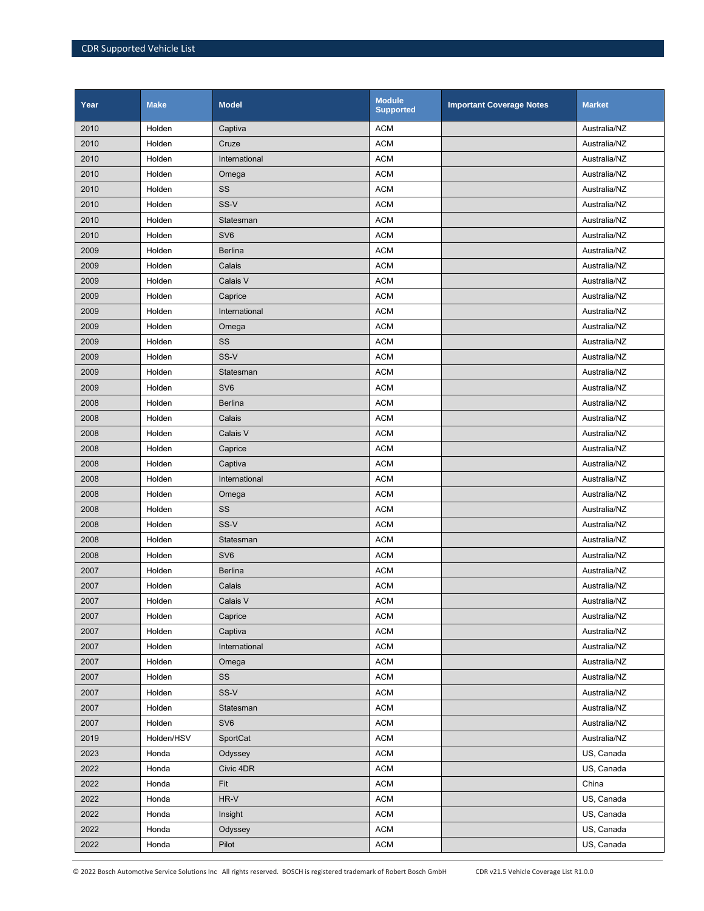| Year | Make | Model | Module Supported | Important Coverage Notes | Market |
|---|---|---|---|---|---|
| 2010 | Holden | Captiva | ACM | | Australia/NZ |
| 2010 | Holden | Cruze | ACM | | Australia/NZ |
| 2010 | Holden | International | ACM | | Australia/NZ |
| 2010 | Holden | Omega | ACM | | Australia/NZ |
| 2010 | Holden | SS | ACM | | Australia/NZ |
| 2010 | Holden | SS-V | ACM | | Australia/NZ |
| 2010 | Holden | Statesman | ACM | | Australia/NZ |
| 2010 | Holden | SV6 | ACM | | Australia/NZ |
| 2009 | Holden | Berlina | ACM | | Australia/NZ |
| 2009 | Holden | Calais | ACM | | Australia/NZ |
| 2009 | Holden | Calais V | ACM | | Australia/NZ |
| 2009 | Holden | Caprice | ACM | | Australia/NZ |
| 2009 | Holden | International | ACM | | Australia/NZ |
| 2009 | Holden | Omega | ACM | | Australia/NZ |
| 2009 | Holden | SS | ACM | | Australia/NZ |
| 2009 | Holden | SS-V | ACM | | Australia/NZ |
| 2009 | Holden | Statesman | ACM | | Australia/NZ |
| 2009 | Holden | SV6 | ACM | | Australia/NZ |
| 2008 | Holden | Berlina | ACM | | Australia/NZ |
| 2008 | Holden | Calais | ACM | | Australia/NZ |
| 2008 | Holden | Calais V | ACM | | Australia/NZ |
| 2008 | Holden | Caprice | ACM | | Australia/NZ |
| 2008 | Holden | Captiva | ACM | | Australia/NZ |
| 2008 | Holden | International | ACM | | Australia/NZ |
| 2008 | Holden | Omega | ACM | | Australia/NZ |
| 2008 | Holden | SS | ACM | | Australia/NZ |
| 2008 | Holden | SS-V | ACM | | Australia/NZ |
| 2008 | Holden | Statesman | ACM | | Australia/NZ |
| 2008 | Holden | SV6 | ACM | | Australia/NZ |
| 2007 | Holden | Berlina | ACM | | Australia/NZ |
| 2007 | Holden | Calais | ACM | | Australia/NZ |
| 2007 | Holden | Calais V | ACM | | Australia/NZ |
| 2007 | Holden | Caprice | ACM | | Australia/NZ |
| 2007 | Holden | Captiva | ACM | | Australia/NZ |
| 2007 | Holden | International | ACM | | Australia/NZ |
| 2007 | Holden | Omega | ACM | | Australia/NZ |
| 2007 | Holden | SS | ACM | | Australia/NZ |
| 2007 | Holden | SS-V | ACM | | Australia/NZ |
| 2007 | Holden | Statesman | ACM | | Australia/NZ |
| 2007 | Holden | SV6 | ACM | | Australia/NZ |
| 2019 | Holden/HSV | SportCat | ACM | | Australia/NZ |
| 2023 | Honda | Odyssey | ACM | | US, Canada |
| 2022 | Honda | Civic 4DR | ACM | | US, Canada |
| 2022 | Honda | Fit | ACM | | China |
| 2022 | Honda | HR-V | ACM | | US, Canada |
| 2022 | Honda | Insight | ACM | | US, Canada |
| 2022 | Honda | Odyssey | ACM | | US, Canada |
| 2022 | Honda | Pilot | ACM | | US, Canada |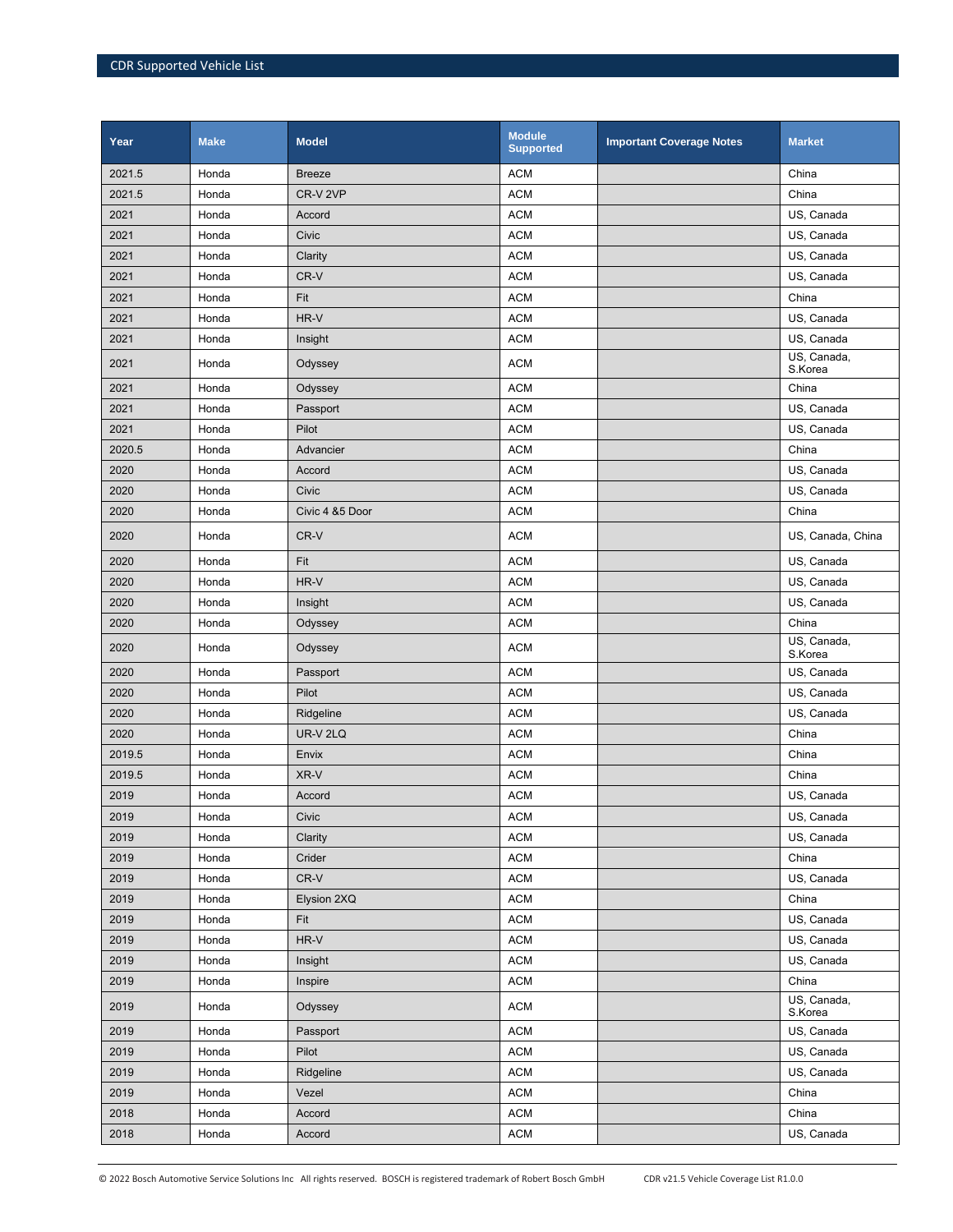| Year | Make | Model | Module Supported | Important Coverage Notes | Market |
|---|---|---|---|---|---|
| 2021.5 | Honda | Breeze | ACM | | China |
| 2021.5 | Honda | CR-V 2VP | ACM | | China |
| 2021 | Honda | Accord | ACM | | US, Canada |
| 2021 | Honda | Civic | ACM | | US, Canada |
| 2021 | Honda | Clarity | ACM | | US, Canada |
| 2021 | Honda | CR-V | ACM | | US, Canada |
| 2021 | Honda | Fit | ACM | | China |
| 2021 | Honda | HR-V | ACM | | US, Canada |
| 2021 | Honda | Insight | ACM | | US, Canada |
| 2021 | Honda | Odyssey | ACM | | US, Canada, S.Korea |
| 2021 | Honda | Odyssey | ACM | | China |
| 2021 | Honda | Passport | ACM | | US, Canada |
| 2021 | Honda | Pilot | ACM | | US, Canada |
| 2020.5 | Honda | Advancier | ACM | | China |
| 2020 | Honda | Accord | ACM | | US, Canada |
| 2020 | Honda | Civic | ACM | | US, Canada |
| 2020 | Honda | Civic 4 &5 Door | ACM | | China |
| 2020 | Honda | CR-V | ACM | | US, Canada, China |
| 2020 | Honda | Fit | ACM | | US, Canada |
| 2020 | Honda | HR-V | ACM | | US, Canada |
| 2020 | Honda | Insight | ACM | | US, Canada |
| 2020 | Honda | Odyssey | ACM | | China |
| 2020 | Honda | Odyssey | ACM | | US, Canada, S.Korea |
| 2020 | Honda | Passport | ACM | | US, Canada |
| 2020 | Honda | Pilot | ACM | | US, Canada |
| 2020 | Honda | Ridgeline | ACM | | US, Canada |
| 2020 | Honda | UR-V 2LQ | ACM | | China |
| 2019.5 | Honda | Envix | ACM | | China |
| 2019.5 | Honda | XR-V | ACM | | China |
| 2019 | Honda | Accord | ACM | | US, Canada |
| 2019 | Honda | Civic | ACM | | US, Canada |
| 2019 | Honda | Clarity | ACM | | US, Canada |
| 2019 | Honda | Crider | ACM | | China |
| 2019 | Honda | CR-V | ACM | | US, Canada |
| 2019 | Honda | Elysion 2XQ | ACM | | China |
| 2019 | Honda | Fit | ACM | | US, Canada |
| 2019 | Honda | HR-V | ACM | | US, Canada |
| 2019 | Honda | Insight | ACM | | US, Canada |
| 2019 | Honda | Inspire | ACM | | China |
| 2019 | Honda | Odyssey | ACM | | US, Canada, S.Korea |
| 2019 | Honda | Passport | ACM | | US, Canada |
| 2019 | Honda | Pilot | ACM | | US, Canada |
| 2019 | Honda | Ridgeline | ACM | | US, Canada |
| 2019 | Honda | Vezel | ACM | | China |
| 2018 | Honda | Accord | ACM | | China |
| 2018 | Honda | Accord | ACM | | US, Canada |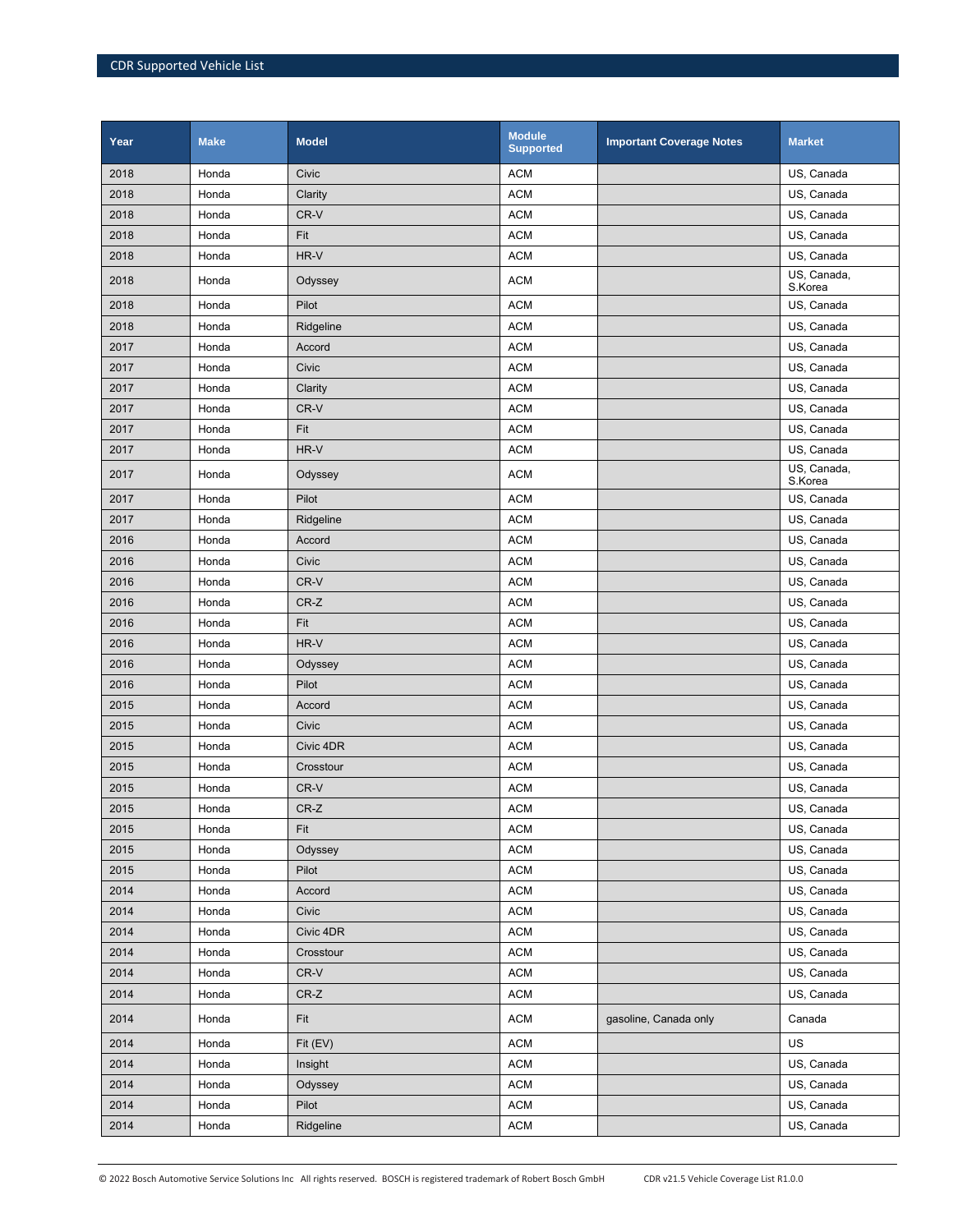| Year | Make | Model | Module Supported | Important Coverage Notes | Market |
|---|---|---|---|---|---|
| 2018 | Honda | Civic | ACM | | US, Canada |
| 2018 | Honda | Clarity | ACM | | US, Canada |
| 2018 | Honda | CR-V | ACM | | US, Canada |
| 2018 | Honda | Fit | ACM | | US, Canada |
| 2018 | Honda | HR-V | ACM | | US, Canada |
| 2018 | Honda | Odyssey | ACM | | US, Canada, S.Korea |
| 2018 | Honda | Pilot | ACM | | US, Canada |
| 2018 | Honda | Ridgeline | ACM | | US, Canada |
| 2017 | Honda | Accord | ACM | | US, Canada |
| 2017 | Honda | Civic | ACM | | US, Canada |
| 2017 | Honda | Clarity | ACM | | US, Canada |
| 2017 | Honda | CR-V | ACM | | US, Canada |
| 2017 | Honda | Fit | ACM | | US, Canada |
| 2017 | Honda | HR-V | ACM | | US, Canada |
| 2017 | Honda | Odyssey | ACM | | US, Canada, S.Korea |
| 2017 | Honda | Pilot | ACM | | US, Canada |
| 2017 | Honda | Ridgeline | ACM | | US, Canada |
| 2016 | Honda | Accord | ACM | | US, Canada |
| 2016 | Honda | Civic | ACM | | US, Canada |
| 2016 | Honda | CR-V | ACM | | US, Canada |
| 2016 | Honda | CR-Z | ACM | | US, Canada |
| 2016 | Honda | Fit | ACM | | US, Canada |
| 2016 | Honda | HR-V | ACM | | US, Canada |
| 2016 | Honda | Odyssey | ACM | | US, Canada |
| 2016 | Honda | Pilot | ACM | | US, Canada |
| 2015 | Honda | Accord | ACM | | US, Canada |
| 2015 | Honda | Civic | ACM | | US, Canada |
| 2015 | Honda | Civic 4DR | ACM | | US, Canada |
| 2015 | Honda | Crosstour | ACM | | US, Canada |
| 2015 | Honda | CR-V | ACM | | US, Canada |
| 2015 | Honda | CR-Z | ACM | | US, Canada |
| 2015 | Honda | Fit | ACM | | US, Canada |
| 2015 | Honda | Odyssey | ACM | | US, Canada |
| 2015 | Honda | Pilot | ACM | | US, Canada |
| 2014 | Honda | Accord | ACM | | US, Canada |
| 2014 | Honda | Civic | ACM | | US, Canada |
| 2014 | Honda | Civic 4DR | ACM | | US, Canada |
| 2014 | Honda | Crosstour | ACM | | US, Canada |
| 2014 | Honda | CR-V | ACM | | US, Canada |
| 2014 | Honda | CR-Z | ACM | | US, Canada |
| 2014 | Honda | Fit | ACM | gasoline, Canada only | Canada |
| 2014 | Honda | Fit (EV) | ACM | | US |
| 2014 | Honda | Insight | ACM | | US, Canada |
| 2014 | Honda | Odyssey | ACM | | US, Canada |
| 2014 | Honda | Pilot | ACM | | US, Canada |
| 2014 | Honda | Ridgeline | ACM | | US, Canada |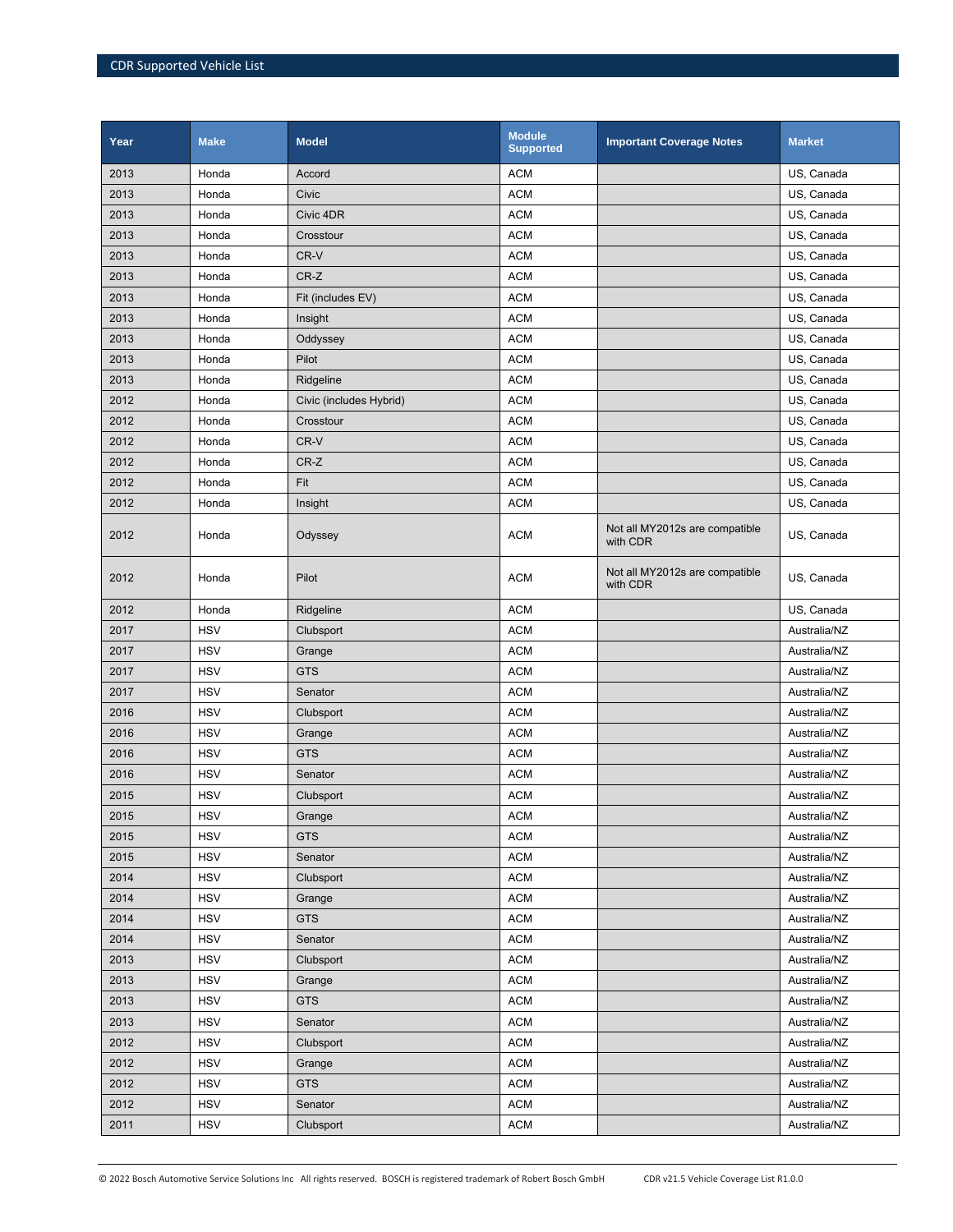| Year | Make | Model | Module Supported | Important Coverage Notes | Market |
|---|---|---|---|---|---|
| 2013 | Honda | Accord | ACM | | US, Canada |
| 2013 | Honda | Civic | ACM | | US, Canada |
| 2013 | Honda | Civic 4DR | ACM | | US, Canada |
| 2013 | Honda | Crosstour | ACM | | US, Canada |
| 2013 | Honda | CR-V | ACM | | US, Canada |
| 2013 | Honda | CR-Z | ACM | | US, Canada |
| 2013 | Honda | Fit (includes EV) | ACM | | US, Canada |
| 2013 | Honda | Insight | ACM | | US, Canada |
| 2013 | Honda | Oddyssey | ACM | | US, Canada |
| 2013 | Honda | Pilot | ACM | | US, Canada |
| 2013 | Honda | Ridgeline | ACM | | US, Canada |
| 2012 | Honda | Civic (includes Hybrid) | ACM | | US, Canada |
| 2012 | Honda | Crosstour | ACM | | US, Canada |
| 2012 | Honda | CR-V | ACM | | US, Canada |
| 2012 | Honda | CR-Z | ACM | | US, Canada |
| 2012 | Honda | Fit | ACM | | US, Canada |
| 2012 | Honda | Insight | ACM | | US, Canada |
| 2012 | Honda | Odyssey | ACM | Not all MY2012s are compatible with CDR | US, Canada |
| 2012 | Honda | Pilot | ACM | Not all MY2012s are compatible with CDR | US, Canada |
| 2012 | Honda | Ridgeline | ACM | | US, Canada |
| 2017 | HSV | Clubsport | ACM | | Australia/NZ |
| 2017 | HSV | Grange | ACM | | Australia/NZ |
| 2017 | HSV | GTS | ACM | | Australia/NZ |
| 2017 | HSV | Senator | ACM | | Australia/NZ |
| 2016 | HSV | Clubsport | ACM | | Australia/NZ |
| 2016 | HSV | Grange | ACM | | Australia/NZ |
| 2016 | HSV | GTS | ACM | | Australia/NZ |
| 2016 | HSV | Senator | ACM | | Australia/NZ |
| 2015 | HSV | Clubsport | ACM | | Australia/NZ |
| 2015 | HSV | Grange | ACM | | Australia/NZ |
| 2015 | HSV | GTS | ACM | | Australia/NZ |
| 2015 | HSV | Senator | ACM | | Australia/NZ |
| 2014 | HSV | Clubsport | ACM | | Australia/NZ |
| 2014 | HSV | Grange | ACM | | Australia/NZ |
| 2014 | HSV | GTS | ACM | | Australia/NZ |
| 2014 | HSV | Senator | ACM | | Australia/NZ |
| 2013 | HSV | Clubsport | ACM | | Australia/NZ |
| 2013 | HSV | Grange | ACM | | Australia/NZ |
| 2013 | HSV | GTS | ACM | | Australia/NZ |
| 2013 | HSV | Senator | ACM | | Australia/NZ |
| 2012 | HSV | Clubsport | ACM | | Australia/NZ |
| 2012 | HSV | Grange | ACM | | Australia/NZ |
| 2012 | HSV | GTS | ACM | | Australia/NZ |
| 2012 | HSV | Senator | ACM | | Australia/NZ |
| 2011 | HSV | Clubsport | ACM | | Australia/NZ |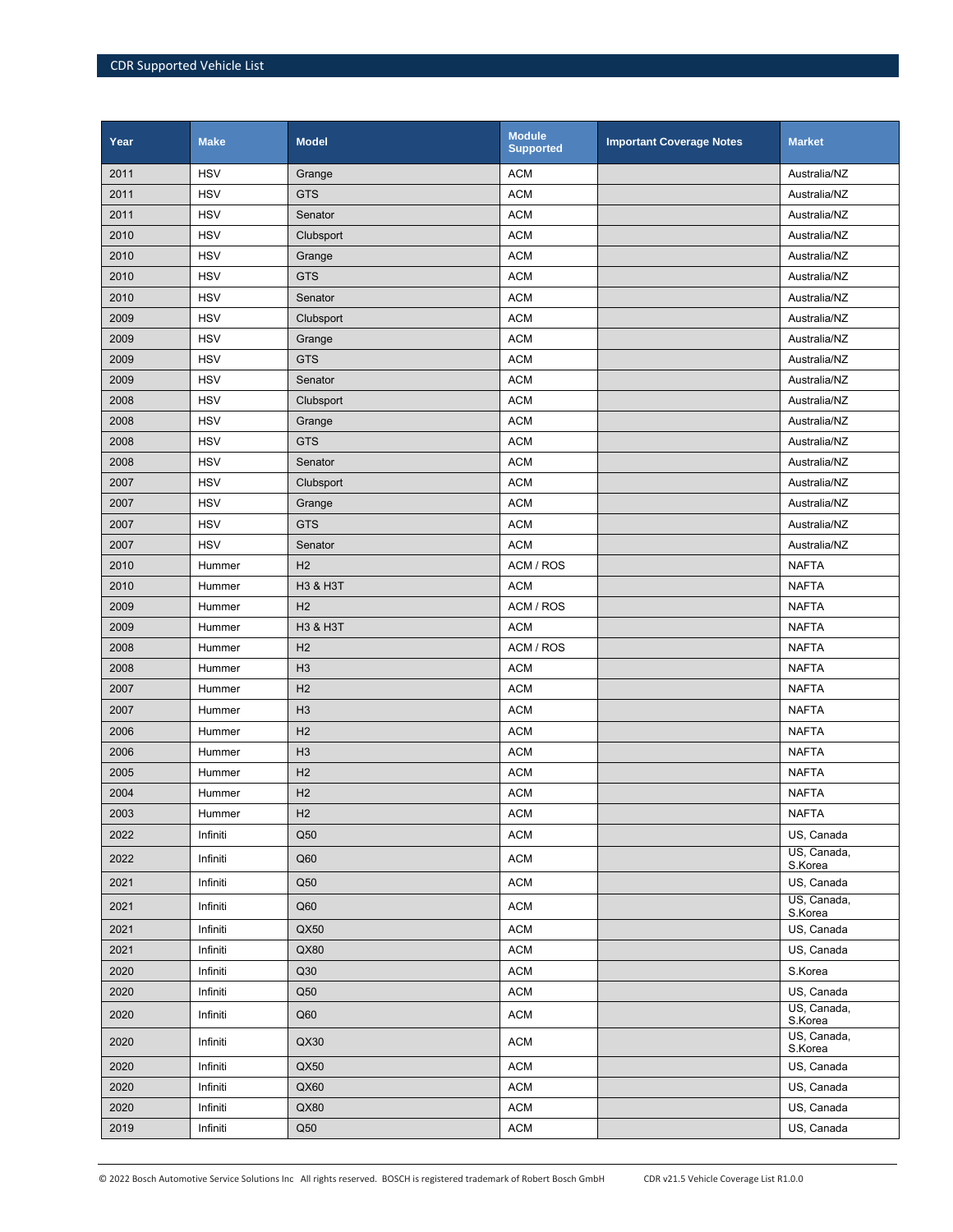| Year | Make | Model | Module Supported | Important Coverage Notes | Market |
|---|---|---|---|---|---|
| 2011 | HSV | Grange | ACM | | Australia/NZ |
| 2011 | HSV | GTS | ACM | | Australia/NZ |
| 2011 | HSV | Senator | ACM | | Australia/NZ |
| 2010 | HSV | Clubsport | ACM | | Australia/NZ |
| 2010 | HSV | Grange | ACM | | Australia/NZ |
| 2010 | HSV | GTS | ACM | | Australia/NZ |
| 2010 | HSV | Senator | ACM | | Australia/NZ |
| 2009 | HSV | Clubsport | ACM | | Australia/NZ |
| 2009 | HSV | Grange | ACM | | Australia/NZ |
| 2009 | HSV | GTS | ACM | | Australia/NZ |
| 2009 | HSV | Senator | ACM | | Australia/NZ |
| 2008 | HSV | Clubsport | ACM | | Australia/NZ |
| 2008 | HSV | Grange | ACM | | Australia/NZ |
| 2008 | HSV | GTS | ACM | | Australia/NZ |
| 2008 | HSV | Senator | ACM | | Australia/NZ |
| 2007 | HSV | Clubsport | ACM | | Australia/NZ |
| 2007 | HSV | Grange | ACM | | Australia/NZ |
| 2007 | HSV | GTS | ACM | | Australia/NZ |
| 2007 | HSV | Senator | ACM | | Australia/NZ |
| 2010 | Hummer | H2 | ACM / ROS | | NAFTA |
| 2010 | Hummer | H3 & H3T | ACM | | NAFTA |
| 2009 | Hummer | H2 | ACM / ROS | | NAFTA |
| 2009 | Hummer | H3 & H3T | ACM | | NAFTA |
| 2008 | Hummer | H2 | ACM / ROS | | NAFTA |
| 2008 | Hummer | H3 | ACM | | NAFTA |
| 2007 | Hummer | H2 | ACM | | NAFTA |
| 2007 | Hummer | H3 | ACM | | NAFTA |
| 2006 | Hummer | H2 | ACM | | NAFTA |
| 2006 | Hummer | H3 | ACM | | NAFTA |
| 2005 | Hummer | H2 | ACM | | NAFTA |
| 2004 | Hummer | H2 | ACM | | NAFTA |
| 2003 | Hummer | H2 | ACM | | NAFTA |
| 2022 | Infiniti | Q50 | ACM | | US, Canada |
| 2022 | Infiniti | Q60 | ACM | | US, Canada, S.Korea |
| 2021 | Infiniti | Q50 | ACM | | US, Canada |
| 2021 | Infiniti | Q60 | ACM | | US, Canada, S.Korea |
| 2021 | Infiniti | QX50 | ACM | | US, Canada |
| 2021 | Infiniti | QX80 | ACM | | US, Canada |
| 2020 | Infiniti | Q30 | ACM | | S.Korea |
| 2020 | Infiniti | Q50 | ACM | | US, Canada |
| 2020 | Infiniti | Q60 | ACM | | US, Canada, S.Korea |
| 2020 | Infiniti | QX30 | ACM | | US, Canada, S.Korea |
| 2020 | Infiniti | QX50 | ACM | | US, Canada |
| 2020 | Infiniti | QX60 | ACM | | US, Canada |
| 2020 | Infiniti | QX80 | ACM | | US, Canada |
| 2019 | Infiniti | Q50 | ACM | | US, Canada |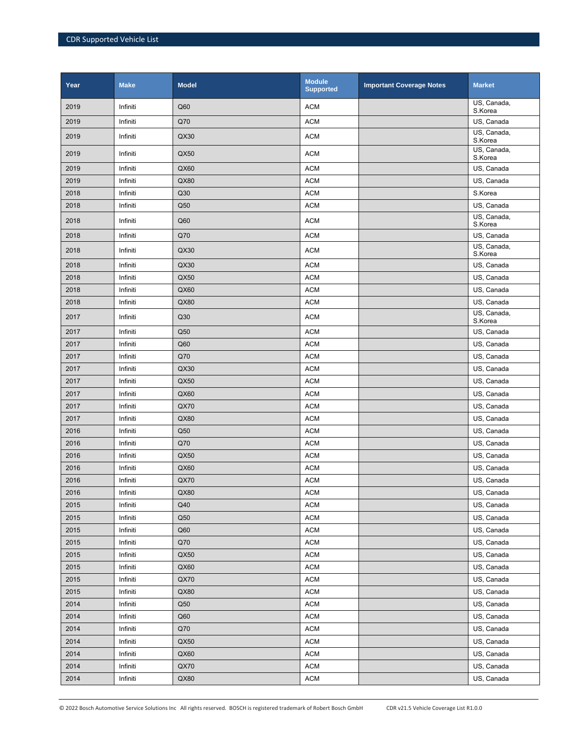| Year | Make | Model | Module Supported | Important Coverage Notes | Market |
|---|---|---|---|---|---|
| 2019 | Infiniti | Q60 | ACM | | US, Canada, S.Korea |
| 2019 | Infiniti | Q70 | ACM | | US, Canada |
| 2019 | Infiniti | QX30 | ACM | | US, Canada, S.Korea |
| 2019 | Infiniti | QX50 | ACM | | US, Canada, S.Korea |
| 2019 | Infiniti | QX60 | ACM | | US, Canada |
| 2019 | Infiniti | QX80 | ACM | | US, Canada |
| 2018 | Infiniti | Q30 | ACM | | S.Korea |
| 2018 | Infiniti | Q50 | ACM | | US, Canada |
| 2018 | Infiniti | Q60 | ACM | | US, Canada, S.Korea |
| 2018 | Infiniti | Q70 | ACM | | US, Canada |
| 2018 | Infiniti | QX30 | ACM | | US, Canada, S.Korea |
| 2018 | Infiniti | QX30 | ACM | | US, Canada |
| 2018 | Infiniti | QX50 | ACM | | US, Canada |
| 2018 | Infiniti | QX60 | ACM | | US, Canada |
| 2018 | Infiniti | QX80 | ACM | | US, Canada |
| 2017 | Infiniti | Q30 | ACM | | US, Canada, S.Korea |
| 2017 | Infiniti | Q50 | ACM | | US, Canada |
| 2017 | Infiniti | Q60 | ACM | | US, Canada |
| 2017 | Infiniti | Q70 | ACM | | US, Canada |
| 2017 | Infiniti | QX30 | ACM | | US, Canada |
| 2017 | Infiniti | QX50 | ACM | | US, Canada |
| 2017 | Infiniti | QX60 | ACM | | US, Canada |
| 2017 | Infiniti | QX70 | ACM | | US, Canada |
| 2017 | Infiniti | QX80 | ACM | | US, Canada |
| 2016 | Infiniti | Q50 | ACM | | US, Canada |
| 2016 | Infiniti | Q70 | ACM | | US, Canada |
| 2016 | Infiniti | QX50 | ACM | | US, Canada |
| 2016 | Infiniti | QX60 | ACM | | US, Canada |
| 2016 | Infiniti | QX70 | ACM | | US, Canada |
| 2016 | Infiniti | QX80 | ACM | | US, Canada |
| 2015 | Infiniti | Q40 | ACM | | US, Canada |
| 2015 | Infiniti | Q50 | ACM | | US, Canada |
| 2015 | Infiniti | Q60 | ACM | | US, Canada |
| 2015 | Infiniti | Q70 | ACM | | US, Canada |
| 2015 | Infiniti | QX50 | ACM | | US, Canada |
| 2015 | Infiniti | QX60 | ACM | | US, Canada |
| 2015 | Infiniti | QX70 | ACM | | US, Canada |
| 2015 | Infiniti | QX80 | ACM | | US, Canada |
| 2014 | Infiniti | Q50 | ACM | | US, Canada |
| 2014 | Infiniti | Q60 | ACM | | US, Canada |
| 2014 | Infiniti | Q70 | ACM | | US, Canada |
| 2014 | Infiniti | QX50 | ACM | | US, Canada |
| 2014 | Infiniti | QX60 | ACM | | US, Canada |
| 2014 | Infiniti | QX70 | ACM | | US, Canada |
| 2014 | Infiniti | QX80 | ACM | | US, Canada |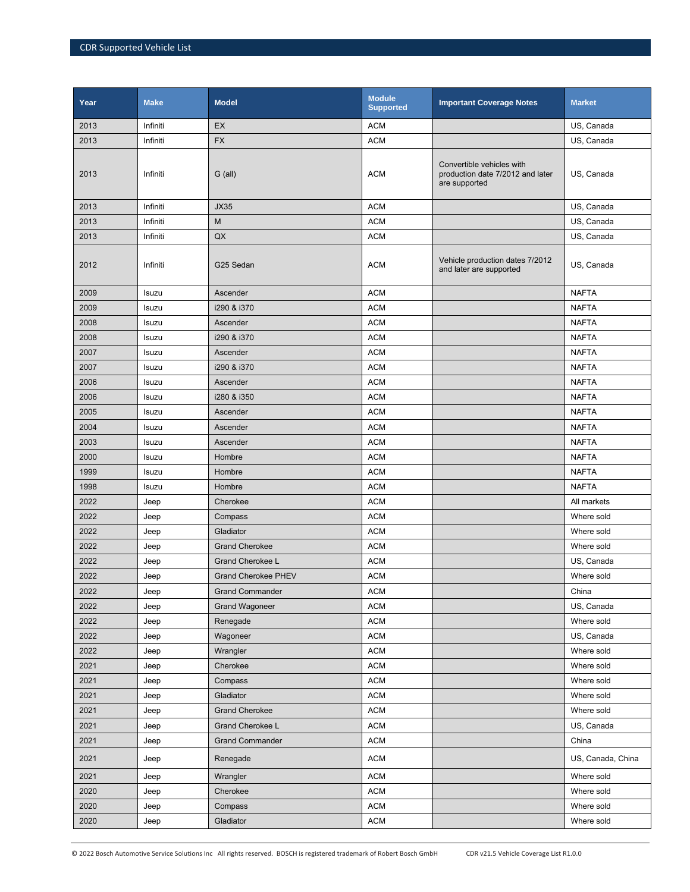| Year | Make | Model | Module Supported | Important Coverage Notes | Market |
|---|---|---|---|---|---|
| 2013 | Infiniti | EX | ACM | | US, Canada |
| 2013 | Infiniti | FX | ACM | | US, Canada |
| 2013 | Infiniti | G (all) | ACM | Convertible vehicles with production date 7/2012 and later are supported | US, Canada |
| 2013 | Infiniti | JX35 | ACM | | US, Canada |
| 2013 | Infiniti | M | ACM | | US, Canada |
| 2013 | Infiniti | QX | ACM | | US, Canada |
| 2012 | Infiniti | G25 Sedan | ACM | Vehicle production dates 7/2012 and later are supported | US, Canada |
| 2009 | Isuzu | Ascender | ACM | | NAFTA |
| 2009 | Isuzu | i290 & i370 | ACM | | NAFTA |
| 2008 | Isuzu | Ascender | ACM | | NAFTA |
| 2008 | Isuzu | i290 & i370 | ACM | | NAFTA |
| 2007 | Isuzu | Ascender | ACM | | NAFTA |
| 2007 | Isuzu | i290 & i370 | ACM | | NAFTA |
| 2006 | Isuzu | Ascender | ACM | | NAFTA |
| 2006 | Isuzu | i280 & i350 | ACM | | NAFTA |
| 2005 | Isuzu | Ascender | ACM | | NAFTA |
| 2004 | Isuzu | Ascender | ACM | | NAFTA |
| 2003 | Isuzu | Ascender | ACM | | NAFTA |
| 2000 | Isuzu | Hombre | ACM | | NAFTA |
| 1999 | Isuzu | Hombre | ACM | | NAFTA |
| 1998 | Isuzu | Hombre | ACM | | NAFTA |
| 2022 | Jeep | Cherokee | ACM | | All markets |
| 2022 | Jeep | Compass | ACM | | Where sold |
| 2022 | Jeep | Gladiator | ACM | | Where sold |
| 2022 | Jeep | Grand Cherokee | ACM | | Where sold |
| 2022 | Jeep | Grand Cherokee L | ACM | | US, Canada |
| 2022 | Jeep | Grand Cherokee PHEV | ACM | | Where sold |
| 2022 | Jeep | Grand Commander | ACM | | China |
| 2022 | Jeep | Grand Wagoneer | ACM | | US, Canada |
| 2022 | Jeep | Renegade | ACM | | Where sold |
| 2022 | Jeep | Wagoneer | ACM | | US, Canada |
| 2022 | Jeep | Wrangler | ACM | | Where sold |
| 2021 | Jeep | Cherokee | ACM | | Where sold |
| 2021 | Jeep | Compass | ACM | | Where sold |
| 2021 | Jeep | Gladiator | ACM | | Where sold |
| 2021 | Jeep | Grand Cherokee | ACM | | Where sold |
| 2021 | Jeep | Grand Cherokee L | ACM | | US, Canada |
| 2021 | Jeep | Grand Commander | ACM | | China |
| 2021 | Jeep | Renegade | ACM | | US, Canada, China |
| 2021 | Jeep | Wrangler | ACM | | Where sold |
| 2020 | Jeep | Cherokee | ACM | | Where sold |
| 2020 | Jeep | Compass | ACM | | Where sold |
| 2020 | Jeep | Gladiator | ACM | | Where sold |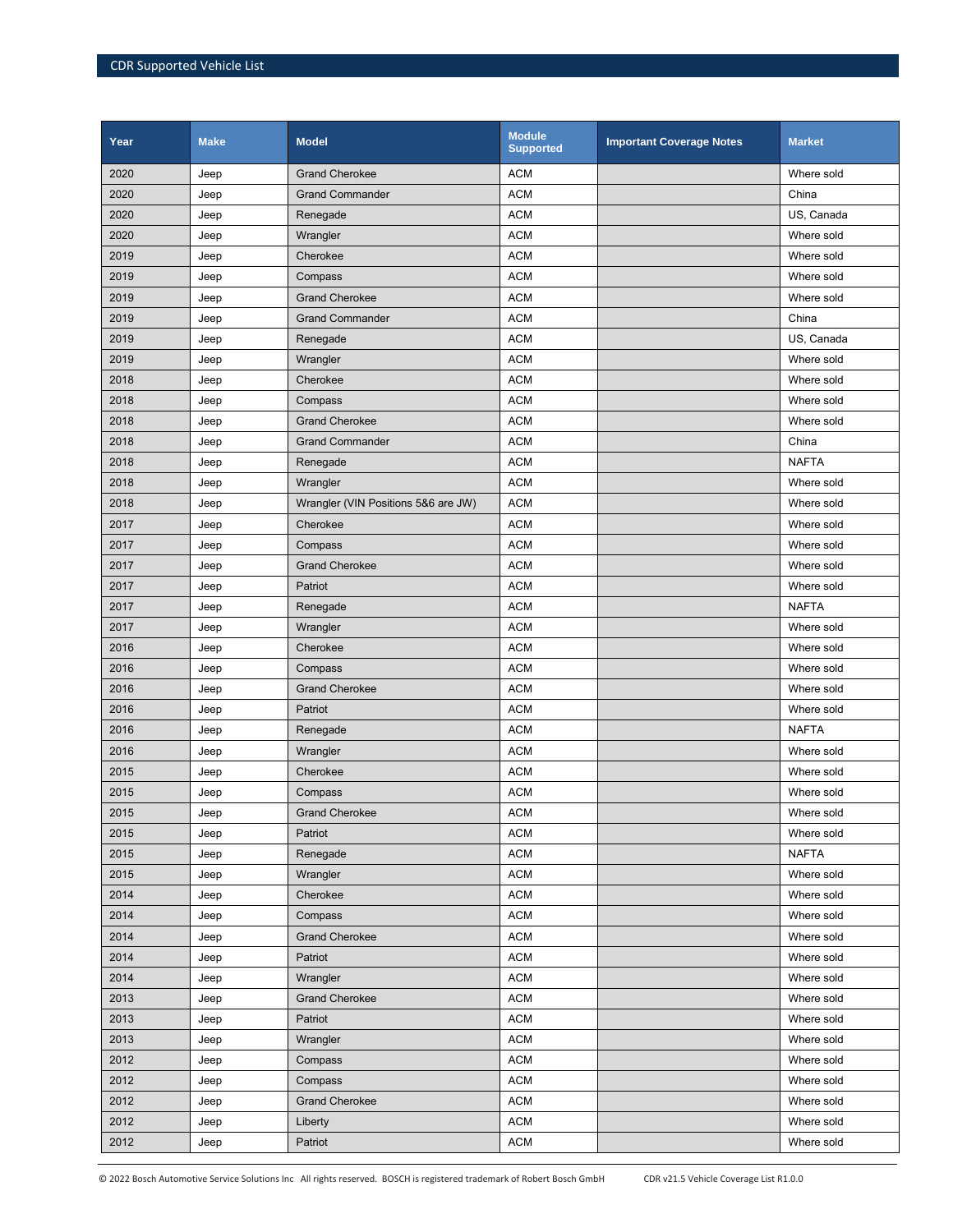| Year | Make | Model | Module Supported | Important Coverage Notes | Market |
|---|---|---|---|---|---|
| 2020 | Jeep | Grand Cherokee | ACM | | Where sold |
| 2020 | Jeep | Grand Commander | ACM | | China |
| 2020 | Jeep | Renegade | ACM | | US, Canada |
| 2020 | Jeep | Wrangler | ACM | | Where sold |
| 2019 | Jeep | Cherokee | ACM | | Where sold |
| 2019 | Jeep | Compass | ACM | | Where sold |
| 2019 | Jeep | Grand Cherokee | ACM | | Where sold |
| 2019 | Jeep | Grand Commander | ACM | | China |
| 2019 | Jeep | Renegade | ACM | | US, Canada |
| 2019 | Jeep | Wrangler | ACM | | Where sold |
| 2018 | Jeep | Cherokee | ACM | | Where sold |
| 2018 | Jeep | Compass | ACM | | Where sold |
| 2018 | Jeep | Grand Cherokee | ACM | | Where sold |
| 2018 | Jeep | Grand Commander | ACM | | China |
| 2018 | Jeep | Renegade | ACM | | NAFTA |
| 2018 | Jeep | Wrangler | ACM | | Where sold |
| 2018 | Jeep | Wrangler (VIN Positions 5&6 are JW) | ACM | | Where sold |
| 2017 | Jeep | Cherokee | ACM | | Where sold |
| 2017 | Jeep | Compass | ACM | | Where sold |
| 2017 | Jeep | Grand Cherokee | ACM | | Where sold |
| 2017 | Jeep | Patriot | ACM | | Where sold |
| 2017 | Jeep | Renegade | ACM | | NAFTA |
| 2017 | Jeep | Wrangler | ACM | | Where sold |
| 2016 | Jeep | Cherokee | ACM | | Where sold |
| 2016 | Jeep | Compass | ACM | | Where sold |
| 2016 | Jeep | Grand Cherokee | ACM | | Where sold |
| 2016 | Jeep | Patriot | ACM | | Where sold |
| 2016 | Jeep | Renegade | ACM | | NAFTA |
| 2016 | Jeep | Wrangler | ACM | | Where sold |
| 2015 | Jeep | Cherokee | ACM | | Where sold |
| 2015 | Jeep | Compass | ACM | | Where sold |
| 2015 | Jeep | Grand Cherokee | ACM | | Where sold |
| 2015 | Jeep | Patriot | ACM | | Where sold |
| 2015 | Jeep | Renegade | ACM | | NAFTA |
| 2015 | Jeep | Wrangler | ACM | | Where sold |
| 2014 | Jeep | Cherokee | ACM | | Where sold |
| 2014 | Jeep | Compass | ACM | | Where sold |
| 2014 | Jeep | Grand Cherokee | ACM | | Where sold |
| 2014 | Jeep | Patriot | ACM | | Where sold |
| 2014 | Jeep | Wrangler | ACM | | Where sold |
| 2013 | Jeep | Grand Cherokee | ACM | | Where sold |
| 2013 | Jeep | Patriot | ACM | | Where sold |
| 2013 | Jeep | Wrangler | ACM | | Where sold |
| 2012 | Jeep | Compass | ACM | | Where sold |
| 2012 | Jeep | Compass | ACM | | Where sold |
| 2012 | Jeep | Grand Cherokee | ACM | | Where sold |
| 2012 | Jeep | Liberty | ACM | | Where sold |
| 2012 | Jeep | Patriot | ACM | | Where sold |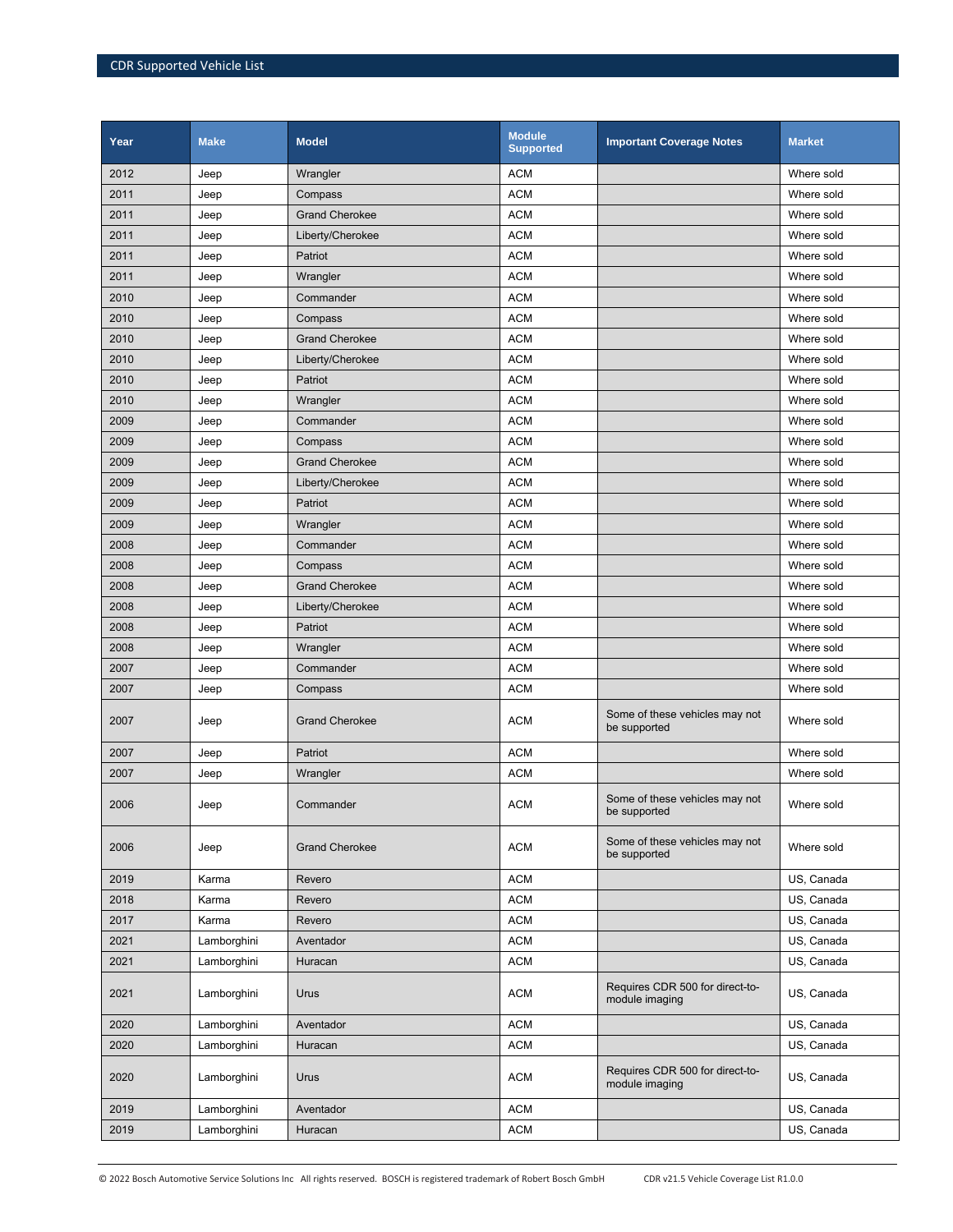| Year | Make | Model | Module Supported | Important Coverage Notes | Market |
|---|---|---|---|---|---|
| 2012 | Jeep | Wrangler | ACM | | Where sold |
| 2011 | Jeep | Compass | ACM | | Where sold |
| 2011 | Jeep | Grand Cherokee | ACM | | Where sold |
| 2011 | Jeep | Liberty/Cherokee | ACM | | Where sold |
| 2011 | Jeep | Patriot | ACM | | Where sold |
| 2011 | Jeep | Wrangler | ACM | | Where sold |
| 2010 | Jeep | Commander | ACM | | Where sold |
| 2010 | Jeep | Compass | ACM | | Where sold |
| 2010 | Jeep | Grand Cherokee | ACM | | Where sold |
| 2010 | Jeep | Liberty/Cherokee | ACM | | Where sold |
| 2010 | Jeep | Patriot | ACM | | Where sold |
| 2010 | Jeep | Wrangler | ACM | | Where sold |
| 2009 | Jeep | Commander | ACM | | Where sold |
| 2009 | Jeep | Compass | ACM | | Where sold |
| 2009 | Jeep | Grand Cherokee | ACM | | Where sold |
| 2009 | Jeep | Liberty/Cherokee | ACM | | Where sold |
| 2009 | Jeep | Patriot | ACM | | Where sold |
| 2009 | Jeep | Wrangler | ACM | | Where sold |
| 2008 | Jeep | Commander | ACM | | Where sold |
| 2008 | Jeep | Compass | ACM | | Where sold |
| 2008 | Jeep | Grand Cherokee | ACM | | Where sold |
| 2008 | Jeep | Liberty/Cherokee | ACM | | Where sold |
| 2008 | Jeep | Patriot | ACM | | Where sold |
| 2008 | Jeep | Wrangler | ACM | | Where sold |
| 2007 | Jeep | Commander | ACM | | Where sold |
| 2007 | Jeep | Compass | ACM | | Where sold |
| 2007 | Jeep | Grand Cherokee | ACM | Some of these vehicles may not be supported | Where sold |
| 2007 | Jeep | Patriot | ACM | | Where sold |
| 2007 | Jeep | Wrangler | ACM | | Where sold |
| 2006 | Jeep | Commander | ACM | Some of these vehicles may not be supported | Where sold |
| 2006 | Jeep | Grand Cherokee | ACM | Some of these vehicles may not be supported | Where sold |
| 2019 | Karma | Revero | ACM | | US, Canada |
| 2018 | Karma | Revero | ACM | | US, Canada |
| 2017 | Karma | Revero | ACM | | US, Canada |
| 2021 | Lamborghini | Aventador | ACM | | US, Canada |
| 2021 | Lamborghini | Huracan | ACM | | US, Canada |
| 2021 | Lamborghini | Urus | ACM | Requires CDR 500 for direct-to-module imaging | US, Canada |
| 2020 | Lamborghini | Aventador | ACM | | US, Canada |
| 2020 | Lamborghini | Huracan | ACM | | US, Canada |
| 2020 | Lamborghini | Urus | ACM | Requires CDR 500 for direct-to-module imaging | US, Canada |
| 2019 | Lamborghini | Aventador | ACM | | US, Canada |
| 2019 | Lamborghini | Huracan | ACM | | US, Canada |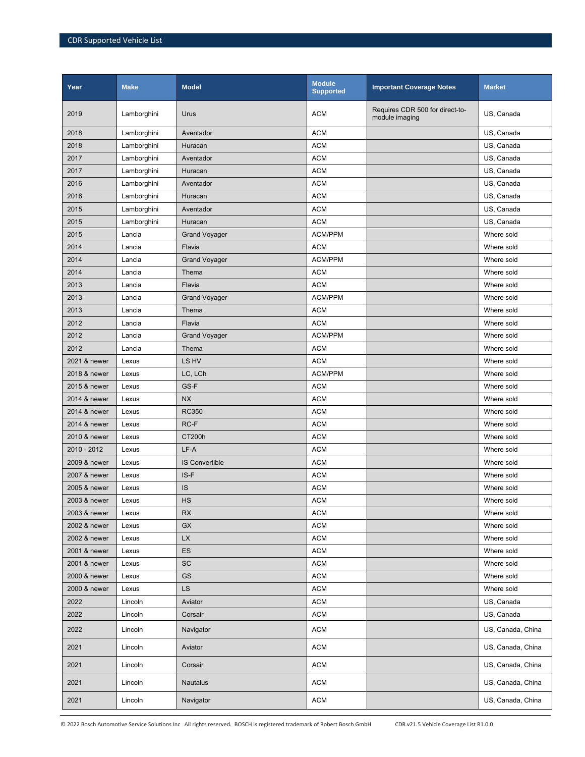| Year | Make | Model | Module Supported | Important Coverage Notes | Market |
|---|---|---|---|---|---|
| 2019 | Lamborghini | Urus | ACM | Requires CDR 500 for direct-to-module imaging | US, Canada |
| 2018 | Lamborghini | Aventador | ACM | | US, Canada |
| 2018 | Lamborghini | Huracan | ACM | | US, Canada |
| 2017 | Lamborghini | Aventador | ACM | | US, Canada |
| 2017 | Lamborghini | Huracan | ACM | | US, Canada |
| 2016 | Lamborghini | Aventador | ACM | | US, Canada |
| 2016 | Lamborghini | Huracan | ACM | | US, Canada |
| 2015 | Lamborghini | Aventador | ACM | | US, Canada |
| 2015 | Lamborghini | Huracan | ACM | | US, Canada |
| 2015 | Lancia | Grand Voyager | ACM/PPM | | Where sold |
| 2014 | Lancia | Flavia | ACM | | Where sold |
| 2014 | Lancia | Grand Voyager | ACM/PPM | | Where sold |
| 2014 | Lancia | Thema | ACM | | Where sold |
| 2013 | Lancia | Flavia | ACM | | Where sold |
| 2013 | Lancia | Grand Voyager | ACM/PPM | | Where sold |
| 2013 | Lancia | Thema | ACM | | Where sold |
| 2012 | Lancia | Flavia | ACM | | Where sold |
| 2012 | Lancia | Grand Voyager | ACM/PPM | | Where sold |
| 2012 | Lancia | Thema | ACM | | Where sold |
| 2021 & newer | Lexus | LS HV | ACM | | Where sold |
| 2018 & newer | Lexus | LC, LCh | ACM/PPM | | Where sold |
| 2015 & newer | Lexus | GS-F | ACM | | Where sold |
| 2014 & newer | Lexus | NX | ACM | | Where sold |
| 2014 & newer | Lexus | RC350 | ACM | | Where sold |
| 2014 & newer | Lexus | RC-F | ACM | | Where sold |
| 2010 & newer | Lexus | CT200h | ACM | | Where sold |
| 2010 - 2012 | Lexus | LF-A | ACM | | Where sold |
| 2009 & newer | Lexus | IS Convertible | ACM | | Where sold |
| 2007 & newer | Lexus | IS-F | ACM | | Where sold |
| 2005 & newer | Lexus | IS | ACM | | Where sold |
| 2003 & newer | Lexus | HS | ACM | | Where sold |
| 2003 & newer | Lexus | RX | ACM | | Where sold |
| 2002 & newer | Lexus | GX | ACM | | Where sold |
| 2002 & newer | Lexus | LX | ACM | | Where sold |
| 2001 & newer | Lexus | ES | ACM | | Where sold |
| 2001 & newer | Lexus | SC | ACM | | Where sold |
| 2000 & newer | Lexus | GS | ACM | | Where sold |
| 2000 & newer | Lexus | LS | ACM | | Where sold |
| 2022 | Lincoln | Aviator | ACM | | US, Canada |
| 2022 | Lincoln | Corsair | ACM | | US, Canada |
| 2022 | Lincoln | Navigator | ACM | | US, Canada, China |
| 2021 | Lincoln | Aviator | ACM | | US, Canada, China |
| 2021 | Lincoln | Corsair | ACM | | US, Canada, China |
| 2021 | Lincoln | Nautalus | ACM | | US, Canada, China |
| 2021 | Lincoln | Navigator | ACM | | US, Canada, China |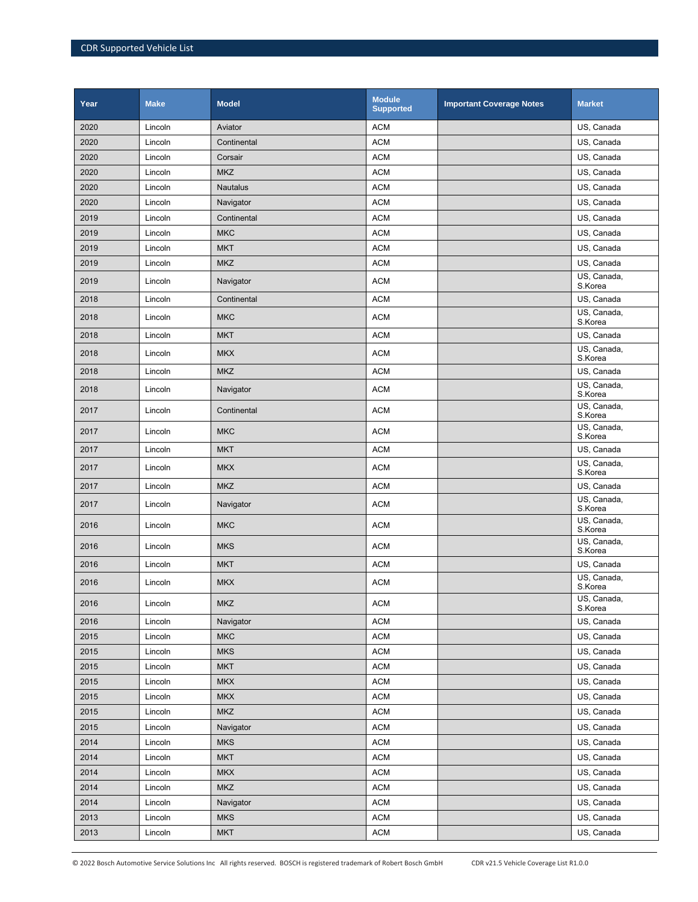| Year | Make | Model | Module Supported | Important Coverage Notes | Market |
|---|---|---|---|---|---|
| 2020 | Lincoln | Aviator | ACM | | US, Canada |
| 2020 | Lincoln | Continental | ACM | | US, Canada |
| 2020 | Lincoln | Corsair | ACM | | US, Canada |
| 2020 | Lincoln | MKZ | ACM | | US, Canada |
| 2020 | Lincoln | Nautalus | ACM | | US, Canada |
| 2020 | Lincoln | Navigator | ACM | | US, Canada |
| 2019 | Lincoln | Continental | ACM | | US, Canada |
| 2019 | Lincoln | MKC | ACM | | US, Canada |
| 2019 | Lincoln | MKT | ACM | | US, Canada |
| 2019 | Lincoln | MKZ | ACM | | US, Canada |
| 2019 | Lincoln | Navigator | ACM | | US, Canada, S.Korea |
| 2018 | Lincoln | Continental | ACM | | US, Canada |
| 2018 | Lincoln | MKC | ACM | | US, Canada, S.Korea |
| 2018 | Lincoln | MKT | ACM | | US, Canada |
| 2018 | Lincoln | MKX | ACM | | US, Canada, S.Korea |
| 2018 | Lincoln | MKZ | ACM | | US, Canada |
| 2018 | Lincoln | Navigator | ACM | | US, Canada, S.Korea |
| 2017 | Lincoln | Continental | ACM | | US, Canada, S.Korea |
| 2017 | Lincoln | MKC | ACM | | US, Canada, S.Korea |
| 2017 | Lincoln | MKT | ACM | | US, Canada |
| 2017 | Lincoln | MKX | ACM | | US, Canada, S.Korea |
| 2017 | Lincoln | MKZ | ACM | | US, Canada |
| 2017 | Lincoln | Navigator | ACM | | US, Canada, S.Korea |
| 2016 | Lincoln | MKC | ACM | | US, Canada, S.Korea |
| 2016 | Lincoln | MKS | ACM | | US, Canada, S.Korea |
| 2016 | Lincoln | MKT | ACM | | US, Canada |
| 2016 | Lincoln | MKX | ACM | | US, Canada, S.Korea |
| 2016 | Lincoln | MKZ | ACM | | US, Canada, S.Korea |
| 2016 | Lincoln | Navigator | ACM | | US, Canada |
| 2015 | Lincoln | MKC | ACM | | US, Canada |
| 2015 | Lincoln | MKS | ACM | | US, Canada |
| 2015 | Lincoln | MKT | ACM | | US, Canada |
| 2015 | Lincoln | MKX | ACM | | US, Canada |
| 2015 | Lincoln | MKX | ACM | | US, Canada |
| 2015 | Lincoln | MKZ | ACM | | US, Canada |
| 2015 | Lincoln | Navigator | ACM | | US, Canada |
| 2014 | Lincoln | MKS | ACM | | US, Canada |
| 2014 | Lincoln | MKT | ACM | | US, Canada |
| 2014 | Lincoln | MKX | ACM | | US, Canada |
| 2014 | Lincoln | MKZ | ACM | | US, Canada |
| 2014 | Lincoln | Navigator | ACM | | US, Canada |
| 2013 | Lincoln | MKS | ACM | | US, Canada |
| 2013 | Lincoln | MKT | ACM | | US, Canada |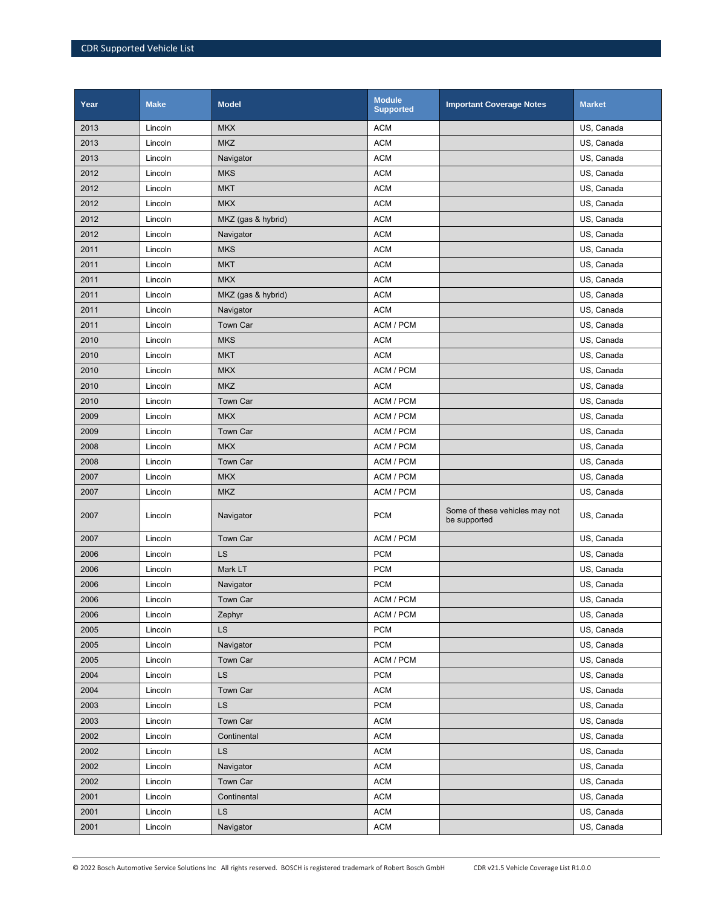| Year | Make | Model | Module Supported | Important Coverage Notes | Market |
| --- | --- | --- | --- | --- | --- |
| 2013 | Lincoln | MKX | ACM | | US, Canada |
| 2013 | Lincoln | MKZ | ACM | | US, Canada |
| 2013 | Lincoln | Navigator | ACM | | US, Canada |
| 2012 | Lincoln | MKS | ACM | | US, Canada |
| 2012 | Lincoln | MKT | ACM | | US, Canada |
| 2012 | Lincoln | MKX | ACM | | US, Canada |
| 2012 | Lincoln | MKZ (gas & hybrid) | ACM | | US, Canada |
| 2012 | Lincoln | Navigator | ACM | | US, Canada |
| 2011 | Lincoln | MKS | ACM | | US, Canada |
| 2011 | Lincoln | MKT | ACM | | US, Canada |
| 2011 | Lincoln | MKX | ACM | | US, Canada |
| 2011 | Lincoln | MKZ (gas & hybrid) | ACM | | US, Canada |
| 2011 | Lincoln | Navigator | ACM | | US, Canada |
| 2011 | Lincoln | Town Car | ACM / PCM | | US, Canada |
| 2010 | Lincoln | MKS | ACM | | US, Canada |
| 2010 | Lincoln | MKT | ACM | | US, Canada |
| 2010 | Lincoln | MKX | ACM / PCM | | US, Canada |
| 2010 | Lincoln | MKZ | ACM | | US, Canada |
| 2010 | Lincoln | Town Car | ACM / PCM | | US, Canada |
| 2009 | Lincoln | MKX | ACM / PCM | | US, Canada |
| 2009 | Lincoln | Town Car | ACM / PCM | | US, Canada |
| 2008 | Lincoln | MKX | ACM / PCM | | US, Canada |
| 2008 | Lincoln | Town Car | ACM / PCM | | US, Canada |
| 2007 | Lincoln | MKX | ACM / PCM | | US, Canada |
| 2007 | Lincoln | MKZ | ACM / PCM | | US, Canada |
| 2007 | Lincoln | Navigator | PCM | Some of these vehicles may not be supported | US, Canada |
| 2007 | Lincoln | Town Car | ACM / PCM | | US, Canada |
| 2006 | Lincoln | LS | PCM | | US, Canada |
| 2006 | Lincoln | Mark LT | PCM | | US, Canada |
| 2006 | Lincoln | Navigator | PCM | | US, Canada |
| 2006 | Lincoln | Town Car | ACM / PCM | | US, Canada |
| 2006 | Lincoln | Zephyr | ACM / PCM | | US, Canada |
| 2005 | Lincoln | LS | PCM | | US, Canada |
| 2005 | Lincoln | Navigator | PCM | | US, Canada |
| 2005 | Lincoln | Town Car | ACM / PCM | | US, Canada |
| 2004 | Lincoln | LS | PCM | | US, Canada |
| 2004 | Lincoln | Town Car | ACM | | US, Canada |
| 2003 | Lincoln | LS | PCM | | US, Canada |
| 2003 | Lincoln | Town Car | ACM | | US, Canada |
| 2002 | Lincoln | Continental | ACM | | US, Canada |
| 2002 | Lincoln | LS | ACM | | US, Canada |
| 2002 | Lincoln | Navigator | ACM | | US, Canada |
| 2002 | Lincoln | Town Car | ACM | | US, Canada |
| 2001 | Lincoln | Continental | ACM | | US, Canada |
| 2001 | Lincoln | LS | ACM | | US, Canada |
| 2001 | Lincoln | Navigator | ACM | | US, Canada |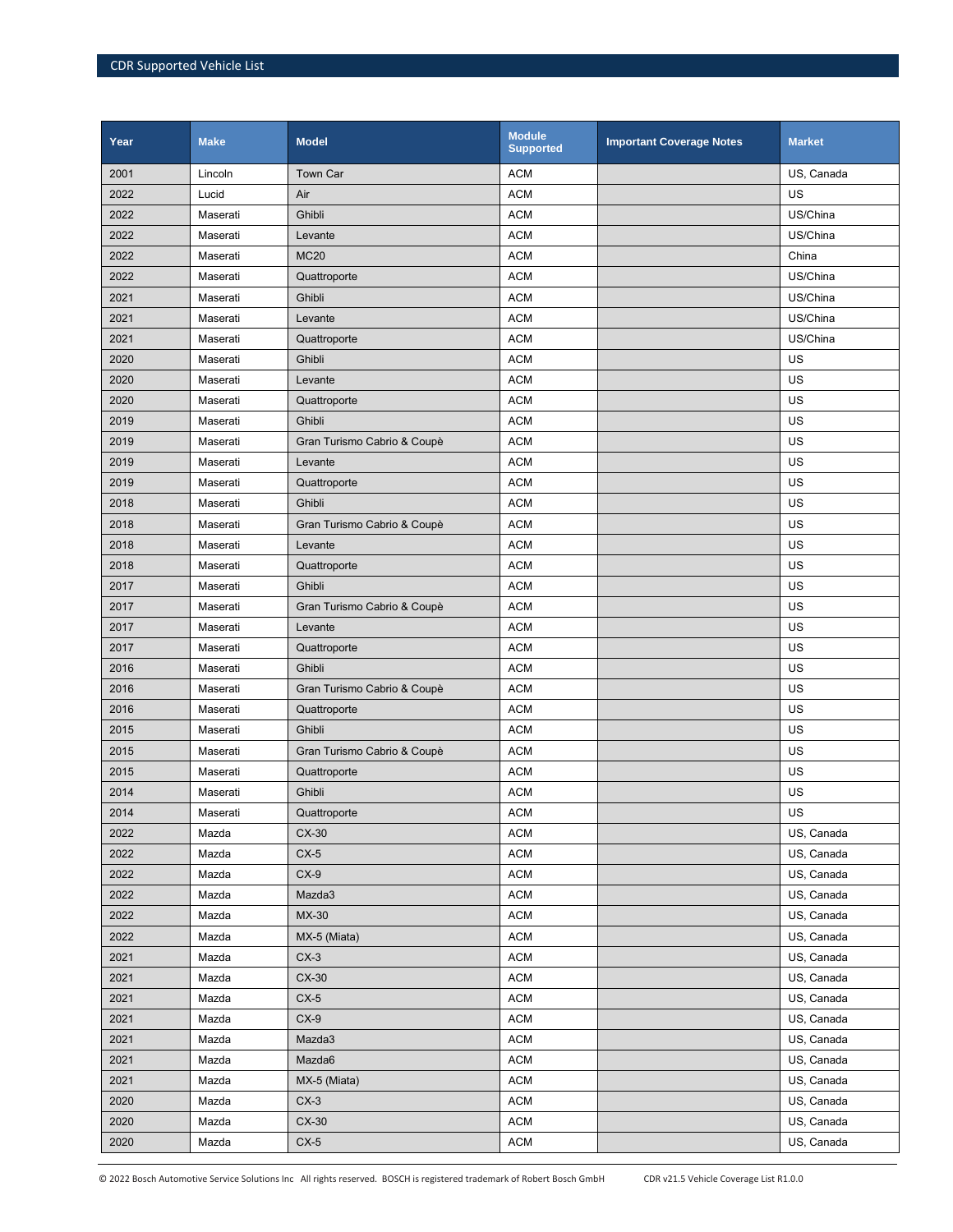| Year | Make | Model | Module Supported | Important Coverage Notes | Market |
| --- | --- | --- | --- | --- | --- |
| 2001 | Lincoln | Town Car | ACM | | US, Canada |
| 2022 | Lucid | Air | ACM | | US |
| 2022 | Maserati | Ghibli | ACM | | US/China |
| 2022 | Maserati | Levante | ACM | | US/China |
| 2022 | Maserati | MC20 | ACM | | China |
| 2022 | Maserati | Quattroporte | ACM | | US/China |
| 2021 | Maserati | Ghibli | ACM | | US/China |
| 2021 | Maserati | Levante | ACM | | US/China |
| 2021 | Maserati | Quattroporte | ACM | | US/China |
| 2020 | Maserati | Ghibli | ACM | | US |
| 2020 | Maserati | Levante | ACM | | US |
| 2020 | Maserati | Quattroporte | ACM | | US |
| 2019 | Maserati | Ghibli | ACM | | US |
| 2019 | Maserati | Gran Turismo Cabrio & Coupè | ACM | | US |
| 2019 | Maserati | Levante | ACM | | US |
| 2019 | Maserati | Quattroporte | ACM | | US |
| 2018 | Maserati | Ghibli | ACM | | US |
| 2018 | Maserati | Gran Turismo Cabrio & Coupè | ACM | | US |
| 2018 | Maserati | Levante | ACM | | US |
| 2018 | Maserati | Quattroporte | ACM | | US |
| 2017 | Maserati | Ghibli | ACM | | US |
| 2017 | Maserati | Gran Turismo Cabrio & Coupè | ACM | | US |
| 2017 | Maserati | Levante | ACM | | US |
| 2017 | Maserati | Quattroporte | ACM | | US |
| 2016 | Maserati | Ghibli | ACM | | US |
| 2016 | Maserati | Gran Turismo Cabrio & Coupè | ACM | | US |
| 2016 | Maserati | Quattroporte | ACM | | US |
| 2015 | Maserati | Ghibli | ACM | | US |
| 2015 | Maserati | Gran Turismo Cabrio & Coupè | ACM | | US |
| 2015 | Maserati | Quattroporte | ACM | | US |
| 2014 | Maserati | Ghibli | ACM | | US |
| 2014 | Maserati | Quattroporte | ACM | | US |
| 2022 | Mazda | CX-30 | ACM | | US, Canada |
| 2022 | Mazda | CX-5 | ACM | | US, Canada |
| 2022 | Mazda | CX-9 | ACM | | US, Canada |
| 2022 | Mazda | Mazda3 | ACM | | US, Canada |
| 2022 | Mazda | MX-30 | ACM | | US, Canada |
| 2022 | Mazda | MX-5 (Miata) | ACM | | US, Canada |
| 2021 | Mazda | CX-3 | ACM | | US, Canada |
| 2021 | Mazda | CX-30 | ACM | | US, Canada |
| 2021 | Mazda | CX-5 | ACM | | US, Canada |
| 2021 | Mazda | CX-9 | ACM | | US, Canada |
| 2021 | Mazda | Mazda3 | ACM | | US, Canada |
| 2021 | Mazda | Mazda6 | ACM | | US, Canada |
| 2021 | Mazda | MX-5 (Miata) | ACM | | US, Canada |
| 2020 | Mazda | CX-3 | ACM | | US, Canada |
| 2020 | Mazda | CX-30 | ACM | | US, Canada |
| 2020 | Mazda | CX-5 | ACM | | US, Canada |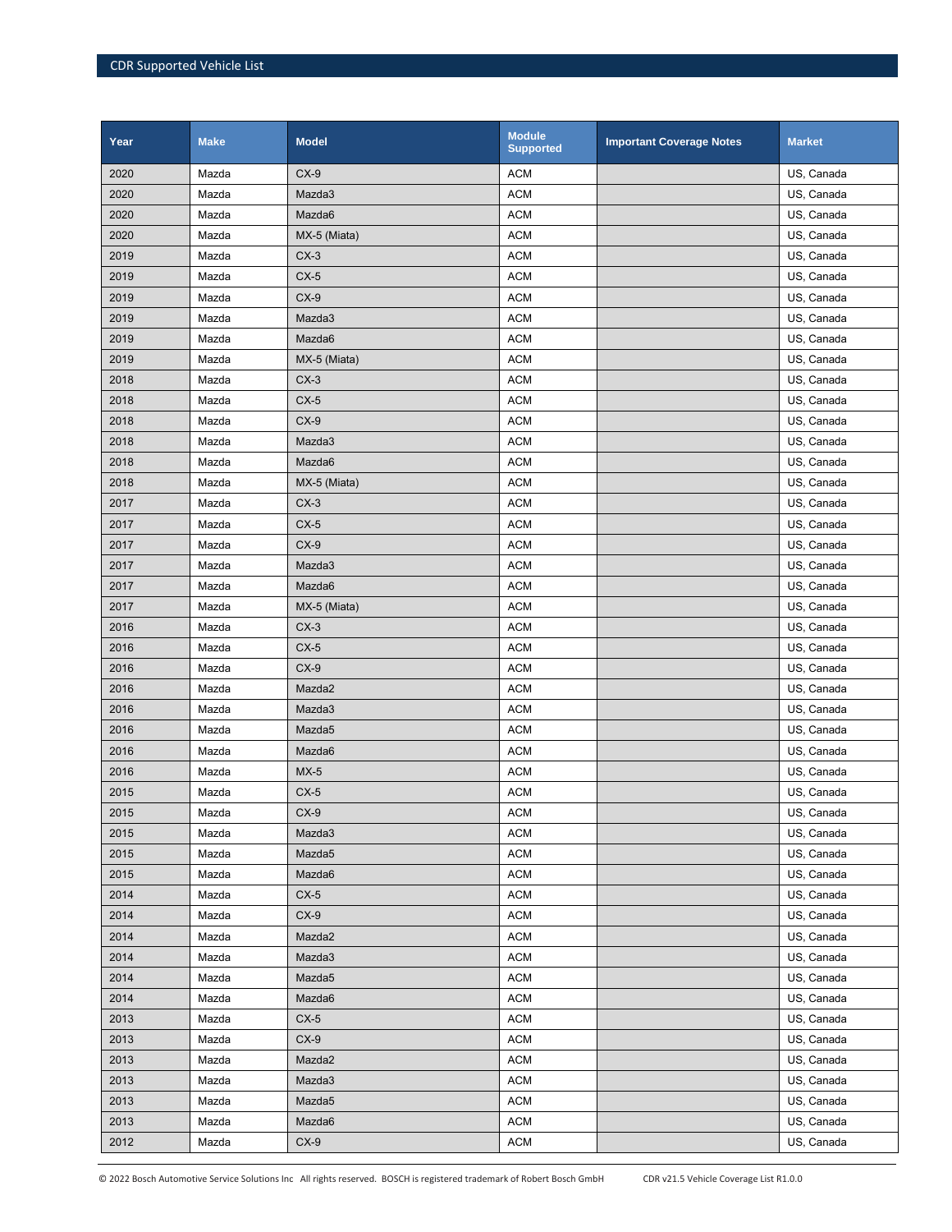| Year | Make | Model | Module Supported | Important Coverage Notes | Market |
|---|---|---|---|---|---|
| 2020 | Mazda | CX-9 | ACM | | US, Canada |
| 2020 | Mazda | Mazda3 | ACM | | US, Canada |
| 2020 | Mazda | Mazda6 | ACM | | US, Canada |
| 2020 | Mazda | MX-5 (Miata) | ACM | | US, Canada |
| 2019 | Mazda | CX-3 | ACM | | US, Canada |
| 2019 | Mazda | CX-5 | ACM | | US, Canada |
| 2019 | Mazda | CX-9 | ACM | | US, Canada |
| 2019 | Mazda | Mazda3 | ACM | | US, Canada |
| 2019 | Mazda | Mazda6 | ACM | | US, Canada |
| 2019 | Mazda | MX-5 (Miata) | ACM | | US, Canada |
| 2018 | Mazda | CX-3 | ACM | | US, Canada |
| 2018 | Mazda | CX-5 | ACM | | US, Canada |
| 2018 | Mazda | CX-9 | ACM | | US, Canada |
| 2018 | Mazda | Mazda3 | ACM | | US, Canada |
| 2018 | Mazda | Mazda6 | ACM | | US, Canada |
| 2018 | Mazda | MX-5 (Miata) | ACM | | US, Canada |
| 2017 | Mazda | CX-3 | ACM | | US, Canada |
| 2017 | Mazda | CX-5 | ACM | | US, Canada |
| 2017 | Mazda | CX-9 | ACM | | US, Canada |
| 2017 | Mazda | Mazda3 | ACM | | US, Canada |
| 2017 | Mazda | Mazda6 | ACM | | US, Canada |
| 2017 | Mazda | MX-5 (Miata) | ACM | | US, Canada |
| 2016 | Mazda | CX-3 | ACM | | US, Canada |
| 2016 | Mazda | CX-5 | ACM | | US, Canada |
| 2016 | Mazda | CX-9 | ACM | | US, Canada |
| 2016 | Mazda | Mazda2 | ACM | | US, Canada |
| 2016 | Mazda | Mazda3 | ACM | | US, Canada |
| 2016 | Mazda | Mazda5 | ACM | | US, Canada |
| 2016 | Mazda | Mazda6 | ACM | | US, Canada |
| 2016 | Mazda | MX-5 | ACM | | US, Canada |
| 2015 | Mazda | CX-5 | ACM | | US, Canada |
| 2015 | Mazda | CX-9 | ACM | | US, Canada |
| 2015 | Mazda | Mazda3 | ACM | | US, Canada |
| 2015 | Mazda | Mazda5 | ACM | | US, Canada |
| 2015 | Mazda | Mazda6 | ACM | | US, Canada |
| 2014 | Mazda | CX-5 | ACM | | US, Canada |
| 2014 | Mazda | CX-9 | ACM | | US, Canada |
| 2014 | Mazda | Mazda2 | ACM | | US, Canada |
| 2014 | Mazda | Mazda3 | ACM | | US, Canada |
| 2014 | Mazda | Mazda5 | ACM | | US, Canada |
| 2014 | Mazda | Mazda6 | ACM | | US, Canada |
| 2013 | Mazda | CX-5 | ACM | | US, Canada |
| 2013 | Mazda | CX-9 | ACM | | US, Canada |
| 2013 | Mazda | Mazda2 | ACM | | US, Canada |
| 2013 | Mazda | Mazda3 | ACM | | US, Canada |
| 2013 | Mazda | Mazda5 | ACM | | US, Canada |
| 2013 | Mazda | Mazda6 | ACM | | US, Canada |
| 2012 | Mazda | CX-9 | ACM | | US, Canada |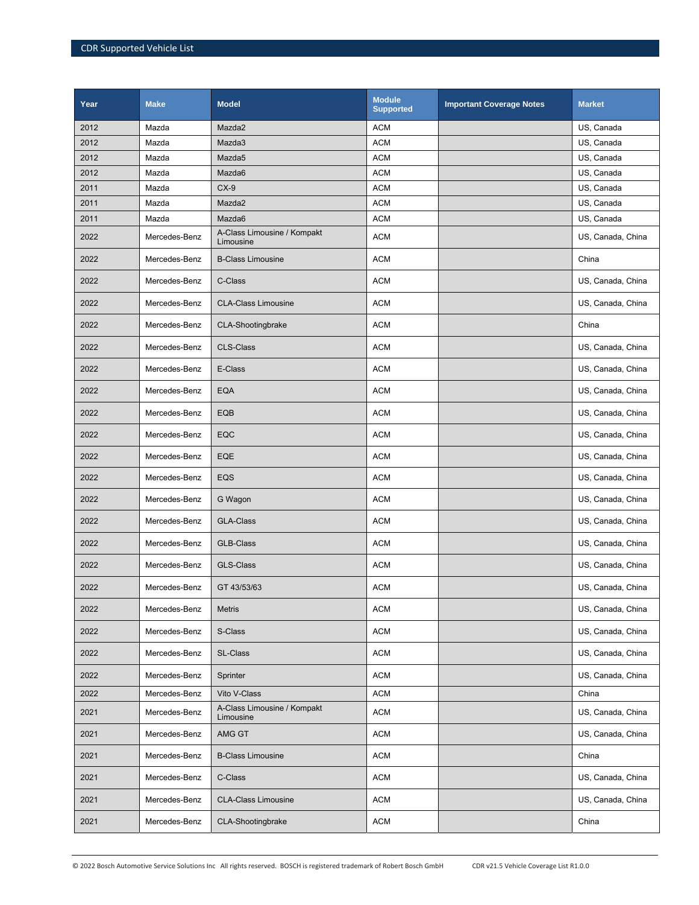| Year | Make | Model | Module Supported | Important Coverage Notes | Market |
|---|---|---|---|---|---|
| 2012 | Mazda | Mazda2 | ACM | | US, Canada |
| 2012 | Mazda | Mazda3 | ACM | | US, Canada |
| 2012 | Mazda | Mazda5 | ACM | | US, Canada |
| 2012 | Mazda | Mazda6 | ACM | | US, Canada |
| 2011 | Mazda | CX-9 | ACM | | US, Canada |
| 2011 | Mazda | Mazda2 | ACM | | US, Canada |
| 2011 | Mazda | Mazda6 | ACM | | US, Canada |
| 2022 | Mercedes-Benz | A-Class Limousine / Kompakt Limousine | ACM | | US, Canada, China |
| 2022 | Mercedes-Benz | B-Class Limousine | ACM | | China |
| 2022 | Mercedes-Benz | C-Class | ACM | | US, Canada, China |
| 2022 | Mercedes-Benz | CLA-Class Limousine | ACM | | US, Canada, China |
| 2022 | Mercedes-Benz | CLA-Shootingbrake | ACM | | China |
| 2022 | Mercedes-Benz | CLS-Class | ACM | | US, Canada, China |
| 2022 | Mercedes-Benz | E-Class | ACM | | US, Canada, China |
| 2022 | Mercedes-Benz | EQA | ACM | | US, Canada, China |
| 2022 | Mercedes-Benz | EQB | ACM | | US, Canada, China |
| 2022 | Mercedes-Benz | EQC | ACM | | US, Canada, China |
| 2022 | Mercedes-Benz | EQE | ACM | | US, Canada, China |
| 2022 | Mercedes-Benz | EQS | ACM | | US, Canada, China |
| 2022 | Mercedes-Benz | G Wagon | ACM | | US, Canada, China |
| 2022 | Mercedes-Benz | GLA-Class | ACM | | US, Canada, China |
| 2022 | Mercedes-Benz | GLB-Class | ACM | | US, Canada, China |
| 2022 | Mercedes-Benz | GLS-Class | ACM | | US, Canada, China |
| 2022 | Mercedes-Benz | GT 43/53/63 | ACM | | US, Canada, China |
| 2022 | Mercedes-Benz | Metris | ACM | | US, Canada, China |
| 2022 | Mercedes-Benz | S-Class | ACM | | US, Canada, China |
| 2022 | Mercedes-Benz | SL-Class | ACM | | US, Canada, China |
| 2022 | Mercedes-Benz | Sprinter | ACM | | US, Canada, China |
| 2022 | Mercedes-Benz | Vito V-Class | ACM | | China |
| 2021 | Mercedes-Benz | A-Class Limousine / Kompakt Limousine | ACM | | US, Canada, China |
| 2021 | Mercedes-Benz | AMG GT | ACM | | US, Canada, China |
| 2021 | Mercedes-Benz | B-Class Limousine | ACM | | China |
| 2021 | Mercedes-Benz | C-Class | ACM | | US, Canada, China |
| 2021 | Mercedes-Benz | CLA-Class Limousine | ACM | | US, Canada, China |
| 2021 | Mercedes-Benz | CLA-Shootingbrake | ACM | | China |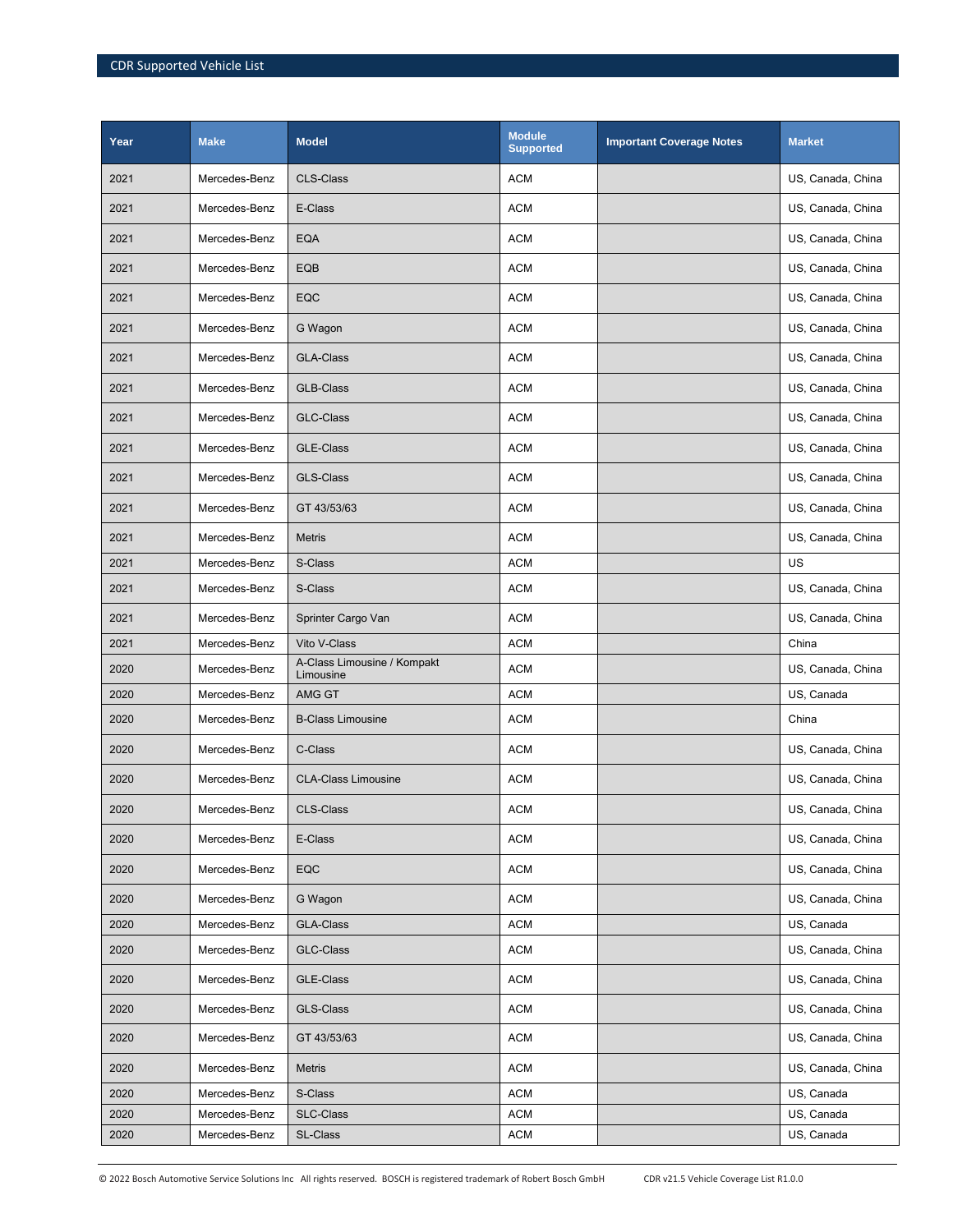| Year | Make | Model | Module Supported | Important Coverage Notes | Market |
|---|---|---|---|---|---|
| 2021 | Mercedes-Benz | CLS-Class | ACM | | US, Canada, China |
| 2021 | Mercedes-Benz | E-Class | ACM | | US, Canada, China |
| 2021 | Mercedes-Benz | EQA | ACM | | US, Canada, China |
| 2021 | Mercedes-Benz | EQB | ACM | | US, Canada, China |
| 2021 | Mercedes-Benz | EQC | ACM | | US, Canada, China |
| 2021 | Mercedes-Benz | G Wagon | ACM | | US, Canada, China |
| 2021 | Mercedes-Benz | GLA-Class | ACM | | US, Canada, China |
| 2021 | Mercedes-Benz | GLB-Class | ACM | | US, Canada, China |
| 2021 | Mercedes-Benz | GLC-Class | ACM | | US, Canada, China |
| 2021 | Mercedes-Benz | GLE-Class | ACM | | US, Canada, China |
| 2021 | Mercedes-Benz | GLS-Class | ACM | | US, Canada, China |
| 2021 | Mercedes-Benz | GT 43/53/63 | ACM | | US, Canada, China |
| 2021 | Mercedes-Benz | Metris | ACM | | US, Canada, China |
| 2021 | Mercedes-Benz | S-Class | ACM | | US |
| 2021 | Mercedes-Benz | S-Class | ACM | | US, Canada, China |
| 2021 | Mercedes-Benz | Sprinter Cargo Van | ACM | | US, Canada, China |
| 2021 | Mercedes-Benz | Vito V-Class | ACM | | China |
| 2020 | Mercedes-Benz | A-Class Limousine / Kompakt Limousine | ACM | | US, Canada, China |
| 2020 | Mercedes-Benz | AMG GT | ACM | | US, Canada |
| 2020 | Mercedes-Benz | B-Class Limousine | ACM | | China |
| 2020 | Mercedes-Benz | C-Class | ACM | | US, Canada, China |
| 2020 | Mercedes-Benz | CLA-Class Limousine | ACM | | US, Canada, China |
| 2020 | Mercedes-Benz | CLS-Class | ACM | | US, Canada, China |
| 2020 | Mercedes-Benz | E-Class | ACM | | US, Canada, China |
| 2020 | Mercedes-Benz | EQC | ACM | | US, Canada, China |
| 2020 | Mercedes-Benz | G Wagon | ACM | | US, Canada, China |
| 2020 | Mercedes-Benz | GLA-Class | ACM | | US, Canada |
| 2020 | Mercedes-Benz | GLC-Class | ACM | | US, Canada, China |
| 2020 | Mercedes-Benz | GLE-Class | ACM | | US, Canada, China |
| 2020 | Mercedes-Benz | GLS-Class | ACM | | US, Canada, China |
| 2020 | Mercedes-Benz | GT 43/53/63 | ACM | | US, Canada, China |
| 2020 | Mercedes-Benz | Metris | ACM | | US, Canada, China |
| 2020 | Mercedes-Benz | S-Class | ACM | | US, Canada |
| 2020 | Mercedes-Benz | SLC-Class | ACM | | US, Canada |
| 2020 | Mercedes-Benz | SL-Class | ACM | | US, Canada |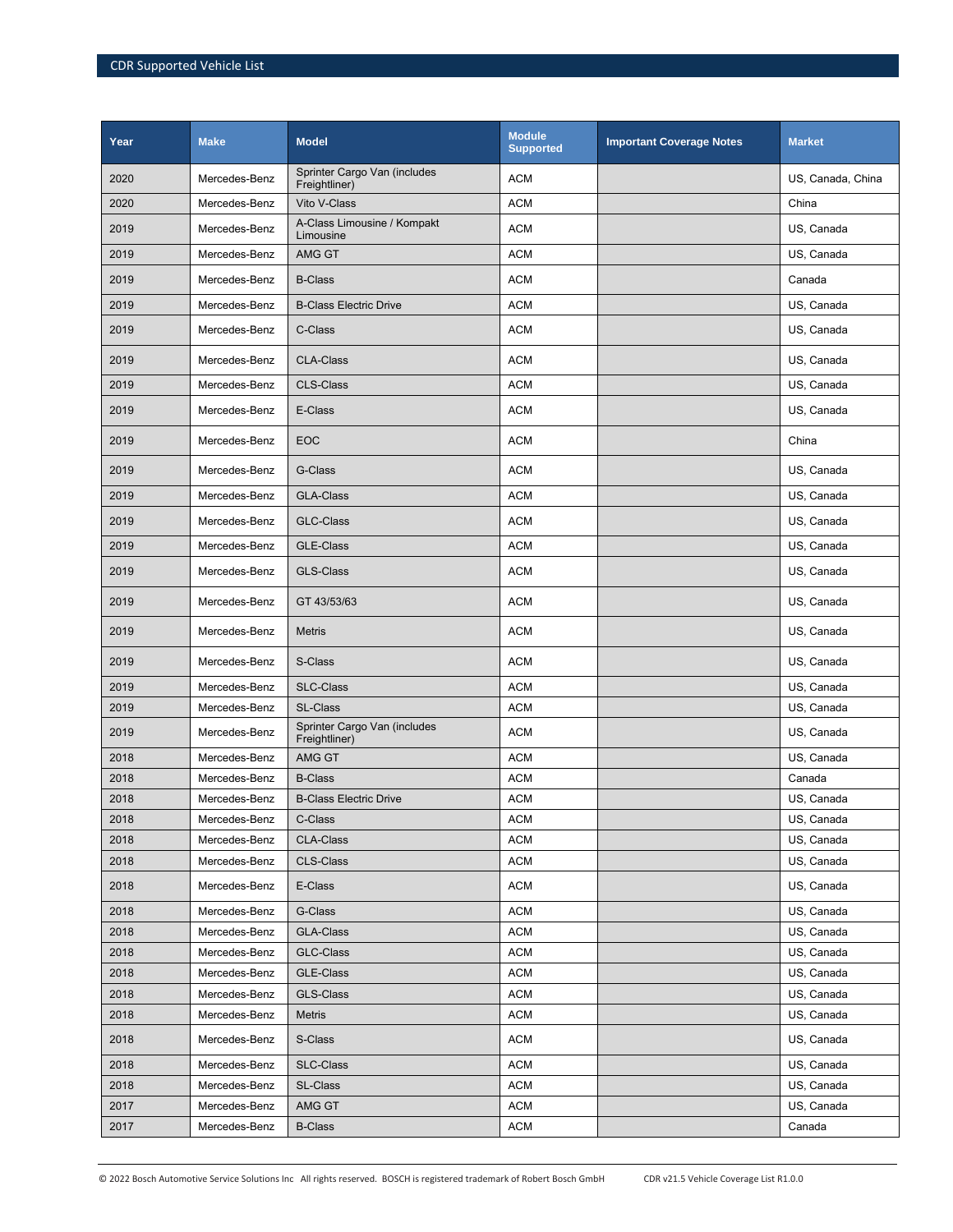| Year | Make | Model | Module Supported | Important Coverage Notes | Market |
|---|---|---|---|---|---|
| 2020 | Mercedes-Benz | Sprinter Cargo Van (includes Freightliner) | ACM | | US, Canada, China |
| 2020 | Mercedes-Benz | Vito V-Class | ACM | | China |
| 2019 | Mercedes-Benz | A-Class Limousine / Kompakt Limousine | ACM | | US, Canada |
| 2019 | Mercedes-Benz | AMG GT | ACM | | US, Canada |
| 2019 | Mercedes-Benz | B-Class | ACM | | Canada |
| 2019 | Mercedes-Benz | B-Class Electric Drive | ACM | | US, Canada |
| 2019 | Mercedes-Benz | C-Class | ACM | | US, Canada |
| 2019 | Mercedes-Benz | CLA-Class | ACM | | US, Canada |
| 2019 | Mercedes-Benz | CLS-Class | ACM | | US, Canada |
| 2019 | Mercedes-Benz | E-Class | ACM | | US, Canada |
| 2019 | Mercedes-Benz | EOC | ACM | | China |
| 2019 | Mercedes-Benz | G-Class | ACM | | US, Canada |
| 2019 | Mercedes-Benz | GLA-Class | ACM | | US, Canada |
| 2019 | Mercedes-Benz | GLC-Class | ACM | | US, Canada |
| 2019 | Mercedes-Benz | GLE-Class | ACM | | US, Canada |
| 2019 | Mercedes-Benz | GLS-Class | ACM | | US, Canada |
| 2019 | Mercedes-Benz | GT 43/53/63 | ACM | | US, Canada |
| 2019 | Mercedes-Benz | Metris | ACM | | US, Canada |
| 2019 | Mercedes-Benz | S-Class | ACM | | US, Canada |
| 2019 | Mercedes-Benz | SLC-Class | ACM | | US, Canada |
| 2019 | Mercedes-Benz | SL-Class | ACM | | US, Canada |
| 2019 | Mercedes-Benz | Sprinter Cargo Van (includes Freightliner) | ACM | | US, Canada |
| 2018 | Mercedes-Benz | AMG GT | ACM | | US, Canada |
| 2018 | Mercedes-Benz | B-Class | ACM | | Canada |
| 2018 | Mercedes-Benz | B-Class Electric Drive | ACM | | US, Canada |
| 2018 | Mercedes-Benz | C-Class | ACM | | US, Canada |
| 2018 | Mercedes-Benz | CLA-Class | ACM | | US, Canada |
| 2018 | Mercedes-Benz | CLS-Class | ACM | | US, Canada |
| 2018 | Mercedes-Benz | E-Class | ACM | | US, Canada |
| 2018 | Mercedes-Benz | G-Class | ACM | | US, Canada |
| 2018 | Mercedes-Benz | GLA-Class | ACM | | US, Canada |
| 2018 | Mercedes-Benz | GLC-Class | ACM | | US, Canada |
| 2018 | Mercedes-Benz | GLE-Class | ACM | | US, Canada |
| 2018 | Mercedes-Benz | GLS-Class | ACM | | US, Canada |
| 2018 | Mercedes-Benz | Metris | ACM | | US, Canada |
| 2018 | Mercedes-Benz | S-Class | ACM | | US, Canada |
| 2018 | Mercedes-Benz | SLC-Class | ACM | | US, Canada |
| 2018 | Mercedes-Benz | SL-Class | ACM | | US, Canada |
| 2017 | Mercedes-Benz | AMG GT | ACM | | US, Canada |
| 2017 | Mercedes-Benz | B-Class | ACM | | Canada |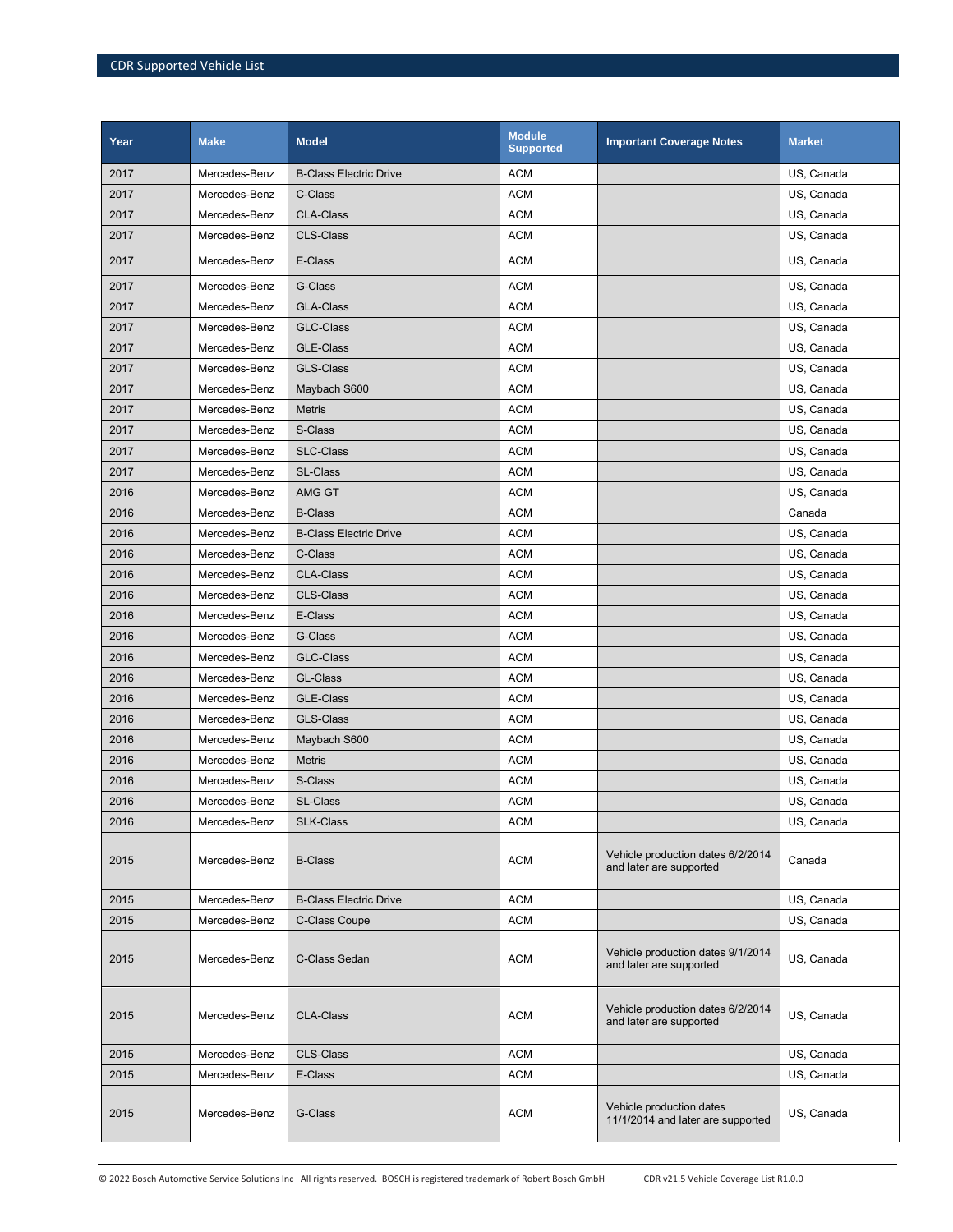| Year | Make | Model | Module Supported | Important Coverage Notes | Market |
|---|---|---|---|---|---|
| 2017 | Mercedes-Benz | B-Class Electric Drive | ACM | | US, Canada |
| 2017 | Mercedes-Benz | C-Class | ACM | | US, Canada |
| 2017 | Mercedes-Benz | CLA-Class | ACM | | US, Canada |
| 2017 | Mercedes-Benz | CLS-Class | ACM | | US, Canada |
| 2017 | Mercedes-Benz | E-Class | ACM | | US, Canada |
| 2017 | Mercedes-Benz | G-Class | ACM | | US, Canada |
| 2017 | Mercedes-Benz | GLA-Class | ACM | | US, Canada |
| 2017 | Mercedes-Benz | GLC-Class | ACM | | US, Canada |
| 2017 | Mercedes-Benz | GLE-Class | ACM | | US, Canada |
| 2017 | Mercedes-Benz | GLS-Class | ACM | | US, Canada |
| 2017 | Mercedes-Benz | Maybach S600 | ACM | | US, Canada |
| 2017 | Mercedes-Benz | Metris | ACM | | US, Canada |
| 2017 | Mercedes-Benz | S-Class | ACM | | US, Canada |
| 2017 | Mercedes-Benz | SLC-Class | ACM | | US, Canada |
| 2017 | Mercedes-Benz | SL-Class | ACM | | US, Canada |
| 2016 | Mercedes-Benz | AMG GT | ACM | | US, Canada |
| 2016 | Mercedes-Benz | B-Class | ACM | | Canada |
| 2016 | Mercedes-Benz | B-Class Electric Drive | ACM | | US, Canada |
| 2016 | Mercedes-Benz | C-Class | ACM | | US, Canada |
| 2016 | Mercedes-Benz | CLA-Class | ACM | | US, Canada |
| 2016 | Mercedes-Benz | CLS-Class | ACM | | US, Canada |
| 2016 | Mercedes-Benz | E-Class | ACM | | US, Canada |
| 2016 | Mercedes-Benz | G-Class | ACM | | US, Canada |
| 2016 | Mercedes-Benz | GLC-Class | ACM | | US, Canada |
| 2016 | Mercedes-Benz | GL-Class | ACM | | US, Canada |
| 2016 | Mercedes-Benz | GLE-Class | ACM | | US, Canada |
| 2016 | Mercedes-Benz | GLS-Class | ACM | | US, Canada |
| 2016 | Mercedes-Benz | Maybach S600 | ACM | | US, Canada |
| 2016 | Mercedes-Benz | Metris | ACM | | US, Canada |
| 2016 | Mercedes-Benz | S-Class | ACM | | US, Canada |
| 2016 | Mercedes-Benz | SL-Class | ACM | | US, Canada |
| 2016 | Mercedes-Benz | SLK-Class | ACM | | US, Canada |
| 2015 | Mercedes-Benz | B-Class | ACM | Vehicle production dates 6/2/2014 and later are supported | Canada |
| 2015 | Mercedes-Benz | B-Class Electric Drive | ACM | | US, Canada |
| 2015 | Mercedes-Benz | C-Class Coupe | ACM | | US, Canada |
| 2015 | Mercedes-Benz | C-Class Sedan | ACM | Vehicle production dates 9/1/2014 and later are supported | US, Canada |
| 2015 | Mercedes-Benz | CLA-Class | ACM | Vehicle production dates 6/2/2014 and later are supported | US, Canada |
| 2015 | Mercedes-Benz | CLS-Class | ACM | | US, Canada |
| 2015 | Mercedes-Benz | E-Class | ACM | | US, Canada |
| 2015 | Mercedes-Benz | G-Class | ACM | Vehicle production dates 11/1/2014 and later are supported | US, Canada |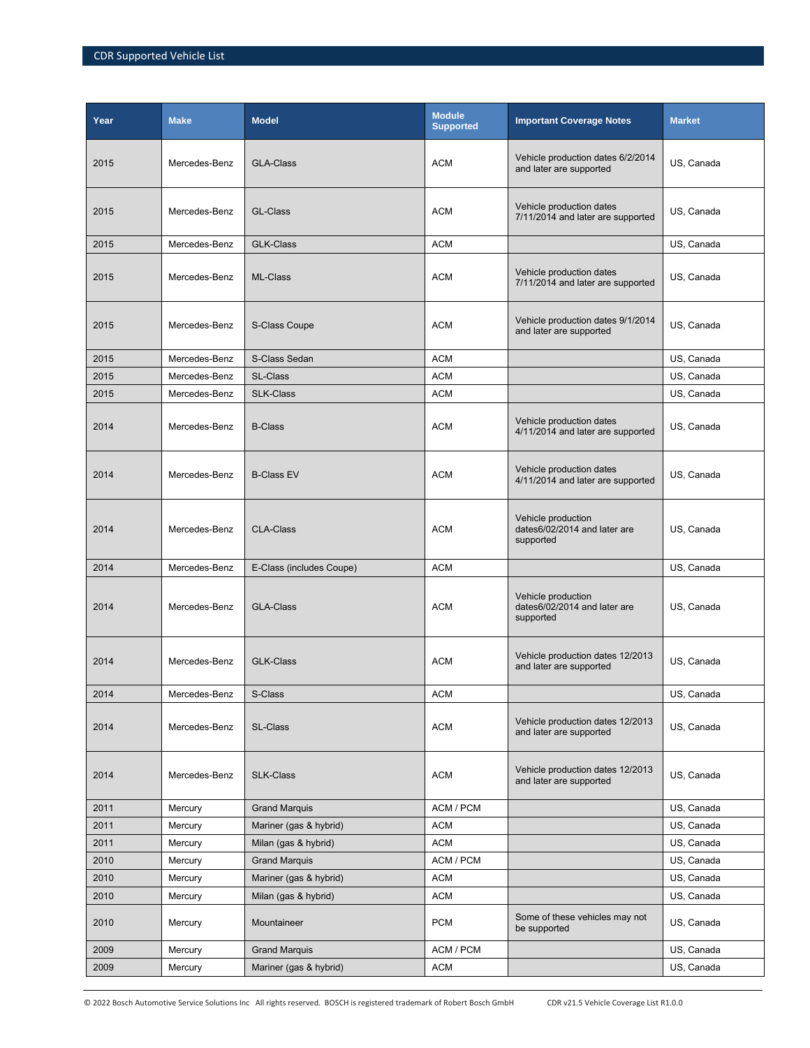| Year | Make | Model | Module Supported | Important Coverage Notes | Market |
|---|---|---|---|---|---|
| 2015 | Mercedes-Benz | GLA-Class | ACM | Vehicle production dates 6/2/2014 and later are supported | US, Canada |
| 2015 | Mercedes-Benz | GL-Class | ACM | Vehicle production dates 7/11/2014 and later are supported | US, Canada |
| 2015 | Mercedes-Benz | GLK-Class | ACM | | US, Canada |
| 2015 | Mercedes-Benz | ML-Class | ACM | Vehicle production dates 7/11/2014 and later are supported | US, Canada |
| 2015 | Mercedes-Benz | S-Class Coupe | ACM | Vehicle production dates 9/1/2014 and later are supported | US, Canada |
| 2015 | Mercedes-Benz | S-Class Sedan | ACM | | US, Canada |
| 2015 | Mercedes-Benz | SL-Class | ACM | | US, Canada |
| 2015 | Mercedes-Benz | SLK-Class | ACM | | US, Canada |
| 2014 | Mercedes-Benz | B-Class | ACM | Vehicle production dates 4/11/2014 and later are supported | US, Canada |
| 2014 | Mercedes-Benz | B-Class EV | ACM | Vehicle production dates 4/11/2014 and later are supported | US, Canada |
| 2014 | Mercedes-Benz | CLA-Class | ACM | Vehicle production dates6/02/2014 and later are supported | US, Canada |
| 2014 | Mercedes-Benz | E-Class (includes Coupe) | ACM | | US, Canada |
| 2014 | Mercedes-Benz | GLA-Class | ACM | Vehicle production dates6/02/2014 and later are supported | US, Canada |
| 2014 | Mercedes-Benz | GLK-Class | ACM | Vehicle production dates 12/2013 and later are supported | US, Canada |
| 2014 | Mercedes-Benz | S-Class | ACM | | US, Canada |
| 2014 | Mercedes-Benz | SL-Class | ACM | Vehicle production dates 12/2013 and later are supported | US, Canada |
| 2014 | Mercedes-Benz | SLK-Class | ACM | Vehicle production dates 12/2013 and later are supported | US, Canada |
| 2011 | Mercury | Grand Marquis | ACM / PCM | | US, Canada |
| 2011 | Mercury | Mariner (gas & hybrid) | ACM | | US, Canada |
| 2011 | Mercury | Milan (gas & hybrid) | ACM | | US, Canada |
| 2010 | Mercury | Grand Marquis | ACM / PCM | | US, Canada |
| 2010 | Mercury | Mariner (gas & hybrid) | ACM | | US, Canada |
| 2010 | Mercury | Milan (gas & hybrid) | ACM | | US, Canada |
| 2010 | Mercury | Mountaineer | PCM | Some of these vehicles may not be supported | US, Canada |
| 2009 | Mercury | Grand Marquis | ACM / PCM | | US, Canada |
| 2009 | Mercury | Mariner (gas & hybrid) | ACM | | US, Canada |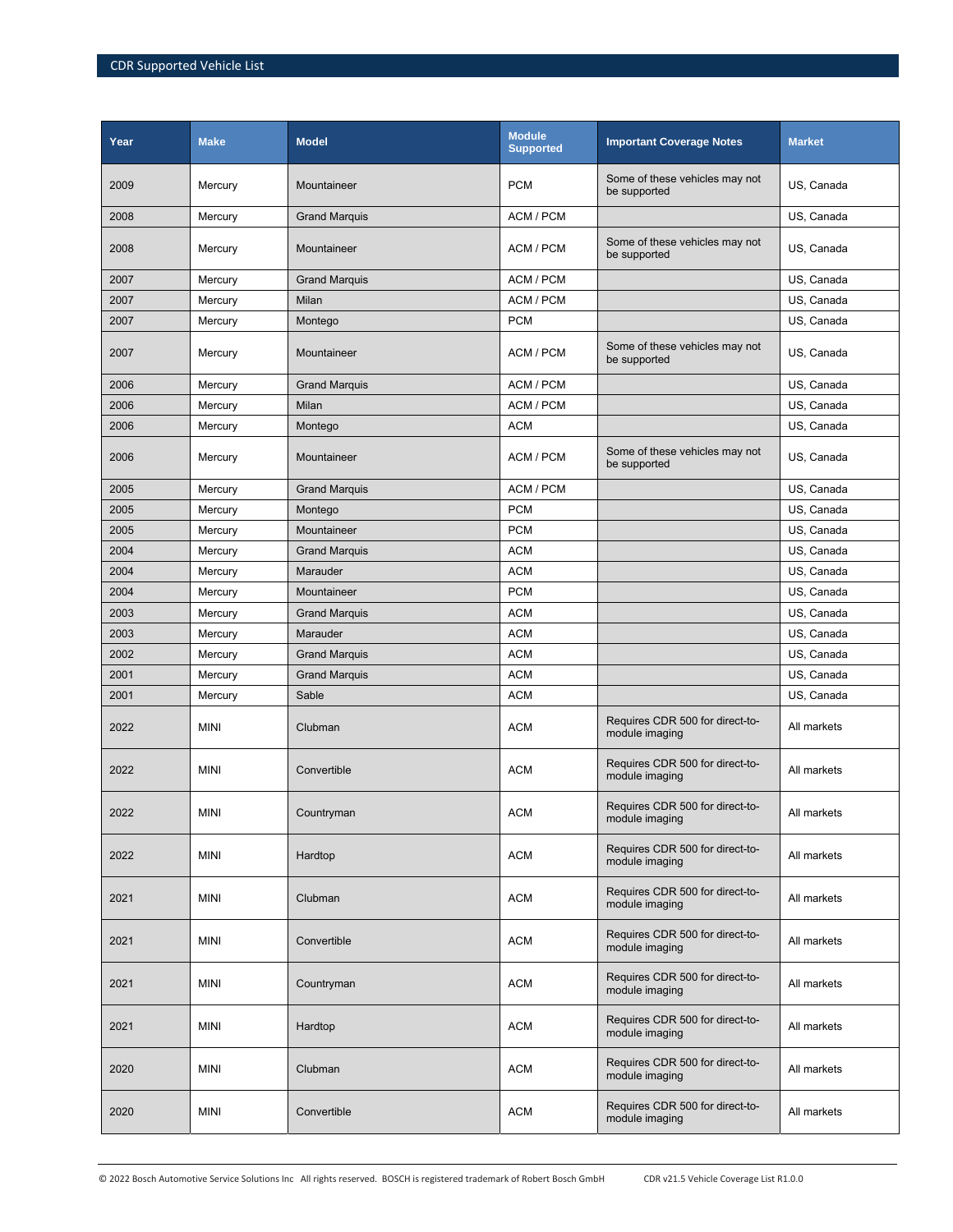| Year | Make | Model | Module Supported | Important Coverage Notes | Market |
|---|---|---|---|---|---|
| 2009 | Mercury | Mountaineer | PCM | Some of these vehicles may not be supported | US, Canada |
| 2008 | Mercury | Grand Marquis | ACM / PCM | | US, Canada |
| 2008 | Mercury | Mountaineer | ACM / PCM | Some of these vehicles may not be supported | US, Canada |
| 2007 | Mercury | Grand Marquis | ACM / PCM | | US, Canada |
| 2007 | Mercury | Milan | ACM / PCM | | US, Canada |
| 2007 | Mercury | Montego | PCM | | US, Canada |
| 2007 | Mercury | Mountaineer | ACM / PCM | Some of these vehicles may not be supported | US, Canada |
| 2006 | Mercury | Grand Marquis | ACM / PCM | | US, Canada |
| 2006 | Mercury | Milan | ACM / PCM | | US, Canada |
| 2006 | Mercury | Montego | ACM | | US, Canada |
| 2006 | Mercury | Mountaineer | ACM / PCM | Some of these vehicles may not be supported | US, Canada |
| 2005 | Mercury | Grand Marquis | ACM / PCM | | US, Canada |
| 2005 | Mercury | Montego | PCM | | US, Canada |
| 2005 | Mercury | Mountaineer | PCM | | US, Canada |
| 2004 | Mercury | Grand Marquis | ACM | | US, Canada |
| 2004 | Mercury | Marauder | ACM | | US, Canada |
| 2004 | Mercury | Mountaineer | PCM | | US, Canada |
| 2003 | Mercury | Grand Marquis | ACM | | US, Canada |
| 2003 | Mercury | Marauder | ACM | | US, Canada |
| 2002 | Mercury | Grand Marquis | ACM | | US, Canada |
| 2001 | Mercury | Grand Marquis | ACM | | US, Canada |
| 2001 | Mercury | Sable | ACM | | US, Canada |
| 2022 | MINI | Clubman | ACM | Requires CDR 500 for direct-to-module imaging | All markets |
| 2022 | MINI | Convertible | ACM | Requires CDR 500 for direct-to-module imaging | All markets |
| 2022 | MINI | Countryman | ACM | Requires CDR 500 for direct-to-module imaging | All markets |
| 2022 | MINI | Hardtop | ACM | Requires CDR 500 for direct-to-module imaging | All markets |
| 2021 | MINI | Clubman | ACM | Requires CDR 500 for direct-to-module imaging | All markets |
| 2021 | MINI | Convertible | ACM | Requires CDR 500 for direct-to-module imaging | All markets |
| 2021 | MINI | Countryman | ACM | Requires CDR 500 for direct-to-module imaging | All markets |
| 2021 | MINI | Hardtop | ACM | Requires CDR 500 for direct-to-module imaging | All markets |
| 2020 | MINI | Clubman | ACM | Requires CDR 500 for direct-to-module imaging | All markets |
| 2020 | MINI | Convertible | ACM | Requires CDR 500 for direct-to-module imaging | All markets |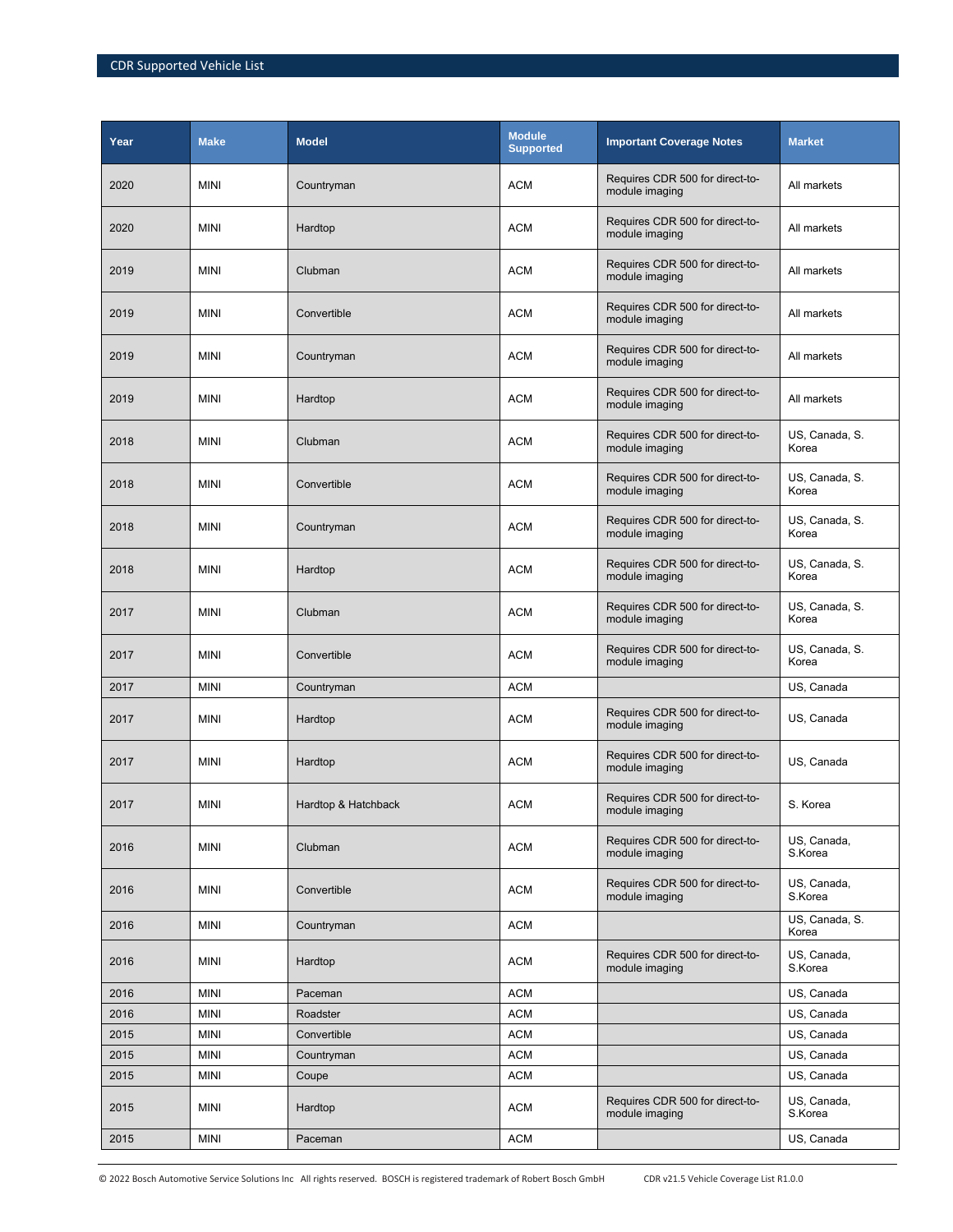| Year | Make | Model | Module Supported | Important Coverage Notes | Market |
|---|---|---|---|---|---|
| 2020 | MINI | Countryman | ACM | Requires CDR 500 for direct-to-module imaging | All markets |
| 2020 | MINI | Hardtop | ACM | Requires CDR 500 for direct-to-module imaging | All markets |
| 2019 | MINI | Clubman | ACM | Requires CDR 500 for direct-to-module imaging | All markets |
| 2019 | MINI | Convertible | ACM | Requires CDR 500 for direct-to-module imaging | All markets |
| 2019 | MINI | Countryman | ACM | Requires CDR 500 for direct-to-module imaging | All markets |
| 2019 | MINI | Hardtop | ACM | Requires CDR 500 for direct-to-module imaging | All markets |
| 2018 | MINI | Clubman | ACM | Requires CDR 500 for direct-to-module imaging | US, Canada, S. Korea |
| 2018 | MINI | Convertible | ACM | Requires CDR 500 for direct-to-module imaging | US, Canada, S. Korea |
| 2018 | MINI | Countryman | ACM | Requires CDR 500 for direct-to-module imaging | US, Canada, S. Korea |
| 2018 | MINI | Hardtop | ACM | Requires CDR 500 for direct-to-module imaging | US, Canada, S. Korea |
| 2017 | MINI | Clubman | ACM | Requires CDR 500 for direct-to-module imaging | US, Canada, S. Korea |
| 2017 | MINI | Convertible | ACM | Requires CDR 500 for direct-to-module imaging | US, Canada, S. Korea |
| 2017 | MINI | Countryman | ACM | | US, Canada |
| 2017 | MINI | Hardtop | ACM | Requires CDR 500 for direct-to-module imaging | US, Canada |
| 2017 | MINI | Hardtop | ACM | Requires CDR 500 for direct-to-module imaging | US, Canada |
| 2017 | MINI | Hardtop & Hatchback | ACM | Requires CDR 500 for direct-to-module imaging | S. Korea |
| 2016 | MINI | Clubman | ACM | Requires CDR 500 for direct-to-module imaging | US, Canada, S.Korea |
| 2016 | MINI | Convertible | ACM | Requires CDR 500 for direct-to-module imaging | US, Canada, S.Korea |
| 2016 | MINI | Countryman | ACM | | US, Canada, S. Korea |
| 2016 | MINI | Hardtop | ACM | Requires CDR 500 for direct-to-module imaging | US, Canada, S.Korea |
| 2016 | MINI | Paceman | ACM | | US, Canada |
| 2016 | MINI | Roadster | ACM | | US, Canada |
| 2015 | MINI | Convertible | ACM | | US, Canada |
| 2015 | MINI | Countryman | ACM | | US, Canada |
| 2015 | MINI | Coupe | ACM | | US, Canada |
| 2015 | MINI | Hardtop | ACM | Requires CDR 500 for direct-to-module imaging | US, Canada, S.Korea |
| 2015 | MINI | Paceman | ACM | | US, Canada |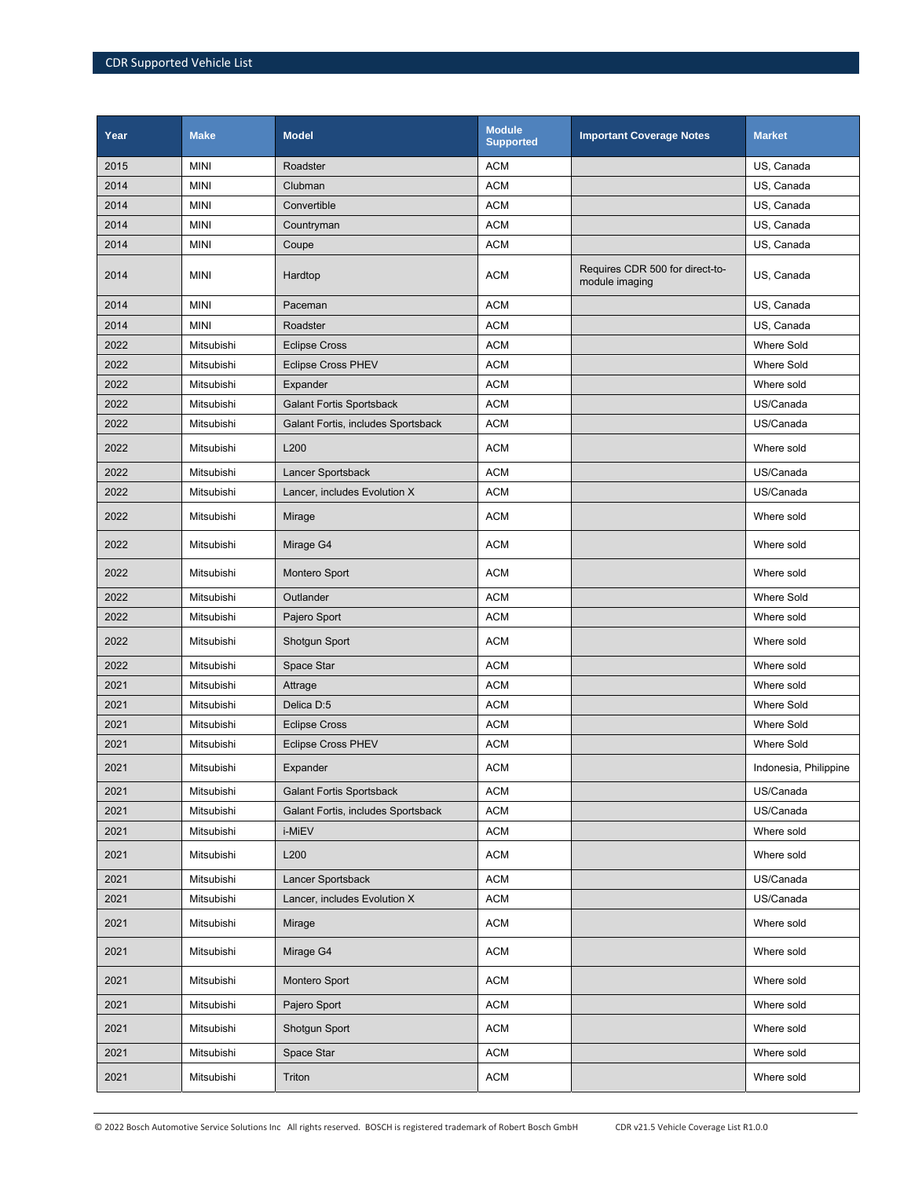| Year | Make | Model | Module Supported | Important Coverage Notes | Market |
|---|---|---|---|---|---|
| 2015 | MINI | Roadster | ACM | | US, Canada |
| 2014 | MINI | Clubman | ACM | | US, Canada |
| 2014 | MINI | Convertible | ACM | | US, Canada |
| 2014 | MINI | Countryman | ACM | | US, Canada |
| 2014 | MINI | Coupe | ACM | | US, Canada |
| 2014 | MINI | Hardtop | ACM | Requires CDR 500 for direct-to-module imaging | US, Canada |
| 2014 | MINI | Paceman | ACM | | US, Canada |
| 2014 | MINI | Roadster | ACM | | US, Canada |
| 2022 | Mitsubishi | Eclipse Cross | ACM | | Where Sold |
| 2022 | Mitsubishi | Eclipse Cross PHEV | ACM | | Where Sold |
| 2022 | Mitsubishi | Expander | ACM | | Where sold |
| 2022 | Mitsubishi | Galant Fortis Sportsback | ACM | | US/Canada |
| 2022 | Mitsubishi | Galant Fortis, includes Sportsback | ACM | | US/Canada |
| 2022 | Mitsubishi | L200 | ACM | | Where sold |
| 2022 | Mitsubishi | Lancer Sportsback | ACM | | US/Canada |
| 2022 | Mitsubishi | Lancer, includes Evolution X | ACM | | US/Canada |
| 2022 | Mitsubishi | Mirage | ACM | | Where sold |
| 2022 | Mitsubishi | Mirage G4 | ACM | | Where sold |
| 2022 | Mitsubishi | Montero Sport | ACM | | Where sold |
| 2022 | Mitsubishi | Outlander | ACM | | Where Sold |
| 2022 | Mitsubishi | Pajero Sport | ACM | | Where sold |
| 2022 | Mitsubishi | Shotgun Sport | ACM | | Where sold |
| 2022 | Mitsubishi | Space Star | ACM | | Where sold |
| 2021 | Mitsubishi | Attrage | ACM | | Where sold |
| 2021 | Mitsubishi | Delica D:5 | ACM | | Where Sold |
| 2021 | Mitsubishi | Eclipse Cross | ACM | | Where Sold |
| 2021 | Mitsubishi | Eclipse Cross PHEV | ACM | | Where Sold |
| 2021 | Mitsubishi | Expander | ACM | | Indonesia, Philippine |
| 2021 | Mitsubishi | Galant Fortis Sportsback | ACM | | US/Canada |
| 2021 | Mitsubishi | Galant Fortis, includes Sportsback | ACM | | US/Canada |
| 2021 | Mitsubishi | i-MiEV | ACM | | Where sold |
| 2021 | Mitsubishi | L200 | ACM | | Where sold |
| 2021 | Mitsubishi | Lancer Sportsback | ACM | | US/Canada |
| 2021 | Mitsubishi | Lancer, includes Evolution X | ACM | | US/Canada |
| 2021 | Mitsubishi | Mirage | ACM | | Where sold |
| 2021 | Mitsubishi | Mirage G4 | ACM | | Where sold |
| 2021 | Mitsubishi | Montero Sport | ACM | | Where sold |
| 2021 | Mitsubishi | Pajero Sport | ACM | | Where sold |
| 2021 | Mitsubishi | Shotgun Sport | ACM | | Where sold |
| 2021 | Mitsubishi | Space Star | ACM | | Where sold |
| 2021 | Mitsubishi | Triton | ACM | | Where sold |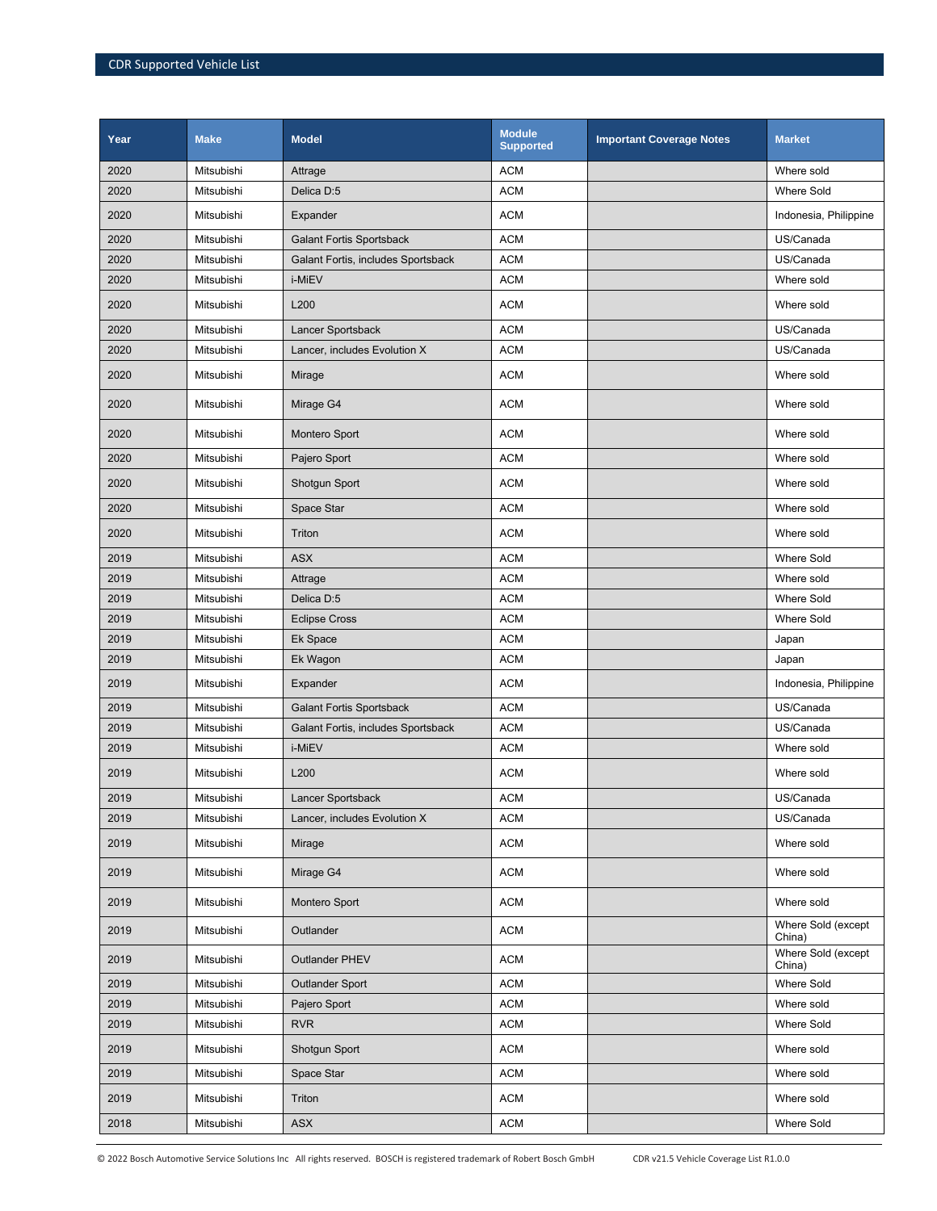| Year | Make | Model | Module Supported | Important Coverage Notes | Market |
|---|---|---|---|---|---|
| 2020 | Mitsubishi | Attrage | ACM | | Where sold |
| 2020 | Mitsubishi | Delica D:5 | ACM | | Where Sold |
| 2020 | Mitsubishi | Expander | ACM | | Indonesia, Philippine |
| 2020 | Mitsubishi | Galant Fortis Sportsback | ACM | | US/Canada |
| 2020 | Mitsubishi | Galant Fortis, includes Sportsback | ACM | | US/Canada |
| 2020 | Mitsubishi | i-MiEV | ACM | | Where sold |
| 2020 | Mitsubishi | L200 | ACM | | Where sold |
| 2020 | Mitsubishi | Lancer Sportsback | ACM | | US/Canada |
| 2020 | Mitsubishi | Lancer, includes Evolution X | ACM | | US/Canada |
| 2020 | Mitsubishi | Mirage | ACM | | Where sold |
| 2020 | Mitsubishi | Mirage G4 | ACM | | Where sold |
| 2020 | Mitsubishi | Montero Sport | ACM | | Where sold |
| 2020 | Mitsubishi | Pajero Sport | ACM | | Where sold |
| 2020 | Mitsubishi | Shotgun Sport | ACM | | Where sold |
| 2020 | Mitsubishi | Space Star | ACM | | Where sold |
| 2020 | Mitsubishi | Triton | ACM | | Where sold |
| 2019 | Mitsubishi | ASX | ACM | | Where Sold |
| 2019 | Mitsubishi | Attrage | ACM | | Where sold |
| 2019 | Mitsubishi | Delica D:5 | ACM | | Where Sold |
| 2019 | Mitsubishi | Eclipse Cross | ACM | | Where Sold |
| 2019 | Mitsubishi | Ek Space | ACM | | Japan |
| 2019 | Mitsubishi | Ek Wagon | ACM | | Japan |
| 2019 | Mitsubishi | Expander | ACM | | Indonesia, Philippine |
| 2019 | Mitsubishi | Galant Fortis Sportsback | ACM | | US/Canada |
| 2019 | Mitsubishi | Galant Fortis, includes Sportsback | ACM | | US/Canada |
| 2019 | Mitsubishi | i-MiEV | ACM | | Where sold |
| 2019 | Mitsubishi | L200 | ACM | | Where sold |
| 2019 | Mitsubishi | Lancer Sportsback | ACM | | US/Canada |
| 2019 | Mitsubishi | Lancer, includes Evolution X | ACM | | US/Canada |
| 2019 | Mitsubishi | Mirage | ACM | | Where sold |
| 2019 | Mitsubishi | Mirage G4 | ACM | | Where sold |
| 2019 | Mitsubishi | Montero Sport | ACM | | Where sold |
| 2019 | Mitsubishi | Outlander | ACM | | Where Sold (except China) |
| 2019 | Mitsubishi | Outlander PHEV | ACM | | Where Sold (except China) |
| 2019 | Mitsubishi | Outlander Sport | ACM | | Where Sold |
| 2019 | Mitsubishi | Pajero Sport | ACM | | Where sold |
| 2019 | Mitsubishi | RVR | ACM | | Where Sold |
| 2019 | Mitsubishi | Shotgun Sport | ACM | | Where sold |
| 2019 | Mitsubishi | Space Star | ACM | | Where sold |
| 2019 | Mitsubishi | Triton | ACM | | Where sold |
| 2018 | Mitsubishi | ASX | ACM | | Where Sold |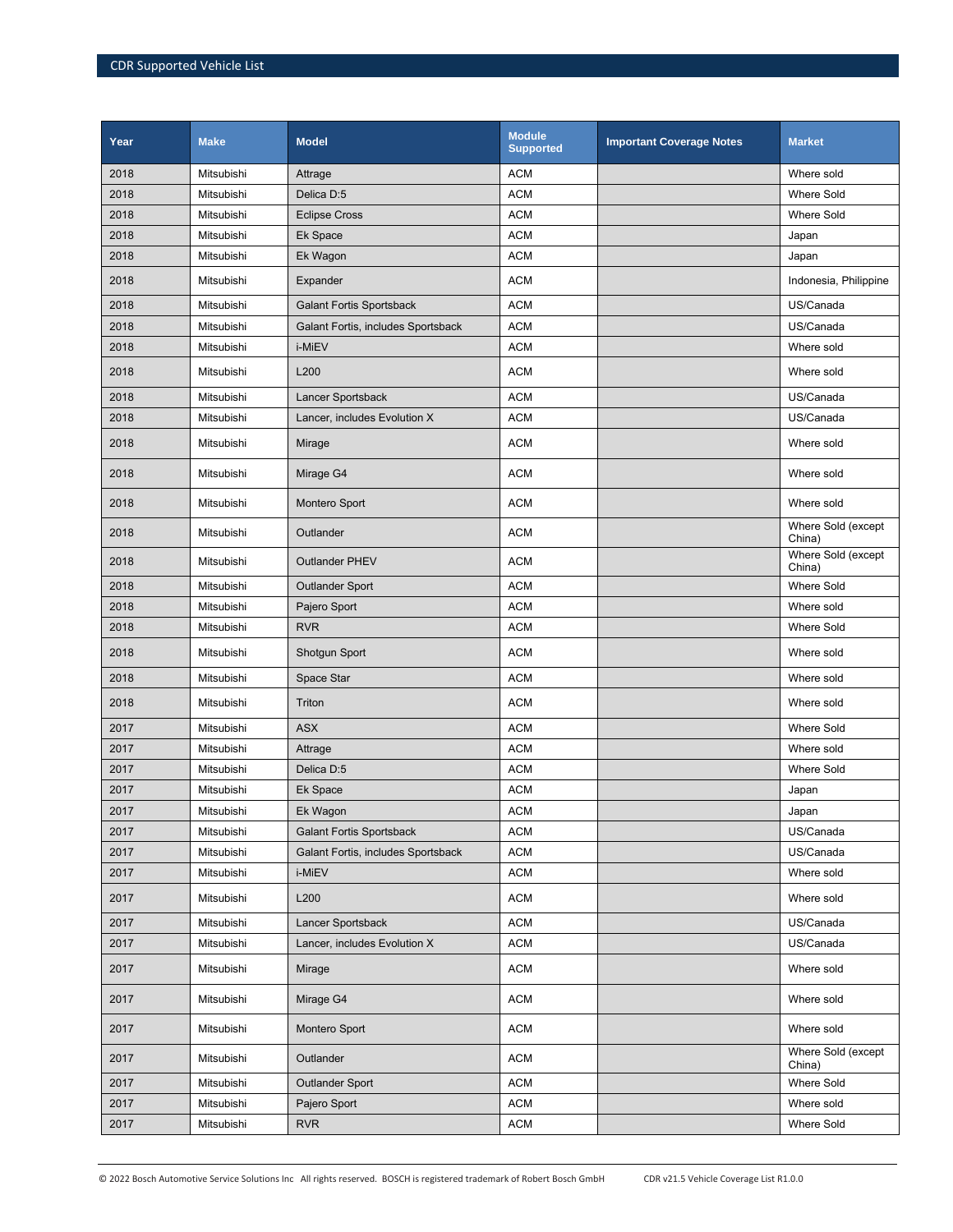| Year | Make | Model | Module Supported | Important Coverage Notes | Market |
|---|---|---|---|---|---|
| 2018 | Mitsubishi | Attrage | ACM | | Where sold |
| 2018 | Mitsubishi | Delica D:5 | ACM | | Where Sold |
| 2018 | Mitsubishi | Eclipse Cross | ACM | | Where Sold |
| 2018 | Mitsubishi | Ek Space | ACM | | Japan |
| 2018 | Mitsubishi | Ek Wagon | ACM | | Japan |
| 2018 | Mitsubishi | Expander | ACM | | Indonesia, Philippine |
| 2018 | Mitsubishi | Galant Fortis Sportsback | ACM | | US/Canada |
| 2018 | Mitsubishi | Galant Fortis, includes Sportsback | ACM | | US/Canada |
| 2018 | Mitsubishi | i-MiEV | ACM | | Where sold |
| 2018 | Mitsubishi | L200 | ACM | | Where sold |
| 2018 | Mitsubishi | Lancer Sportsback | ACM | | US/Canada |
| 2018 | Mitsubishi | Lancer, includes Evolution X | ACM | | US/Canada |
| 2018 | Mitsubishi | Mirage | ACM | | Where sold |
| 2018 | Mitsubishi | Mirage G4 | ACM | | Where sold |
| 2018 | Mitsubishi | Montero Sport | ACM | | Where sold |
| 2018 | Mitsubishi | Outlander | ACM | | Where Sold (except China) |
| 2018 | Mitsubishi | Outlander PHEV | ACM | | Where Sold (except China) |
| 2018 | Mitsubishi | Outlander Sport | ACM | | Where Sold |
| 2018 | Mitsubishi | Pajero Sport | ACM | | Where sold |
| 2018 | Mitsubishi | RVR | ACM | | Where Sold |
| 2018 | Mitsubishi | Shotgun Sport | ACM | | Where sold |
| 2018 | Mitsubishi | Space Star | ACM | | Where sold |
| 2018 | Mitsubishi | Triton | ACM | | Where sold |
| 2017 | Mitsubishi | ASX | ACM | | Where Sold |
| 2017 | Mitsubishi | Attrage | ACM | | Where sold |
| 2017 | Mitsubishi | Delica D:5 | ACM | | Where Sold |
| 2017 | Mitsubishi | Ek Space | ACM | | Japan |
| 2017 | Mitsubishi | Ek Wagon | ACM | | Japan |
| 2017 | Mitsubishi | Galant Fortis Sportsback | ACM | | US/Canada |
| 2017 | Mitsubishi | Galant Fortis, includes Sportsback | ACM | | US/Canada |
| 2017 | Mitsubishi | i-MiEV | ACM | | Where sold |
| 2017 | Mitsubishi | L200 | ACM | | Where sold |
| 2017 | Mitsubishi | Lancer Sportsback | ACM | | US/Canada |
| 2017 | Mitsubishi | Lancer, includes Evolution X | ACM | | US/Canada |
| 2017 | Mitsubishi | Mirage | ACM | | Where sold |
| 2017 | Mitsubishi | Mirage G4 | ACM | | Where sold |
| 2017 | Mitsubishi | Montero Sport | ACM | | Where sold |
| 2017 | Mitsubishi | Outlander | ACM | | Where Sold (except China) |
| 2017 | Mitsubishi | Outlander Sport | ACM | | Where Sold |
| 2017 | Mitsubishi | Pajero Sport | ACM | | Where sold |
| 2017 | Mitsubishi | RVR | ACM | | Where Sold |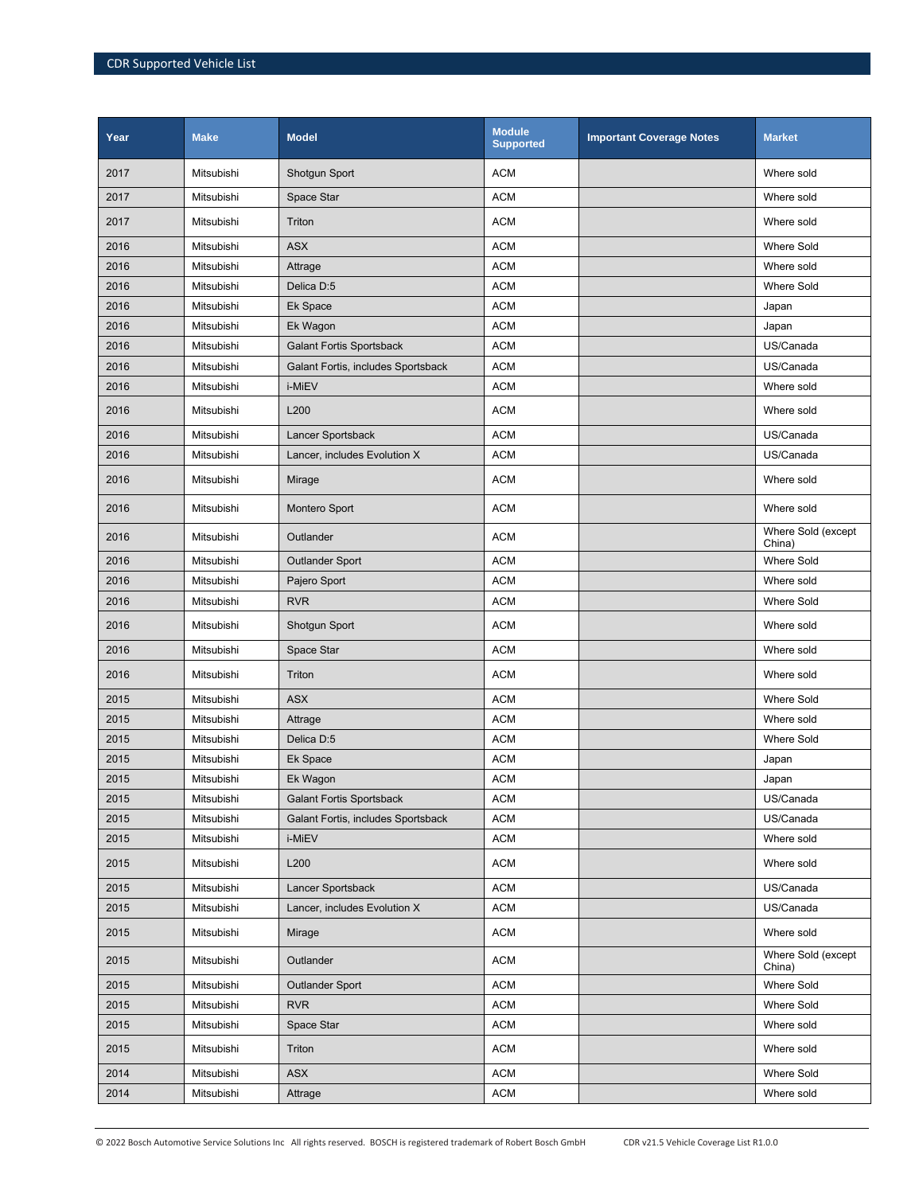| Year | Make | Model | Module Supported | Important Coverage Notes | Market |
|---|---|---|---|---|---|
| 2017 | Mitsubishi | Shotgun Sport | ACM | | Where sold |
| 2017 | Mitsubishi | Space Star | ACM | | Where sold |
| 2017 | Mitsubishi | Triton | ACM | | Where sold |
| 2016 | Mitsubishi | ASX | ACM | | Where Sold |
| 2016 | Mitsubishi | Attrage | ACM | | Where sold |
| 2016 | Mitsubishi | Delica D:5 | ACM | | Where Sold |
| 2016 | Mitsubishi | Ek Space | ACM | | Japan |
| 2016 | Mitsubishi | Ek Wagon | ACM | | Japan |
| 2016 | Mitsubishi | Galant Fortis Sportsback | ACM | | US/Canada |
| 2016 | Mitsubishi | Galant Fortis, includes Sportsback | ACM | | US/Canada |
| 2016 | Mitsubishi | i-MiEV | ACM | | Where sold |
| 2016 | Mitsubishi | L200 | ACM | | Where sold |
| 2016 | Mitsubishi | Lancer Sportsback | ACM | | US/Canada |
| 2016 | Mitsubishi | Lancer, includes Evolution X | ACM | | US/Canada |
| 2016 | Mitsubishi | Mirage | ACM | | Where sold |
| 2016 | Mitsubishi | Montero Sport | ACM | | Where sold |
| 2016 | Mitsubishi | Outlander | ACM | | Where Sold (except China) |
| 2016 | Mitsubishi | Outlander Sport | ACM | | Where Sold |
| 2016 | Mitsubishi | Pajero Sport | ACM | | Where sold |
| 2016 | Mitsubishi | RVR | ACM | | Where Sold |
| 2016 | Mitsubishi | Shotgun Sport | ACM | | Where sold |
| 2016 | Mitsubishi | Space Star | ACM | | Where sold |
| 2016 | Mitsubishi | Triton | ACM | | Where sold |
| 2015 | Mitsubishi | ASX | ACM | | Where Sold |
| 2015 | Mitsubishi | Attrage | ACM | | Where sold |
| 2015 | Mitsubishi | Delica D:5 | ACM | | Where Sold |
| 2015 | Mitsubishi | Ek Space | ACM | | Japan |
| 2015 | Mitsubishi | Ek Wagon | ACM | | Japan |
| 2015 | Mitsubishi | Galant Fortis Sportsback | ACM | | US/Canada |
| 2015 | Mitsubishi | Galant Fortis, includes Sportsback | ACM | | US/Canada |
| 2015 | Mitsubishi | i-MiEV | ACM | | Where sold |
| 2015 | Mitsubishi | L200 | ACM | | Where sold |
| 2015 | Mitsubishi | Lancer Sportsback | ACM | | US/Canada |
| 2015 | Mitsubishi | Lancer, includes Evolution X | ACM | | US/Canada |
| 2015 | Mitsubishi | Mirage | ACM | | Where sold |
| 2015 | Mitsubishi | Outlander | ACM | | Where Sold (except China) |
| 2015 | Mitsubishi | Outlander Sport | ACM | | Where Sold |
| 2015 | Mitsubishi | RVR | ACM | | Where Sold |
| 2015 | Mitsubishi | Space Star | ACM | | Where sold |
| 2015 | Mitsubishi | Triton | ACM | | Where sold |
| 2014 | Mitsubishi | ASX | ACM | | Where Sold |
| 2014 | Mitsubishi | Attrage | ACM | | Where sold |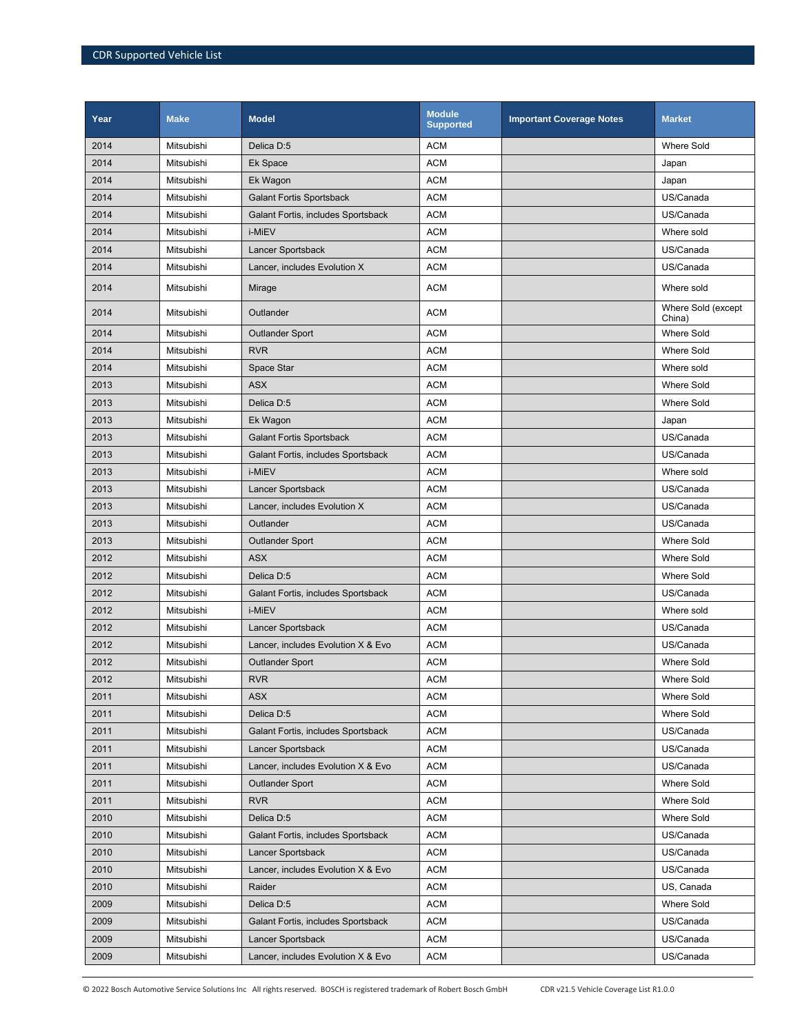| Year | Make | Model | Module Supported | Important Coverage Notes | Market |
|---|---|---|---|---|---|
| 2014 | Mitsubishi | Delica D:5 | ACM | | Where Sold |
| 2014 | Mitsubishi | Ek Space | ACM | | Japan |
| 2014 | Mitsubishi | Ek Wagon | ACM | | Japan |
| 2014 | Mitsubishi | Galant Fortis Sportsback | ACM | | US/Canada |
| 2014 | Mitsubishi | Galant Fortis, includes Sportsback | ACM | | US/Canada |
| 2014 | Mitsubishi | i-MiEV | ACM | | Where sold |
| 2014 | Mitsubishi | Lancer Sportsback | ACM | | US/Canada |
| 2014 | Mitsubishi | Lancer, includes Evolution X | ACM | | US/Canada |
| 2014 | Mitsubishi | Mirage | ACM | | Where sold |
| 2014 | Mitsubishi | Outlander | ACM | | Where Sold (except China) |
| 2014 | Mitsubishi | Outlander Sport | ACM | | Where Sold |
| 2014 | Mitsubishi | RVR | ACM | | Where Sold |
| 2014 | Mitsubishi | Space Star | ACM | | Where sold |
| 2013 | Mitsubishi | ASX | ACM | | Where Sold |
| 2013 | Mitsubishi | Delica D:5 | ACM | | Where Sold |
| 2013 | Mitsubishi | Ek Wagon | ACM | | Japan |
| 2013 | Mitsubishi | Galant Fortis Sportsback | ACM | | US/Canada |
| 2013 | Mitsubishi | Galant Fortis, includes Sportsback | ACM | | US/Canada |
| 2013 | Mitsubishi | i-MiEV | ACM | | Where sold |
| 2013 | Mitsubishi | Lancer Sportsback | ACM | | US/Canada |
| 2013 | Mitsubishi | Lancer, includes Evolution X | ACM | | US/Canada |
| 2013 | Mitsubishi | Outlander | ACM | | US/Canada |
| 2013 | Mitsubishi | Outlander Sport | ACM | | Where Sold |
| 2012 | Mitsubishi | ASX | ACM | | Where Sold |
| 2012 | Mitsubishi | Delica D:5 | ACM | | Where Sold |
| 2012 | Mitsubishi | Galant Fortis, includes Sportsback | ACM | | US/Canada |
| 2012 | Mitsubishi | i-MiEV | ACM | | Where sold |
| 2012 | Mitsubishi | Lancer Sportsback | ACM | | US/Canada |
| 2012 | Mitsubishi | Lancer, includes Evolution X & Evo | ACM | | US/Canada |
| 2012 | Mitsubishi | Outlander Sport | ACM | | Where Sold |
| 2012 | Mitsubishi | RVR | ACM | | Where Sold |
| 2011 | Mitsubishi | ASX | ACM | | Where Sold |
| 2011 | Mitsubishi | Delica D:5 | ACM | | Where Sold |
| 2011 | Mitsubishi | Galant Fortis, includes Sportsback | ACM | | US/Canada |
| 2011 | Mitsubishi | Lancer Sportsback | ACM | | US/Canada |
| 2011 | Mitsubishi | Lancer, includes Evolution X & Evo | ACM | | US/Canada |
| 2011 | Mitsubishi | Outlander Sport | ACM | | Where Sold |
| 2011 | Mitsubishi | RVR | ACM | | Where Sold |
| 2010 | Mitsubishi | Delica D:5 | ACM | | Where Sold |
| 2010 | Mitsubishi | Galant Fortis, includes Sportsback | ACM | | US/Canada |
| 2010 | Mitsubishi | Lancer Sportsback | ACM | | US/Canada |
| 2010 | Mitsubishi | Lancer, includes Evolution X & Evo | ACM | | US/Canada |
| 2010 | Mitsubishi | Raider | ACM | | US, Canada |
| 2009 | Mitsubishi | Delica D:5 | ACM | | Where Sold |
| 2009 | Mitsubishi | Galant Fortis, includes Sportsback | ACM | | US/Canada |
| 2009 | Mitsubishi | Lancer Sportsback | ACM | | US/Canada |
| 2009 | Mitsubishi | Lancer, includes Evolution X & Evo | ACM | | US/Canada |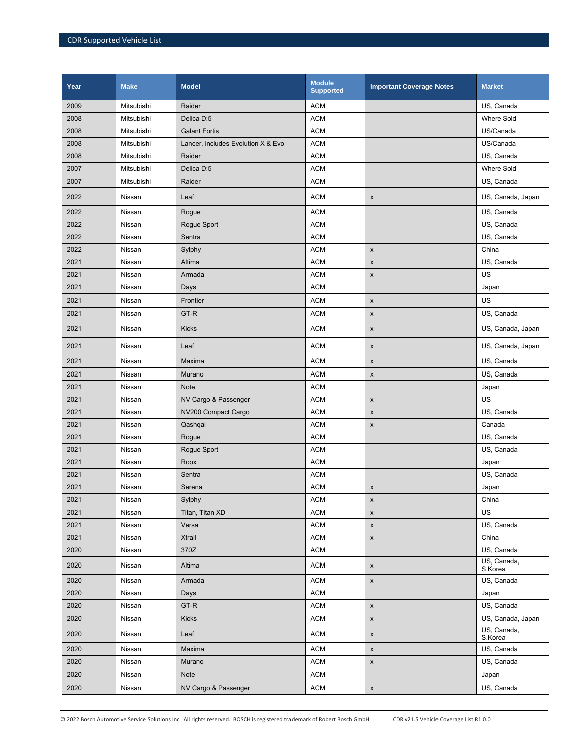| Year | Make | Model | Module Supported | Important Coverage Notes | Market |
|---|---|---|---|---|---|
| 2009 | Mitsubishi | Raider | ACM | | US, Canada |
| 2008 | Mitsubishi | Delica D:5 | ACM | | Where Sold |
| 2008 | Mitsubishi | Galant Fortis | ACM | | US/Canada |
| 2008 | Mitsubishi | Lancer, includes Evolution X & Evo | ACM | | US/Canada |
| 2008 | Mitsubishi | Raider | ACM | | US, Canada |
| 2007 | Mitsubishi | Delica D:5 | ACM | | Where Sold |
| 2007 | Mitsubishi | Raider | ACM | | US, Canada |
| 2022 | Nissan | Leaf | ACM | x | US, Canada, Japan |
| 2022 | Nissan | Rogue | ACM | | US, Canada |
| 2022 | Nissan | Rogue Sport | ACM | | US, Canada |
| 2022 | Nissan | Sentra | ACM | | US, Canada |
| 2022 | Nissan | Sylphy | ACM | x | China |
| 2021 | Nissan | Altima | ACM | x | US, Canada |
| 2021 | Nissan | Armada | ACM | x | US |
| 2021 | Nissan | Days | ACM | | Japan |
| 2021 | Nissan | Frontier | ACM | x | US |
| 2021 | Nissan | GT-R | ACM | x | US, Canada |
| 2021 | Nissan | Kicks | ACM | x | US, Canada, Japan |
| 2021 | Nissan | Leaf | ACM | x | US, Canada, Japan |
| 2021 | Nissan | Maxima | ACM | x | US, Canada |
| 2021 | Nissan | Murano | ACM | x | US, Canada |
| 2021 | Nissan | Note | ACM | | Japan |
| 2021 | Nissan | NV Cargo & Passenger | ACM | x | US |
| 2021 | Nissan | NV200 Compact Cargo | ACM | x | US, Canada |
| 2021 | Nissan | Qashqai | ACM | x | Canada |
| 2021 | Nissan | Rogue | ACM | | US, Canada |
| 2021 | Nissan | Rogue Sport | ACM | | US, Canada |
| 2021 | Nissan | Roox | ACM | | Japan |
| 2021 | Nissan | Sentra | ACM | | US, Canada |
| 2021 | Nissan | Serena | ACM | x | Japan |
| 2021 | Nissan | Sylphy | ACM | x | China |
| 2021 | Nissan | Titan, Titan XD | ACM | x | US |
| 2021 | Nissan | Versa | ACM | x | US, Canada |
| 2021 | Nissan | Xtrail | ACM | x | China |
| 2020 | Nissan | 370Z | ACM | | US, Canada |
| 2020 | Nissan | Altima | ACM | x | US, Canada, S.Korea |
| 2020 | Nissan | Armada | ACM | x | US, Canada |
| 2020 | Nissan | Days | ACM | | Japan |
| 2020 | Nissan | GT-R | ACM | x | US, Canada |
| 2020 | Nissan | Kicks | ACM | x | US, Canada, Japan |
| 2020 | Nissan | Leaf | ACM | x | US, Canada, S.Korea |
| 2020 | Nissan | Maxima | ACM | x | US, Canada |
| 2020 | Nissan | Murano | ACM | x | US, Canada |
| 2020 | Nissan | Note | ACM | | Japan |
| 2020 | Nissan | NV Cargo & Passenger | ACM | x | US, Canada |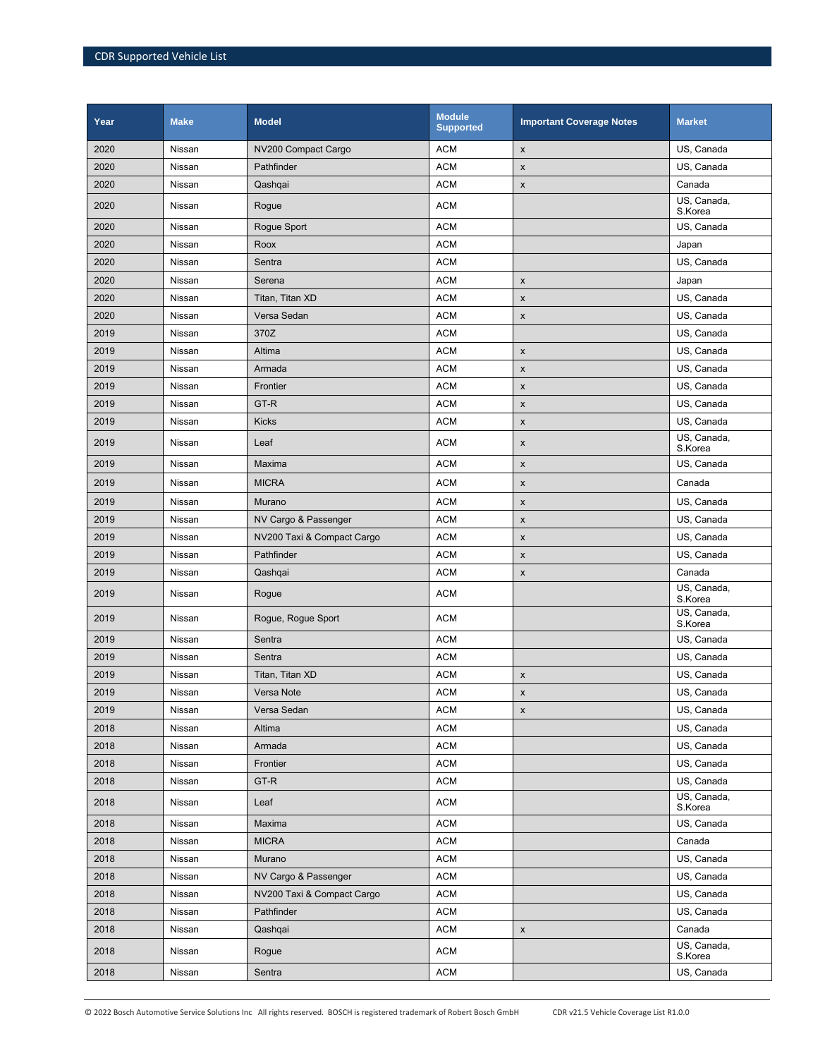| Year | Make | Model | Module Supported | Important Coverage Notes | Market |
|---|---|---|---|---|---|
| 2020 | Nissan | NV200 Compact Cargo | ACM | x | US, Canada |
| 2020 | Nissan | Pathfinder | ACM | x | US, Canada |
| 2020 | Nissan | Qashqai | ACM | x | Canada |
| 2020 | Nissan | Rogue | ACM | | US, Canada, S.Korea |
| 2020 | Nissan | Rogue Sport | ACM | | US, Canada |
| 2020 | Nissan | Roox | ACM | | Japan |
| 2020 | Nissan | Sentra | ACM | | US, Canada |
| 2020 | Nissan | Serena | ACM | x | Japan |
| 2020 | Nissan | Titan, Titan XD | ACM | x | US, Canada |
| 2020 | Nissan | Versa Sedan | ACM | x | US, Canada |
| 2019 | Nissan | 370Z | ACM | | US, Canada |
| 2019 | Nissan | Altima | ACM | x | US, Canada |
| 2019 | Nissan | Armada | ACM | x | US, Canada |
| 2019 | Nissan | Frontier | ACM | x | US, Canada |
| 2019 | Nissan | GT-R | ACM | x | US, Canada |
| 2019 | Nissan | Kicks | ACM | x | US, Canada |
| 2019 | Nissan | Leaf | ACM | x | US, Canada, S.Korea |
| 2019 | Nissan | Maxima | ACM | x | US, Canada |
| 2019 | Nissan | MICRA | ACM | x | Canada |
| 2019 | Nissan | Murano | ACM | x | US, Canada |
| 2019 | Nissan | NV Cargo & Passenger | ACM | x | US, Canada |
| 2019 | Nissan | NV200 Taxi & Compact Cargo | ACM | x | US, Canada |
| 2019 | Nissan | Pathfinder | ACM | x | US, Canada |
| 2019 | Nissan | Qashqai | ACM | x | Canada |
| 2019 | Nissan | Rogue | ACM | | US, Canada, S.Korea |
| 2019 | Nissan | Rogue, Rogue Sport | ACM | | US, Canada, S.Korea |
| 2019 | Nissan | Sentra | ACM | | US, Canada |
| 2019 | Nissan | Sentra | ACM | | US, Canada |
| 2019 | Nissan | Titan, Titan XD | ACM | x | US, Canada |
| 2019 | Nissan | Versa Note | ACM | x | US, Canada |
| 2019 | Nissan | Versa Sedan | ACM | x | US, Canada |
| 2018 | Nissan | Altima | ACM | | US, Canada |
| 2018 | Nissan | Armada | ACM | | US, Canada |
| 2018 | Nissan | Frontier | ACM | | US, Canada |
| 2018 | Nissan | GT-R | ACM | | US, Canada |
| 2018 | Nissan | Leaf | ACM | | US, Canada, S.Korea |
| 2018 | Nissan | Maxima | ACM | | US, Canada |
| 2018 | Nissan | MICRA | ACM | | Canada |
| 2018 | Nissan | Murano | ACM | | US, Canada |
| 2018 | Nissan | NV Cargo & Passenger | ACM | | US, Canada |
| 2018 | Nissan | NV200 Taxi & Compact Cargo | ACM | | US, Canada |
| 2018 | Nissan | Pathfinder | ACM | | US, Canada |
| 2018 | Nissan | Qashqai | ACM | x | Canada |
| 2018 | Nissan | Rogue | ACM | | US, Canada, S.Korea |
| 2018 | Nissan | Sentra | ACM | | US, Canada |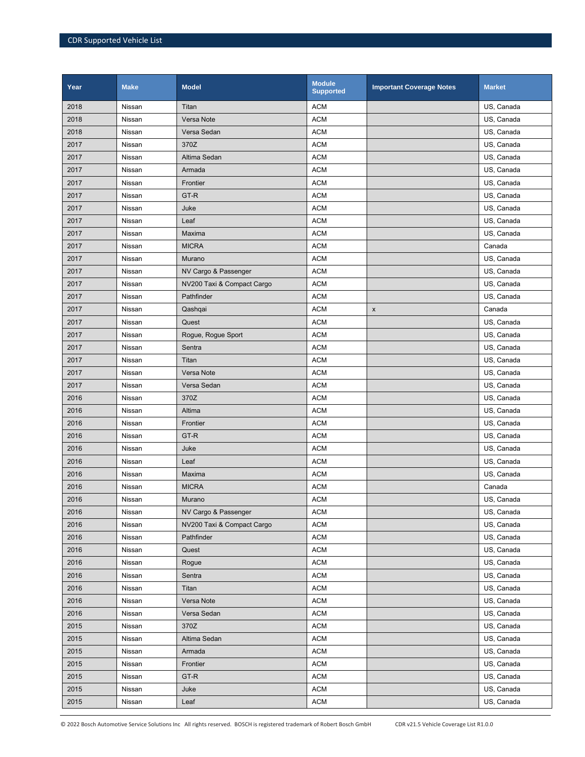| Year | Make | Model | Module Supported | Important Coverage Notes | Market |
|---|---|---|---|---|---|
| 2018 | Nissan | Titan | ACM | | US, Canada |
| 2018 | Nissan | Versa Note | ACM | | US, Canada |
| 2018 | Nissan | Versa Sedan | ACM | | US, Canada |
| 2017 | Nissan | 370Z | ACM | | US, Canada |
| 2017 | Nissan | Altima Sedan | ACM | | US, Canada |
| 2017 | Nissan | Armada | ACM | | US, Canada |
| 2017 | Nissan | Frontier | ACM | | US, Canada |
| 2017 | Nissan | GT-R | ACM | | US, Canada |
| 2017 | Nissan | Juke | ACM | | US, Canada |
| 2017 | Nissan | Leaf | ACM | | US, Canada |
| 2017 | Nissan | Maxima | ACM | | US, Canada |
| 2017 | Nissan | MICRA | ACM | | Canada |
| 2017 | Nissan | Murano | ACM | | US, Canada |
| 2017 | Nissan | NV Cargo & Passenger | ACM | | US, Canada |
| 2017 | Nissan | NV200 Taxi & Compact Cargo | ACM | | US, Canada |
| 2017 | Nissan | Pathfinder | ACM | | US, Canada |
| 2017 | Nissan | Qashqai | ACM | x | Canada |
| 2017 | Nissan | Quest | ACM | | US, Canada |
| 2017 | Nissan | Rogue, Rogue Sport | ACM | | US, Canada |
| 2017 | Nissan | Sentra | ACM | | US, Canada |
| 2017 | Nissan | Titan | ACM | | US, Canada |
| 2017 | Nissan | Versa Note | ACM | | US, Canada |
| 2017 | Nissan | Versa Sedan | ACM | | US, Canada |
| 2016 | Nissan | 370Z | ACM | | US, Canada |
| 2016 | Nissan | Altima | ACM | | US, Canada |
| 2016 | Nissan | Frontier | ACM | | US, Canada |
| 2016 | Nissan | GT-R | ACM | | US, Canada |
| 2016 | Nissan | Juke | ACM | | US, Canada |
| 2016 | Nissan | Leaf | ACM | | US, Canada |
| 2016 | Nissan | Maxima | ACM | | US, Canada |
| 2016 | Nissan | MICRA | ACM | | Canada |
| 2016 | Nissan | Murano | ACM | | US, Canada |
| 2016 | Nissan | NV Cargo & Passenger | ACM | | US, Canada |
| 2016 | Nissan | NV200 Taxi & Compact Cargo | ACM | | US, Canada |
| 2016 | Nissan | Pathfinder | ACM | | US, Canada |
| 2016 | Nissan | Quest | ACM | | US, Canada |
| 2016 | Nissan | Rogue | ACM | | US, Canada |
| 2016 | Nissan | Sentra | ACM | | US, Canada |
| 2016 | Nissan | Titan | ACM | | US, Canada |
| 2016 | Nissan | Versa Note | ACM | | US, Canada |
| 2016 | Nissan | Versa Sedan | ACM | | US, Canada |
| 2015 | Nissan | 370Z | ACM | | US, Canada |
| 2015 | Nissan | Altima Sedan | ACM | | US, Canada |
| 2015 | Nissan | Armada | ACM | | US, Canada |
| 2015 | Nissan | Frontier | ACM | | US, Canada |
| 2015 | Nissan | GT-R | ACM | | US, Canada |
| 2015 | Nissan | Juke | ACM | | US, Canada |
| 2015 | Nissan | Leaf | ACM | | US, Canada |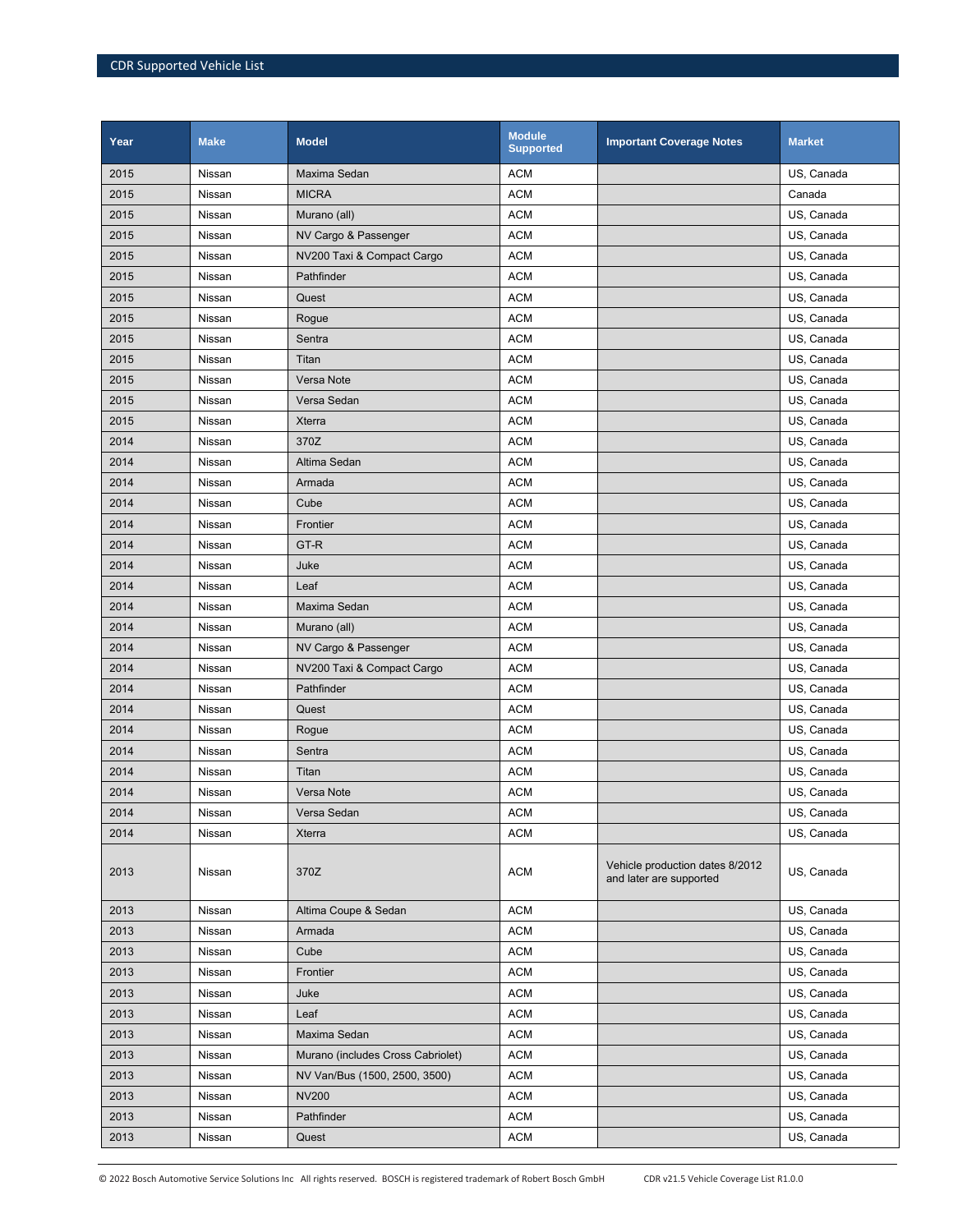| Year | Make | Model | Module Supported | Important Coverage Notes | Market |
|---|---|---|---|---|---|
| 2015 | Nissan | Maxima Sedan | ACM | | US, Canada |
| 2015 | Nissan | MICRA | ACM | | Canada |
| 2015 | Nissan | Murano (all) | ACM | | US, Canada |
| 2015 | Nissan | NV Cargo & Passenger | ACM | | US, Canada |
| 2015 | Nissan | NV200 Taxi & Compact Cargo | ACM | | US, Canada |
| 2015 | Nissan | Pathfinder | ACM | | US, Canada |
| 2015 | Nissan | Quest | ACM | | US, Canada |
| 2015 | Nissan | Rogue | ACM | | US, Canada |
| 2015 | Nissan | Sentra | ACM | | US, Canada |
| 2015 | Nissan | Titan | ACM | | US, Canada |
| 2015 | Nissan | Versa Note | ACM | | US, Canada |
| 2015 | Nissan | Versa Sedan | ACM | | US, Canada |
| 2015 | Nissan | Xterra | ACM | | US, Canada |
| 2014 | Nissan | 370Z | ACM | | US, Canada |
| 2014 | Nissan | Altima Sedan | ACM | | US, Canada |
| 2014 | Nissan | Armada | ACM | | US, Canada |
| 2014 | Nissan | Cube | ACM | | US, Canada |
| 2014 | Nissan | Frontier | ACM | | US, Canada |
| 2014 | Nissan | GT-R | ACM | | US, Canada |
| 2014 | Nissan | Juke | ACM | | US, Canada |
| 2014 | Nissan | Leaf | ACM | | US, Canada |
| 2014 | Nissan | Maxima Sedan | ACM | | US, Canada |
| 2014 | Nissan | Murano (all) | ACM | | US, Canada |
| 2014 | Nissan | NV Cargo & Passenger | ACM | | US, Canada |
| 2014 | Nissan | NV200 Taxi & Compact Cargo | ACM | | US, Canada |
| 2014 | Nissan | Pathfinder | ACM | | US, Canada |
| 2014 | Nissan | Quest | ACM | | US, Canada |
| 2014 | Nissan | Rogue | ACM | | US, Canada |
| 2014 | Nissan | Sentra | ACM | | US, Canada |
| 2014 | Nissan | Titan | ACM | | US, Canada |
| 2014 | Nissan | Versa Note | ACM | | US, Canada |
| 2014 | Nissan | Versa Sedan | ACM | | US, Canada |
| 2014 | Nissan | Xterra | ACM | | US, Canada |
| 2013 | Nissan | 370Z | ACM | Vehicle production dates 8/2012 and later are supported | US, Canada |
| 2013 | Nissan | Altima Coupe & Sedan | ACM | | US, Canada |
| 2013 | Nissan | Armada | ACM | | US, Canada |
| 2013 | Nissan | Cube | ACM | | US, Canada |
| 2013 | Nissan | Frontier | ACM | | US, Canada |
| 2013 | Nissan | Juke | ACM | | US, Canada |
| 2013 | Nissan | Leaf | ACM | | US, Canada |
| 2013 | Nissan | Maxima Sedan | ACM | | US, Canada |
| 2013 | Nissan | Murano (includes Cross Cabriolet) | ACM | | US, Canada |
| 2013 | Nissan | NV Van/Bus (1500, 2500, 3500) | ACM | | US, Canada |
| 2013 | Nissan | NV200 | ACM | | US, Canada |
| 2013 | Nissan | Pathfinder | ACM | | US, Canada |
| 2013 | Nissan | Quest | ACM | | US, Canada |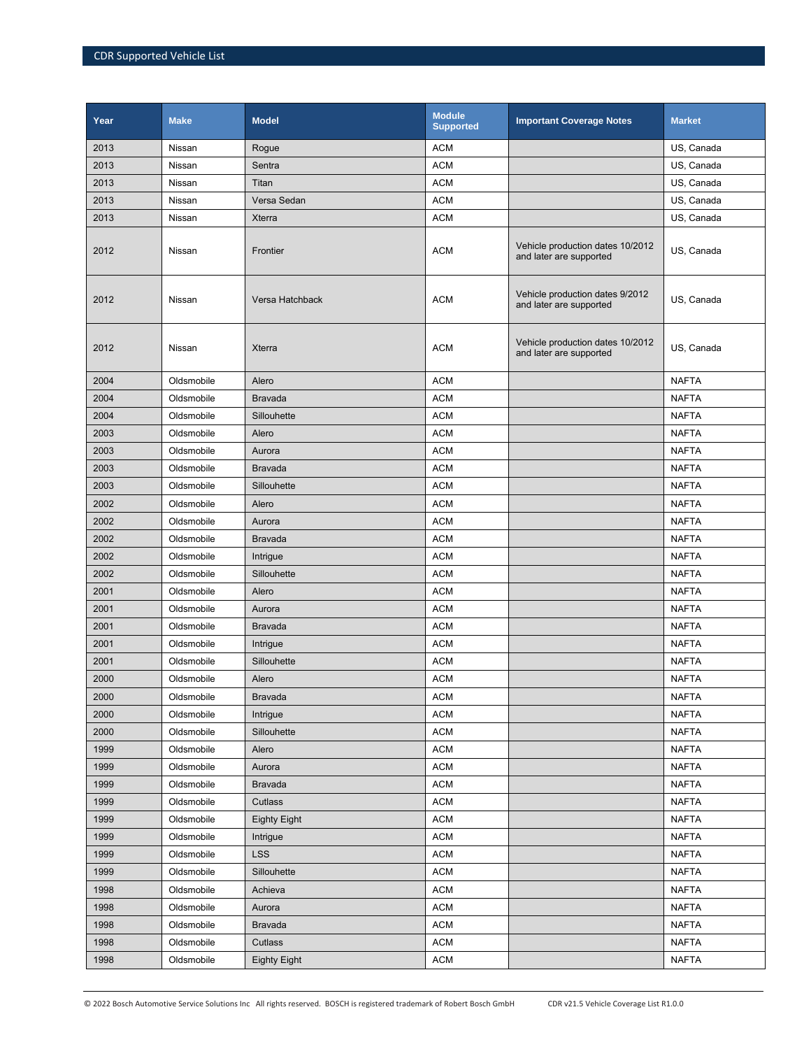| Year | Make | Model | Module Supported | Important Coverage Notes | Market |
|---|---|---|---|---|---|
| 2013 | Nissan | Rogue | ACM | | US, Canada |
| 2013 | Nissan | Sentra | ACM | | US, Canada |
| 2013 | Nissan | Titan | ACM | | US, Canada |
| 2013 | Nissan | Versa Sedan | ACM | | US, Canada |
| 2013 | Nissan | Xterra | ACM | | US, Canada |
| 2012 | Nissan | Frontier | ACM | Vehicle production dates 10/2012 and later are supported | US, Canada |
| 2012 | Nissan | Versa Hatchback | ACM | Vehicle production dates 9/2012 and later are supported | US, Canada |
| 2012 | Nissan | Xterra | ACM | Vehicle production dates 10/2012 and later are supported | US, Canada |
| 2004 | Oldsmobile | Alero | ACM | | NAFTA |
| 2004 | Oldsmobile | Bravada | ACM | | NAFTA |
| 2004 | Oldsmobile | Sillouhette | ACM | | NAFTA |
| 2003 | Oldsmobile | Alero | ACM | | NAFTA |
| 2003 | Oldsmobile | Aurora | ACM | | NAFTA |
| 2003 | Oldsmobile | Bravada | ACM | | NAFTA |
| 2003 | Oldsmobile | Sillouhette | ACM | | NAFTA |
| 2002 | Oldsmobile | Alero | ACM | | NAFTA |
| 2002 | Oldsmobile | Aurora | ACM | | NAFTA |
| 2002 | Oldsmobile | Bravada | ACM | | NAFTA |
| 2002 | Oldsmobile | Intrigue | ACM | | NAFTA |
| 2002 | Oldsmobile | Sillouhette | ACM | | NAFTA |
| 2001 | Oldsmobile | Alero | ACM | | NAFTA |
| 2001 | Oldsmobile | Aurora | ACM | | NAFTA |
| 2001 | Oldsmobile | Bravada | ACM | | NAFTA |
| 2001 | Oldsmobile | Intrigue | ACM | | NAFTA |
| 2001 | Oldsmobile | Sillouhette | ACM | | NAFTA |
| 2000 | Oldsmobile | Alero | ACM | | NAFTA |
| 2000 | Oldsmobile | Bravada | ACM | | NAFTA |
| 2000 | Oldsmobile | Intrigue | ACM | | NAFTA |
| 2000 | Oldsmobile | Sillouhette | ACM | | NAFTA |
| 1999 | Oldsmobile | Alero | ACM | | NAFTA |
| 1999 | Oldsmobile | Aurora | ACM | | NAFTA |
| 1999 | Oldsmobile | Bravada | ACM | | NAFTA |
| 1999 | Oldsmobile | Cutlass | ACM | | NAFTA |
| 1999 | Oldsmobile | Eighty Eight | ACM | | NAFTA |
| 1999 | Oldsmobile | Intrigue | ACM | | NAFTA |
| 1999 | Oldsmobile | LSS | ACM | | NAFTA |
| 1999 | Oldsmobile | Sillouhette | ACM | | NAFTA |
| 1998 | Oldsmobile | Achieva | ACM | | NAFTA |
| 1998 | Oldsmobile | Aurora | ACM | | NAFTA |
| 1998 | Oldsmobile | Bravada | ACM | | NAFTA |
| 1998 | Oldsmobile | Cutlass | ACM | | NAFTA |
| 1998 | Oldsmobile | Eighty Eight | ACM | | NAFTA |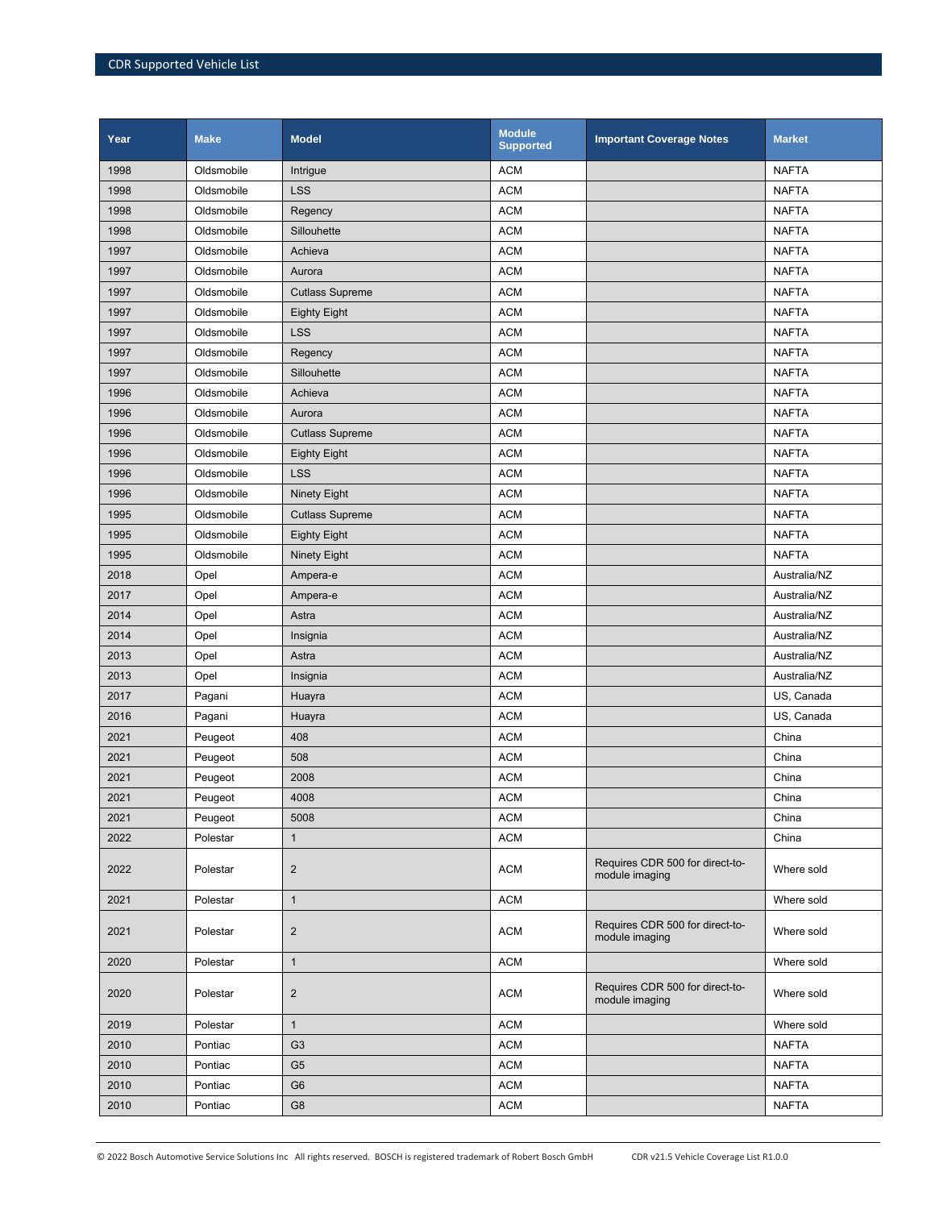| Year | Make | Model | Module Supported | Important Coverage Notes | Market |
|---|---|---|---|---|---|
| 1998 | Oldsmobile | Intrigue | ACM | | NAFTA |
| 1998 | Oldsmobile | LSS | ACM | | NAFTA |
| 1998 | Oldsmobile | Regency | ACM | | NAFTA |
| 1998 | Oldsmobile | Sillouhette | ACM | | NAFTA |
| 1997 | Oldsmobile | Achieva | ACM | | NAFTA |
| 1997 | Oldsmobile | Aurora | ACM | | NAFTA |
| 1997 | Oldsmobile | Cutlass Supreme | ACM | | NAFTA |
| 1997 | Oldsmobile | Eighty Eight | ACM | | NAFTA |
| 1997 | Oldsmobile | LSS | ACM | | NAFTA |
| 1997 | Oldsmobile | Regency | ACM | | NAFTA |
| 1997 | Oldsmobile | Sillouhette | ACM | | NAFTA |
| 1996 | Oldsmobile | Achieva | ACM | | NAFTA |
| 1996 | Oldsmobile | Aurora | ACM | | NAFTA |
| 1996 | Oldsmobile | Cutlass Supreme | ACM | | NAFTA |
| 1996 | Oldsmobile | Eighty Eight | ACM | | NAFTA |
| 1996 | Oldsmobile | LSS | ACM | | NAFTA |
| 1996 | Oldsmobile | Ninety Eight | ACM | | NAFTA |
| 1995 | Oldsmobile | Cutlass Supreme | ACM | | NAFTA |
| 1995 | Oldsmobile | Eighty Eight | ACM | | NAFTA |
| 1995 | Oldsmobile | Ninety Eight | ACM | | NAFTA |
| 2018 | Opel | Ampera-e | ACM | | Australia/NZ |
| 2017 | Opel | Ampera-e | ACM | | Australia/NZ |
| 2014 | Opel | Astra | ACM | | Australia/NZ |
| 2014 | Opel | Insignia | ACM | | Australia/NZ |
| 2013 | Opel | Astra | ACM | | Australia/NZ |
| 2013 | Opel | Insignia | ACM | | Australia/NZ |
| 2017 | Pagani | Huayra | ACM | | US, Canada |
| 2016 | Pagani | Huayra | ACM | | US, Canada |
| 2021 | Peugeot | 408 | ACM | | China |
| 2021 | Peugeot | 508 | ACM | | China |
| 2021 | Peugeot | 2008 | ACM | | China |
| 2021 | Peugeot | 4008 | ACM | | China |
| 2021 | Peugeot | 5008 | ACM | | China |
| 2022 | Polestar | 1 | ACM | | China |
| 2022 | Polestar | 2 | ACM | Requires CDR 500 for direct-to-module imaging | Where sold |
| 2021 | Polestar | 1 | ACM | | Where sold |
| 2021 | Polestar | 2 | ACM | Requires CDR 500 for direct-to-module imaging | Where sold |
| 2020 | Polestar | 1 | ACM | | Where sold |
| 2020 | Polestar | 2 | ACM | Requires CDR 500 for direct-to-module imaging | Where sold |
| 2019 | Polestar | 1 | ACM | | Where sold |
| 2010 | Pontiac | G3 | ACM | | NAFTA |
| 2010 | Pontiac | G5 | ACM | | NAFTA |
| 2010 | Pontiac | G6 | ACM | | NAFTA |
| 2010 | Pontiac | G8 | ACM | | NAFTA |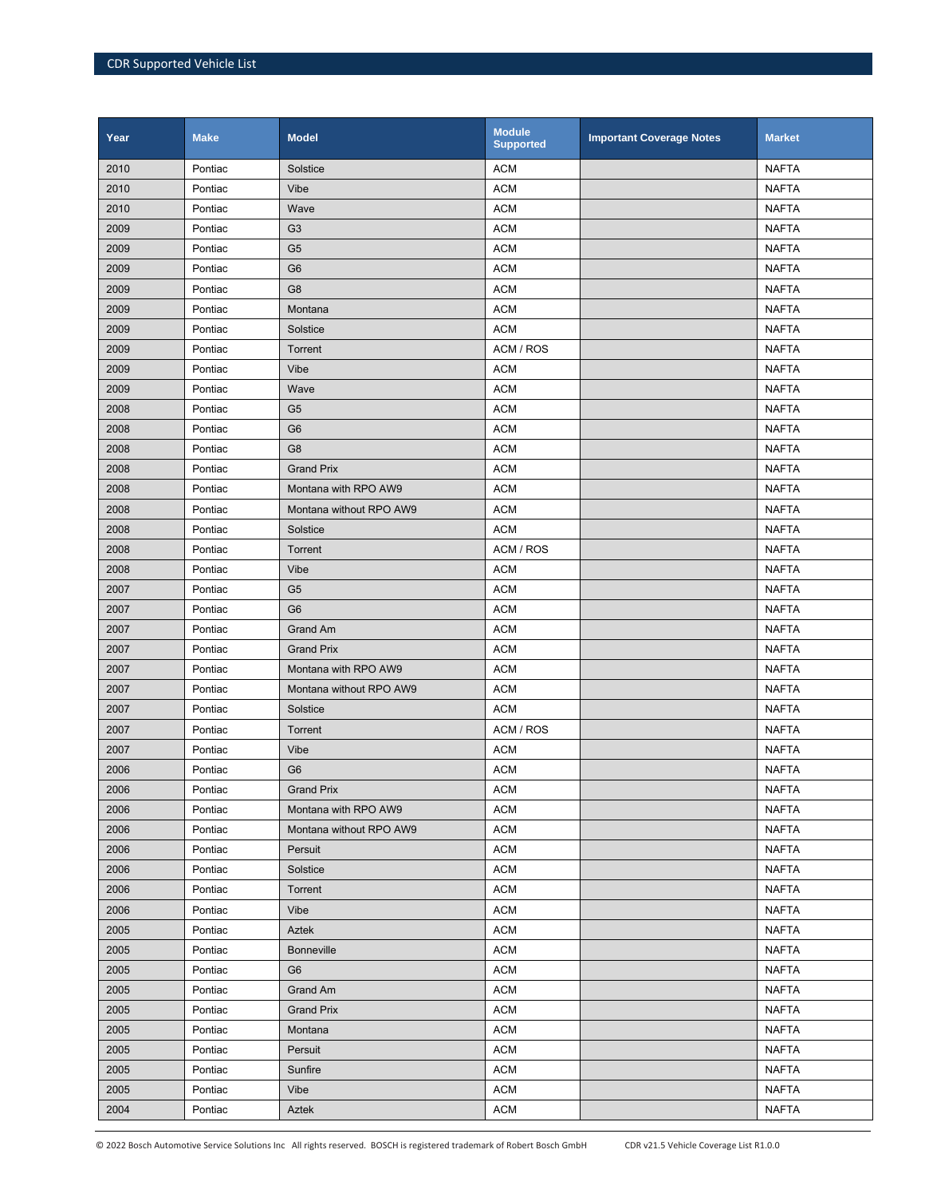| Year | Make | Model | Module Supported | Important Coverage Notes | Market |
|---|---|---|---|---|---|
| 2010 | Pontiac | Solstice | ACM | | NAFTA |
| 2010 | Pontiac | Vibe | ACM | | NAFTA |
| 2010 | Pontiac | Wave | ACM | | NAFTA |
| 2009 | Pontiac | G3 | ACM | | NAFTA |
| 2009 | Pontiac | G5 | ACM | | NAFTA |
| 2009 | Pontiac | G6 | ACM | | NAFTA |
| 2009 | Pontiac | G8 | ACM | | NAFTA |
| 2009 | Pontiac | Montana | ACM | | NAFTA |
| 2009 | Pontiac | Solstice | ACM | | NAFTA |
| 2009 | Pontiac | Torrent | ACM / ROS | | NAFTA |
| 2009 | Pontiac | Vibe | ACM | | NAFTA |
| 2009 | Pontiac | Wave | ACM | | NAFTA |
| 2008 | Pontiac | G5 | ACM | | NAFTA |
| 2008 | Pontiac | G6 | ACM | | NAFTA |
| 2008 | Pontiac | G8 | ACM | | NAFTA |
| 2008 | Pontiac | Grand Prix | ACM | | NAFTA |
| 2008 | Pontiac | Montana with RPO AW9 | ACM | | NAFTA |
| 2008 | Pontiac | Montana without RPO AW9 | ACM | | NAFTA |
| 2008 | Pontiac | Solstice | ACM | | NAFTA |
| 2008 | Pontiac | Torrent | ACM / ROS | | NAFTA |
| 2008 | Pontiac | Vibe | ACM | | NAFTA |
| 2007 | Pontiac | G5 | ACM | | NAFTA |
| 2007 | Pontiac | G6 | ACM | | NAFTA |
| 2007 | Pontiac | Grand Am | ACM | | NAFTA |
| 2007 | Pontiac | Grand Prix | ACM | | NAFTA |
| 2007 | Pontiac | Montana with RPO AW9 | ACM | | NAFTA |
| 2007 | Pontiac | Montana without RPO AW9 | ACM | | NAFTA |
| 2007 | Pontiac | Solstice | ACM | | NAFTA |
| 2007 | Pontiac | Torrent | ACM / ROS | | NAFTA |
| 2007 | Pontiac | Vibe | ACM | | NAFTA |
| 2006 | Pontiac | G6 | ACM | | NAFTA |
| 2006 | Pontiac | Grand Prix | ACM | | NAFTA |
| 2006 | Pontiac | Montana with RPO AW9 | ACM | | NAFTA |
| 2006 | Pontiac | Montana without RPO AW9 | ACM | | NAFTA |
| 2006 | Pontiac | Persuit | ACM | | NAFTA |
| 2006 | Pontiac | Solstice | ACM | | NAFTA |
| 2006 | Pontiac | Torrent | ACM | | NAFTA |
| 2006 | Pontiac | Vibe | ACM | | NAFTA |
| 2005 | Pontiac | Aztek | ACM | | NAFTA |
| 2005 | Pontiac | Bonneville | ACM | | NAFTA |
| 2005 | Pontiac | G6 | ACM | | NAFTA |
| 2005 | Pontiac | Grand Am | ACM | | NAFTA |
| 2005 | Pontiac | Grand Prix | ACM | | NAFTA |
| 2005 | Pontiac | Montana | ACM | | NAFTA |
| 2005 | Pontiac | Persuit | ACM | | NAFTA |
| 2005 | Pontiac | Sunfire | ACM | | NAFTA |
| 2005 | Pontiac | Vibe | ACM | | NAFTA |
| 2004 | Pontiac | Aztek | ACM | | NAFTA |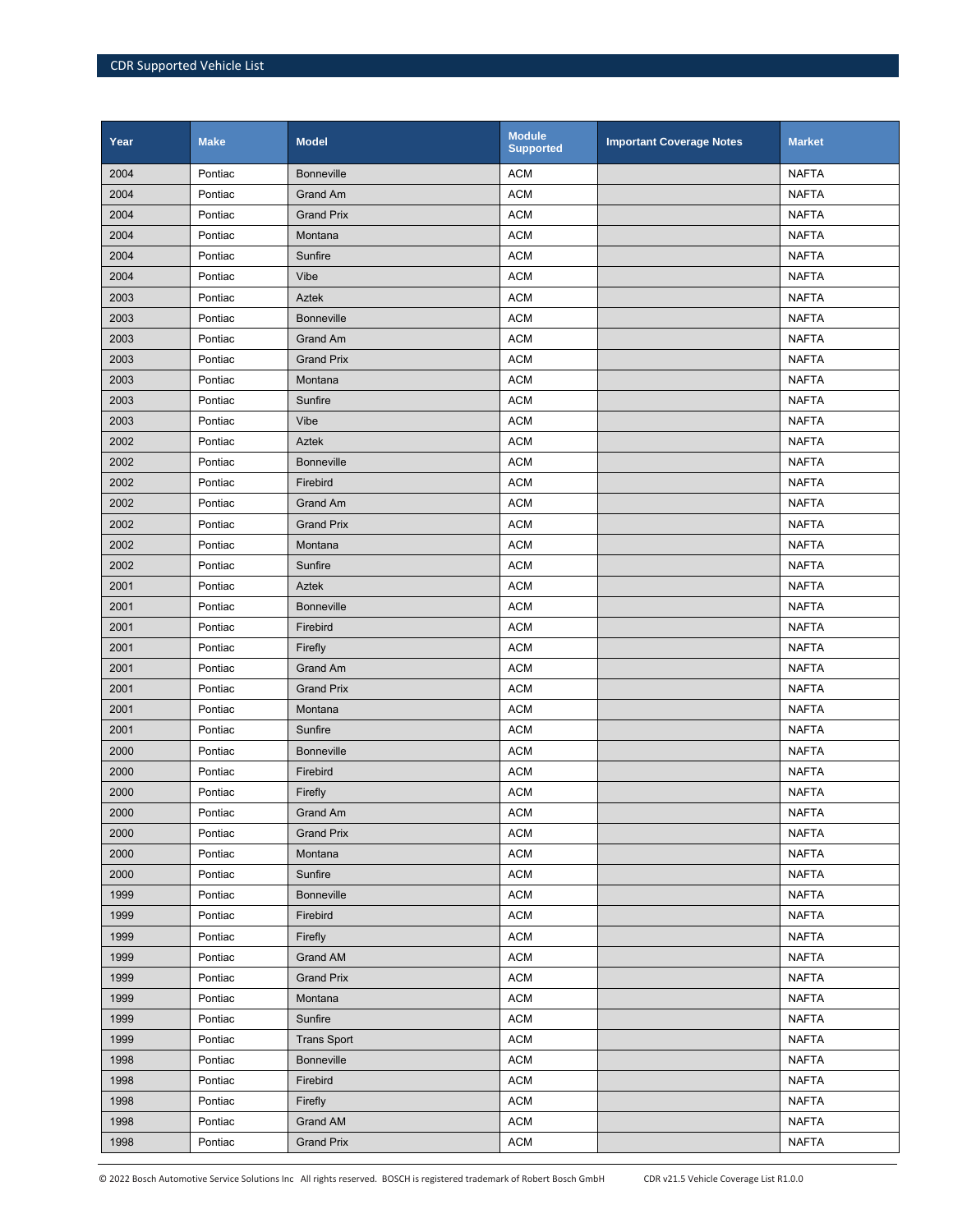| Year | Make | Model | Module Supported | Important Coverage Notes | Market |
|---|---|---|---|---|---|
| 2004 | Pontiac | Bonneville | ACM | | NAFTA |
| 2004 | Pontiac | Grand Am | ACM | | NAFTA |
| 2004 | Pontiac | Grand Prix | ACM | | NAFTA |
| 2004 | Pontiac | Montana | ACM | | NAFTA |
| 2004 | Pontiac | Sunfire | ACM | | NAFTA |
| 2004 | Pontiac | Vibe | ACM | | NAFTA |
| 2003 | Pontiac | Aztek | ACM | | NAFTA |
| 2003 | Pontiac | Bonneville | ACM | | NAFTA |
| 2003 | Pontiac | Grand Am | ACM | | NAFTA |
| 2003 | Pontiac | Grand Prix | ACM | | NAFTA |
| 2003 | Pontiac | Montana | ACM | | NAFTA |
| 2003 | Pontiac | Sunfire | ACM | | NAFTA |
| 2003 | Pontiac | Vibe | ACM | | NAFTA |
| 2002 | Pontiac | Aztek | ACM | | NAFTA |
| 2002 | Pontiac | Bonneville | ACM | | NAFTA |
| 2002 | Pontiac | Firebird | ACM | | NAFTA |
| 2002 | Pontiac | Grand Am | ACM | | NAFTA |
| 2002 | Pontiac | Grand Prix | ACM | | NAFTA |
| 2002 | Pontiac | Montana | ACM | | NAFTA |
| 2002 | Pontiac | Sunfire | ACM | | NAFTA |
| 2001 | Pontiac | Aztek | ACM | | NAFTA |
| 2001 | Pontiac | Bonneville | ACM | | NAFTA |
| 2001 | Pontiac | Firebird | ACM | | NAFTA |
| 2001 | Pontiac | Firefly | ACM | | NAFTA |
| 2001 | Pontiac | Grand Am | ACM | | NAFTA |
| 2001 | Pontiac | Grand Prix | ACM | | NAFTA |
| 2001 | Pontiac | Montana | ACM | | NAFTA |
| 2001 | Pontiac | Sunfire | ACM | | NAFTA |
| 2000 | Pontiac | Bonneville | ACM | | NAFTA |
| 2000 | Pontiac | Firebird | ACM | | NAFTA |
| 2000 | Pontiac | Firefly | ACM | | NAFTA |
| 2000 | Pontiac | Grand Am | ACM | | NAFTA |
| 2000 | Pontiac | Grand Prix | ACM | | NAFTA |
| 2000 | Pontiac | Montana | ACM | | NAFTA |
| 2000 | Pontiac | Sunfire | ACM | | NAFTA |
| 1999 | Pontiac | Bonneville | ACM | | NAFTA |
| 1999 | Pontiac | Firebird | ACM | | NAFTA |
| 1999 | Pontiac | Firefly | ACM | | NAFTA |
| 1999 | Pontiac | Grand AM | ACM | | NAFTA |
| 1999 | Pontiac | Grand Prix | ACM | | NAFTA |
| 1999 | Pontiac | Montana | ACM | | NAFTA |
| 1999 | Pontiac | Sunfire | ACM | | NAFTA |
| 1999 | Pontiac | Trans Sport | ACM | | NAFTA |
| 1998 | Pontiac | Bonneville | ACM | | NAFTA |
| 1998 | Pontiac | Firebird | ACM | | NAFTA |
| 1998 | Pontiac | Firefly | ACM | | NAFTA |
| 1998 | Pontiac | Grand AM | ACM | | NAFTA |
| 1998 | Pontiac | Grand Prix | ACM | | NAFTA |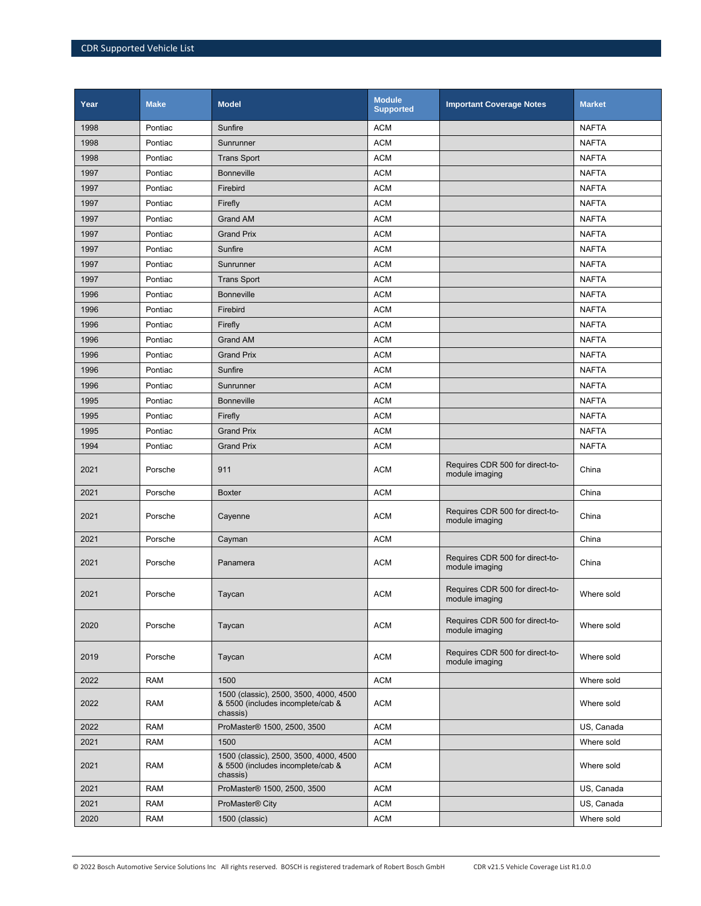| Year | Make | Model | Module Supported | Important Coverage Notes | Market |
|---|---|---|---|---|---|
| 1998 | Pontiac | Sunfire | ACM | | NAFTA |
| 1998 | Pontiac | Sunrunner | ACM | | NAFTA |
| 1998 | Pontiac | Trans Sport | ACM | | NAFTA |
| 1997 | Pontiac | Bonneville | ACM | | NAFTA |
| 1997 | Pontiac | Firebird | ACM | | NAFTA |
| 1997 | Pontiac | Firefly | ACM | | NAFTA |
| 1997 | Pontiac | Grand AM | ACM | | NAFTA |
| 1997 | Pontiac | Grand Prix | ACM | | NAFTA |
| 1997 | Pontiac | Sunfire | ACM | | NAFTA |
| 1997 | Pontiac | Sunrunner | ACM | | NAFTA |
| 1997 | Pontiac | Trans Sport | ACM | | NAFTA |
| 1996 | Pontiac | Bonneville | ACM | | NAFTA |
| 1996 | Pontiac | Firebird | ACM | | NAFTA |
| 1996 | Pontiac | Firefly | ACM | | NAFTA |
| 1996 | Pontiac | Grand AM | ACM | | NAFTA |
| 1996 | Pontiac | Grand Prix | ACM | | NAFTA |
| 1996 | Pontiac | Sunfire | ACM | | NAFTA |
| 1996 | Pontiac | Sunrunner | ACM | | NAFTA |
| 1995 | Pontiac | Bonneville | ACM | | NAFTA |
| 1995 | Pontiac | Firefly | ACM | | NAFTA |
| 1995 | Pontiac | Grand Prix | ACM | | NAFTA |
| 1994 | Pontiac | Grand Prix | ACM | | NAFTA |
| 2021 | Porsche | 911 | ACM | Requires CDR 500 for direct-to-module imaging | China |
| 2021 | Porsche | Boxter | ACM | | China |
| 2021 | Porsche | Cayenne | ACM | Requires CDR 500 for direct-to-module imaging | China |
| 2021 | Porsche | Cayman | ACM | | China |
| 2021 | Porsche | Panamera | ACM | Requires CDR 500 for direct-to-module imaging | China |
| 2021 | Porsche | Taycan | ACM | Requires CDR 500 for direct-to-module imaging | Where sold |
| 2020 | Porsche | Taycan | ACM | Requires CDR 500 for direct-to-module imaging | Where sold |
| 2019 | Porsche | Taycan | ACM | Requires CDR 500 for direct-to-module imaging | Where sold |
| 2022 | RAM | 1500 | ACM | | Where sold |
| 2022 | RAM | 1500 (classic), 2500, 3500, 4000, 4500 & 5500 (includes incomplete/cab & chassis) | ACM | | Where sold |
| 2022 | RAM | ProMaster® 1500, 2500, 3500 | ACM | | US, Canada |
| 2021 | RAM | 1500 | ACM | | Where sold |
| 2021 | RAM | 1500 (classic), 2500, 3500, 4000, 4500 & 5500 (includes incomplete/cab & chassis) | ACM | | Where sold |
| 2021 | RAM | ProMaster® 1500, 2500, 3500 | ACM | | US, Canada |
| 2021 | RAM | ProMaster® City | ACM | | US, Canada |
| 2020 | RAM | 1500 (classic) | ACM | | Where sold |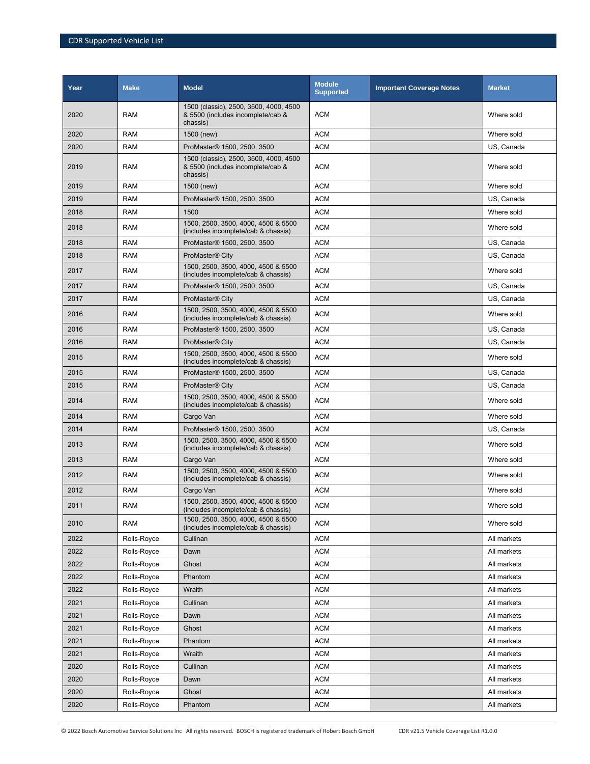| Year | Make | Model | Module Supported | Important Coverage Notes | Market |
|---|---|---|---|---|---|
| 2020 | RAM | 1500 (classic), 2500, 3500, 4000, 4500 & 5500 (includes incomplete/cab & chassis) | ACM | | Where sold |
| 2020 | RAM | 1500 (new) | ACM | | Where sold |
| 2020 | RAM | ProMaster® 1500, 2500, 3500 | ACM | | US, Canada |
| 2019 | RAM | 1500 (classic), 2500, 3500, 4000, 4500 & 5500 (includes incomplete/cab & chassis) | ACM | | Where sold |
| 2019 | RAM | 1500 (new) | ACM | | Where sold |
| 2019 | RAM | ProMaster® 1500, 2500, 3500 | ACM | | US, Canada |
| 2018 | RAM | 1500 | ACM | | Where sold |
| 2018 | RAM | 1500, 2500, 3500, 4000, 4500 & 5500 (includes incomplete/cab & chassis) | ACM | | Where sold |
| 2018 | RAM | ProMaster® 1500, 2500, 3500 | ACM | | US, Canada |
| 2018 | RAM | ProMaster® City | ACM | | US, Canada |
| 2017 | RAM | 1500, 2500, 3500, 4000, 4500 & 5500 (includes incomplete/cab & chassis) | ACM | | Where sold |
| 2017 | RAM | ProMaster® 1500, 2500, 3500 | ACM | | US, Canada |
| 2017 | RAM | ProMaster® City | ACM | | US, Canada |
| 2016 | RAM | 1500, 2500, 3500, 4000, 4500 & 5500 (includes incomplete/cab & chassis) | ACM | | Where sold |
| 2016 | RAM | ProMaster® 1500, 2500, 3500 | ACM | | US, Canada |
| 2016 | RAM | ProMaster® City | ACM | | US, Canada |
| 2015 | RAM | 1500, 2500, 3500, 4000, 4500 & 5500 (includes incomplete/cab & chassis) | ACM | | Where sold |
| 2015 | RAM | ProMaster® 1500, 2500, 3500 | ACM | | US, Canada |
| 2015 | RAM | ProMaster® City | ACM | | US, Canada |
| 2014 | RAM | 1500, 2500, 3500, 4000, 4500 & 5500 (includes incomplete/cab & chassis) | ACM | | Where sold |
| 2014 | RAM | Cargo Van | ACM | | Where sold |
| 2014 | RAM | ProMaster® 1500, 2500, 3500 | ACM | | US, Canada |
| 2013 | RAM | 1500, 2500, 3500, 4000, 4500 & 5500 (includes incomplete/cab & chassis) | ACM | | Where sold |
| 2013 | RAM | Cargo Van | ACM | | Where sold |
| 2012 | RAM | 1500, 2500, 3500, 4000, 4500 & 5500 (includes incomplete/cab & chassis) | ACM | | Where sold |
| 2012 | RAM | Cargo Van | ACM | | Where sold |
| 2011 | RAM | 1500, 2500, 3500, 4000, 4500 & 5500 (includes incomplete/cab & chassis) | ACM | | Where sold |
| 2010 | RAM | 1500, 2500, 3500, 4000, 4500 & 5500 (includes incomplete/cab & chassis) | ACM | | Where sold |
| 2022 | Rolls-Royce | Cullinan | ACM | | All markets |
| 2022 | Rolls-Royce | Dawn | ACM | | All markets |
| 2022 | Rolls-Royce | Ghost | ACM | | All markets |
| 2022 | Rolls-Royce | Phantom | ACM | | All markets |
| 2022 | Rolls-Royce | Wraith | ACM | | All markets |
| 2021 | Rolls-Royce | Cullinan | ACM | | All markets |
| 2021 | Rolls-Royce | Dawn | ACM | | All markets |
| 2021 | Rolls-Royce | Ghost | ACM | | All markets |
| 2021 | Rolls-Royce | Phantom | ACM | | All markets |
| 2021 | Rolls-Royce | Wraith | ACM | | All markets |
| 2020 | Rolls-Royce | Cullinan | ACM | | All markets |
| 2020 | Rolls-Royce | Dawn | ACM | | All markets |
| 2020 | Rolls-Royce | Ghost | ACM | | All markets |
| 2020 | Rolls-Royce | Phantom | ACM | | All markets |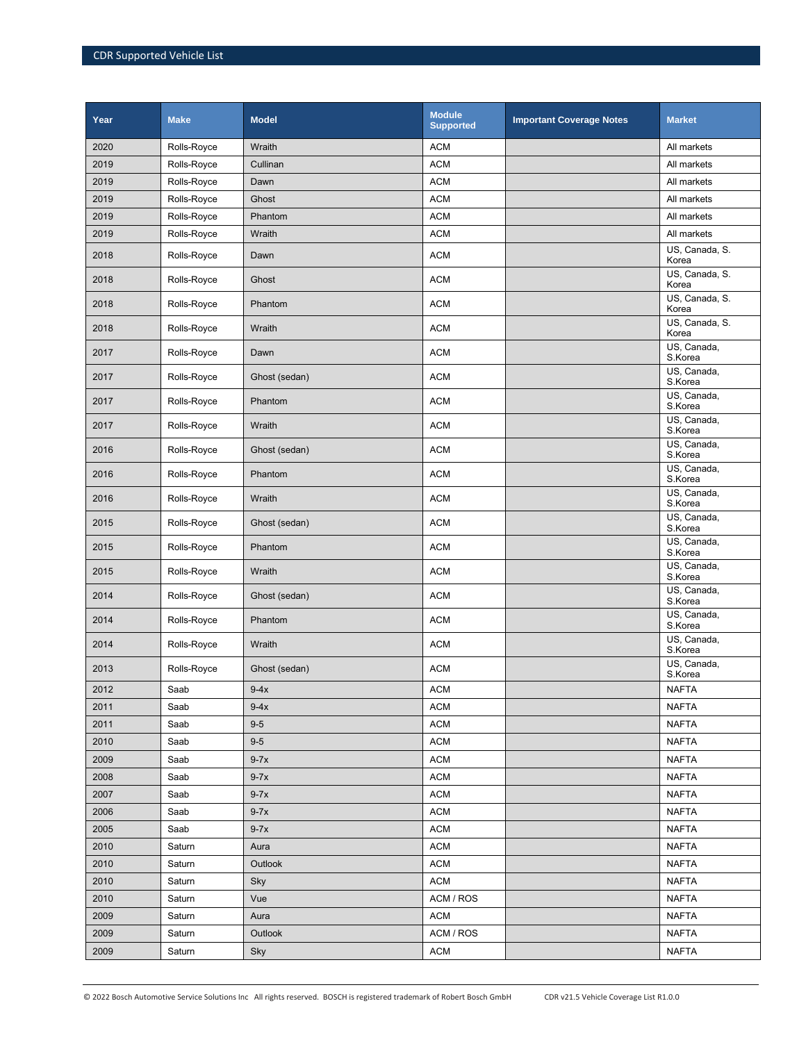| Year | Make | Model | Module Supported | Important Coverage Notes | Market |
|---|---|---|---|---|---|
| 2020 | Rolls-Royce | Wraith | ACM | | All markets |
| 2019 | Rolls-Royce | Cullinan | ACM | | All markets |
| 2019 | Rolls-Royce | Dawn | ACM | | All markets |
| 2019 | Rolls-Royce | Ghost | ACM | | All markets |
| 2019 | Rolls-Royce | Phantom | ACM | | All markets |
| 2019 | Rolls-Royce | Wraith | ACM | | All markets |
| 2018 | Rolls-Royce | Dawn | ACM | | US, Canada, S. Korea |
| 2018 | Rolls-Royce | Ghost | ACM | | US, Canada, S. Korea |
| 2018 | Rolls-Royce | Phantom | ACM | | US, Canada, S. Korea |
| 2018 | Rolls-Royce | Wraith | ACM | | US, Canada, S. Korea |
| 2017 | Rolls-Royce | Dawn | ACM | | US, Canada, S.Korea |
| 2017 | Rolls-Royce | Ghost (sedan) | ACM | | US, Canada, S.Korea |
| 2017 | Rolls-Royce | Phantom | ACM | | US, Canada, S.Korea |
| 2017 | Rolls-Royce | Wraith | ACM | | US, Canada, S.Korea |
| 2016 | Rolls-Royce | Ghost (sedan) | ACM | | US, Canada, S.Korea |
| 2016 | Rolls-Royce | Phantom | ACM | | US, Canada, S.Korea |
| 2016 | Rolls-Royce | Wraith | ACM | | US, Canada, S.Korea |
| 2015 | Rolls-Royce | Ghost (sedan) | ACM | | US, Canada, S.Korea |
| 2015 | Rolls-Royce | Phantom | ACM | | US, Canada, S.Korea |
| 2015 | Rolls-Royce | Wraith | ACM | | US, Canada, S.Korea |
| 2014 | Rolls-Royce | Ghost (sedan) | ACM | | US, Canada, S.Korea |
| 2014 | Rolls-Royce | Phantom | ACM | | US, Canada, S.Korea |
| 2014 | Rolls-Royce | Wraith | ACM | | US, Canada, S.Korea |
| 2013 | Rolls-Royce | Ghost (sedan) | ACM | | US, Canada, S.Korea |
| 2012 | Saab | 9-4x | ACM | | NAFTA |
| 2011 | Saab | 9-4x | ACM | | NAFTA |
| 2011 | Saab | 9-5 | ACM | | NAFTA |
| 2010 | Saab | 9-5 | ACM | | NAFTA |
| 2009 | Saab | 9-7x | ACM | | NAFTA |
| 2008 | Saab | 9-7x | ACM | | NAFTA |
| 2007 | Saab | 9-7x | ACM | | NAFTA |
| 2006 | Saab | 9-7x | ACM | | NAFTA |
| 2005 | Saab | 9-7x | ACM | | NAFTA |
| 2010 | Saturn | Aura | ACM | | NAFTA |
| 2010 | Saturn | Outlook | ACM | | NAFTA |
| 2010 | Saturn | Sky | ACM | | NAFTA |
| 2010 | Saturn | Vue | ACM / ROS | | NAFTA |
| 2009 | Saturn | Aura | ACM | | NAFTA |
| 2009 | Saturn | Outlook | ACM / ROS | | NAFTA |
| 2009 | Saturn | Sky | ACM | | NAFTA |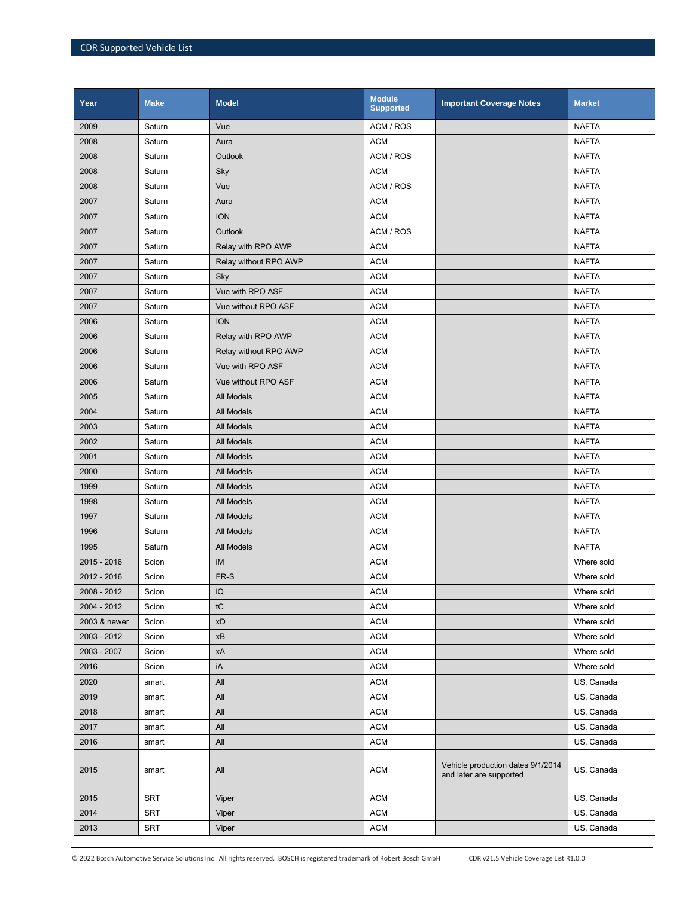| Year | Make | Model | Module Supported | Important Coverage Notes | Market |
|---|---|---|---|---|---|
| 2009 | Saturn | Vue | ACM / ROS | | NAFTA |
| 2008 | Saturn | Aura | ACM | | NAFTA |
| 2008 | Saturn | Outlook | ACM / ROS | | NAFTA |
| 2008 | Saturn | Sky | ACM | | NAFTA |
| 2008 | Saturn | Vue | ACM / ROS | | NAFTA |
| 2007 | Saturn | Aura | ACM | | NAFTA |
| 2007 | Saturn | ION | ACM | | NAFTA |
| 2007 | Saturn | Outlook | ACM / ROS | | NAFTA |
| 2007 | Saturn | Relay with RPO AWP | ACM | | NAFTA |
| 2007 | Saturn | Relay without RPO AWP | ACM | | NAFTA |
| 2007 | Saturn | Sky | ACM | | NAFTA |
| 2007 | Saturn | Vue with RPO ASF | ACM | | NAFTA |
| 2007 | Saturn | Vue without RPO ASF | ACM | | NAFTA |
| 2006 | Saturn | ION | ACM | | NAFTA |
| 2006 | Saturn | Relay with RPO AWP | ACM | | NAFTA |
| 2006 | Saturn | Relay without RPO AWP | ACM | | NAFTA |
| 2006 | Saturn | Vue with RPO ASF | ACM | | NAFTA |
| 2006 | Saturn | Vue without RPO ASF | ACM | | NAFTA |
| 2005 | Saturn | All Models | ACM | | NAFTA |
| 2004 | Saturn | All Models | ACM | | NAFTA |
| 2003 | Saturn | All Models | ACM | | NAFTA |
| 2002 | Saturn | All Models | ACM | | NAFTA |
| 2001 | Saturn | All Models | ACM | | NAFTA |
| 2000 | Saturn | All Models | ACM | | NAFTA |
| 1999 | Saturn | All Models | ACM | | NAFTA |
| 1998 | Saturn | All Models | ACM | | NAFTA |
| 1997 | Saturn | All Models | ACM | | NAFTA |
| 1996 | Saturn | All Models | ACM | | NAFTA |
| 1995 | Saturn | All Models | ACM | | NAFTA |
| 2015 - 2016 | Scion | iM | ACM | | Where sold |
| 2012 - 2016 | Scion | FR-S | ACM | | Where sold |
| 2008 - 2012 | Scion | iQ | ACM | | Where sold |
| 2004 - 2012 | Scion | tC | ACM | | Where sold |
| 2003 & newer | Scion | xD | ACM | | Where sold |
| 2003 - 2012 | Scion | xB | ACM | | Where sold |
| 2003 - 2007 | Scion | xA | ACM | | Where sold |
| 2016 | Scion | iA | ACM | | Where sold |
| 2020 | smart | All | ACM | | US, Canada |
| 2019 | smart | All | ACM | | US, Canada |
| 2018 | smart | All | ACM | | US, Canada |
| 2017 | smart | All | ACM | | US, Canada |
| 2016 | smart | All | ACM | | US, Canada |
| 2015 | smart | All | ACM | Vehicle production dates 9/1/2014 and later are supported | US, Canada |
| 2015 | SRT | Viper | ACM | | US, Canada |
| 2014 | SRT | Viper | ACM | | US, Canada |
| 2013 | SRT | Viper | ACM | | US, Canada |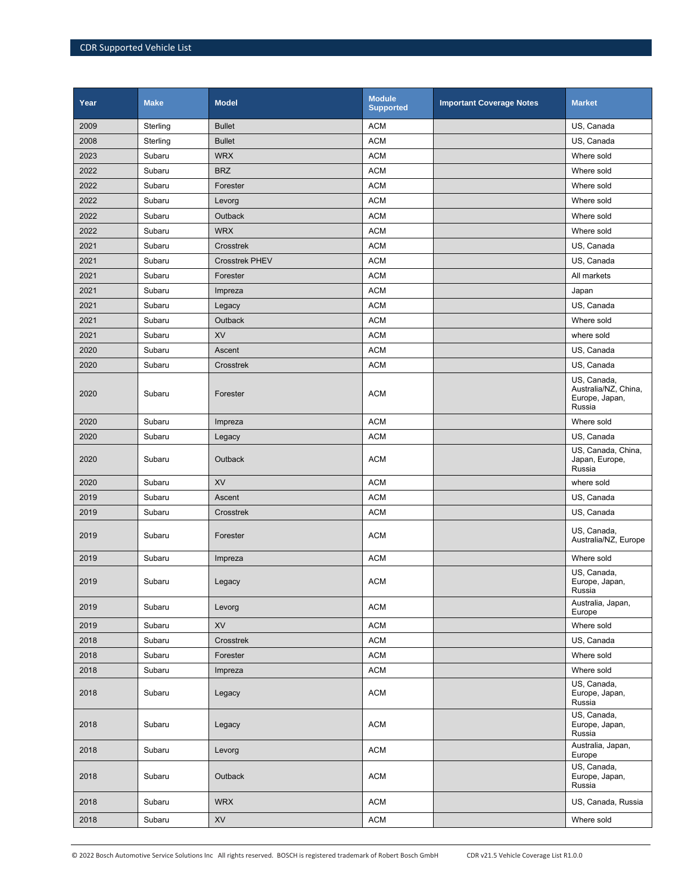| Year | Make | Model | Module Supported | Important Coverage Notes | Market |
|---|---|---|---|---|---|
| 2009 | Sterling | Bullet | ACM | | US, Canada |
| 2008 | Sterling | Bullet | ACM | | US, Canada |
| 2023 | Subaru | WRX | ACM | | Where sold |
| 2022 | Subaru | BRZ | ACM | | Where sold |
| 2022 | Subaru | Forester | ACM | | Where sold |
| 2022 | Subaru | Levorg | ACM | | Where sold |
| 2022 | Subaru | Outback | ACM | | Where sold |
| 2022 | Subaru | WRX | ACM | | Where sold |
| 2021 | Subaru | Crosstrek | ACM | | US, Canada |
| 2021 | Subaru | Crosstrek PHEV | ACM | | US, Canada |
| 2021 | Subaru | Forester | ACM | | All markets |
| 2021 | Subaru | Impreza | ACM | | Japan |
| 2021 | Subaru | Legacy | ACM | | US, Canada |
| 2021 | Subaru | Outback | ACM | | Where sold |
| 2021 | Subaru | XV | ACM | | where sold |
| 2020 | Subaru | Ascent | ACM | | US, Canada |
| 2020 | Subaru | Crosstrek | ACM | | US, Canada |
| 2020 | Subaru | Forester | ACM | | US, Canada, Australia/NZ, China, Europe, Japan, Russia |
| 2020 | Subaru | Impreza | ACM | | Where sold |
| 2020 | Subaru | Legacy | ACM | | US, Canada |
| 2020 | Subaru | Outback | ACM | | US, Canada, China, Japan, Europe, Russia |
| 2020 | Subaru | XV | ACM | | where sold |
| 2019 | Subaru | Ascent | ACM | | US, Canada |
| 2019 | Subaru | Crosstrek | ACM | | US, Canada |
| 2019 | Subaru | Forester | ACM | | US, Canada, Australia/NZ, Europe |
| 2019 | Subaru | Impreza | ACM | | Where sold |
| 2019 | Subaru | Legacy | ACM | | US, Canada, Europe, Japan, Russia |
| 2019 | Subaru | Levorg | ACM | | Australia, Japan, Europe |
| 2019 | Subaru | XV | ACM | | Where sold |
| 2018 | Subaru | Crosstrek | ACM | | US, Canada |
| 2018 | Subaru | Forester | ACM | | Where sold |
| 2018 | Subaru | Impreza | ACM | | Where sold |
| 2018 | Subaru | Legacy | ACM | | US, Canada, Europe, Japan, Russia |
| 2018 | Subaru | Legacy | ACM | | US, Canada, Europe, Japan, Russia |
| 2018 | Subaru | Levorg | ACM | | Australia, Japan, Europe |
| 2018 | Subaru | Outback | ACM | | US, Canada, Europe, Japan, Russia |
| 2018 | Subaru | WRX | ACM | | US, Canada, Russia |
| 2018 | Subaru | XV | ACM | | Where sold |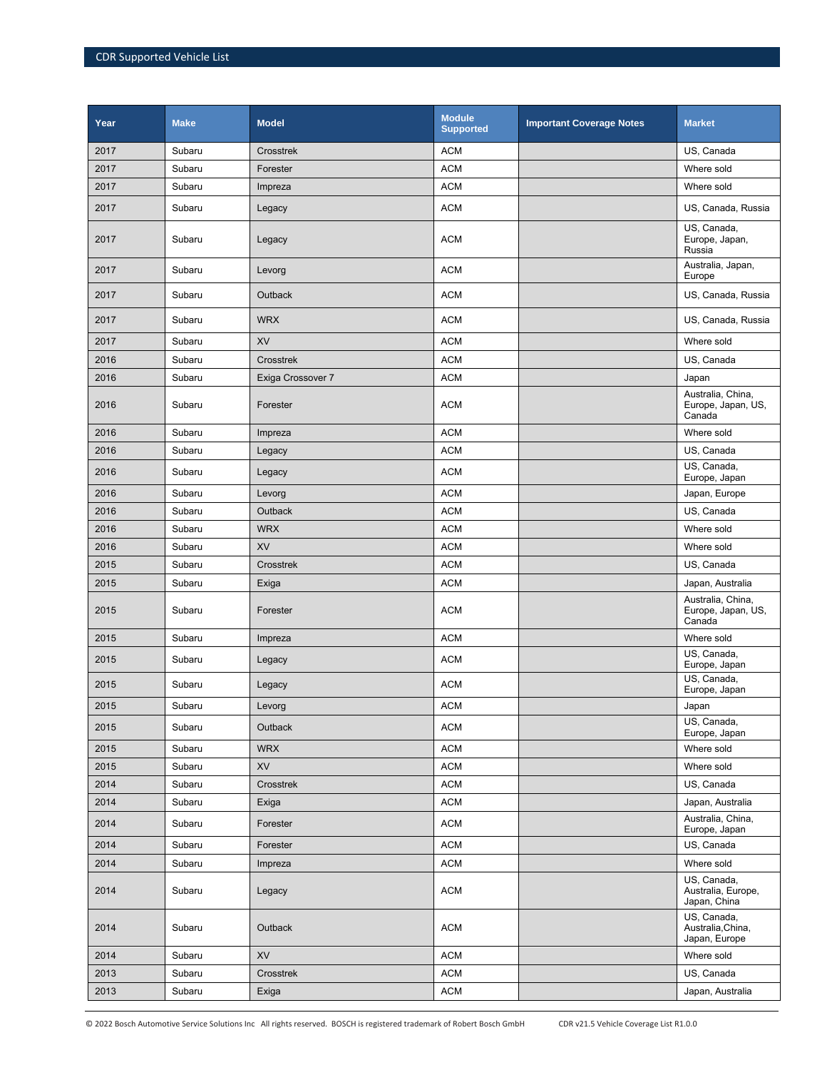| Year | Make | Model | Module Supported | Important Coverage Notes | Market |
|---|---|---|---|---|---|
| 2017 | Subaru | Crosstrek | ACM | | US, Canada |
| 2017 | Subaru | Forester | ACM | | Where sold |
| 2017 | Subaru | Impreza | ACM | | Where sold |
| 2017 | Subaru | Legacy | ACM | | US, Canada, Russia |
| 2017 | Subaru | Legacy | ACM | | US, Canada, Europe, Japan, Russia |
| 2017 | Subaru | Levorg | ACM | | Australia, Japan, Europe |
| 2017 | Subaru | Outback | ACM | | US, Canada, Russia |
| 2017 | Subaru | WRX | ACM | | US, Canada, Russia |
| 2017 | Subaru | XV | ACM | | Where sold |
| 2016 | Subaru | Crosstrek | ACM | | US, Canada |
| 2016 | Subaru | Exiga Crossover 7 | ACM | | Japan |
| 2016 | Subaru | Forester | ACM | | Australia, China, Europe, Japan, US, Canada |
| 2016 | Subaru | Impreza | ACM | | Where sold |
| 2016 | Subaru | Legacy | ACM | | US, Canada |
| 2016 | Subaru | Legacy | ACM | | US, Canada, Europe, Japan |
| 2016 | Subaru | Levorg | ACM | | Japan, Europe |
| 2016 | Subaru | Outback | ACM | | US, Canada |
| 2016 | Subaru | WRX | ACM | | Where sold |
| 2016 | Subaru | XV | ACM | | Where sold |
| 2015 | Subaru | Crosstrek | ACM | | US, Canada |
| 2015 | Subaru | Exiga | ACM | | Japan, Australia |
| 2015 | Subaru | Forester | ACM | | Australia, China, Europe, Japan, US, Canada |
| 2015 | Subaru | Impreza | ACM | | Where sold |
| 2015 | Subaru | Legacy | ACM | | US, Canada, Europe, Japan |
| 2015 | Subaru | Legacy | ACM | | US, Canada, Europe, Japan |
| 2015 | Subaru | Levorg | ACM | | Japan |
| 2015 | Subaru | Outback | ACM | | US, Canada, Europe, Japan |
| 2015 | Subaru | WRX | ACM | | Where sold |
| 2015 | Subaru | XV | ACM | | Where sold |
| 2014 | Subaru | Crosstrek | ACM | | US, Canada |
| 2014 | Subaru | Exiga | ACM | | Japan, Australia |
| 2014 | Subaru | Forester | ACM | | Australia, China, Europe, Japan |
| 2014 | Subaru | Forester | ACM | | US, Canada |
| 2014 | Subaru | Impreza | ACM | | Where sold |
| 2014 | Subaru | Legacy | ACM | | US, Canada, Australia, Europe, Japan, China |
| 2014 | Subaru | Outback | ACM | | US, Canada, Australia,China, Japan, Europe |
| 2014 | Subaru | XV | ACM | | Where sold |
| 2013 | Subaru | Crosstrek | ACM | | US, Canada |
| 2013 | Subaru | Exiga | ACM | | Japan, Australia |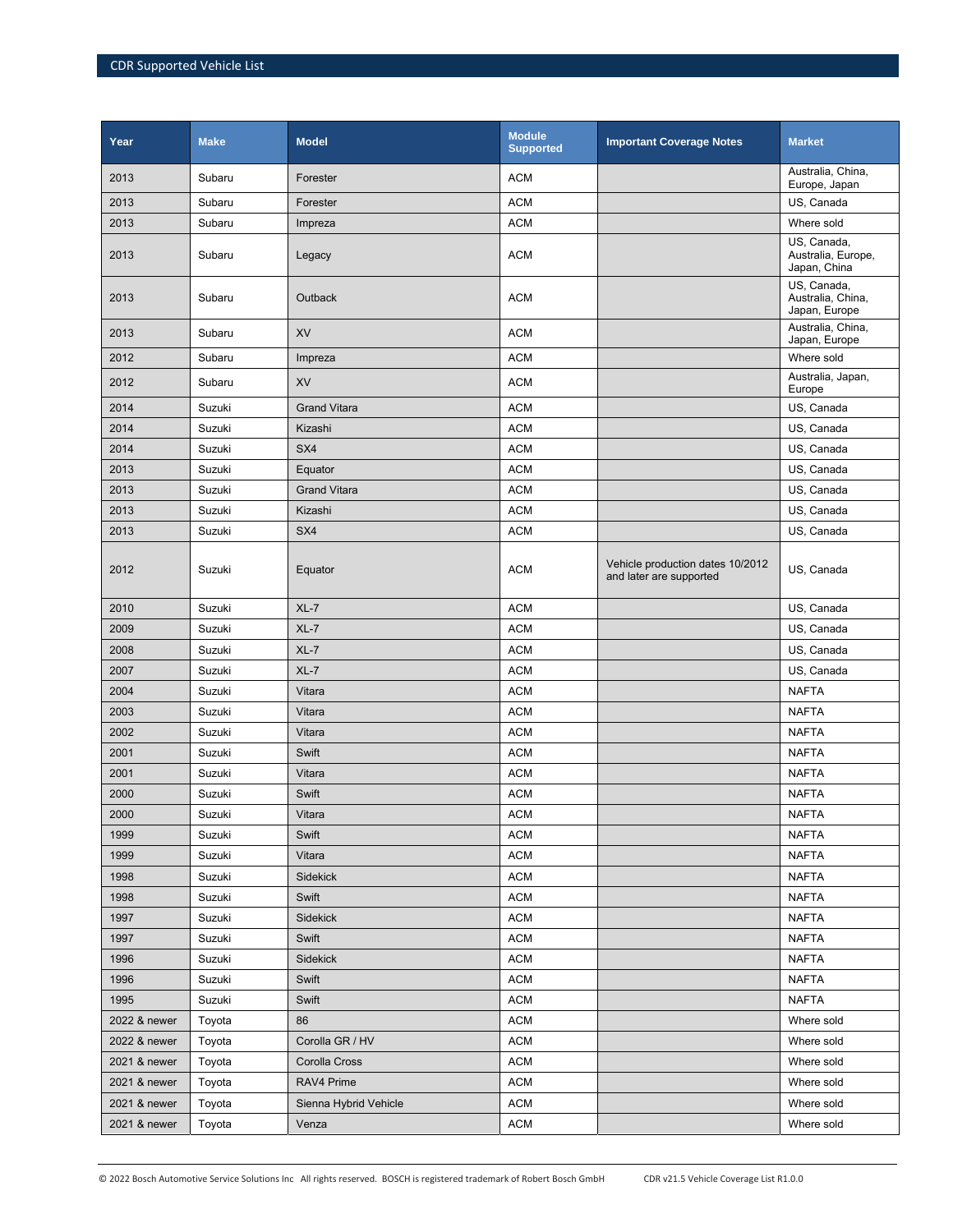| Year | Make | Model | Module Supported | Important Coverage Notes | Market |
|---|---|---|---|---|---|
| 2013 | Subaru | Forester | ACM | | Australia, China, Europe, Japan |
| 2013 | Subaru | Forester | ACM | | US, Canada |
| 2013 | Subaru | Impreza | ACM | | Where sold |
| 2013 | Subaru | Legacy | ACM | | US, Canada, Australia, Europe, Japan, China |
| 2013 | Subaru | Outback | ACM | | US, Canada, Australia, China, Japan, Europe |
| 2013 | Subaru | XV | ACM | | Australia, China, Japan, Europe |
| 2012 | Subaru | Impreza | ACM | | Where sold |
| 2012 | Subaru | XV | ACM | | Australia, Japan, Europe |
| 2014 | Suzuki | Grand Vitara | ACM | | US, Canada |
| 2014 | Suzuki | Kizashi | ACM | | US, Canada |
| 2014 | Suzuki | SX4 | ACM | | US, Canada |
| 2013 | Suzuki | Equator | ACM | | US, Canada |
| 2013 | Suzuki | Grand Vitara | ACM | | US, Canada |
| 2013 | Suzuki | Kizashi | ACM | | US, Canada |
| 2013 | Suzuki | SX4 | ACM | | US, Canada |
| 2012 | Suzuki | Equator | ACM | Vehicle production dates 10/2012 and later are supported | US, Canada |
| 2010 | Suzuki | XL-7 | ACM | | US, Canada |
| 2009 | Suzuki | XL-7 | ACM | | US, Canada |
| 2008 | Suzuki | XL-7 | ACM | | US, Canada |
| 2007 | Suzuki | XL-7 | ACM | | US, Canada |
| 2004 | Suzuki | Vitara | ACM | | NAFTA |
| 2003 | Suzuki | Vitara | ACM | | NAFTA |
| 2002 | Suzuki | Vitara | ACM | | NAFTA |
| 2001 | Suzuki | Swift | ACM | | NAFTA |
| 2001 | Suzuki | Vitara | ACM | | NAFTA |
| 2000 | Suzuki | Swift | ACM | | NAFTA |
| 2000 | Suzuki | Vitara | ACM | | NAFTA |
| 1999 | Suzuki | Swift | ACM | | NAFTA |
| 1999 | Suzuki | Vitara | ACM | | NAFTA |
| 1998 | Suzuki | Sidekick | ACM | | NAFTA |
| 1998 | Suzuki | Swift | ACM | | NAFTA |
| 1997 | Suzuki | Sidekick | ACM | | NAFTA |
| 1997 | Suzuki | Swift | ACM | | NAFTA |
| 1996 | Suzuki | Sidekick | ACM | | NAFTA |
| 1996 | Suzuki | Swift | ACM | | NAFTA |
| 1995 | Suzuki | Swift | ACM | | NAFTA |
| 2022 & newer | Toyota | 86 | ACM | | Where sold |
| 2022 & newer | Toyota | Corolla GR / HV | ACM | | Where sold |
| 2021 & newer | Toyota | Corolla Cross | ACM | | Where sold |
| 2021 & newer | Toyota | RAV4 Prime | ACM | | Where sold |
| 2021 & newer | Toyota | Sienna Hybrid Vehicle | ACM | | Where sold |
| 2021 & newer | Toyota | Venza | ACM | | Where sold |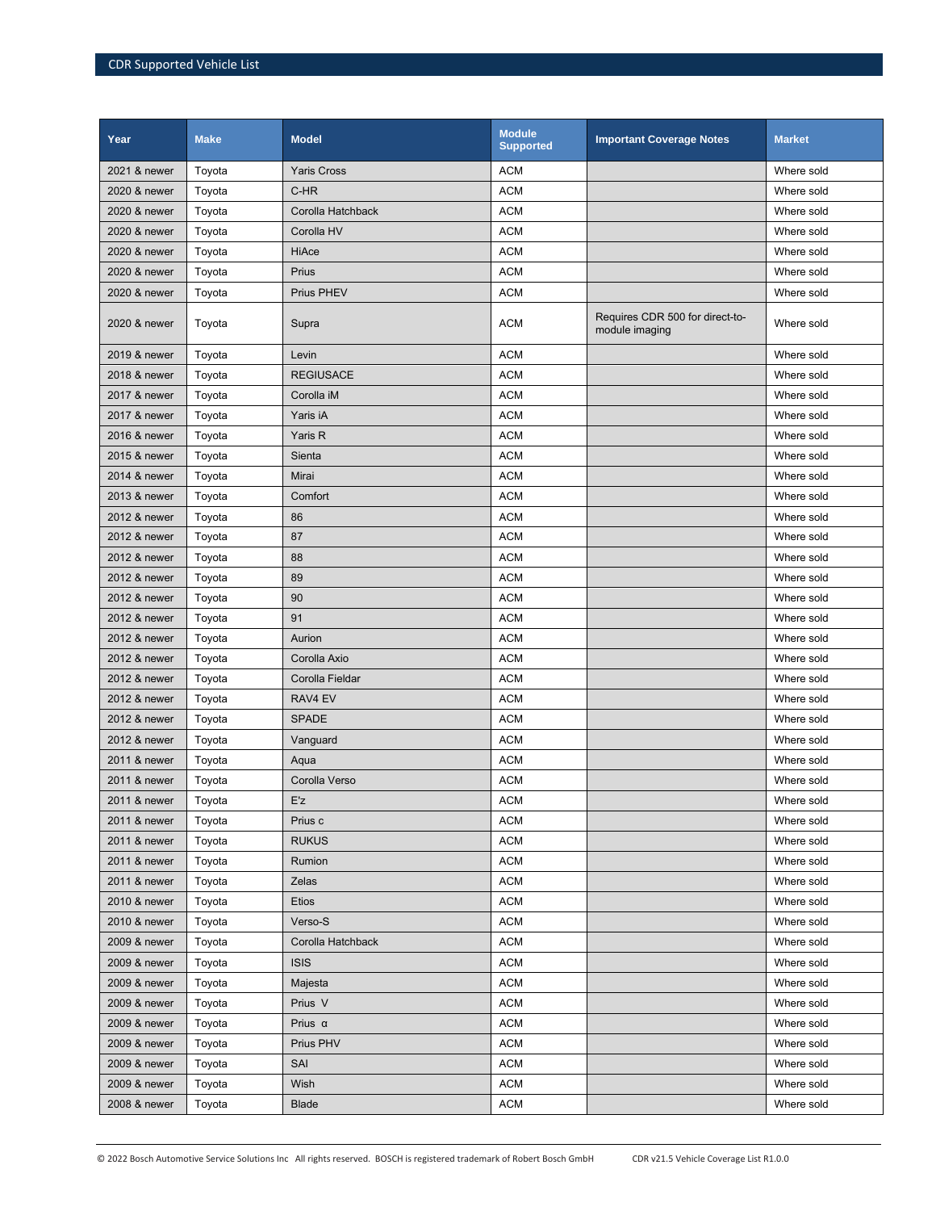| Year | Make | Model | Module Supported | Important Coverage Notes | Market |
|---|---|---|---|---|---|
| 2021 & newer | Toyota | Yaris Cross | ACM | | Where sold |
| 2020 & newer | Toyota | C-HR | ACM | | Where sold |
| 2020 & newer | Toyota | Corolla Hatchback | ACM | | Where sold |
| 2020 & newer | Toyota | Corolla HV | ACM | | Where sold |
| 2020 & newer | Toyota | HiAce | ACM | | Where sold |
| 2020 & newer | Toyota | Prius | ACM | | Where sold |
| 2020 & newer | Toyota | Prius PHEV | ACM | | Where sold |
| 2020 & newer | Toyota | Supra | ACM | Requires CDR 500 for direct-to-module imaging | Where sold |
| 2019 & newer | Toyota | Levin | ACM | | Where sold |
| 2018 & newer | Toyota | REGIUSACE | ACM | | Where sold |
| 2017 & newer | Toyota | Corolla iM | ACM | | Where sold |
| 2017 & newer | Toyota | Yaris iA | ACM | | Where sold |
| 2016 & newer | Toyota | Yaris R | ACM | | Where sold |
| 2015 & newer | Toyota | Sienta | ACM | | Where sold |
| 2014 & newer | Toyota | Mirai | ACM | | Where sold |
| 2013 & newer | Toyota | Comfort | ACM | | Where sold |
| 2012 & newer | Toyota | 86 | ACM | | Where sold |
| 2012 & newer | Toyota | 87 | ACM | | Where sold |
| 2012 & newer | Toyota | 88 | ACM | | Where sold |
| 2012 & newer | Toyota | 89 | ACM | | Where sold |
| 2012 & newer | Toyota | 90 | ACM | | Where sold |
| 2012 & newer | Toyota | 91 | ACM | | Where sold |
| 2012 & newer | Toyota | Aurion | ACM | | Where sold |
| 2012 & newer | Toyota | Corolla Axio | ACM | | Where sold |
| 2012 & newer | Toyota | Corolla Fieldar | ACM | | Where sold |
| 2012 & newer | Toyota | RAV4 EV | ACM | | Where sold |
| 2012 & newer | Toyota | SPADE | ACM | | Where sold |
| 2012 & newer | Toyota | Vanguard | ACM | | Where sold |
| 2011 & newer | Toyota | Aqua | ACM | | Where sold |
| 2011 & newer | Toyota | Corolla Verso | ACM | | Where sold |
| 2011 & newer | Toyota | E'z | ACM | | Where sold |
| 2011 & newer | Toyota | Prius c | ACM | | Where sold |
| 2011 & newer | Toyota | RUKUS | ACM | | Where sold |
| 2011 & newer | Toyota | Rumion | ACM | | Where sold |
| 2011 & newer | Toyota | Zelas | ACM | | Where sold |
| 2010 & newer | Toyota | Etios | ACM | | Where sold |
| 2010 & newer | Toyota | Verso-S | ACM | | Where sold |
| 2009 & newer | Toyota | Corolla Hatchback | ACM | | Where sold |
| 2009 & newer | Toyota | ISIS | ACM | | Where sold |
| 2009 & newer | Toyota | Majesta | ACM | | Where sold |
| 2009 & newer | Toyota | Prius V | ACM | | Where sold |
| 2009 & newer | Toyota | Prius α | ACM | | Where sold |
| 2009 & newer | Toyota | Prius PHV | ACM | | Where sold |
| 2009 & newer | Toyota | SAI | ACM | | Where sold |
| 2009 & newer | Toyota | Wish | ACM | | Where sold |
| 2008 & newer | Toyota | Blade | ACM | | Where sold |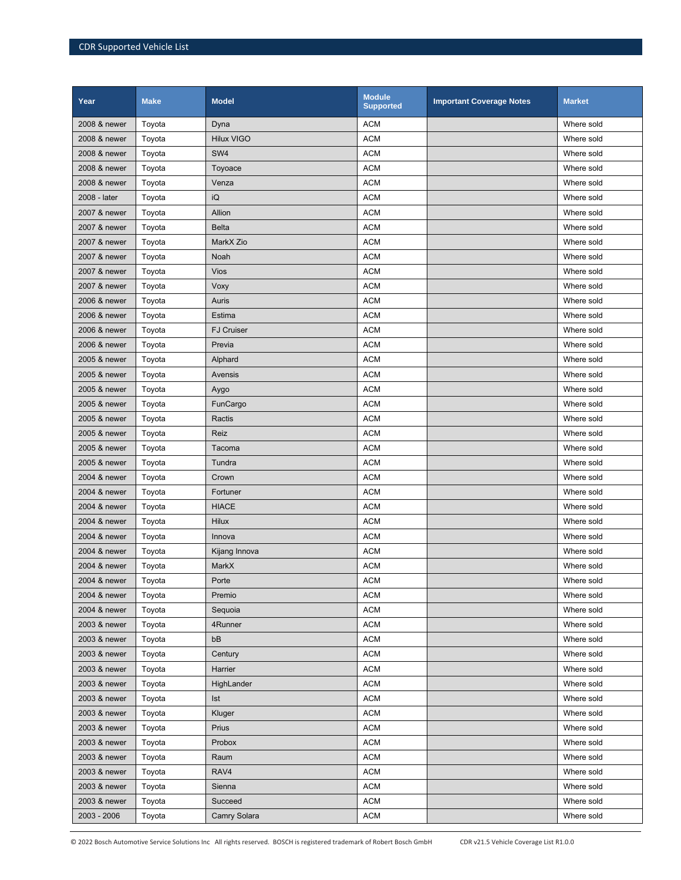| Year | Make | Model | Module Supported | Important Coverage Notes | Market |
|---|---|---|---|---|---|
| 2008 & newer | Toyota | Dyna | ACM | | Where sold |
| 2008 & newer | Toyota | Hilux VIGO | ACM | | Where sold |
| 2008 & newer | Toyota | SW4 | ACM | | Where sold |
| 2008 & newer | Toyota | Toyoace | ACM | | Where sold |
| 2008 & newer | Toyota | Venza | ACM | | Where sold |
| 2008 - later | Toyota | iQ | ACM | | Where sold |
| 2007 & newer | Toyota | Allion | ACM | | Where sold |
| 2007 & newer | Toyota | Belta | ACM | | Where sold |
| 2007 & newer | Toyota | MarkX Zio | ACM | | Where sold |
| 2007 & newer | Toyota | Noah | ACM | | Where sold |
| 2007 & newer | Toyota | Vios | ACM | | Where sold |
| 2007 & newer | Toyota | Voxy | ACM | | Where sold |
| 2006 & newer | Toyota | Auris | ACM | | Where sold |
| 2006 & newer | Toyota | Estima | ACM | | Where sold |
| 2006 & newer | Toyota | FJ Cruiser | ACM | | Where sold |
| 2006 & newer | Toyota | Previa | ACM | | Where sold |
| 2005 & newer | Toyota | Alphard | ACM | | Where sold |
| 2005 & newer | Toyota | Avensis | ACM | | Where sold |
| 2005 & newer | Toyota | Aygo | ACM | | Where sold |
| 2005 & newer | Toyota | FunCargo | ACM | | Where sold |
| 2005 & newer | Toyota | Ractis | ACM | | Where sold |
| 2005 & newer | Toyota | Reiz | ACM | | Where sold |
| 2005 & newer | Toyota | Tacoma | ACM | | Where sold |
| 2005 & newer | Toyota | Tundra | ACM | | Where sold |
| 2004 & newer | Toyota | Crown | ACM | | Where sold |
| 2004 & newer | Toyota | Fortuner | ACM | | Where sold |
| 2004 & newer | Toyota | HIACE | ACM | | Where sold |
| 2004 & newer | Toyota | Hilux | ACM | | Where sold |
| 2004 & newer | Toyota | Innova | ACM | | Where sold |
| 2004 & newer | Toyota | Kijang Innova | ACM | | Where sold |
| 2004 & newer | Toyota | MarkX | ACM | | Where sold |
| 2004 & newer | Toyota | Porte | ACM | | Where sold |
| 2004 & newer | Toyota | Premio | ACM | | Where sold |
| 2004 & newer | Toyota | Sequoia | ACM | | Where sold |
| 2003 & newer | Toyota | 4Runner | ACM | | Where sold |
| 2003 & newer | Toyota | bB | ACM | | Where sold |
| 2003 & newer | Toyota | Century | ACM | | Where sold |
| 2003 & newer | Toyota | Harrier | ACM | | Where sold |
| 2003 & newer | Toyota | HighLander | ACM | | Where sold |
| 2003 & newer | Toyota | Ist | ACM | | Where sold |
| 2003 & newer | Toyota | Kluger | ACM | | Where sold |
| 2003 & newer | Toyota | Prius | ACM | | Where sold |
| 2003 & newer | Toyota | Probox | ACM | | Where sold |
| 2003 & newer | Toyota | Raum | ACM | | Where sold |
| 2003 & newer | Toyota | RAV4 | ACM | | Where sold |
| 2003 & newer | Toyota | Sienna | ACM | | Where sold |
| 2003 & newer | Toyota | Succeed | ACM | | Where sold |
| 2003 - 2006 | Toyota | Camry Solara | ACM | | Where sold |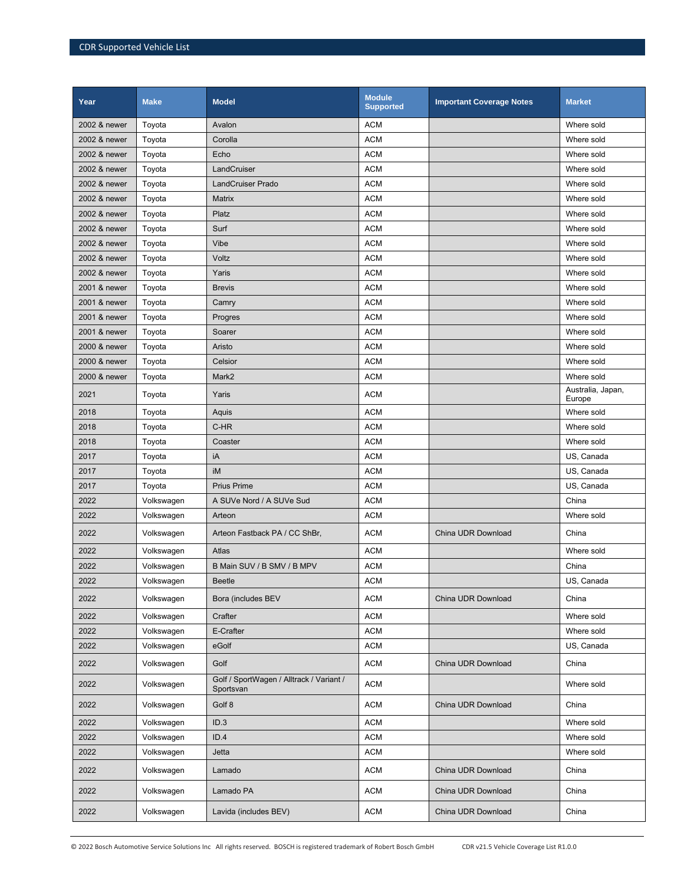| Year | Make | Model | Module Supported | Important Coverage Notes | Market |
|---|---|---|---|---|---|
| 2002 & newer | Toyota | Avalon | ACM | | Where sold |
| 2002 & newer | Toyota | Corolla | ACM | | Where sold |
| 2002 & newer | Toyota | Echo | ACM | | Where sold |
| 2002 & newer | Toyota | LandCruiser | ACM | | Where sold |
| 2002 & newer | Toyota | LandCruiser Prado | ACM | | Where sold |
| 2002 & newer | Toyota | Matrix | ACM | | Where sold |
| 2002 & newer | Toyota | Platz | ACM | | Where sold |
| 2002 & newer | Toyota | Surf | ACM | | Where sold |
| 2002 & newer | Toyota | Vibe | ACM | | Where sold |
| 2002 & newer | Toyota | Voltz | ACM | | Where sold |
| 2002 & newer | Toyota | Yaris | ACM | | Where sold |
| 2001 & newer | Toyota | Brevis | ACM | | Where sold |
| 2001 & newer | Toyota | Camry | ACM | | Where sold |
| 2001 & newer | Toyota | Progres | ACM | | Where sold |
| 2001 & newer | Toyota | Soarer | ACM | | Where sold |
| 2000 & newer | Toyota | Aristo | ACM | | Where sold |
| 2000 & newer | Toyota | Celsior | ACM | | Where sold |
| 2000 & newer | Toyota | Mark2 | ACM | | Where sold |
| 2021 | Toyota | Yaris | ACM | | Australia, Japan, Europe |
| 2018 | Toyota | Aquis | ACM | | Where sold |
| 2018 | Toyota | C-HR | ACM | | Where sold |
| 2018 | Toyota | Coaster | ACM | | Where sold |
| 2017 | Toyota | iA | ACM | | US, Canada |
| 2017 | Toyota | iM | ACM | | US, Canada |
| 2017 | Toyota | Prius Prime | ACM | | US, Canada |
| 2022 | Volkswagen | A SUVe Nord / A SUVe Sud | ACM | | China |
| 2022 | Volkswagen | Arteon | ACM | | Where sold |
| 2022 | Volkswagen | Arteon Fastback PA / CC ShBr, | ACM | China UDR Download | China |
| 2022 | Volkswagen | Atlas | ACM | | Where sold |
| 2022 | Volkswagen | B Main SUV / B SMV / B MPV | ACM | | China |
| 2022 | Volkswagen | Beetle | ACM | | US, Canada |
| 2022 | Volkswagen | Bora (includes BEV | ACM | China UDR Download | China |
| 2022 | Volkswagen | Crafter | ACM | | Where sold |
| 2022 | Volkswagen | E-Crafter | ACM | | Where sold |
| 2022 | Volkswagen | eGolf | ACM | | US, Canada |
| 2022 | Volkswagen | Golf | ACM | China UDR Download | China |
| 2022 | Volkswagen | Golf / SportWagen / Alltrack / Variant / Sportsvan | ACM | | Where sold |
| 2022 | Volkswagen | Golf 8 | ACM | China UDR Download | China |
| 2022 | Volkswagen | ID.3 | ACM | | Where sold |
| 2022 | Volkswagen | ID.4 | ACM | | Where sold |
| 2022 | Volkswagen | Jetta | ACM | | Where sold |
| 2022 | Volkswagen | Lamado | ACM | China UDR Download | China |
| 2022 | Volkswagen | Lamado PA | ACM | China UDR Download | China |
| 2022 | Volkswagen | Lavida (includes BEV) | ACM | China UDR Download | China |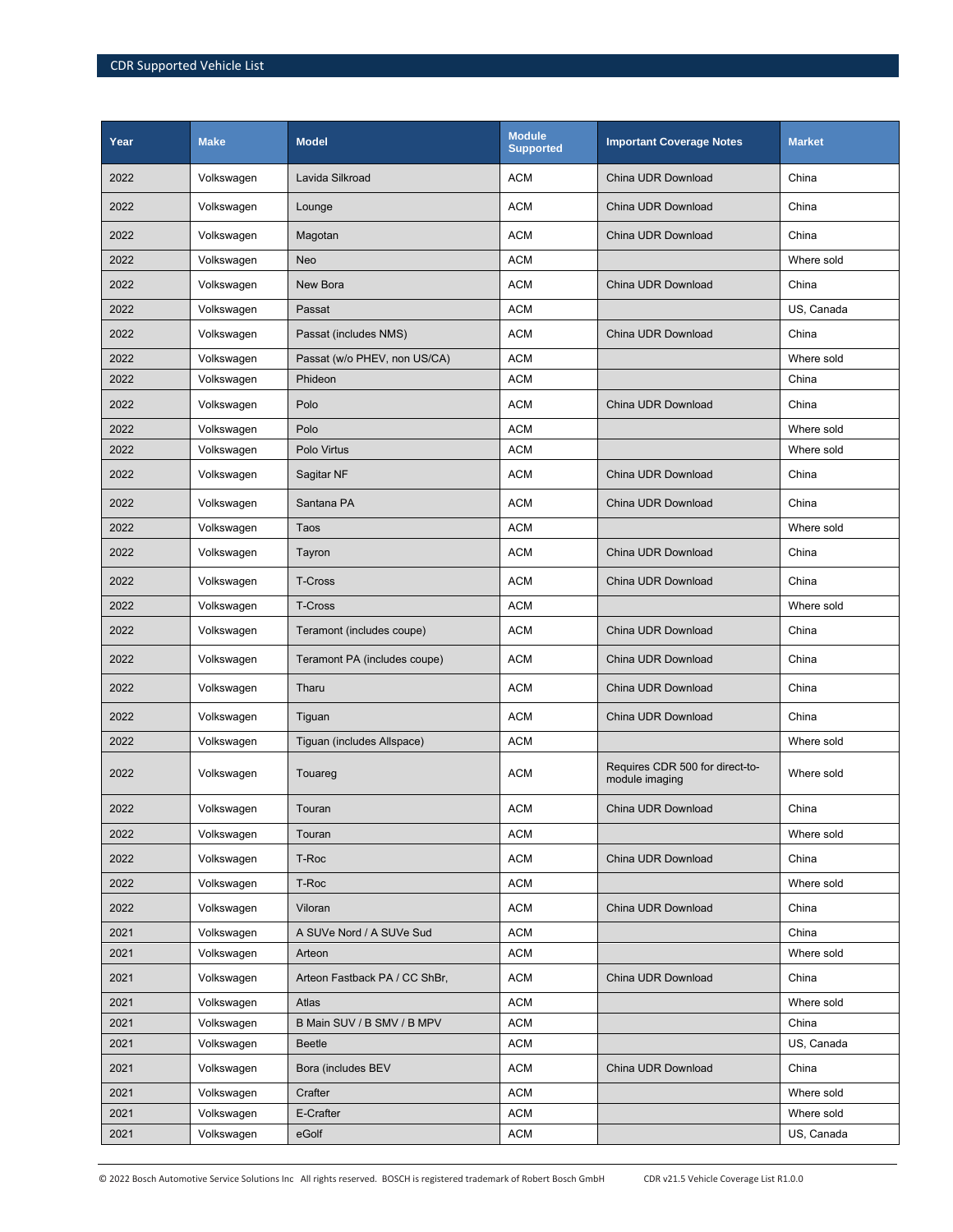| Year | Make | Model | Module Supported | Important Coverage Notes | Market |
|---|---|---|---|---|---|
| 2022 | Volkswagen | Lavida Silkroad | ACM | China UDR Download | China |
| 2022 | Volkswagen | Lounge | ACM | China UDR Download | China |
| 2022 | Volkswagen | Magotan | ACM | China UDR Download | China |
| 2022 | Volkswagen | Neo | ACM | | Where sold |
| 2022 | Volkswagen | New Bora | ACM | China UDR Download | China |
| 2022 | Volkswagen | Passat | ACM | | US, Canada |
| 2022 | Volkswagen | Passat (includes NMS) | ACM | China UDR Download | China |
| 2022 | Volkswagen | Passat (w/o PHEV, non US/CA) | ACM | | Where sold |
| 2022 | Volkswagen | Phideon | ACM | | China |
| 2022 | Volkswagen | Polo | ACM | China UDR Download | China |
| 2022 | Volkswagen | Polo | ACM | | Where sold |
| 2022 | Volkswagen | Polo Virtus | ACM | | Where sold |
| 2022 | Volkswagen | Sagitar NF | ACM | China UDR Download | China |
| 2022 | Volkswagen | Santana PA | ACM | China UDR Download | China |
| 2022 | Volkswagen | Taos | ACM | | Where sold |
| 2022 | Volkswagen | Tayron | ACM | China UDR Download | China |
| 2022 | Volkswagen | T-Cross | ACM | China UDR Download | China |
| 2022 | Volkswagen | T-Cross | ACM | | Where sold |
| 2022 | Volkswagen | Teramont (includes coupe) | ACM | China UDR Download | China |
| 2022 | Volkswagen | Teramont PA (includes coupe) | ACM | China UDR Download | China |
| 2022 | Volkswagen | Tharu | ACM | China UDR Download | China |
| 2022 | Volkswagen | Tiguan | ACM | China UDR Download | China |
| 2022 | Volkswagen | Tiguan (includes Allspace) | ACM | | Where sold |
| 2022 | Volkswagen | Touareg | ACM | Requires CDR 500 for direct-to-module imaging | Where sold |
| 2022 | Volkswagen | Touran | ACM | China UDR Download | China |
| 2022 | Volkswagen | Touran | ACM | | Where sold |
| 2022 | Volkswagen | T-Roc | ACM | China UDR Download | China |
| 2022 | Volkswagen | T-Roc | ACM | | Where sold |
| 2022 | Volkswagen | Viloran | ACM | China UDR Download | China |
| 2021 | Volkswagen | A SUVe Nord / A SUVe Sud | ACM | | China |
| 2021 | Volkswagen | Arteon | ACM | | Where sold |
| 2021 | Volkswagen | Arteon Fastback PA / CC ShBr, | ACM | China UDR Download | China |
| 2021 | Volkswagen | Atlas | ACM | | Where sold |
| 2021 | Volkswagen | B Main SUV / B SMV / B MPV | ACM | | China |
| 2021 | Volkswagen | Beetle | ACM | | US, Canada |
| 2021 | Volkswagen | Bora (includes BEV | ACM | China UDR Download | China |
| 2021 | Volkswagen | Crafter | ACM | | Where sold |
| 2021 | Volkswagen | E-Crafter | ACM | | Where sold |
| 2021 | Volkswagen | eGolf | ACM | | US, Canada |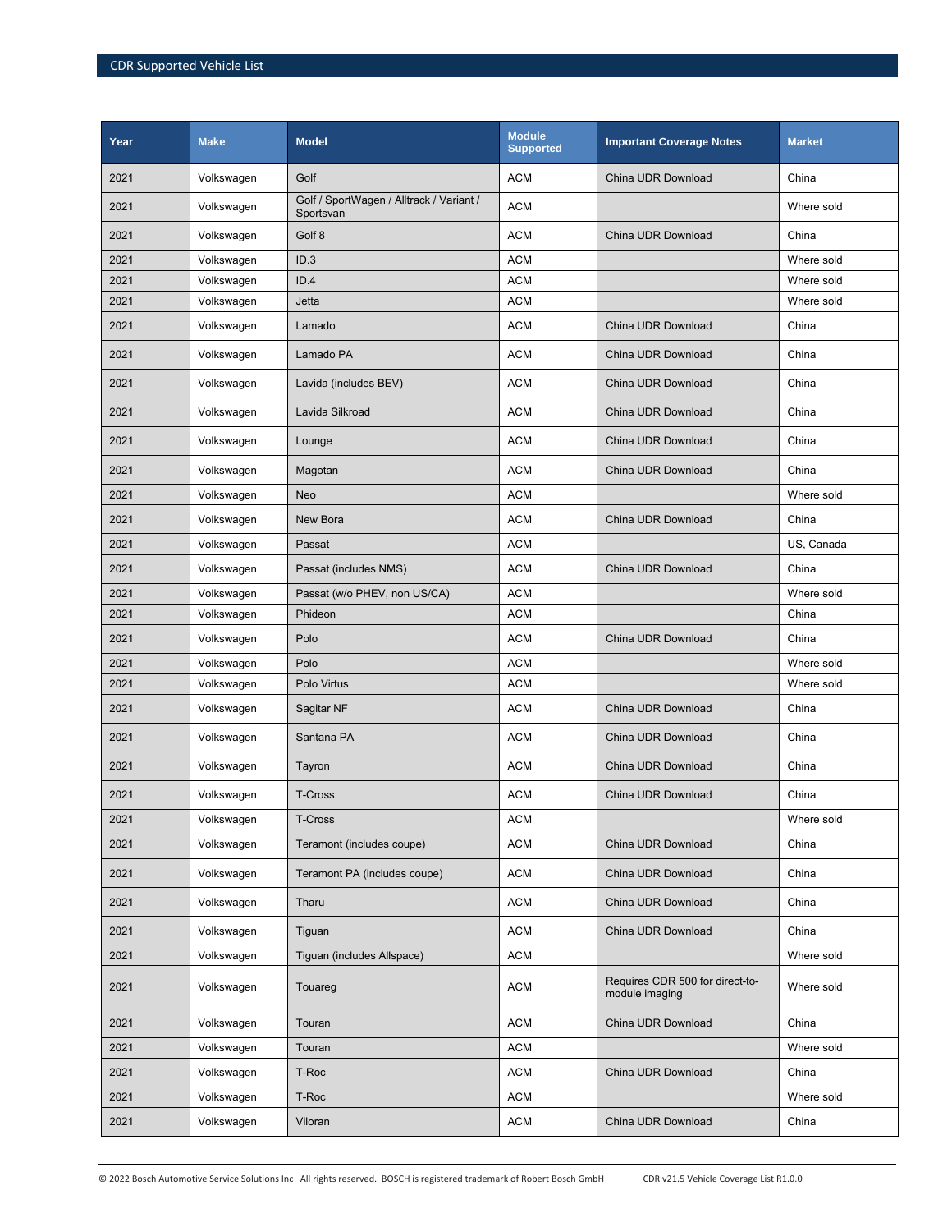| Year | Make | Model | Module Supported | Important Coverage Notes | Market |
|---|---|---|---|---|---|
| 2021 | Volkswagen | Golf | ACM | China UDR Download | China |
| 2021 | Volkswagen | Golf / SportWagen / Alltrack / Variant / Sportsvan | ACM | | Where sold |
| 2021 | Volkswagen | Golf 8 | ACM | China UDR Download | China |
| 2021 | Volkswagen | ID.3 | ACM | | Where sold |
| 2021 | Volkswagen | ID.4 | ACM | | Where sold |
| 2021 | Volkswagen | Jetta | ACM | | Where sold |
| 2021 | Volkswagen | Lamado | ACM | China UDR Download | China |
| 2021 | Volkswagen | Lamado PA | ACM | China UDR Download | China |
| 2021 | Volkswagen | Lavida (includes BEV) | ACM | China UDR Download | China |
| 2021 | Volkswagen | Lavida Silkroad | ACM | China UDR Download | China |
| 2021 | Volkswagen | Lounge | ACM | China UDR Download | China |
| 2021 | Volkswagen | Magotan | ACM | China UDR Download | China |
| 2021 | Volkswagen | Neo | ACM | | Where sold |
| 2021 | Volkswagen | New Bora | ACM | China UDR Download | China |
| 2021 | Volkswagen | Passat | ACM | | US, Canada |
| 2021 | Volkswagen | Passat (includes NMS) | ACM | China UDR Download | China |
| 2021 | Volkswagen | Passat (w/o PHEV, non US/CA) | ACM | | Where sold |
| 2021 | Volkswagen | Phideon | ACM | | China |
| 2021 | Volkswagen | Polo | ACM | China UDR Download | China |
| 2021 | Volkswagen | Polo | ACM | | Where sold |
| 2021 | Volkswagen | Polo Virtus | ACM | | Where sold |
| 2021 | Volkswagen | Sagitar NF | ACM | China UDR Download | China |
| 2021 | Volkswagen | Santana PA | ACM | China UDR Download | China |
| 2021 | Volkswagen | Tayron | ACM | China UDR Download | China |
| 2021 | Volkswagen | T-Cross | ACM | China UDR Download | China |
| 2021 | Volkswagen | T-Cross | ACM | | Where sold |
| 2021 | Volkswagen | Teramont (includes coupe) | ACM | China UDR Download | China |
| 2021 | Volkswagen | Teramont PA (includes coupe) | ACM | China UDR Download | China |
| 2021 | Volkswagen | Tharu | ACM | China UDR Download | China |
| 2021 | Volkswagen | Tiguan | ACM | China UDR Download | China |
| 2021 | Volkswagen | Tiguan (includes Allspace) | ACM | | Where sold |
| 2021 | Volkswagen | Touareg | ACM | Requires CDR 500 for direct-to-module imaging | Where sold |
| 2021 | Volkswagen | Touran | ACM | China UDR Download | China |
| 2021 | Volkswagen | Touran | ACM | | Where sold |
| 2021 | Volkswagen | T-Roc | ACM | China UDR Download | China |
| 2021 | Volkswagen | T-Roc | ACM | | Where sold |
| 2021 | Volkswagen | Viloran | ACM | China UDR Download | China |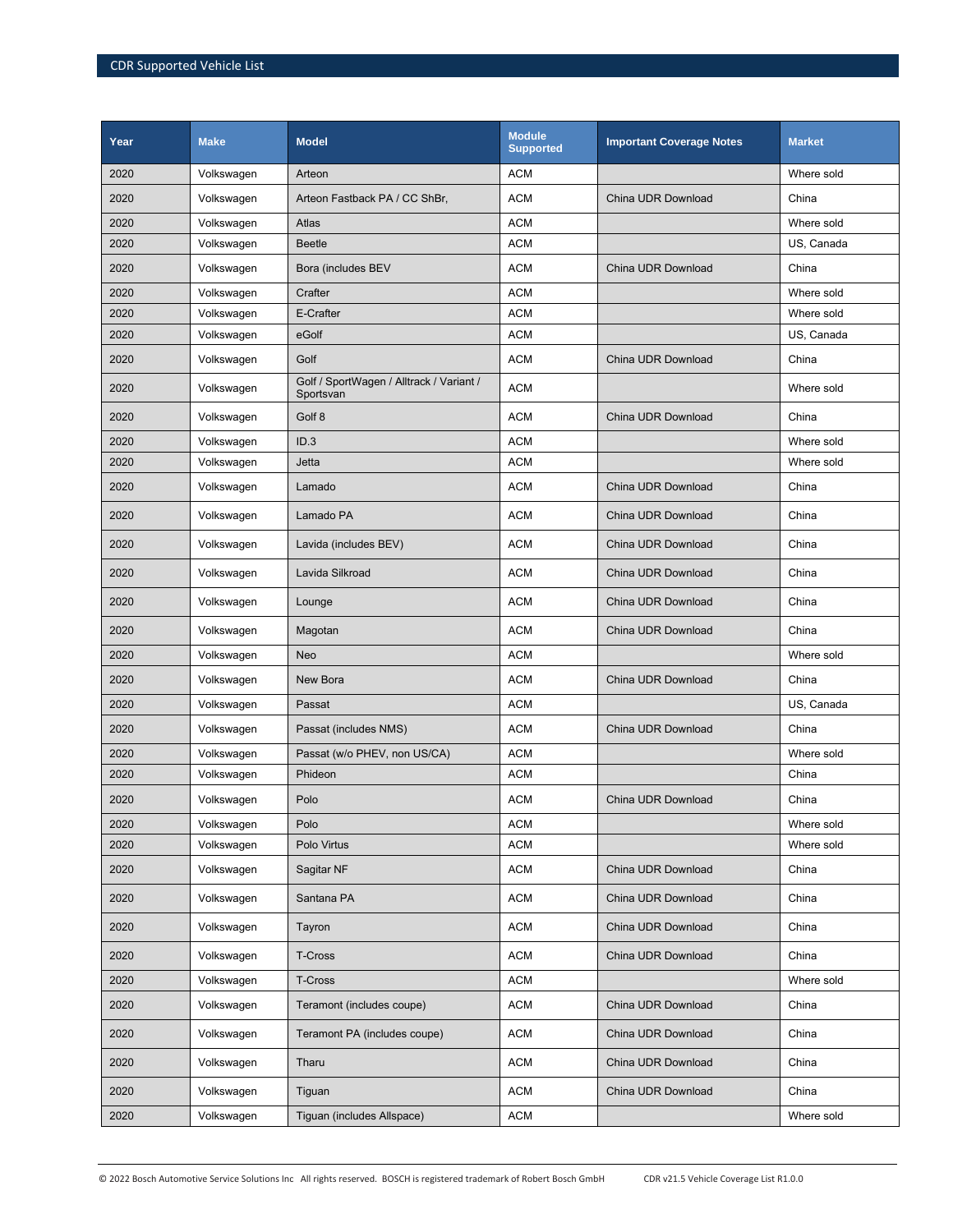| Year | Make | Model | Module Supported | Important Coverage Notes | Market |
| --- | --- | --- | --- | --- | --- |
| 2020 | Volkswagen | Arteon | ACM | | Where sold |
| 2020 | Volkswagen | Arteon Fastback PA / CC ShBr, | ACM | China UDR Download | China |
| 2020 | Volkswagen | Atlas | ACM | | Where sold |
| 2020 | Volkswagen | Beetle | ACM | | US, Canada |
| 2020 | Volkswagen | Bora (includes BEV | ACM | China UDR Download | China |
| 2020 | Volkswagen | Crafter | ACM | | Where sold |
| 2020 | Volkswagen | E-Crafter | ACM | | Where sold |
| 2020 | Volkswagen | eGolf | ACM | | US, Canada |
| 2020 | Volkswagen | Golf | ACM | China UDR Download | China |
| 2020 | Volkswagen | Golf / SportWagen / Alltrack / Variant / Sportsvan | ACM | | Where sold |
| 2020 | Volkswagen | Golf 8 | ACM | China UDR Download | China |
| 2020 | Volkswagen | ID.3 | ACM | | Where sold |
| 2020 | Volkswagen | Jetta | ACM | | Where sold |
| 2020 | Volkswagen | Lamado | ACM | China UDR Download | China |
| 2020 | Volkswagen | Lamado PA | ACM | China UDR Download | China |
| 2020 | Volkswagen | Lavida (includes BEV) | ACM | China UDR Download | China |
| 2020 | Volkswagen | Lavida Silkroad | ACM | China UDR Download | China |
| 2020 | Volkswagen | Lounge | ACM | China UDR Download | China |
| 2020 | Volkswagen | Magotan | ACM | China UDR Download | China |
| 2020 | Volkswagen | Neo | ACM | | Where sold |
| 2020 | Volkswagen | New Bora | ACM | China UDR Download | China |
| 2020 | Volkswagen | Passat | ACM | | US, Canada |
| 2020 | Volkswagen | Passat (includes NMS) | ACM | China UDR Download | China |
| 2020 | Volkswagen | Passat (w/o PHEV, non US/CA) | ACM | | Where sold |
| 2020 | Volkswagen | Phideon | ACM | | China |
| 2020 | Volkswagen | Polo | ACM | China UDR Download | China |
| 2020 | Volkswagen | Polo | ACM | | Where sold |
| 2020 | Volkswagen | Polo Virtus | ACM | | Where sold |
| 2020 | Volkswagen | Sagitar NF | ACM | China UDR Download | China |
| 2020 | Volkswagen | Santana PA | ACM | China UDR Download | China |
| 2020 | Volkswagen | Tayron | ACM | China UDR Download | China |
| 2020 | Volkswagen | T-Cross | ACM | China UDR Download | China |
| 2020 | Volkswagen | T-Cross | ACM | | Where sold |
| 2020 | Volkswagen | Teramont (includes coupe) | ACM | China UDR Download | China |
| 2020 | Volkswagen | Teramont PA (includes coupe) | ACM | China UDR Download | China |
| 2020 | Volkswagen | Tharu | ACM | China UDR Download | China |
| 2020 | Volkswagen | Tiguan | ACM | China UDR Download | China |
| 2020 | Volkswagen | Tiguan (includes Allspace) | ACM | | Where sold |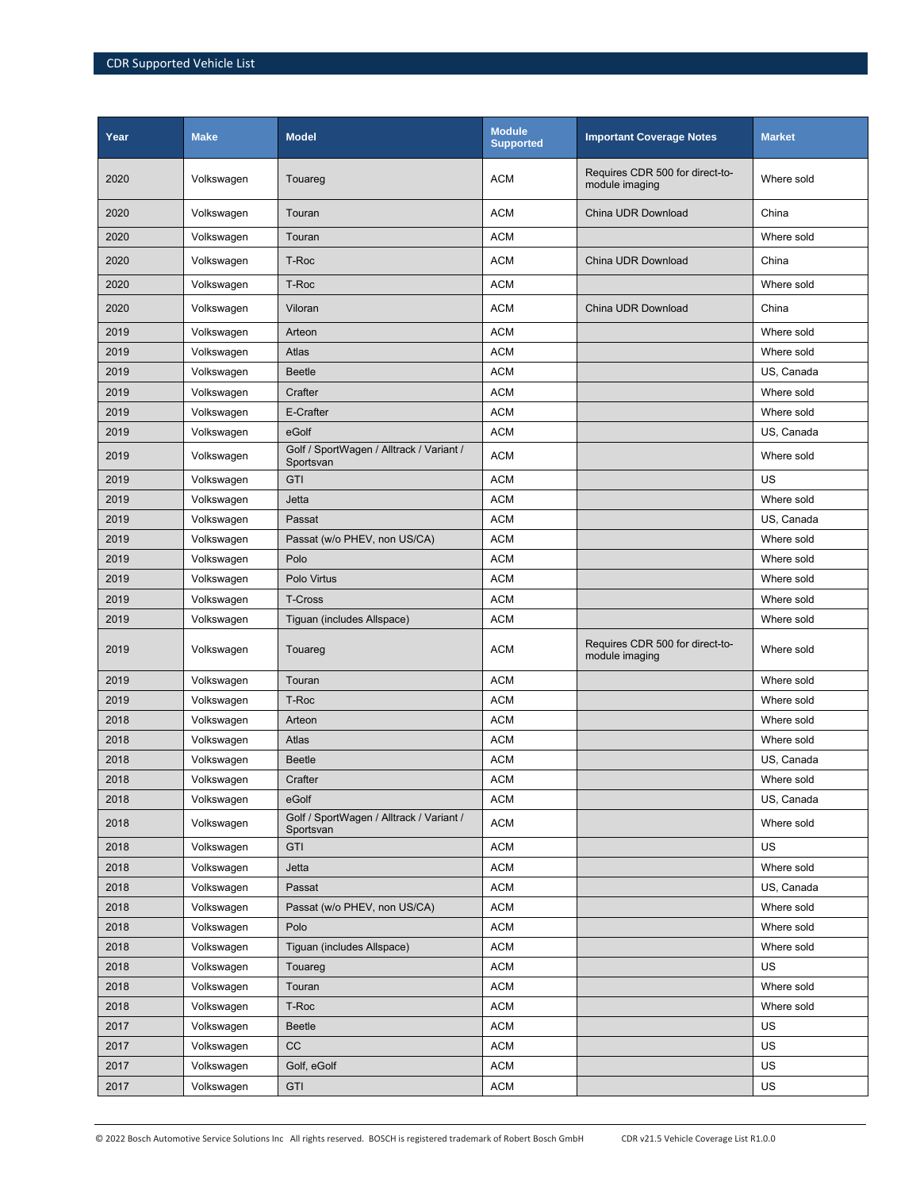| Year | Make | Model | Module Supported | Important Coverage Notes | Market |
|---|---|---|---|---|---|
| 2020 | Volkswagen | Touareg | ACM | Requires CDR 500 for direct-to-module imaging | Where sold |
| 2020 | Volkswagen | Touran | ACM | China UDR Download | China |
| 2020 | Volkswagen | Touran | ACM | | Where sold |
| 2020 | Volkswagen | T-Roc | ACM | China UDR Download | China |
| 2020 | Volkswagen | T-Roc | ACM | | Where sold |
| 2020 | Volkswagen | Viloran | ACM | China UDR Download | China |
| 2019 | Volkswagen | Arteon | ACM | | Where sold |
| 2019 | Volkswagen | Atlas | ACM | | Where sold |
| 2019 | Volkswagen | Beetle | ACM | | US, Canada |
| 2019 | Volkswagen | Crafter | ACM | | Where sold |
| 2019 | Volkswagen | E-Crafter | ACM | | Where sold |
| 2019 | Volkswagen | eGolf | ACM | | US, Canada |
| 2019 | Volkswagen | Golf / SportWagen / Alltrack / Variant / Sportsvan | ACM | | Where sold |
| 2019 | Volkswagen | GTI | ACM | | US |
| 2019 | Volkswagen | Jetta | ACM | | Where sold |
| 2019 | Volkswagen | Passat | ACM | | US, Canada |
| 2019 | Volkswagen | Passat (w/o PHEV, non US/CA) | ACM | | Where sold |
| 2019 | Volkswagen | Polo | ACM | | Where sold |
| 2019 | Volkswagen | Polo Virtus | ACM | | Where sold |
| 2019 | Volkswagen | T-Cross | ACM | | Where sold |
| 2019 | Volkswagen | Tiguan (includes Allspace) | ACM | | Where sold |
| 2019 | Volkswagen | Touareg | ACM | Requires CDR 500 for direct-to-module imaging | Where sold |
| 2019 | Volkswagen | Touran | ACM | | Where sold |
| 2019 | Volkswagen | T-Roc | ACM | | Where sold |
| 2018 | Volkswagen | Arteon | ACM | | Where sold |
| 2018 | Volkswagen | Atlas | ACM | | Where sold |
| 2018 | Volkswagen | Beetle | ACM | | US, Canada |
| 2018 | Volkswagen | Crafter | ACM | | Where sold |
| 2018 | Volkswagen | eGolf | ACM | | US, Canada |
| 2018 | Volkswagen | Golf / SportWagen / Alltrack / Variant / Sportsvan | ACM | | Where sold |
| 2018 | Volkswagen | GTI | ACM | | US |
| 2018 | Volkswagen | Jetta | ACM | | Where sold |
| 2018 | Volkswagen | Passat | ACM | | US, Canada |
| 2018 | Volkswagen | Passat (w/o PHEV, non US/CA) | ACM | | Where sold |
| 2018 | Volkswagen | Polo | ACM | | Where sold |
| 2018 | Volkswagen | Tiguan (includes Allspace) | ACM | | Where sold |
| 2018 | Volkswagen | Touareg | ACM | | US |
| 2018 | Volkswagen | Touran | ACM | | Where sold |
| 2018 | Volkswagen | T-Roc | ACM | | Where sold |
| 2017 | Volkswagen | Beetle | ACM | | US |
| 2017 | Volkswagen | CC | ACM | | US |
| 2017 | Volkswagen | Golf, eGolf | ACM | | US |
| 2017 | Volkswagen | GTI | ACM | | US |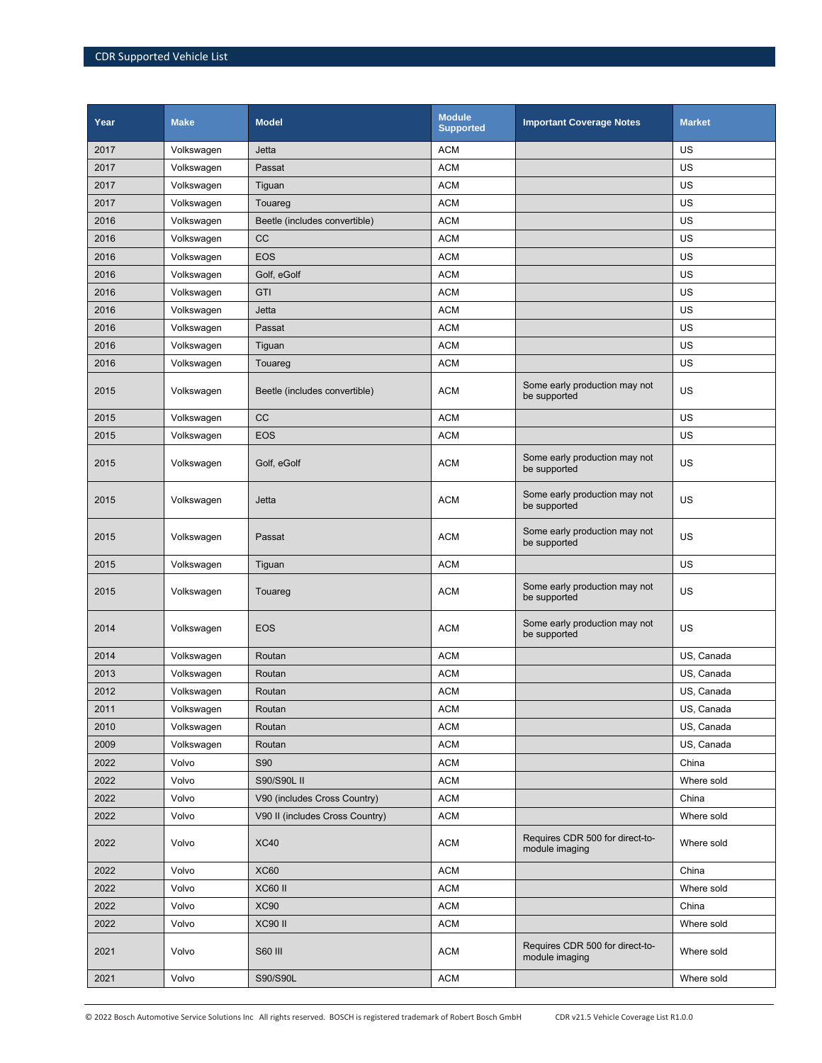| Year | Make | Model | Module Supported | Important Coverage Notes | Market |
|---|---|---|---|---|---|
| 2017 | Volkswagen | Jetta | ACM | | US |
| 2017 | Volkswagen | Passat | ACM | | US |
| 2017 | Volkswagen | Tiguan | ACM | | US |
| 2017 | Volkswagen | Touareg | ACM | | US |
| 2016 | Volkswagen | Beetle (includes convertible) | ACM | | US |
| 2016 | Volkswagen | CC | ACM | | US |
| 2016 | Volkswagen | EOS | ACM | | US |
| 2016 | Volkswagen | Golf, eGolf | ACM | | US |
| 2016 | Volkswagen | GTI | ACM | | US |
| 2016 | Volkswagen | Jetta | ACM | | US |
| 2016 | Volkswagen | Passat | ACM | | US |
| 2016 | Volkswagen | Tiguan | ACM | | US |
| 2016 | Volkswagen | Touareg | ACM | | US |
| 2015 | Volkswagen | Beetle (includes convertible) | ACM | Some early production may not be supported | US |
| 2015 | Volkswagen | CC | ACM | | US |
| 2015 | Volkswagen | EOS | ACM | | US |
| 2015 | Volkswagen | Golf, eGolf | ACM | Some early production may not be supported | US |
| 2015 | Volkswagen | Jetta | ACM | Some early production may not be supported | US |
| 2015 | Volkswagen | Passat | ACM | Some early production may not be supported | US |
| 2015 | Volkswagen | Tiguan | ACM | | US |
| 2015 | Volkswagen | Touareg | ACM | Some early production may not be supported | US |
| 2014 | Volkswagen | EOS | ACM | Some early production may not be supported | US |
| 2014 | Volkswagen | Routan | ACM | | US, Canada |
| 2013 | Volkswagen | Routan | ACM | | US, Canada |
| 2012 | Volkswagen | Routan | ACM | | US, Canada |
| 2011 | Volkswagen | Routan | ACM | | US, Canada |
| 2010 | Volkswagen | Routan | ACM | | US, Canada |
| 2009 | Volkswagen | Routan | ACM | | US, Canada |
| 2022 | Volvo | S90 | ACM | | China |
| 2022 | Volvo | S90/S90L II | ACM | | Where sold |
| 2022 | Volvo | V90 (includes Cross Country) | ACM | | China |
| 2022 | Volvo | V90 II (includes Cross Country) | ACM | | Where sold |
| 2022 | Volvo | XC40 | ACM | Requires CDR 500 for direct-to-module imaging | Where sold |
| 2022 | Volvo | XC60 | ACM | | China |
| 2022 | Volvo | XC60 II | ACM | | Where sold |
| 2022 | Volvo | XC90 | ACM | | China |
| 2022 | Volvo | XC90 II | ACM | | Where sold |
| 2021 | Volvo | S60 III | ACM | Requires CDR 500 for direct-to-module imaging | Where sold |
| 2021 | Volvo | S90/S90L | ACM | | Where sold |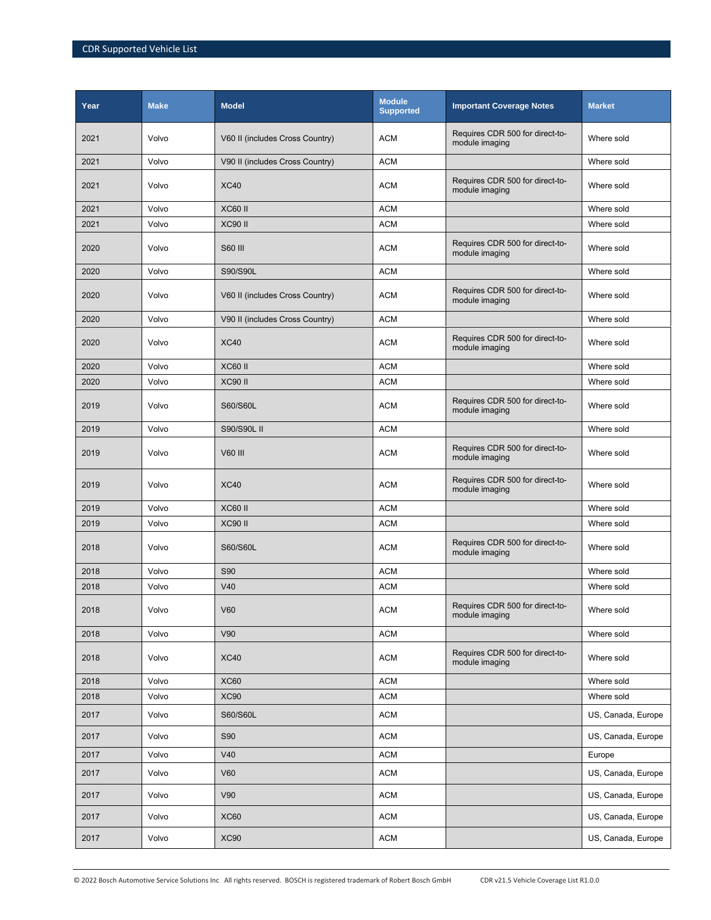| Year | Make | Model | Module Supported | Important Coverage Notes | Market |
|---|---|---|---|---|---|
| 2021 | Volvo | V60 II (includes Cross Country) | ACM | Requires CDR 500 for direct-to-module imaging | Where sold |
| 2021 | Volvo | V90 II (includes Cross Country) | ACM | | Where sold |
| 2021 | Volvo | XC40 | ACM | Requires CDR 500 for direct-to-module imaging | Where sold |
| 2021 | Volvo | XC60 II | ACM | | Where sold |
| 2021 | Volvo | XC90 II | ACM | | Where sold |
| 2020 | Volvo | S60 III | ACM | Requires CDR 500 for direct-to-module imaging | Where sold |
| 2020 | Volvo | S90/S90L | ACM | | Where sold |
| 2020 | Volvo | V60 II (includes Cross Country) | ACM | Requires CDR 500 for direct-to-module imaging | Where sold |
| 2020 | Volvo | V90 II (includes Cross Country) | ACM | | Where sold |
| 2020 | Volvo | XC40 | ACM | Requires CDR 500 for direct-to-module imaging | Where sold |
| 2020 | Volvo | XC60 II | ACM | | Where sold |
| 2020 | Volvo | XC90 II | ACM | | Where sold |
| 2019 | Volvo | S60/S60L | ACM | Requires CDR 500 for direct-to-module imaging | Where sold |
| 2019 | Volvo | S90/S90L II | ACM | | Where sold |
| 2019 | Volvo | V60 III | ACM | Requires CDR 500 for direct-to-module imaging | Where sold |
| 2019 | Volvo | XC40 | ACM | Requires CDR 500 for direct-to-module imaging | Where sold |
| 2019 | Volvo | XC60 II | ACM | | Where sold |
| 2019 | Volvo | XC90 II | ACM | | Where sold |
| 2018 | Volvo | S60/S60L | ACM | Requires CDR 500 for direct-to-module imaging | Where sold |
| 2018 | Volvo | S90 | ACM | | Where sold |
| 2018 | Volvo | V40 | ACM | | Where sold |
| 2018 | Volvo | V60 | ACM | Requires CDR 500 for direct-to-module imaging | Where sold |
| 2018 | Volvo | V90 | ACM | | Where sold |
| 2018 | Volvo | XC40 | ACM | Requires CDR 500 for direct-to-module imaging | Where sold |
| 2018 | Volvo | XC60 | ACM | | Where sold |
| 2018 | Volvo | XC90 | ACM | | Where sold |
| 2017 | Volvo | S60/S60L | ACM | | US, Canada, Europe |
| 2017 | Volvo | S90 | ACM | | US, Canada, Europe |
| 2017 | Volvo | V40 | ACM | | Europe |
| 2017 | Volvo | V60 | ACM | | US, Canada, Europe |
| 2017 | Volvo | V90 | ACM | | US, Canada, Europe |
| 2017 | Volvo | XC60 | ACM | | US, Canada, Europe |
| 2017 | Volvo | XC90 | ACM | | US, Canada, Europe |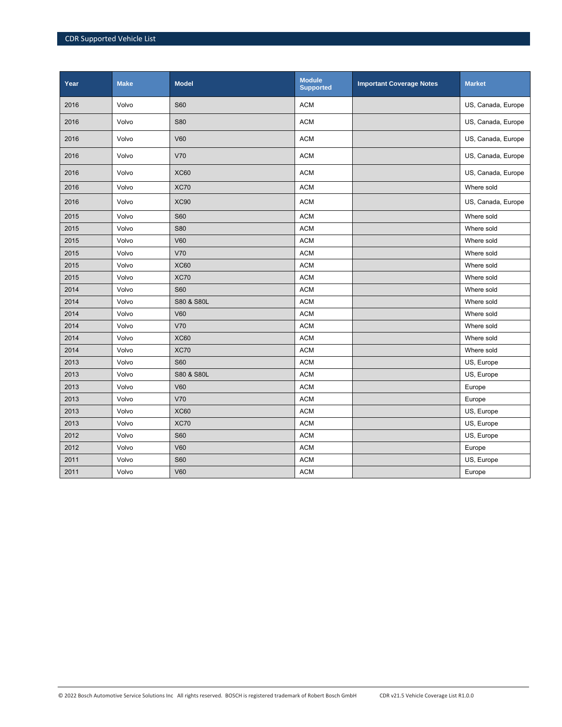| Year | Make | Model | Module Supported | Important Coverage Notes | Market |
|---|---|---|---|---|---|
| 2016 | Volvo | S60 | ACM | | US, Canada, Europe |
| 2016 | Volvo | S80 | ACM | | US, Canada, Europe |
| 2016 | Volvo | V60 | ACM | | US, Canada, Europe |
| 2016 | Volvo | V70 | ACM | | US, Canada, Europe |
| 2016 | Volvo | XC60 | ACM | | US, Canada, Europe |
| 2016 | Volvo | XC70 | ACM | | Where sold |
| 2016 | Volvo | XC90 | ACM | | US, Canada, Europe |
| 2015 | Volvo | S60 | ACM | | Where sold |
| 2015 | Volvo | S80 | ACM | | Where sold |
| 2015 | Volvo | V60 | ACM | | Where sold |
| 2015 | Volvo | V70 | ACM | | Where sold |
| 2015 | Volvo | XC60 | ACM | | Where sold |
| 2015 | Volvo | XC70 | ACM | | Where sold |
| 2014 | Volvo | S60 | ACM | | Where sold |
| 2014 | Volvo | S80 & S80L | ACM | | Where sold |
| 2014 | Volvo | V60 | ACM | | Where sold |
| 2014 | Volvo | V70 | ACM | | Where sold |
| 2014 | Volvo | XC60 | ACM | | Where sold |
| 2014 | Volvo | XC70 | ACM | | Where sold |
| 2013 | Volvo | S60 | ACM | | US, Europe |
| 2013 | Volvo | S80 & S80L | ACM | | US, Europe |
| 2013 | Volvo | V60 | ACM | | Europe |
| 2013 | Volvo | V70 | ACM | | Europe |
| 2013 | Volvo | XC60 | ACM | | US, Europe |
| 2013 | Volvo | XC70 | ACM | | US, Europe |
| 2012 | Volvo | S60 | ACM | | US, Europe |
| 2012 | Volvo | V60 | ACM | | Europe |
| 2011 | Volvo | S60 | ACM | | US, Europe |
| 2011 | Volvo | V60 | ACM | | Europe |